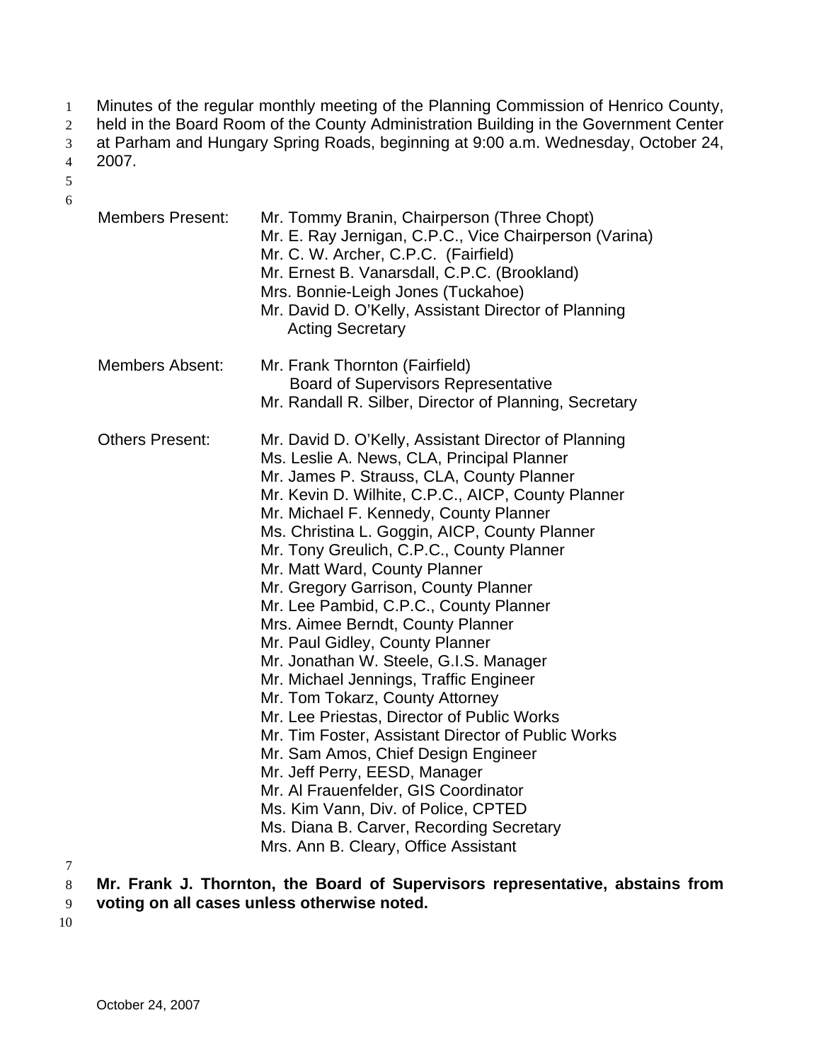Minutes of the regular monthly meeting of the Planning Commission of Henrico County, held in the Board Room of the County Administration Building in the Government Center at Parham and Hungary Spring Roads, beginning at 9:00 a.m. Wednesday, October 24, 2007.

| | |
|---|---|
| Members Present: | Mr. Tommy Branin, Chairperson (Three Chopt)<br>Mr. E. Ray Jernigan, C.P.C., Vice Chairperson (Varina)<br>Mr. C. W. Archer, C.P.C. (Fairfield)<br>Mr. Ernest B. Vanarsdall, C.P.C. (Brookland)<br>Mrs. Bonnie-Leigh Jones (Tuckahoe)<br>Mr. David D. O'Kelly, Assistant Director of Planning<br>Acting Secretary |
| Members Absent: | Mr. Frank Thornton (Fairfield)<br>Board of Supervisors Representative<br>Mr. Randall R. Silber, Director of Planning, Secretary |
| Others Present: | Mr. David D. O'Kelly, Assistant Director of Planning<br>Ms. Leslie A. News, CLA, Principal Planner<br>Mr. James P. Strauss, CLA, County Planner<br>Mr. Kevin D. Wilhite, C.P.C., AICP, County Planner<br>Mr. Michael F. Kennedy, County Planner<br>Ms. Christina L. Goggin, AICP, County Planner<br>Mr. Tony Greulich, C.P.C., County Planner<br>Mr. Matt Ward, County Planner<br>Mr. Gregory Garrison, County Planner<br>Mr. Lee Pambid, C.P.C., County Planner<br>Mrs. Aimee Berndt, County Planner<br>Mr. Paul Gidley, County Planner<br>Mr. Jonathan W. Steele, G.I.S. Manager<br>Mr. Michael Jennings, Traffic Engineer<br>Mr. Tom Tokarz, County Attorney<br>Mr. Lee Priestas, Director of Public Works<br>Mr. Tim Foster, Assistant Director of Public Works<br>Mr. Sam Amos, Chief Design Engineer<br>Mr. Jeff Perry, EESD, Manager<br>Mr. Al Frauenfelder, GIS Coordinator<br>Ms. Kim Vann, Div. of Police, CPTED<br>Ms. Diana B. Carver, Recording Secretary<br>Mrs. Ann B. Cleary, Office Assistant |

**Mr. Frank J. Thornton, the Board of Supervisors representative, abstains from voting on all cases unless otherwise noted.**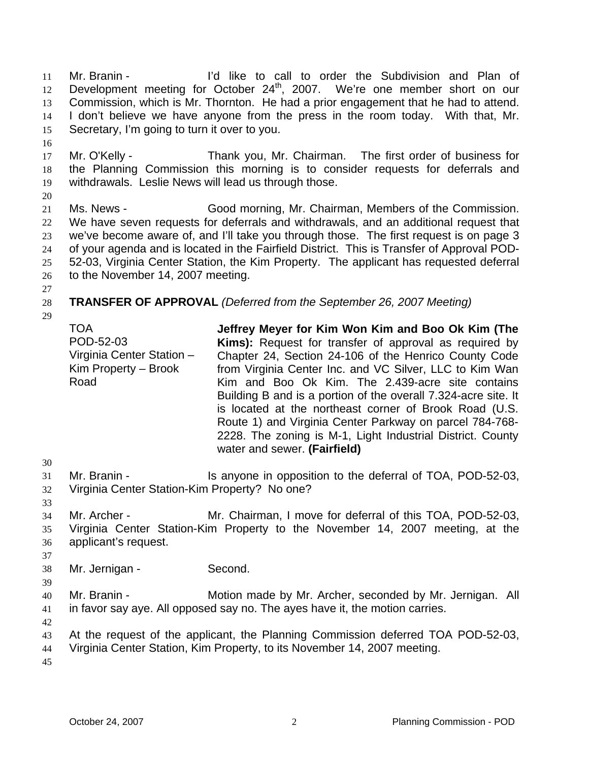Mr. Branin - I'd like to call to order the Subdivision and Plan of Development meeting for October 24th, 2007. We're one member short on our Commission, which is Mr. Thornton. He had a prior engagement that he had to attend. I don't believe we have anyone from the press in the room today. With that, Mr. Secretary, I'm going to turn it over to you.

Mr. O'Kelly - Thank you, Mr. Chairman. The first order of business for the Planning Commission this morning is to consider requests for deferrals and withdrawals. Leslie News will lead us through those.

Ms. News - Good morning, Mr. Chairman, Members of the Commission. We have seven requests for deferrals and withdrawals, and an additional request that we've become aware of, and I'll take you through those. The first request is on page 3 of your agenda and is located in the Fairfield District. This is Transfer of Approval POD-52-03, Virginia Center Station, the Kim Property. The applicant has requested deferral to the November 14, 2007 meeting.

**TRANSFER OF APPROVAL** *(Deferred from the September 26, 2007 Meeting)*

TOA
POD-52-03
Virginia Center Station – Kim Property – Brook Road

**Jeffrey Meyer for Kim Won Kim and Boo Ok Kim (The Kims):** Request for transfer of approval as required by Chapter 24, Section 24-106 of the Henrico County Code from Virginia Center Inc. and VC Silver, LLC to Kim Wan Kim and Boo Ok Kim. The 2.439-acre site contains Building B and is a portion of the overall 7.324-acre site. It is located at the northeast corner of Brook Road (U.S. Route 1) and Virginia Center Parkway on parcel 784-768-2228. The zoning is M-1, Light Industrial District. County water and sewer. **(Fairfield)**

Mr. Branin - Is anyone in opposition to the deferral of TOA, POD-52-03, Virginia Center Station-Kim Property? No one?

Mr. Archer - Mr. Chairman, I move for deferral of this TOA, POD-52-03, Virginia Center Station-Kim Property to the November 14, 2007 meeting, at the applicant's request.

Mr. Jernigan - Second.

Mr. Branin - Motion made by Mr. Archer, seconded by Mr. Jernigan. All in favor say aye. All opposed say no. The ayes have it, the motion carries.

At the request of the applicant, the Planning Commission deferred TOA POD-52-03, Virginia Center Station, Kim Property, to its November 14, 2007 meeting.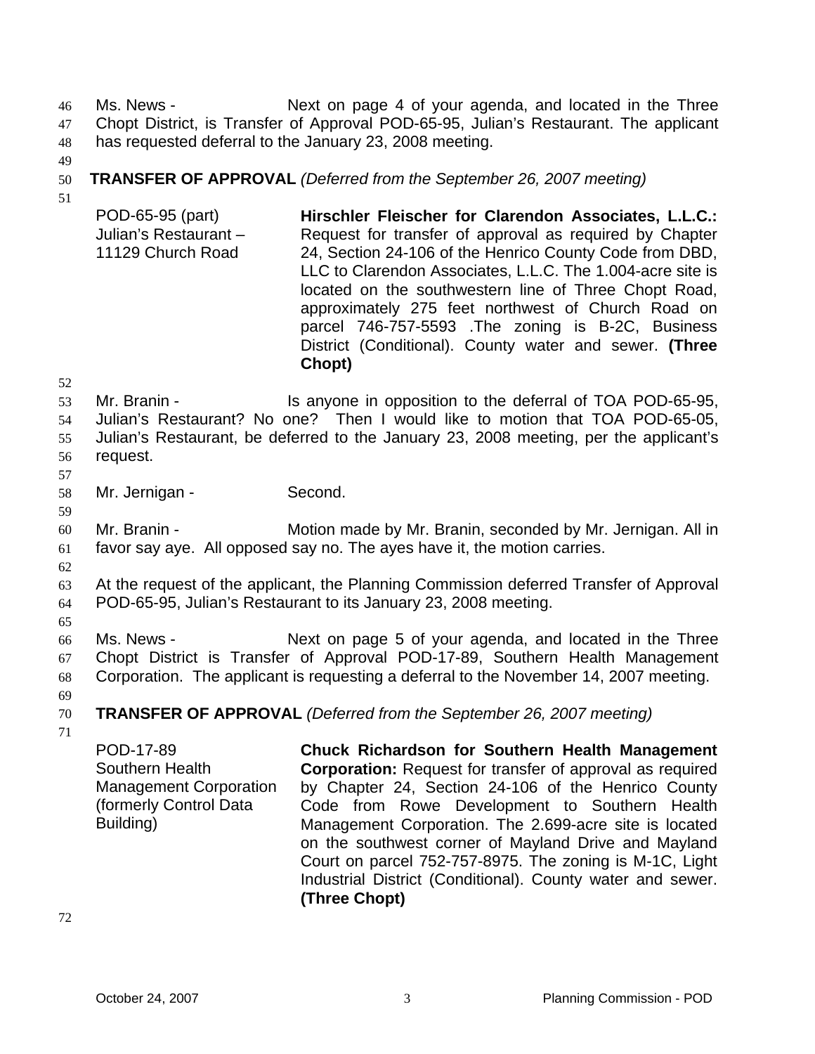Ms. News - Next on page 4 of your agenda, and located in the Three Chopt District, is Transfer of Approval POD-65-95, Julian's Restaurant. The applicant has requested deferral to the January 23, 2008 meeting.

**TRANSFER OF APPROVAL** *(Deferred from the September 26, 2007 meeting)*

| | |
|---|---|
| POD-65-95 (part) Julian's Restaurant – 11129 Church Road | **Hirschler Fleischer for Clarendon Associates, L.L.C.:** Request for transfer of approval as required by Chapter 24, Section 24-106 of the Henrico County Code from DBD, LLC to Clarendon Associates, L.L.C. The 1.004-acre site is located on the southwestern line of Three Chopt Road, approximately 275 feet northwest of Church Road on parcel 746-757-5593 .The zoning is B-2C, Business District (Conditional). County water and sewer. **(Three Chopt)** |

Mr. Branin - Is anyone in opposition to the deferral of TOA POD-65-95, Julian's Restaurant? No one? Then I would like to motion that TOA POD-65-05, Julian's Restaurant, be deferred to the January 23, 2008 meeting, per the applicant's request.

Mr. Jernigan - Second.

Mr. Branin - Motion made by Mr. Branin, seconded by Mr. Jernigan. All in favor say aye. All opposed say no. The ayes have it, the motion carries.

At the request of the applicant, the Planning Commission deferred Transfer of Approval POD-65-95, Julian's Restaurant to its January 23, 2008 meeting.

Ms. News - Next on page 5 of your agenda, and located in the Three Chopt District is Transfer of Approval POD-17-89, Southern Health Management Corporation. The applicant is requesting a deferral to the November 14, 2007 meeting.

**TRANSFER OF APPROVAL** *(Deferred from the September 26, 2007 meeting)*

| | |
|---|---|
| POD-17-89 Southern Health Management Corporation (formerly Control Data Building) | **Chuck Richardson for Southern Health Management Corporation:** Request for transfer of approval as required by Chapter 24, Section 24-106 of the Henrico County Code from Rowe Development to Southern Health Management Corporation. The 2.699-acre site is located on the southwest corner of Mayland Drive and Mayland Court on parcel 752-757-8975. The zoning is M-1C, Light Industrial District (Conditional). County water and sewer. **(Three Chopt)** |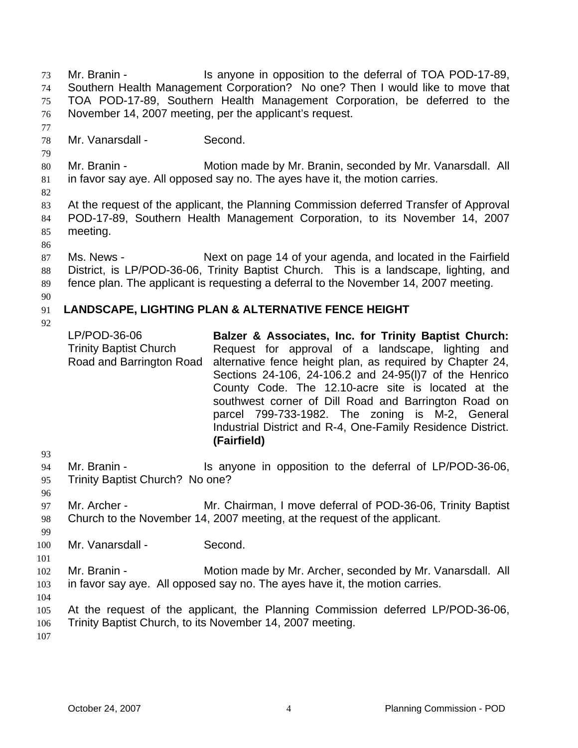Mr. Branin - Is anyone in opposition to the deferral of TOA POD-17-89, Southern Health Management Corporation? No one? Then I would like to move that TOA POD-17-89, Southern Health Management Corporation, be deferred to the November 14, 2007 meeting, per the applicant's request.

Mr. Vanarsdall - Second.

Mr. Branin - Motion made by Mr. Branin, seconded by Mr. Vanarsdall. All in favor say aye. All opposed say no. The ayes have it, the motion carries.

At the request of the applicant, the Planning Commission deferred Transfer of Approval POD-17-89, Southern Health Management Corporation, to its November 14, 2007 meeting.

Ms. News - Next on page 14 of your agenda, and located in the Fairfield District, is LP/POD-36-06, Trinity Baptist Church. This is a landscape, lighting, and fence plan. The applicant is requesting a deferral to the November 14, 2007 meeting.

## LANDSCAPE, LIGHTING PLAN & ALTERNATIVE FENCE HEIGHT

LP/POD-36-06
Trinity Baptist Church
Road and Barrington Road

**Balzer & Associates, Inc. for Trinity Baptist Church:** Request for approval of a landscape, lighting and alternative fence height plan, as required by Chapter 24, Sections 24-106, 24-106.2 and 24-95(l)7 of the Henrico County Code. The 12.10-acre site is located at the southwest corner of Dill Road and Barrington Road on parcel 799-733-1982. The zoning is M-2, General Industrial District and R-4, One-Family Residence District. **(Fairfield)**

Mr. Branin - Is anyone in opposition to the deferral of LP/POD-36-06, Trinity Baptist Church? No one?

Mr. Archer - Mr. Chairman, I move deferral of POD-36-06, Trinity Baptist Church to the November 14, 2007 meeting, at the request of the applicant.

Mr. Vanarsdall - Second.

Mr. Branin - Motion made by Mr. Archer, seconded by Mr. Vanarsdall. All in favor say aye. All opposed say no. The ayes have it, the motion carries.

At the request of the applicant, the Planning Commission deferred LP/POD-36-06, Trinity Baptist Church, to its November 14, 2007 meeting.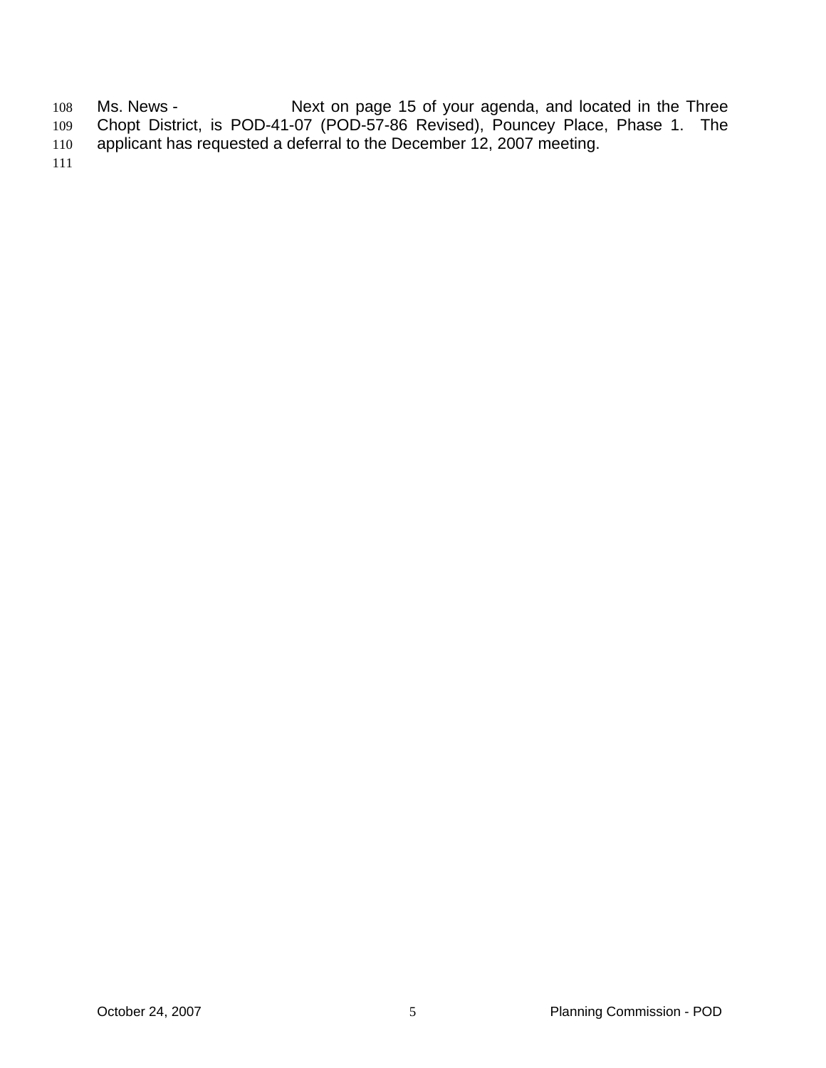Ms. News - Next on page 15 of your agenda, and located in the Three Chopt District, is POD-41-07 (POD-57-86 Revised), Pouncey Place, Phase 1. The applicant has requested a deferral to the December 12, 2007 meeting.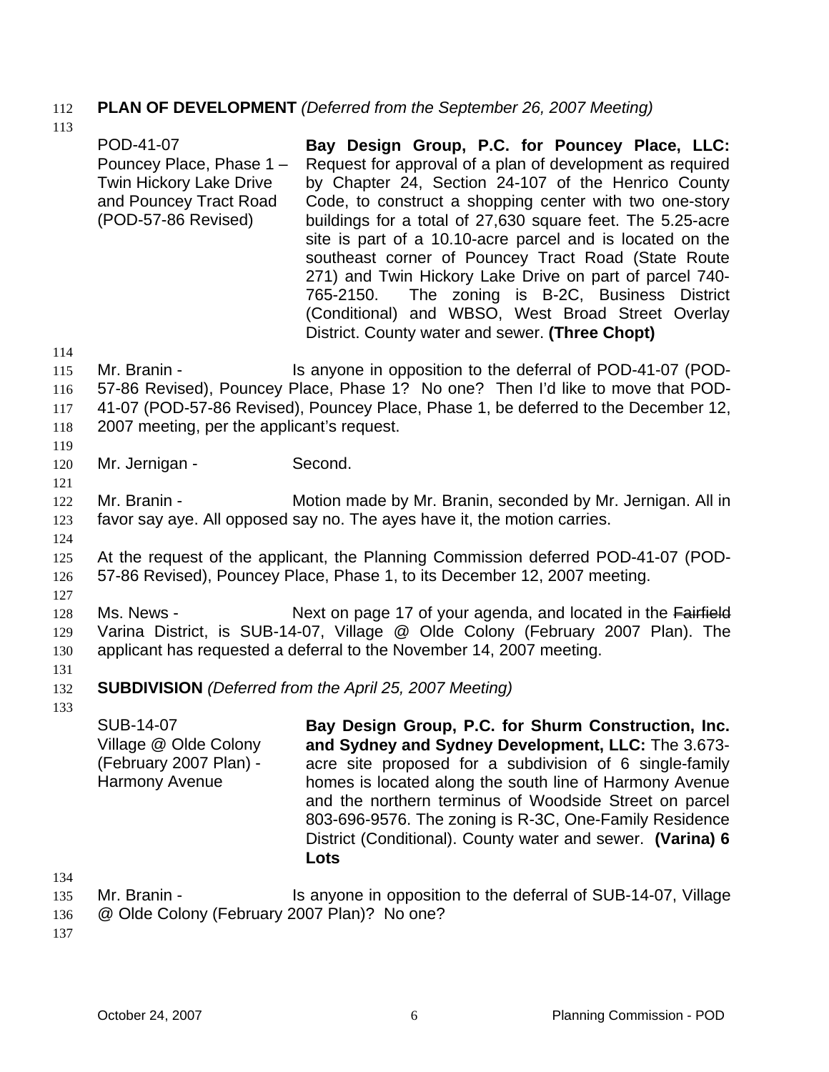**PLAN OF DEVELOPMENT** *(Deferred from the September 26, 2007 Meeting)*

| | |
|---|---|
| POD-41-07<br>Pouncey Place, Phase 1 – Twin Hickory Lake Drive and Pouncey Tract Road (POD-57-86 Revised) | **Bay Design Group, P.C. for Pouncey Place, LLC:** Request for approval of a plan of development as required by Chapter 24, Section 24-107 of the Henrico County Code, to construct a shopping center with two one-story buildings for a total of 27,630 square feet. The 5.25-acre site is part of a 10.10-acre parcel and is located on the southeast corner of Pouncey Tract Road (State Route 271) and Twin Hickory Lake Drive on part of parcel 740-765-2150. The zoning is B-2C, Business District (Conditional) and WBSO, West Broad Street Overlay District. County water and sewer. **(Three Chopt)** |

Mr. Branin - Is anyone in opposition to the deferral of POD-41-07 (POD-57-86 Revised), Pouncey Place, Phase 1? No one? Then I'd like to move that POD-41-07 (POD-57-86 Revised), Pouncey Place, Phase 1, be deferred to the December 12, 2007 meeting, per the applicant's request.

Mr. Jernigan - Second.

Mr. Branin - Motion made by Mr. Branin, seconded by Mr. Jernigan. All in favor say aye. All opposed say no. The ayes have it, the motion carries.

At the request of the applicant, the Planning Commission deferred POD-41-07 (POD-57-86 Revised), Pouncey Place, Phase 1, to its December 12, 2007 meeting.

Ms. News - Next on page 17 of your agenda, and located in the ~~Fairfield~~ Varina District, is SUB-14-07, Village @ Olde Colony (February 2007 Plan). The applicant has requested a deferral to the November 14, 2007 meeting.

**SUBDIVISION** *(Deferred from the April 25, 2007 Meeting)*

| | |
|---|---|
| SUB-14-07<br>Village @ Olde Colony (February 2007 Plan) - Harmony Avenue | **Bay Design Group, P.C. for Shurm Construction, Inc. and Sydney and Sydney Development, LLC:** The 3.673-acre site proposed for a subdivision of 6 single-family homes is located along the south line of Harmony Avenue and the northern terminus of Woodside Street on parcel 803-696-9576. The zoning is R-3C, One-Family Residence District (Conditional). County water and sewer. **(Varina) 6 Lots** |

Mr. Branin - Is anyone in opposition to the deferral of SUB-14-07, Village @ Olde Colony (February 2007 Plan)? No one?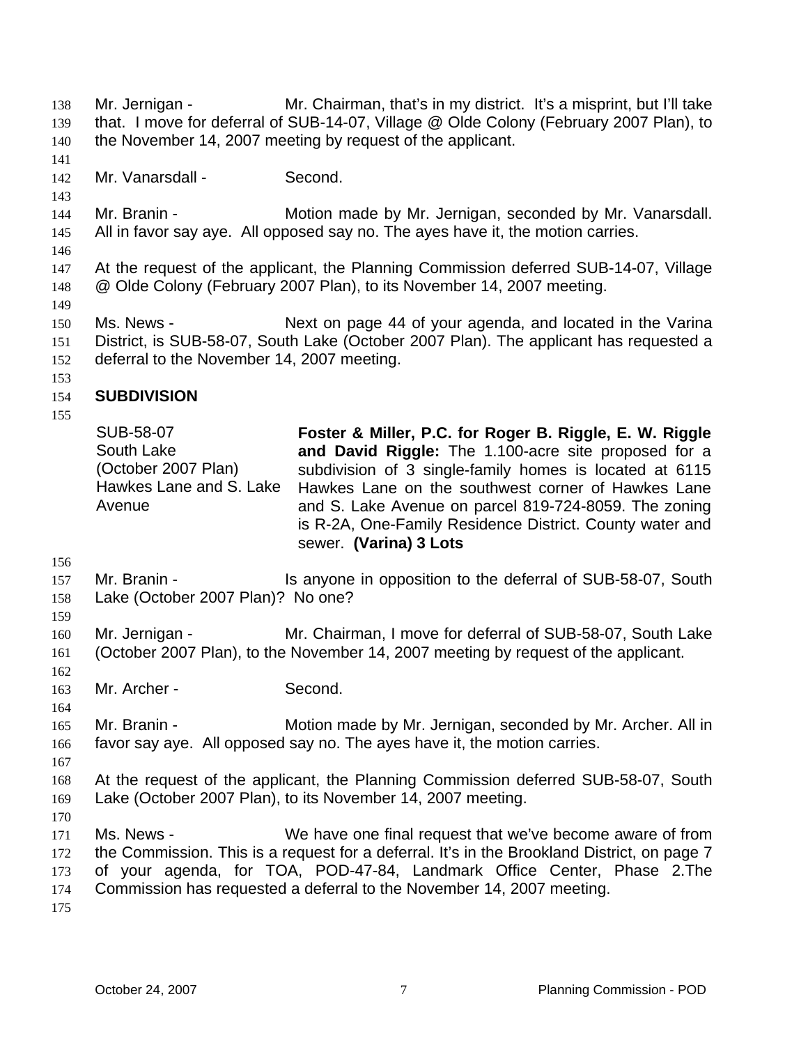Mr. Jernigan - Mr. Chairman, that's in my district. It's a misprint, but I'll take that. I move for deferral of SUB-14-07, Village @ Olde Colony (February 2007 Plan), to the November 14, 2007 meeting by request of the applicant.

Mr. Vanarsdall - Second.

Mr. Branin - Motion made by Mr. Jernigan, seconded by Mr. Vanarsdall. All in favor say aye. All opposed say no. The ayes have it, the motion carries.

At the request of the applicant, the Planning Commission deferred SUB-14-07, Village @ Olde Colony (February 2007 Plan), to its November 14, 2007 meeting.

Ms. News - Next on page 44 of your agenda, and located in the Varina District, is SUB-58-07, South Lake (October 2007 Plan). The applicant has requested a deferral to the November 14, 2007 meeting.

**SUBDIVISION**

| | |
|---|---|
| SUB-58-07<br>South Lake<br>(October 2007 Plan)<br>Hawkes Lane and S. Lake Avenue | **Foster & Miller, P.C. for Roger B. Riggle, E. W. Riggle and David Riggle:** The 1.100-acre site proposed for a subdivision of 3 single-family homes is located at 6115 Hawkes Lane on the southwest corner of Hawkes Lane and S. Lake Avenue on parcel 819-724-8059. The zoning is R-2A, One-Family Residence District. County water and sewer. **(Varina) 3 Lots** |

Mr. Branin - Is anyone in opposition to the deferral of SUB-58-07, South Lake (October 2007 Plan)? No one?

Mr. Jernigan - Mr. Chairman, I move for deferral of SUB-58-07, South Lake (October 2007 Plan), to the November 14, 2007 meeting by request of the applicant.

Mr. Archer - Second.

Mr. Branin - Motion made by Mr. Jernigan, seconded by Mr. Archer. All in favor say aye. All opposed say no. The ayes have it, the motion carries.

At the request of the applicant, the Planning Commission deferred SUB-58-07, South Lake (October 2007 Plan), to its November 14, 2007 meeting.

Ms. News - We have one final request that we've become aware of from the Commission. This is a request for a deferral. It's in the Brookland District, on page 7 of your agenda, for TOA, POD-47-84, Landmark Office Center, Phase 2.The Commission has requested a deferral to the November 14, 2007 meeting.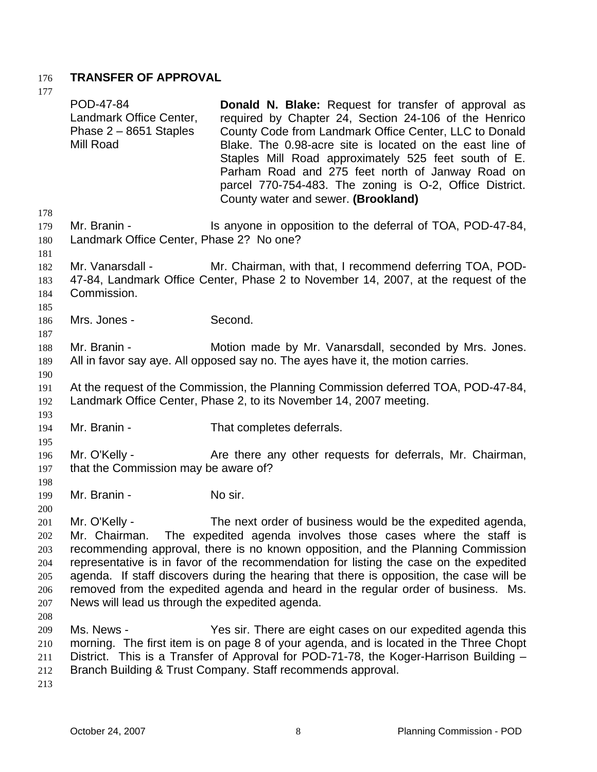## TRANSFER OF APPROVAL

| | |
|---|---|
| POD-47-84<br>Landmark Office Center, Phase 2 – 8651 Staples Mill Road | **Donald N. Blake:** Request for transfer of approval as required by Chapter 24, Section 24-106 of the Henrico County Code from Landmark Office Center, LLC to Donald Blake. The 0.98-acre site is located on the east line of Staples Mill Road approximately 525 feet south of E. Parham Road and 275 feet north of Janway Road on parcel 770-754-483. The zoning is O-2, Office District. County water and sewer. **(Brookland)** |

Mr. Branin - Is anyone in opposition to the deferral of TOA, POD-47-84, Landmark Office Center, Phase 2? No one?

Mr. Vanarsdall - Mr. Chairman, with that, I recommend deferring TOA, POD-47-84, Landmark Office Center, Phase 2 to November 14, 2007, at the request of the Commission.

Mrs. Jones - Second.

Mr. Branin - Motion made by Mr. Vanarsdall, seconded by Mrs. Jones. All in favor say aye. All opposed say no. The ayes have it, the motion carries.

At the request of the Commission, the Planning Commission deferred TOA, POD-47-84, Landmark Office Center, Phase 2, to its November 14, 2007 meeting.

Mr. Branin - That completes deferrals.

Mr. O'Kelly - Are there any other requests for deferrals, Mr. Chairman, that the Commission may be aware of?

Mr. Branin - No sir.

Mr. O'Kelly - The next order of business would be the expedited agenda, Mr. Chairman. The expedited agenda involves those cases where the staff is recommending approval, there is no known opposition, and the Planning Commission representative is in favor of the recommendation for listing the case on the expedited agenda. If staff discovers during the hearing that there is opposition, the case will be removed from the expedited agenda and heard in the regular order of business. Ms. News will lead us through the expedited agenda.

Ms. News - Yes sir. There are eight cases on our expedited agenda this morning. The first item is on page 8 of your agenda, and is located in the Three Chopt District. This is a Transfer of Approval for POD-71-78, the Koger-Harrison Building – Branch Building & Trust Company. Staff recommends approval.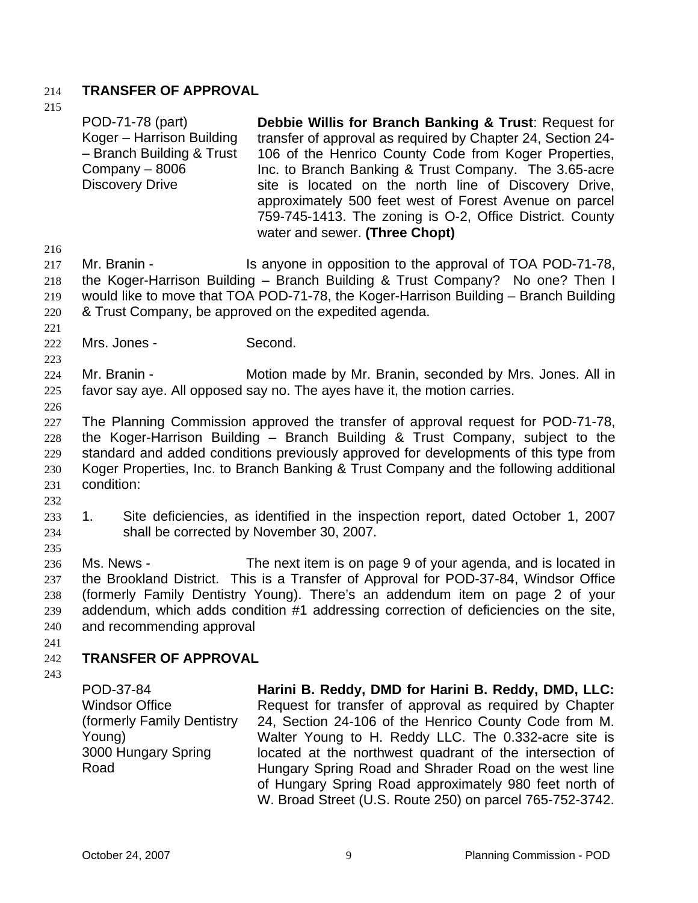## TRANSFER OF APPROVAL

| | |
|---|---|
| POD-71-78 (part)<br>Koger – Harrison Building – Branch Building & Trust Company – 8006 Discovery Drive | **Debbie Willis for Branch Banking & Trust**: Request for transfer of approval as required by Chapter 24, Section 24-106 of the Henrico County Code from Koger Properties, Inc. to Branch Banking & Trust Company. The 3.65-acre site is located on the north line of Discovery Drive, approximately 500 feet west of Forest Avenue on parcel 759-745-1413. The zoning is O-2, Office District. County water and sewer. **(Three Chopt)** |

Mr. Branin - Is anyone in opposition to the approval of TOA POD-71-78, the Koger-Harrison Building – Branch Building & Trust Company? No one? Then I would like to move that TOA POD-71-78, the Koger-Harrison Building – Branch Building & Trust Company, be approved on the expedited agenda.

Mrs. Jones - Second.

Mr. Branin - Motion made by Mr. Branin, seconded by Mrs. Jones. All in favor say aye. All opposed say no. The ayes have it, the motion carries.

The Planning Commission approved the transfer of approval request for POD-71-78, the Koger-Harrison Building – Branch Building & Trust Company, subject to the standard and added conditions previously approved for developments of this type from Koger Properties, Inc. to Branch Banking & Trust Company and the following additional condition:

1. Site deficiencies, as identified in the inspection report, dated October 1, 2007 shall be corrected by November 30, 2007.

Ms. News - The next item is on page 9 of your agenda, and is located in the Brookland District. This is a Transfer of Approval for POD-37-84, Windsor Office (formerly Family Dentistry Young). There's an addendum item on page 2 of your addendum, which adds condition #1 addressing correction of deficiencies on the site, and recommending approval

## TRANSFER OF APPROVAL

| | |
|---|---|
| POD-37-84<br>Windsor Office (formerly Family Dentistry Young)<br>3000 Hungary Spring Road | **Harini B. Reddy, DMD for Harini B. Reddy, DMD, LLC:** Request for transfer of approval as required by Chapter 24, Section 24-106 of the Henrico County Code from M. Walter Young to H. Reddy LLC. The 0.332-acre site is located at the northwest quadrant of the intersection of Hungary Spring Road and Shrader Road on the west line of Hungary Spring Road approximately 980 feet north of W. Broad Street (U.S. Route 250) on parcel 765-752-3742. |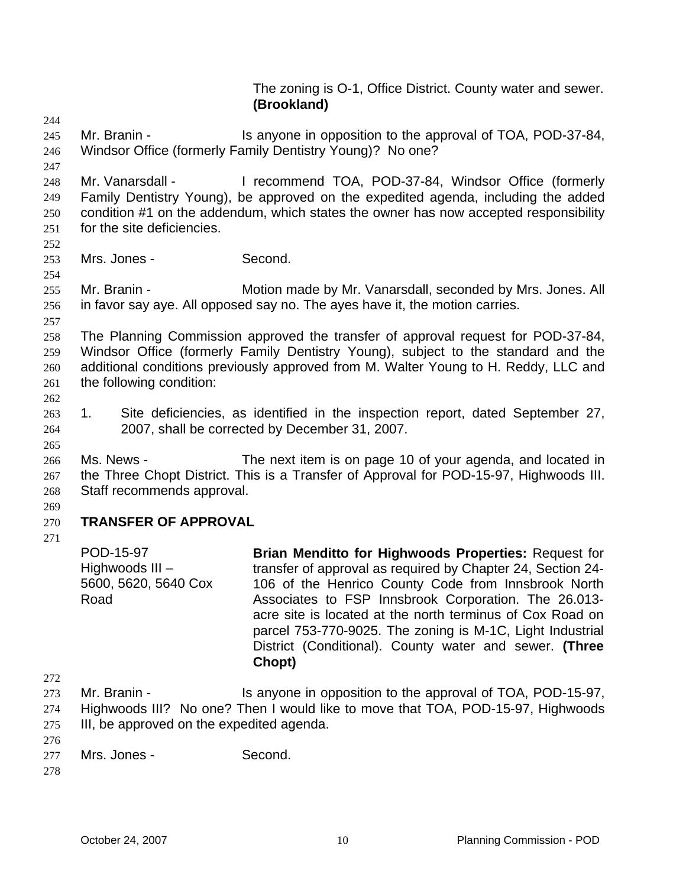The zoning is O-1, Office District. County water and sewer. **(Brookland)**

Mr. Branin - Is anyone in opposition to the approval of TOA, POD-37-84, Windsor Office (formerly Family Dentistry Young)? No one?

Mr. Vanarsdall - I recommend TOA, POD-37-84, Windsor Office (formerly Family Dentistry Young), be approved on the expedited agenda, including the added condition #1 on the addendum, which states the owner has now accepted responsibility for the site deficiencies.

Mrs. Jones - Second.

Mr. Branin - Motion made by Mr. Vanarsdall, seconded by Mrs. Jones. All in favor say aye. All opposed say no. The ayes have it, the motion carries.

The Planning Commission approved the transfer of approval request for POD-37-84, Windsor Office (formerly Family Dentistry Young), subject to the standard and the additional conditions previously approved from M. Walter Young to H. Reddy, LLC and the following condition:

1. Site deficiencies, as identified in the inspection report, dated September 27, 2007, shall be corrected by December 31, 2007.

Ms. News - The next item is on page 10 of your agenda, and located in the Three Chopt District. This is a Transfer of Approval for POD-15-97, Highwoods III. Staff recommends approval.

**TRANSFER OF APPROVAL**

POD-15-97
Highwoods III – 5600, 5620, 5640 Cox Road

**Brian Menditto for Highwoods Properties:** Request for transfer of approval as required by Chapter 24, Section 24-106 of the Henrico County Code from Innsbrook North Associates to FSP Innsbrook Corporation. The 26.013-acre site is located at the north terminus of Cox Road on parcel 753-770-9025. The zoning is M-1C, Light Industrial District (Conditional). County water and sewer. **(Three Chopt)**

Mr. Branin - Is anyone in opposition to the approval of TOA, POD-15-97, Highwoods III? No one? Then I would like to move that TOA, POD-15-97, Highwoods III, be approved on the expedited agenda.

Mrs. Jones - Second.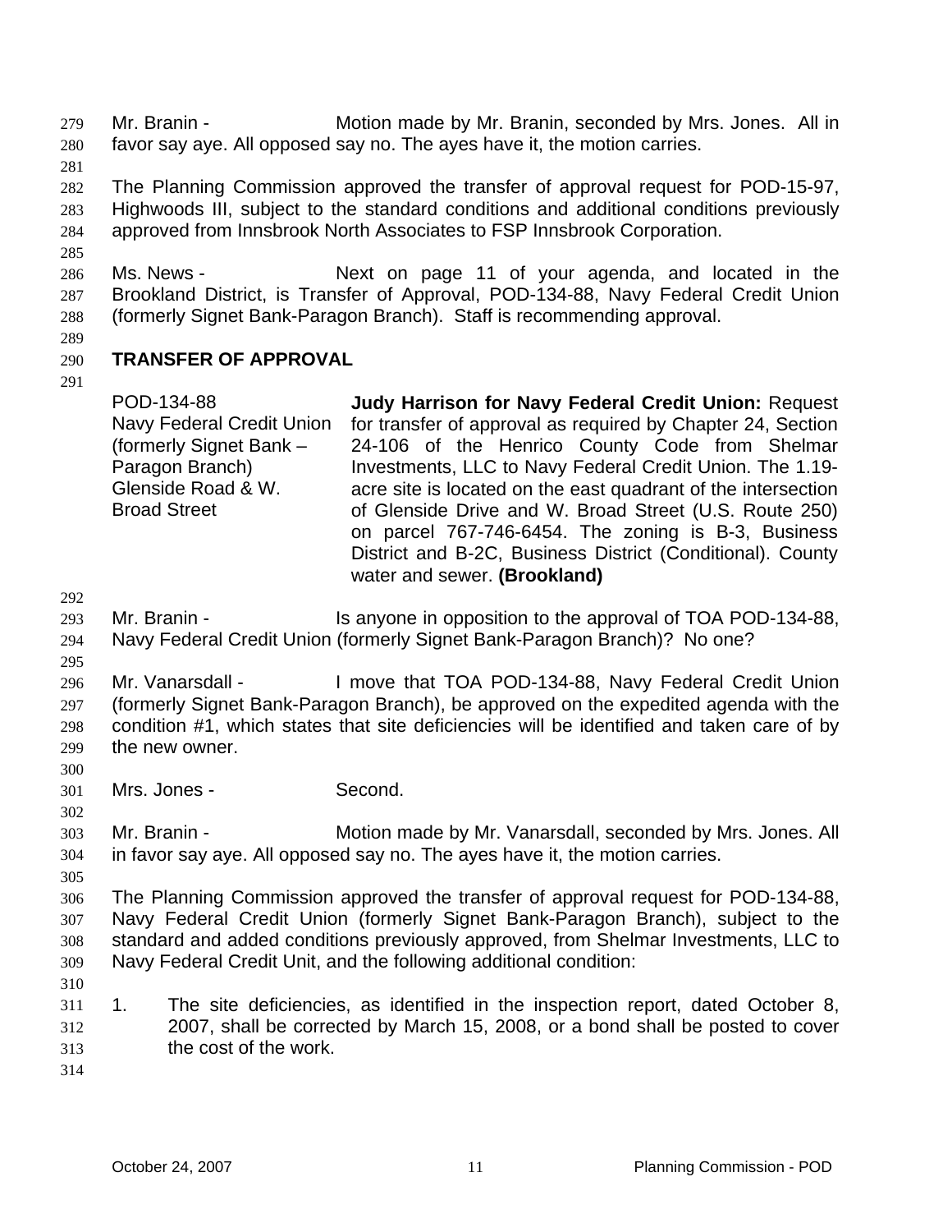Mr. Branin - Motion made by Mr. Branin, seconded by Mrs. Jones. All in favor say aye. All opposed say no. The ayes have it, the motion carries.

The Planning Commission approved the transfer of approval request for POD-15-97, Highwoods III, subject to the standard conditions and additional conditions previously approved from Innsbrook North Associates to FSP Innsbrook Corporation.

Ms. News - Next on page 11 of your agenda, and located in the Brookland District, is Transfer of Approval, POD-134-88, Navy Federal Credit Union (formerly Signet Bank-Paragon Branch). Staff is recommending approval.

## TRANSFER OF APPROVAL

| | |
|---|---|
| POD-134-88<br>Navy Federal Credit Union (formerly Signet Bank – Paragon Branch)<br>Glenside Road & W. Broad Street | **Judy Harrison for Navy Federal Credit Union:** Request for transfer of approval as required by Chapter 24, Section 24-106 of the Henrico County Code from Shelmar Investments, LLC to Navy Federal Credit Union. The 1.19-acre site is located on the east quadrant of the intersection of Glenside Drive and W. Broad Street (U.S. Route 250) on parcel 767-746-6454. The zoning is B-3, Business District and B-2C, Business District (Conditional). County water and sewer. **(Brookland)** |

Mr. Branin - Is anyone in opposition to the approval of TOA POD-134-88, Navy Federal Credit Union (formerly Signet Bank-Paragon Branch)? No one?

Mr. Vanarsdall - I move that TOA POD-134-88, Navy Federal Credit Union (formerly Signet Bank-Paragon Branch), be approved on the expedited agenda with the condition #1, which states that site deficiencies will be identified and taken care of by the new owner.

Mrs. Jones - Second.

Mr. Branin - Motion made by Mr. Vanarsdall, seconded by Mrs. Jones. All in favor say aye. All opposed say no. The ayes have it, the motion carries.

The Planning Commission approved the transfer of approval request for POD-134-88, Navy Federal Credit Union (formerly Signet Bank-Paragon Branch), subject to the standard and added conditions previously approved, from Shelmar Investments, LLC to Navy Federal Credit Unit, and the following additional condition:

1. The site deficiencies, as identified in the inspection report, dated October 8, 2007, shall be corrected by March 15, 2008, or a bond shall be posted to cover the cost of the work.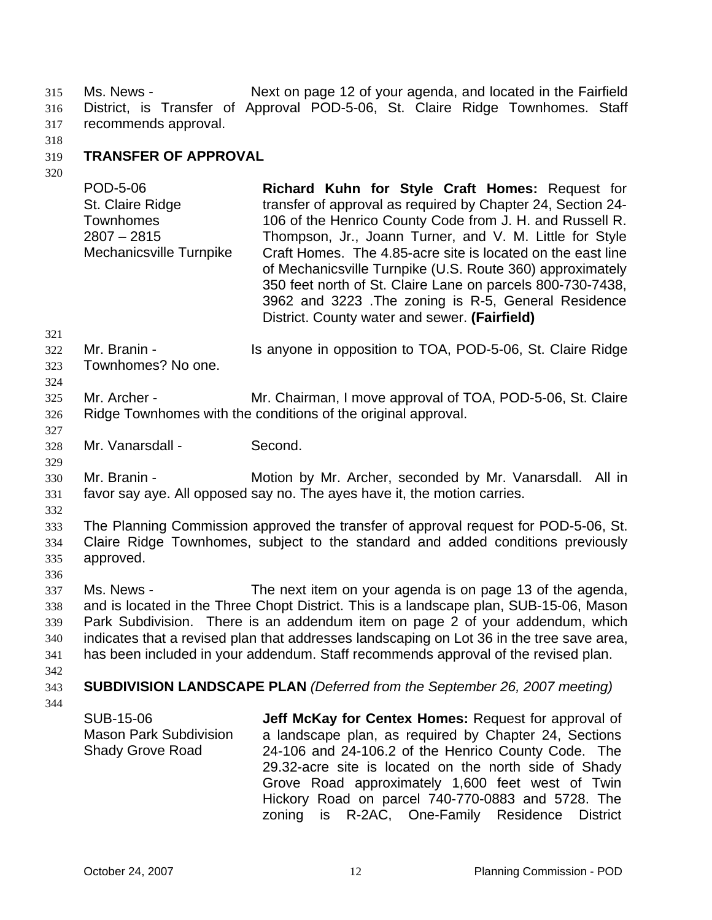Ms. News - Next on page 12 of your agenda, and located in the Fairfield District, is Transfer of Approval POD-5-06, St. Claire Ridge Townhomes. Staff recommends approval.

**TRANSFER OF APPROVAL**

| | |
|---|---|
| POD-5-06<br>St. Claire Ridge Townhomes<br>2807 – 2815 Mechanicsville Turnpike | **Richard Kuhn for Style Craft Homes:** Request for transfer of approval as required by Chapter 24, Section 24-106 of the Henrico County Code from J. H. and Russell R. Thompson, Jr., Joann Turner, and V. M. Little for Style Craft Homes. The 4.85-acre site is located on the east line of Mechanicsville Turnpike (U.S. Route 360) approximately 350 feet north of St. Claire Lane on parcels 800-730-7438, 3962 and 3223 .The zoning is R-5, General Residence District. County water and sewer. **(Fairfield)** |

Mr. Branin - Is anyone in opposition to TOA, POD-5-06, St. Claire Ridge Townhomes? No one.

Mr. Archer - Mr. Chairman, I move approval of TOA, POD-5-06, St. Claire Ridge Townhomes with the conditions of the original approval.

Mr. Vanarsdall - Second.

Mr. Branin - Motion by Mr. Archer, seconded by Mr. Vanarsdall. All in favor say aye. All opposed say no. The ayes have it, the motion carries.

The Planning Commission approved the transfer of approval request for POD-5-06, St. Claire Ridge Townhomes, subject to the standard and added conditions previously approved.

Ms. News - The next item on your agenda is on page 13 of the agenda, and is located in the Three Chopt District. This is a landscape plan, SUB-15-06, Mason Park Subdivision. There is an addendum item on page 2 of your addendum, which indicates that a revised plan that addresses landscaping on Lot 36 in the tree save area, has been included in your addendum. Staff recommends approval of the revised plan.

**SUBDIVISION LANDSCAPE PLAN** *(Deferred from the September 26, 2007 meeting)*

| | |
|---|---|
| SUB-15-06<br>Mason Park Subdivision<br>Shady Grove Road | **Jeff McKay for Centex Homes:** Request for approval of a landscape plan, as required by Chapter 24, Sections 24-106 and 24-106.2 of the Henrico County Code. The 29.32-acre site is located on the north side of Shady Grove Road approximately 1,600 feet west of Twin Hickory Road on parcel 740-770-0883 and 5728. The zoning is R-2AC, One-Family Residence District |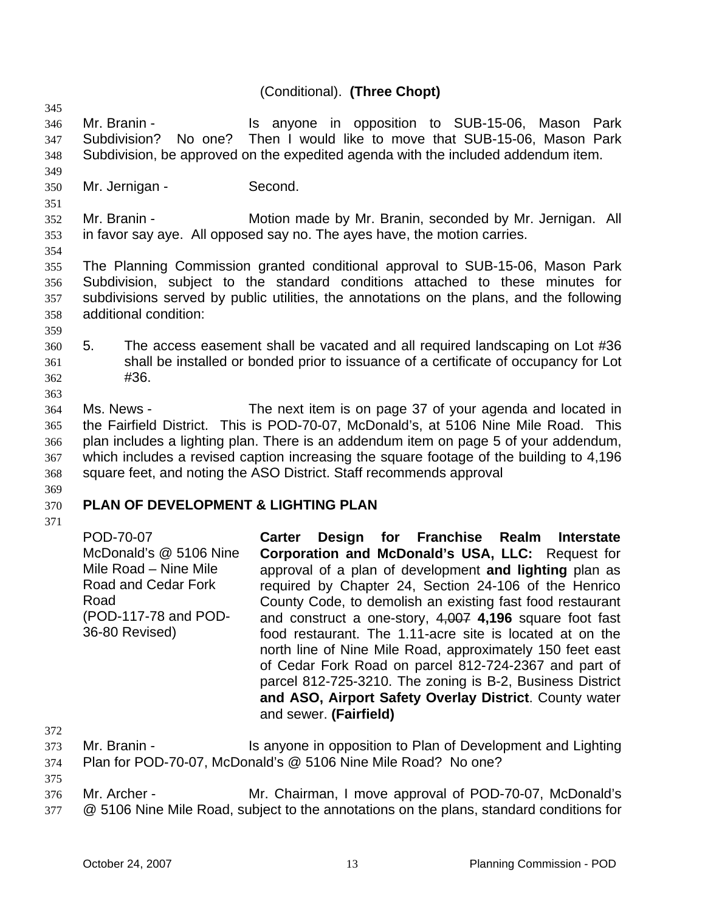(Conditional). **(Three Chopt)**

Mr. Branin - Is anyone in opposition to SUB-15-06, Mason Park Subdivision? No one? Then I would like to move that SUB-15-06, Mason Park Subdivision, be approved on the expedited agenda with the included addendum item.

Mr. Jernigan - Second.

Mr. Branin - Motion made by Mr. Branin, seconded by Mr. Jernigan. All in favor say aye. All opposed say no. The ayes have, the motion carries.

The Planning Commission granted conditional approval to SUB-15-06, Mason Park Subdivision, subject to the standard conditions attached to these minutes for subdivisions served by public utilities, the annotations on the plans, and the following additional condition:

5. The access easement shall be vacated and all required landscaping on Lot #36 shall be installed or bonded prior to issuance of a certificate of occupancy for Lot #36.

Ms. News - The next item is on page 37 of your agenda and located in the Fairfield District. This is POD-70-07, McDonald's, at 5106 Nine Mile Road. This plan includes a lighting plan. There is an addendum item on page 5 of your addendum, which includes a revised caption increasing the square footage of the building to 4,196 square feet, and noting the ASO District. Staff recommends approval

**PLAN OF DEVELOPMENT & LIGHTING PLAN**

POD-70-07
McDonald's @ 5106 Nine Mile Road – Nine Mile Road and Cedar Fork Road
(POD-117-78 and POD-36-80 Revised)

**Carter Design for Franchise Realm Interstate Corporation and McDonald's USA, LLC:** Request for approval of a plan of development **and lighting** plan as required by Chapter 24, Section 24-106 of the Henrico County Code, to demolish an existing fast food restaurant and construct a one-story, ~~4,007~~ **4,196** square foot fast food restaurant. The 1.11-acre site is located at on the north line of Nine Mile Road, approximately 150 feet east of Cedar Fork Road on parcel 812-724-2367 and part of parcel 812-725-3210. The zoning is B-2, Business District **and ASO, Airport Safety Overlay District**. County water and sewer. **(Fairfield)**

Mr. Branin - Is anyone in opposition to Plan of Development and Lighting Plan for POD-70-07, McDonald's @ 5106 Nine Mile Road? No one?

Mr. Archer - Mr. Chairman, I move approval of POD-70-07, McDonald's @ 5106 Nine Mile Road, subject to the annotations on the plans, standard conditions for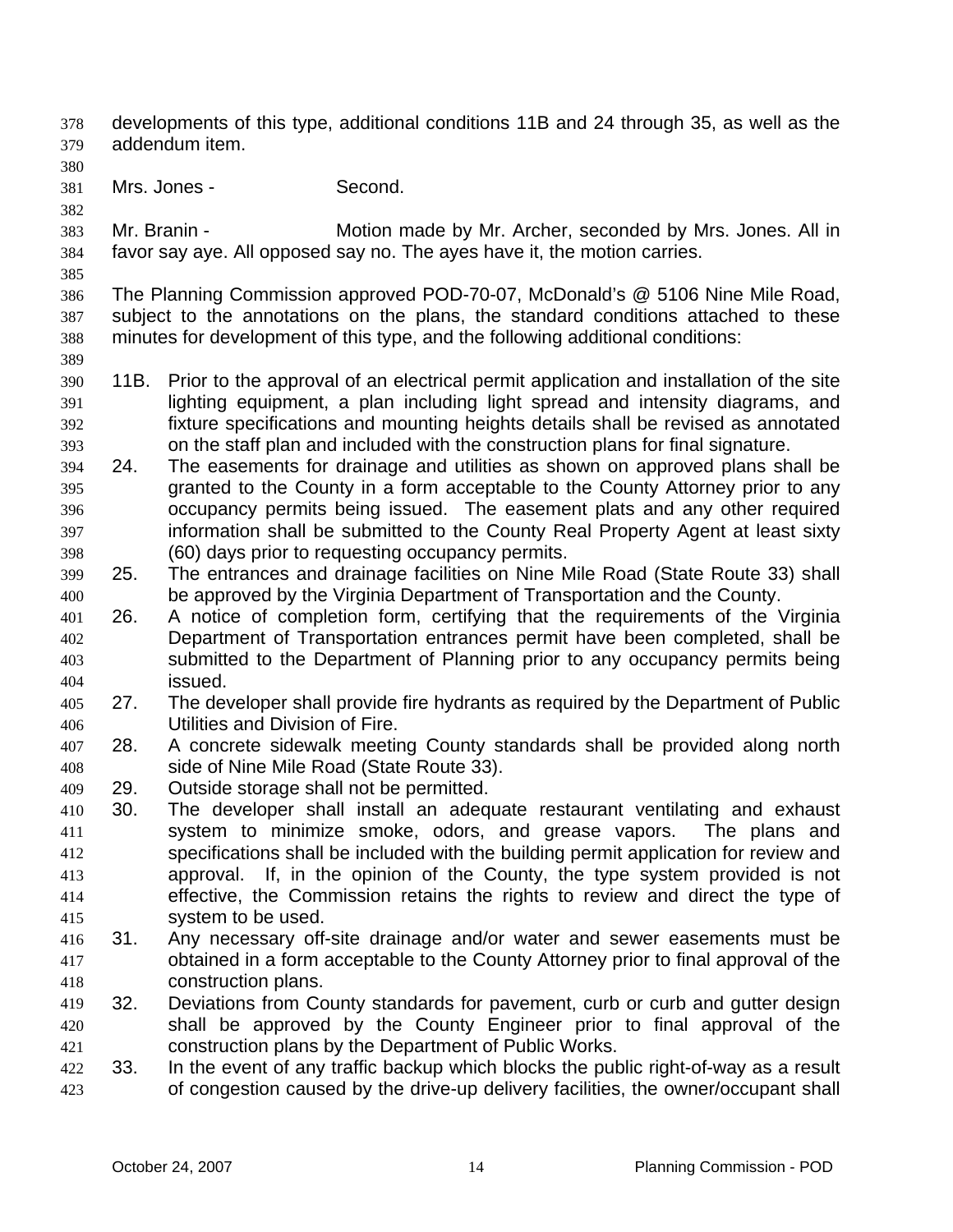developments of this type, additional conditions 11B and 24 through 35, as well as the addendum item.

Mrs. Jones - Second.

Mr. Branin - Motion made by Mr. Archer, seconded by Mrs. Jones. All in favor say aye. All opposed say no. The ayes have it, the motion carries.

The Planning Commission approved POD-70-07, McDonald's @ 5106 Nine Mile Road, subject to the annotations on the plans, the standard conditions attached to these minutes for development of this type, and the following additional conditions:

11B. Prior to the approval of an electrical permit application and installation of the site lighting equipment, a plan including light spread and intensity diagrams, and fixture specifications and mounting heights details shall be revised as annotated on the staff plan and included with the construction plans for final signature.

24. The easements for drainage and utilities as shown on approved plans shall be granted to the County in a form acceptable to the County Attorney prior to any occupancy permits being issued. The easement plats and any other required information shall be submitted to the County Real Property Agent at least sixty (60) days prior to requesting occupancy permits.

25. The entrances and drainage facilities on Nine Mile Road (State Route 33) shall be approved by the Virginia Department of Transportation and the County.

26. A notice of completion form, certifying that the requirements of the Virginia Department of Transportation entrances permit have been completed, shall be submitted to the Department of Planning prior to any occupancy permits being issued.

27. The developer shall provide fire hydrants as required by the Department of Public Utilities and Division of Fire.

28. A concrete sidewalk meeting County standards shall be provided along north side of Nine Mile Road (State Route 33).

29. Outside storage shall not be permitted.

30. The developer shall install an adequate restaurant ventilating and exhaust system to minimize smoke, odors, and grease vapors. The plans and specifications shall be included with the building permit application for review and approval. If, in the opinion of the County, the type system provided is not effective, the Commission retains the rights to review and direct the type of system to be used.

31. Any necessary off-site drainage and/or water and sewer easements must be obtained in a form acceptable to the County Attorney prior to final approval of the construction plans.

32. Deviations from County standards for pavement, curb or curb and gutter design shall be approved by the County Engineer prior to final approval of the construction plans by the Department of Public Works.

33. In the event of any traffic backup which blocks the public right-of-way as a result of congestion caused by the drive-up delivery facilities, the owner/occupant shall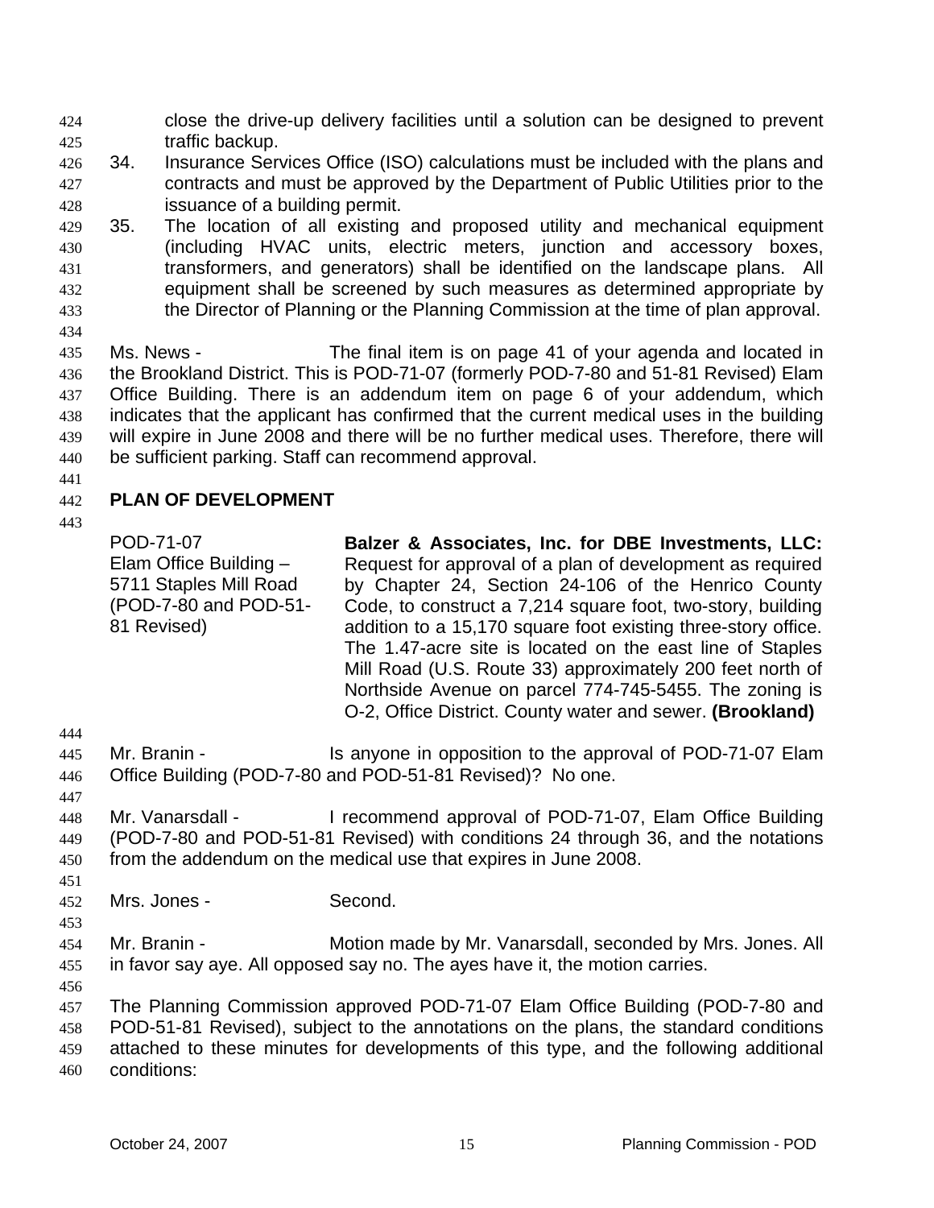close the drive-up delivery facilities until a solution can be designed to prevent traffic backup.

34. Insurance Services Office (ISO) calculations must be included with the plans and contracts and must be approved by the Department of Public Utilities prior to the issuance of a building permit.
35. The location of all existing and proposed utility and mechanical equipment (including HVAC units, electric meters, junction and accessory boxes, transformers, and generators) shall be identified on the landscape plans. All equipment shall be screened by such measures as determined appropriate by the Director of Planning or the Planning Commission at the time of plan approval.

Ms. News - The final item is on page 41 of your agenda and located in the Brookland District. This is POD-71-07 (formerly POD-7-80 and 51-81 Revised) Elam Office Building. There is an addendum item on page 6 of your addendum, which indicates that the applicant has confirmed that the current medical uses in the building will expire in June 2008 and there will be no further medical uses. Therefore, there will be sufficient parking. Staff can recommend approval.

## PLAN OF DEVELOPMENT

POD-71-07
Elam Office Building – 5711 Staples Mill Road (POD-7-80 and POD-51-81 Revised)

**Balzer & Associates, Inc. for DBE Investments, LLC:** Request for approval of a plan of development as required by Chapter 24, Section 24-106 of the Henrico County Code, to construct a 7,214 square foot, two-story, building addition to a 15,170 square foot existing three-story office. The 1.47-acre site is located on the east line of Staples Mill Road (U.S. Route 33) approximately 200 feet north of Northside Avenue on parcel 774-745-5455. The zoning is O-2, Office District. County water and sewer. **(Brookland)**

Mr. Branin - Is anyone in opposition to the approval of POD-71-07 Elam Office Building (POD-7-80 and POD-51-81 Revised)? No one.

Mr. Vanarsdall - I recommend approval of POD-71-07, Elam Office Building (POD-7-80 and POD-51-81 Revised) with conditions 24 through 36, and the notations from the addendum on the medical use that expires in June 2008.

Mrs. Jones - Second.

Mr. Branin - Motion made by Mr. Vanarsdall, seconded by Mrs. Jones. All in favor say aye. All opposed say no. The ayes have it, the motion carries.

The Planning Commission approved POD-71-07 Elam Office Building (POD-7-80 and POD-51-81 Revised), subject to the annotations on the plans, the standard conditions attached to these minutes for developments of this type, and the following additional conditions: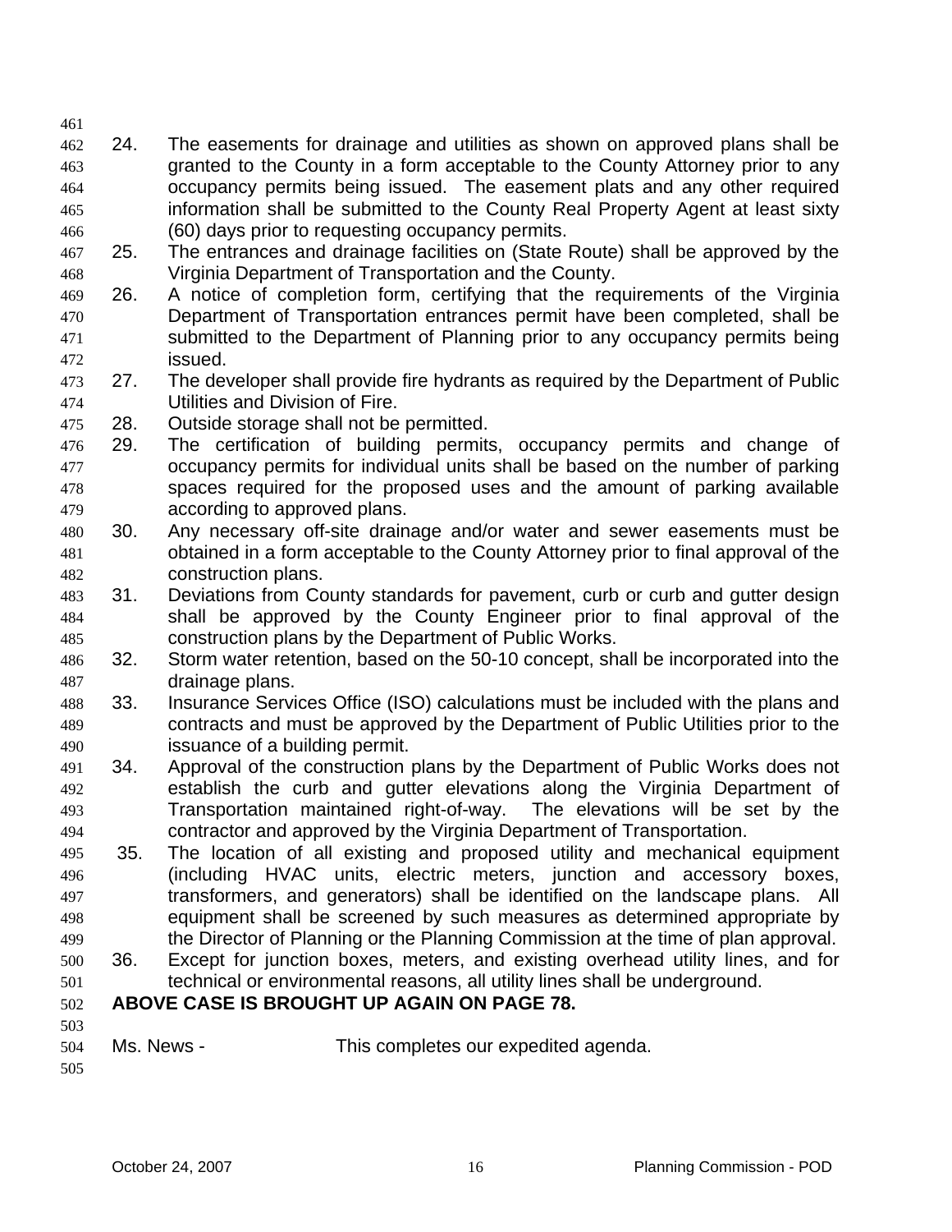24. The easements for drainage and utilities as shown on approved plans shall be granted to the County in a form acceptable to the County Attorney prior to any occupancy permits being issued. The easement plats and any other required information shall be submitted to the County Real Property Agent at least sixty (60) days prior to requesting occupancy permits.
25. The entrances and drainage facilities on (State Route) shall be approved by the Virginia Department of Transportation and the County.
26. A notice of completion form, certifying that the requirements of the Virginia Department of Transportation entrances permit have been completed, shall be submitted to the Department of Planning prior to any occupancy permits being issued.
27. The developer shall provide fire hydrants as required by the Department of Public Utilities and Division of Fire.
28. Outside storage shall not be permitted.
29. The certification of building permits, occupancy permits and change of occupancy permits for individual units shall be based on the number of parking spaces required for the proposed uses and the amount of parking available according to approved plans.
30. Any necessary off-site drainage and/or water and sewer easements must be obtained in a form acceptable to the County Attorney prior to final approval of the construction plans.
31. Deviations from County standards for pavement, curb or curb and gutter design shall be approved by the County Engineer prior to final approval of the construction plans by the Department of Public Works.
32. Storm water retention, based on the 50-10 concept, shall be incorporated into the drainage plans.
33. Insurance Services Office (ISO) calculations must be included with the plans and contracts and must be approved by the Department of Public Utilities prior to the issuance of a building permit.
34. Approval of the construction plans by the Department of Public Works does not establish the curb and gutter elevations along the Virginia Department of Transportation maintained right-of-way. The elevations will be set by the contractor and approved by the Virginia Department of Transportation.
35. The location of all existing and proposed utility and mechanical equipment (including HVAC units, electric meters, junction and accessory boxes, transformers, and generators) shall be identified on the landscape plans. All equipment shall be screened by such measures as determined appropriate by the Director of Planning or the Planning Commission at the time of plan approval.
36. Except for junction boxes, meters, and existing overhead utility lines, and for technical or environmental reasons, all utility lines shall be underground.

**ABOVE CASE IS BROUGHT UP AGAIN ON PAGE 78.**

Ms. News - This completes our expedited agenda.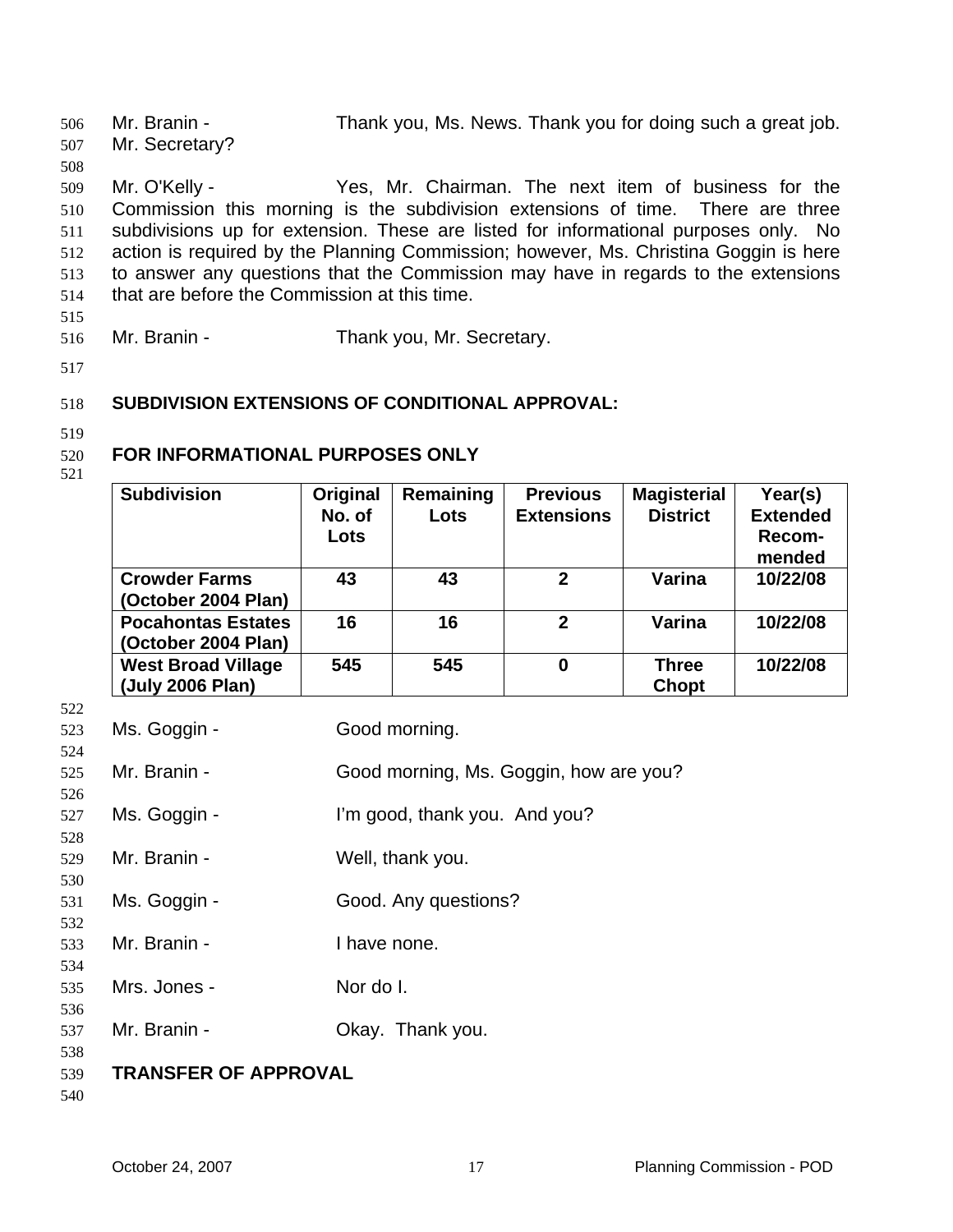Mr. Branin - Thank you, Ms. News. Thank you for doing such a great job. Mr. Secretary?

Mr. O'Kelly - Yes, Mr. Chairman. The next item of business for the Commission this morning is the subdivision extensions of time. There are three subdivisions up for extension. These are listed for informational purposes only. No action is required by the Planning Commission; however, Ms. Christina Goggin is here to answer any questions that the Commission may have in regards to the extensions that are before the Commission at this time.

Mr. Branin - Thank you, Mr. Secretary.

**SUBDIVISION EXTENSIONS OF CONDITIONAL APPROVAL:**

**FOR INFORMATIONAL PURPOSES ONLY**

| Subdivision | Original No. of Lots | Remaining Lots | Previous Extensions | Magisterial District | Year(s) Extended Recom-mended |
|---|---|---|---|---|---|
| **Crowder Farms (October 2004 Plan)** | **43** | **43** | **2** | **Varina** | **10/22/08** |
| **Pocahontas Estates (October 2004 Plan)** | **16** | **16** | **2** | **Varina** | **10/22/08** |
| **West Broad Village (July 2006 Plan)** | **545** | **545** | **0** | **Three Chopt** | **10/22/08** |

Ms. Goggin - Good morning.

Mr. Branin - Good morning, Ms. Goggin, how are you?

Ms. Goggin - I'm good, thank you. And you?

Mr. Branin - Well, thank you.

Ms. Goggin - Good. Any questions?

Mr. Branin - I have none.

Mrs. Jones - Nor do I.

Mr. Branin - Okay. Thank you.

**TRANSFER OF APPROVAL**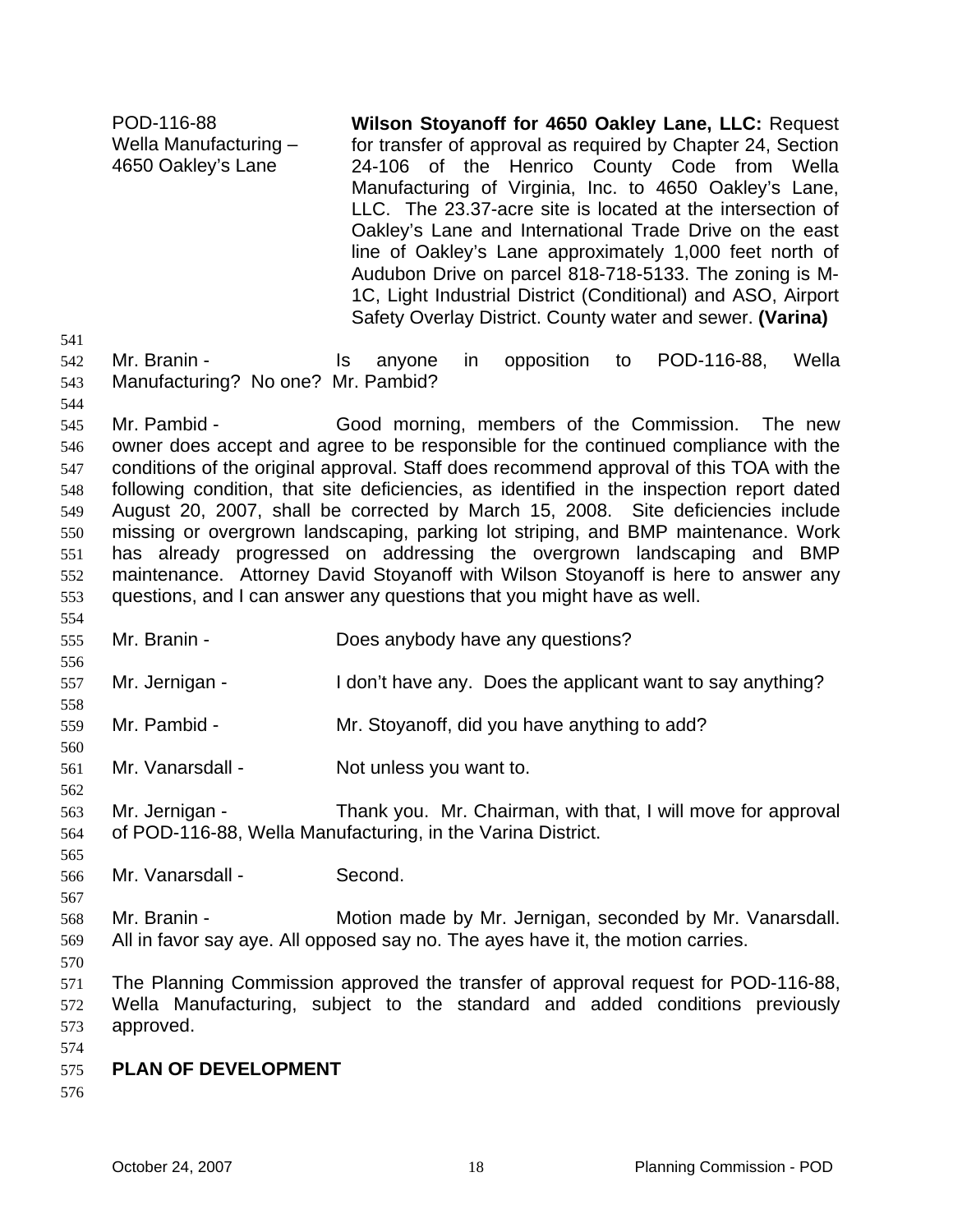POD-116-88
Wella Manufacturing –
4650 Oakley's Lane

**Wilson Stoyanoff for 4650 Oakley Lane, LLC:** Request for transfer of approval as required by Chapter 24, Section 24-106 of the Henrico County Code from Wella Manufacturing of Virginia, Inc. to 4650 Oakley's Lane, LLC. The 23.37-acre site is located at the intersection of Oakley's Lane and International Trade Drive on the east line of Oakley's Lane approximately 1,000 feet north of Audubon Drive on parcel 818-718-5133. The zoning is M-1C, Light Industrial District (Conditional) and ASO, Airport Safety Overlay District. County water and sewer. **(Varina)**

Mr. Branin - Is anyone in opposition to POD-116-88, Wella Manufacturing? No one? Mr. Pambid?

Mr. Pambid - Good morning, members of the Commission. The new owner does accept and agree to be responsible for the continued compliance with the conditions of the original approval. Staff does recommend approval of this TOA with the following condition, that site deficiencies, as identified in the inspection report dated August 20, 2007, shall be corrected by March 15, 2008. Site deficiencies include missing or overgrown landscaping, parking lot striping, and BMP maintenance. Work has already progressed on addressing the overgrown landscaping and BMP maintenance. Attorney David Stoyanoff with Wilson Stoyanoff is here to answer any questions, and I can answer any questions that you might have as well.

Mr. Branin - Does anybody have any questions?

Mr. Jernigan - I don't have any. Does the applicant want to say anything?

Mr. Pambid - Mr. Stoyanoff, did you have anything to add?

Mr. Vanarsdall - Not unless you want to.

Mr. Jernigan - Thank you. Mr. Chairman, with that, I will move for approval of POD-116-88, Wella Manufacturing, in the Varina District.

Mr. Vanarsdall - Second.

Mr. Branin - Motion made by Mr. Jernigan, seconded by Mr. Vanarsdall. All in favor say aye. All opposed say no. The ayes have it, the motion carries.

The Planning Commission approved the transfer of approval request for POD-116-88, Wella Manufacturing, subject to the standard and added conditions previously approved.

**PLAN OF DEVELOPMENT**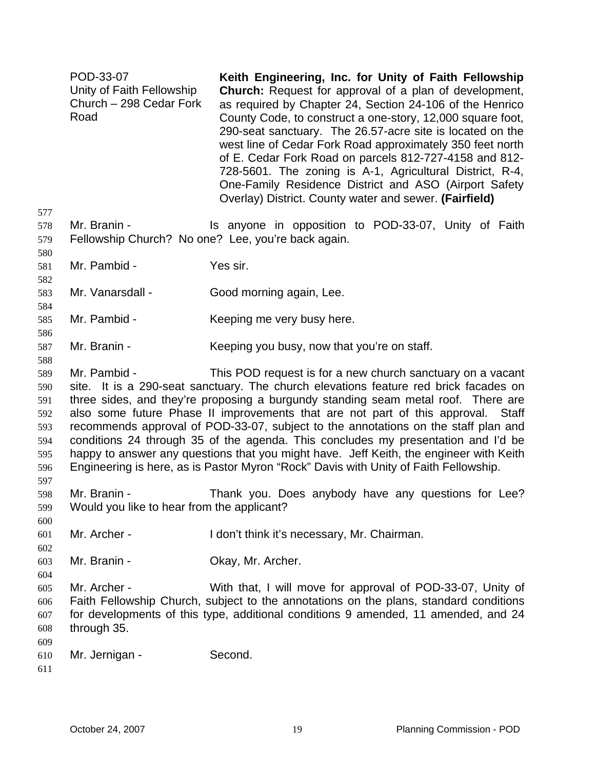POD-33-07
Unity of Faith Fellowship Church – 298 Cedar Fork Road

**Keith Engineering, Inc. for Unity of Faith Fellowship Church:** Request for approval of a plan of development, as required by Chapter 24, Section 24-106 of the Henrico County Code, to construct a one-story, 12,000 square foot, 290-seat sanctuary. The 26.57-acre site is located on the west line of Cedar Fork Road approximately 350 feet north of E. Cedar Fork Road on parcels 812-727-4158 and 812-728-5601. The zoning is A-1, Agricultural District, R-4, One-Family Residence District and ASO (Airport Safety Overlay) District. County water and sewer. **(Fairfield)**

Mr. Branin - Is anyone in opposition to POD-33-07, Unity of Faith Fellowship Church? No one? Lee, you're back again.

Mr. Pambid - Yes sir.

Mr. Vanarsdall - Good morning again, Lee.

Mr. Pambid - Keeping me very busy here.

Mr. Branin - Keeping you busy, now that you're on staff.

Mr. Pambid - This POD request is for a new church sanctuary on a vacant site. It is a 290-seat sanctuary. The church elevations feature red brick facades on three sides, and they're proposing a burgundy standing seam metal roof. There are also some future Phase II improvements that are not part of this approval. Staff recommends approval of POD-33-07, subject to the annotations on the staff plan and conditions 24 through 35 of the agenda. This concludes my presentation and I'd be happy to answer any questions that you might have. Jeff Keith, the engineer with Keith Engineering is here, as is Pastor Myron "Rock" Davis with Unity of Faith Fellowship.

Mr. Branin - Thank you. Does anybody have any questions for Lee? Would you like to hear from the applicant?

Mr. Archer - I don't think it's necessary, Mr. Chairman.

Mr. Branin - Okay, Mr. Archer.

Mr. Archer - With that, I will move for approval of POD-33-07, Unity of Faith Fellowship Church, subject to the annotations on the plans, standard conditions for developments of this type, additional conditions 9 amended, 11 amended, and 24 through 35.

Mr. Jernigan - Second.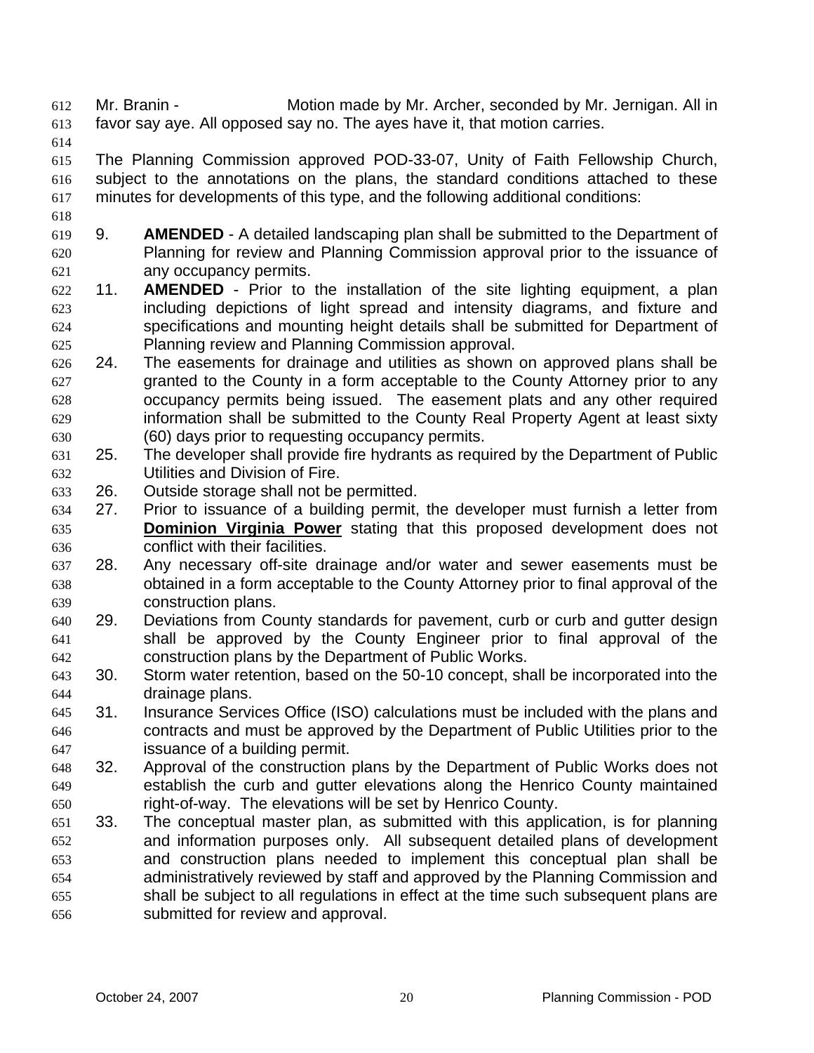Mr. Branin - Motion made by Mr. Archer, seconded by Mr. Jernigan. All in favor say aye. All opposed say no. The ayes have it, that motion carries.

The Planning Commission approved POD-33-07, Unity of Faith Fellowship Church, subject to the annotations on the plans, the standard conditions attached to these minutes for developments of this type, and the following additional conditions:

9. **AMENDED** - A detailed landscaping plan shall be submitted to the Department of Planning for review and Planning Commission approval prior to the issuance of any occupancy permits.
11. **AMENDED** - Prior to the installation of the site lighting equipment, a plan including depictions of light spread and intensity diagrams, and fixture and specifications and mounting height details shall be submitted for Department of Planning review and Planning Commission approval.
24. The easements for drainage and utilities as shown on approved plans shall be granted to the County in a form acceptable to the County Attorney prior to any occupancy permits being issued. The easement plats and any other required information shall be submitted to the County Real Property Agent at least sixty (60) days prior to requesting occupancy permits.
25. The developer shall provide fire hydrants as required by the Department of Public Utilities and Division of Fire.
26. Outside storage shall not be permitted.
27. Prior to issuance of a building permit, the developer must furnish a letter from **Dominion Virginia Power** stating that this proposed development does not conflict with their facilities.
28. Any necessary off-site drainage and/or water and sewer easements must be obtained in a form acceptable to the County Attorney prior to final approval of the construction plans.
29. Deviations from County standards for pavement, curb or curb and gutter design shall be approved by the County Engineer prior to final approval of the construction plans by the Department of Public Works.
30. Storm water retention, based on the 50-10 concept, shall be incorporated into the drainage plans.
31. Insurance Services Office (ISO) calculations must be included with the plans and contracts and must be approved by the Department of Public Utilities prior to the issuance of a building permit.
32. Approval of the construction plans by the Department of Public Works does not establish the curb and gutter elevations along the Henrico County maintained right-of-way. The elevations will be set by Henrico County.
33. The conceptual master plan, as submitted with this application, is for planning and information purposes only. All subsequent detailed plans of development and construction plans needed to implement this conceptual plan shall be administratively reviewed by staff and approved by the Planning Commission and shall be subject to all regulations in effect at the time such subsequent plans are submitted for review and approval.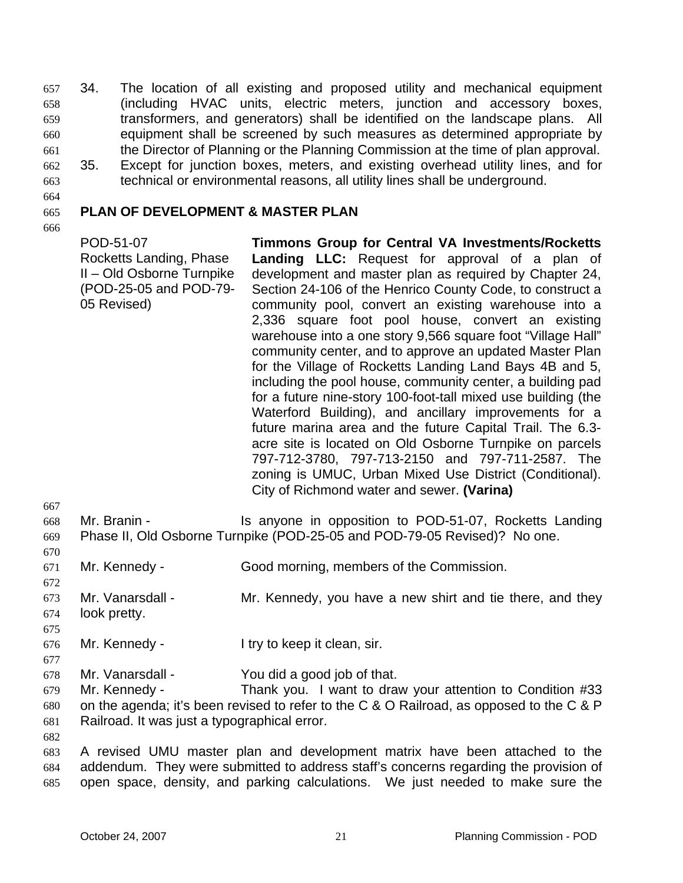34. The location of all existing and proposed utility and mechanical equipment (including HVAC units, electric meters, junction and accessory boxes, transformers, and generators) shall be identified on the landscape plans. All equipment shall be screened by such measures as determined appropriate by the Director of Planning or the Planning Commission at the time of plan approval.
35. Except for junction boxes, meters, and existing overhead utility lines, and for technical or environmental reasons, all utility lines shall be underground.

## PLAN OF DEVELOPMENT & MASTER PLAN

POD-51-07
Rocketts Landing, Phase II – Old Osborne Turnpike (POD-25-05 and POD-79-05 Revised)

**Timmons Group for Central VA Investments/Rocketts Landing LLC:** Request for approval of a plan of development and master plan as required by Chapter 24, Section 24-106 of the Henrico County Code, to construct a community pool, convert an existing warehouse into a 2,336 square foot pool house, convert an existing warehouse into a one story 9,566 square foot "Village Hall" community center, and to approve an updated Master Plan for the Village of Rocketts Landing Land Bays 4B and 5, including the pool house, community center, a building pad for a future nine-story 100-foot-tall mixed use building (the Waterford Building), and ancillary improvements for a future marina area and the future Capital Trail. The 6.3-acre site is located on Old Osborne Turnpike on parcels 797-712-3780, 797-713-2150 and 797-711-2587. The zoning is UMUC, Urban Mixed Use District (Conditional). City of Richmond water and sewer. **(Varina)**

Mr. Branin - Is anyone in opposition to POD-51-07, Rocketts Landing Phase II, Old Osborne Turnpike (POD-25-05 and POD-79-05 Revised)? No one.

Mr. Kennedy - Good morning, members of the Commission.

Mr. Vanarsdall - Mr. Kennedy, you have a new shirt and tie there, and they look pretty.

Mr. Kennedy - I try to keep it clean, sir.

Mr. Vanarsdall - You did a good job of that.

Mr. Kennedy - Thank you. I want to draw your attention to Condition #33 on the agenda; it's been revised to refer to the C & O Railroad, as opposed to the C & P Railroad. It was just a typographical error.

A revised UMU master plan and development matrix have been attached to the addendum. They were submitted to address staff's concerns regarding the provision of open space, density, and parking calculations. We just needed to make sure the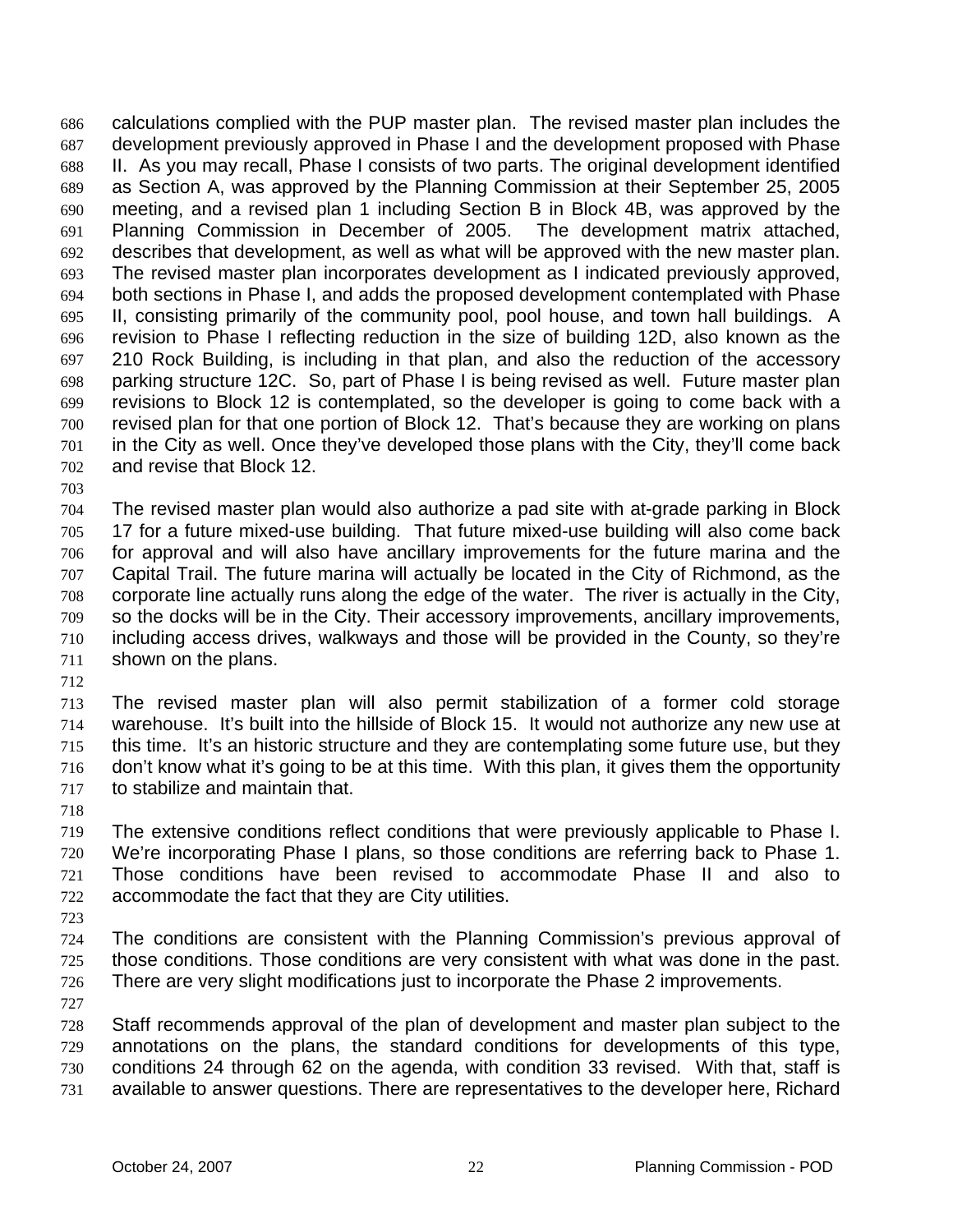calculations complied with the PUP master plan. The revised master plan includes the development previously approved in Phase I and the development proposed with Phase II. As you may recall, Phase I consists of two parts. The original development identified as Section A, was approved by the Planning Commission at their September 25, 2005 meeting, and a revised plan 1 including Section B in Block 4B, was approved by the Planning Commission in December of 2005. The development matrix attached, describes that development, as well as what will be approved with the new master plan. The revised master plan incorporates development as I indicated previously approved, both sections in Phase I, and adds the proposed development contemplated with Phase II, consisting primarily of the community pool, pool house, and town hall buildings. A revision to Phase I reflecting reduction in the size of building 12D, also known as the 210 Rock Building, is including in that plan, and also the reduction of the accessory parking structure 12C. So, part of Phase I is being revised as well. Future master plan revisions to Block 12 is contemplated, so the developer is going to come back with a revised plan for that one portion of Block 12. That's because they are working on plans in the City as well. Once they've developed those plans with the City, they'll come back and revise that Block 12.

The revised master plan would also authorize a pad site with at-grade parking in Block 17 for a future mixed-use building. That future mixed-use building will also come back for approval and will also have ancillary improvements for the future marina and the Capital Trail. The future marina will actually be located in the City of Richmond, as the corporate line actually runs along the edge of the water. The river is actually in the City, so the docks will be in the City. Their accessory improvements, ancillary improvements, including access drives, walkways and those will be provided in the County, so they're shown on the plans.

The revised master plan will also permit stabilization of a former cold storage warehouse. It's built into the hillside of Block 15. It would not authorize any new use at this time. It's an historic structure and they are contemplating some future use, but they don't know what it's going to be at this time. With this plan, it gives them the opportunity to stabilize and maintain that.

The extensive conditions reflect conditions that were previously applicable to Phase I. We're incorporating Phase I plans, so those conditions are referring back to Phase 1. Those conditions have been revised to accommodate Phase II and also to accommodate the fact that they are City utilities.

The conditions are consistent with the Planning Commission's previous approval of those conditions. Those conditions are very consistent with what was done in the past. There are very slight modifications just to incorporate the Phase 2 improvements.

Staff recommends approval of the plan of development and master plan subject to the annotations on the plans, the standard conditions for developments of this type, conditions 24 through 62 on the agenda, with condition 33 revised. With that, staff is available to answer questions. There are representatives to the developer here, Richard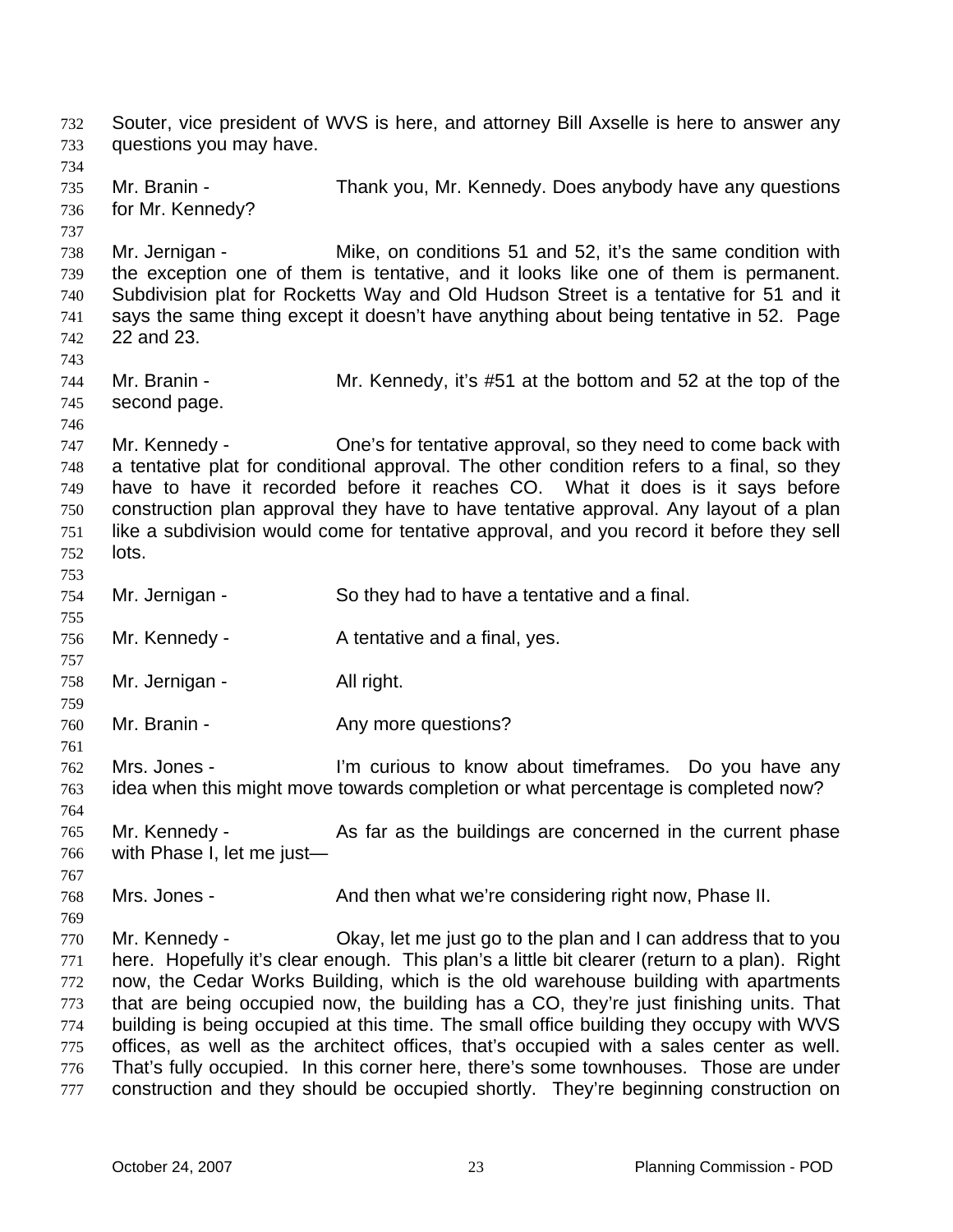Souter, vice president of WVS is here, and attorney Bill Axselle is here to answer any questions you may have.

Mr. Branin - Thank you, Mr. Kennedy. Does anybody have any questions for Mr. Kennedy?

Mr. Jernigan - Mike, on conditions 51 and 52, it's the same condition with the exception one of them is tentative, and it looks like one of them is permanent. Subdivision plat for Rocketts Way and Old Hudson Street is a tentative for 51 and it says the same thing except it doesn't have anything about being tentative in 52. Page 22 and 23.

Mr. Branin - Mr. Kennedy, it's #51 at the bottom and 52 at the top of the second page.

Mr. Kennedy - One's for tentative approval, so they need to come back with a tentative plat for conditional approval. The other condition refers to a final, so they have to have it recorded before it reaches CO. What it does is it says before construction plan approval they have to have tentative approval. Any layout of a plan like a subdivision would come for tentative approval, and you record it before they sell lots.

Mr. Jernigan - So they had to have a tentative and a final.

Mr. Kennedy - A tentative and a final, yes.

Mr. Jernigan - All right.

Mr. Branin - Any more questions?

Mrs. Jones - I'm curious to know about timeframes. Do you have any idea when this might move towards completion or what percentage is completed now?

Mr. Kennedy - As far as the buildings are concerned in the current phase with Phase I, let me just—

Mrs. Jones - And then what we're considering right now, Phase II.

Mr. Kennedy - Okay, let me just go to the plan and I can address that to you here. Hopefully it's clear enough. This plan's a little bit clearer (return to a plan). Right now, the Cedar Works Building, which is the old warehouse building with apartments that are being occupied now, the building has a CO, they're just finishing units. That building is being occupied at this time. The small office building they occupy with WVS offices, as well as the architect offices, that's occupied with a sales center as well. That's fully occupied. In this corner here, there's some townhouses. Those are under construction and they should be occupied shortly. They're beginning construction on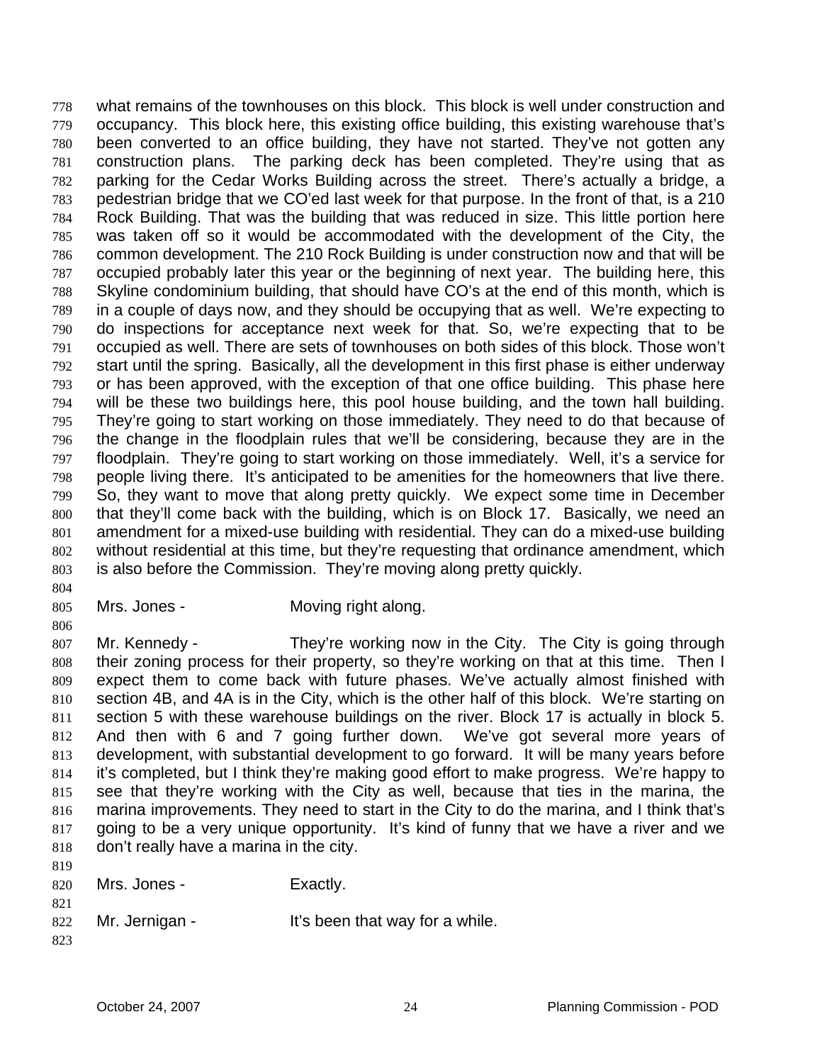what remains of the townhouses on this block. This block is well under construction and occupancy. This block here, this existing office building, this existing warehouse that's been converted to an office building, they have not started. They've not gotten any construction plans. The parking deck has been completed. They're using that as parking for the Cedar Works Building across the street. There's actually a bridge, a pedestrian bridge that we CO'ed last week for that purpose. In the front of that, is a 210 Rock Building. That was the building that was reduced in size. This little portion here was taken off so it would be accommodated with the development of the City, the common development. The 210 Rock Building is under construction now and that will be occupied probably later this year or the beginning of next year. The building here, this Skyline condominium building, that should have CO's at the end of this month, which is in a couple of days now, and they should be occupying that as well. We're expecting to do inspections for acceptance next week for that. So, we're expecting that to be occupied as well. There are sets of townhouses on both sides of this block. Those won't start until the spring. Basically, all the development in this first phase is either underway or has been approved, with the exception of that one office building. This phase here will be these two buildings here, this pool house building, and the town hall building. They're going to start working on those immediately. They need to do that because of the change in the floodplain rules that we'll be considering, because they are in the floodplain. They're going to start working on those immediately. Well, it's a service for people living there. It's anticipated to be amenities for the homeowners that live there. So, they want to move that along pretty quickly. We expect some time in December that they'll come back with the building, which is on Block 17. Basically, we need an amendment for a mixed-use building with residential. They can do a mixed-use building without residential at this time, but they're requesting that ordinance amendment, which is also before the Commission. They're moving along pretty quickly.

Mrs. Jones - Moving right along.

Mr. Kennedy - They're working now in the City. The City is going through their zoning process for their property, so they're working on that at this time. Then I expect them to come back with future phases. We've actually almost finished with section 4B, and 4A is in the City, which is the other half of this block. We're starting on section 5 with these warehouse buildings on the river. Block 17 is actually in block 5. And then with 6 and 7 going further down. We've got several more years of development, with substantial development to go forward. It will be many years before it's completed, but I think they're making good effort to make progress. We're happy to see that they're working with the City as well, because that ties in the marina, the marina improvements. They need to start in the City to do the marina, and I think that's going to be a very unique opportunity. It's kind of funny that we have a river and we don't really have a marina in the city.

Mrs. Jones - Exactly.

Mr. Jernigan - It's been that way for a while.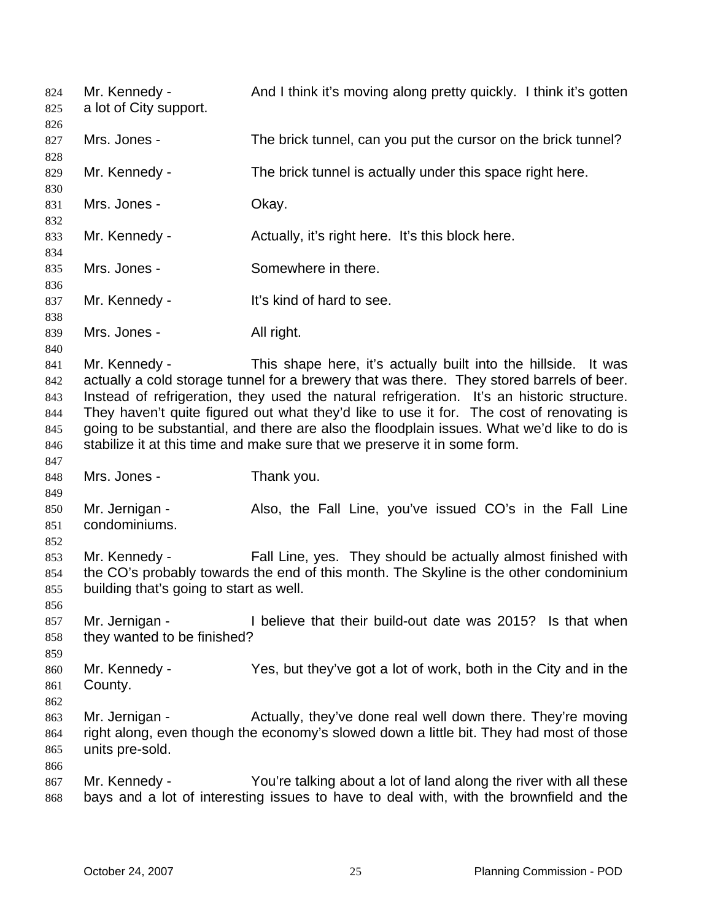Mr. Kennedy - And I think it's moving along pretty quickly. I think it's gotten a lot of City support.

Mrs. Jones - The brick tunnel, can you put the cursor on the brick tunnel?

Mr. Kennedy - The brick tunnel is actually under this space right here.

Mrs. Jones - Okay.

Mr. Kennedy - Actually, it's right here. It's this block here.

Mrs. Jones - Somewhere in there.

Mr. Kennedy - It's kind of hard to see.

Mrs. Jones - All right.

Mr. Kennedy - This shape here, it's actually built into the hillside. It was actually a cold storage tunnel for a brewery that was there. They stored barrels of beer. Instead of refrigeration, they used the natural refrigeration. It's an historic structure. They haven't quite figured out what they'd like to use it for. The cost of renovating is going to be substantial, and there are also the floodplain issues. What we'd like to do is stabilize it at this time and make sure that we preserve it in some form.

Mrs. Jones - Thank you.

Mr. Jernigan - Also, the Fall Line, you've issued CO's in the Fall Line condominiums.

Mr. Kennedy - Fall Line, yes. They should be actually almost finished with the CO's probably towards the end of this month. The Skyline is the other condominium building that's going to start as well.

Mr. Jernigan - I believe that their build-out date was 2015? Is that when they wanted to be finished?

Mr. Kennedy - Yes, but they've got a lot of work, both in the City and in the County.

Mr. Jernigan - Actually, they've done real well down there. They're moving right along, even though the economy's slowed down a little bit. They had most of those units pre-sold.

Mr. Kennedy - You're talking about a lot of land along the river with all these bays and a lot of interesting issues to have to deal with, with the brownfield and the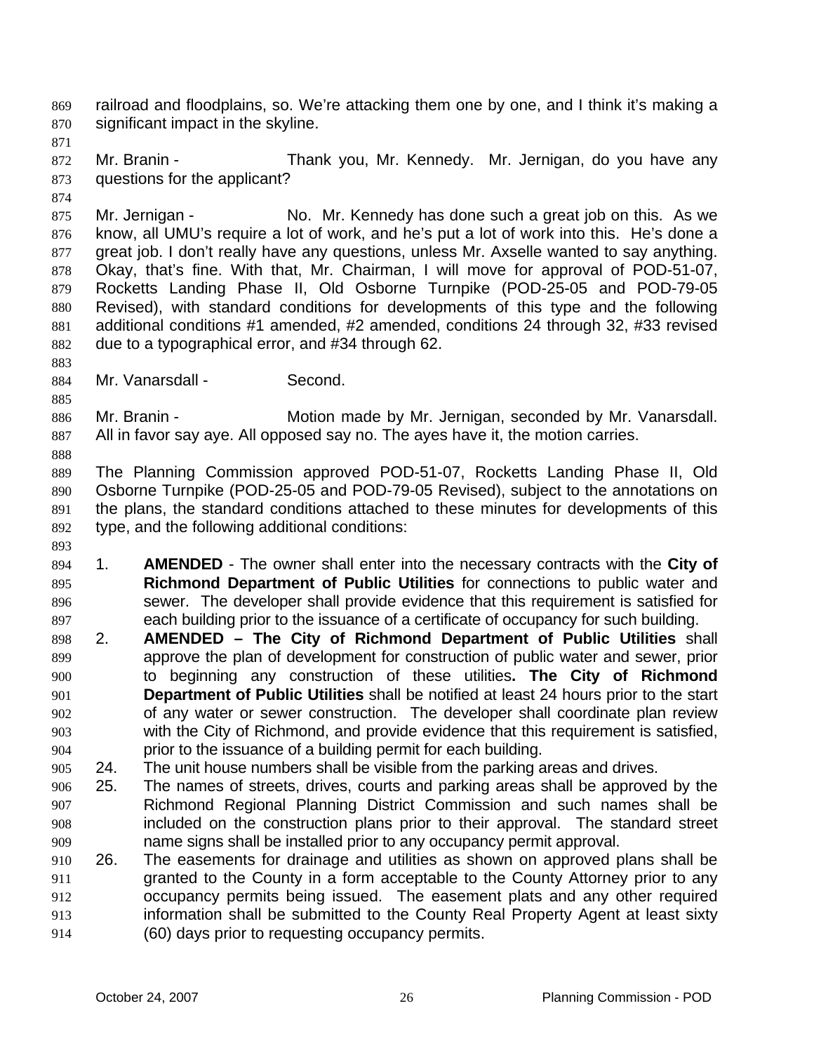railroad and floodplains, so. We're attacking them one by one, and I think it's making a significant impact in the skyline.

Mr. Branin - Thank you, Mr. Kennedy. Mr. Jernigan, do you have any questions for the applicant?

Mr. Jernigan - No. Mr. Kennedy has done such a great job on this. As we know, all UMU's require a lot of work, and he's put a lot of work into this. He's done a great job. I don't really have any questions, unless Mr. Axselle wanted to say anything. Okay, that's fine. With that, Mr. Chairman, I will move for approval of POD-51-07, Rocketts Landing Phase II, Old Osborne Turnpike (POD-25-05 and POD-79-05 Revised), with standard conditions for developments of this type and the following additional conditions #1 amended, #2 amended, conditions 24 through 32, #33 revised due to a typographical error, and #34 through 62.

Mr. Vanarsdall - Second.

Mr. Branin - Motion made by Mr. Jernigan, seconded by Mr. Vanarsdall. All in favor say aye. All opposed say no. The ayes have it, the motion carries.

The Planning Commission approved POD-51-07, Rocketts Landing Phase II, Old Osborne Turnpike (POD-25-05 and POD-79-05 Revised), subject to the annotations on the plans, the standard conditions attached to these minutes for developments of this type, and the following additional conditions:

1. **AMENDED** - The owner shall enter into the necessary contracts with the **City of Richmond Department of Public Utilities** for connections to public water and sewer. The developer shall provide evidence that this requirement is satisfied for each building prior to the issuance of a certificate of occupancy for such building.
2. **AMENDED – The City of Richmond Department of Public Utilities** shall approve the plan of development for construction of public water and sewer, prior to beginning any construction of these utilities**. The City of Richmond Department of Public Utilities** shall be notified at least 24 hours prior to the start of any water or sewer construction. The developer shall coordinate plan review with the City of Richmond, and provide evidence that this requirement is satisfied, prior to the issuance of a building permit for each building.
24. The unit house numbers shall be visible from the parking areas and drives.
25. The names of streets, drives, courts and parking areas shall be approved by the Richmond Regional Planning District Commission and such names shall be included on the construction plans prior to their approval. The standard street name signs shall be installed prior to any occupancy permit approval.
26. The easements for drainage and utilities as shown on approved plans shall be granted to the County in a form acceptable to the County Attorney prior to any occupancy permits being issued. The easement plats and any other required information shall be submitted to the County Real Property Agent at least sixty (60) days prior to requesting occupancy permits.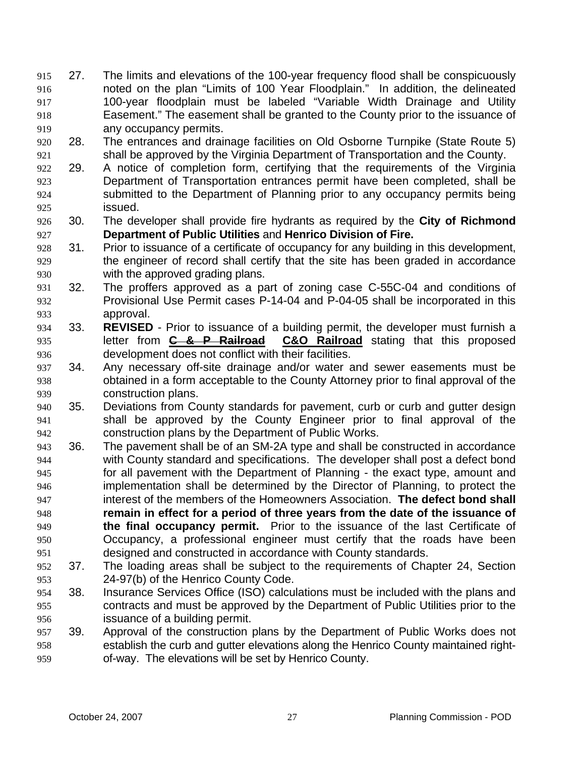27. The limits and elevations of the 100-year frequency flood shall be conspicuously noted on the plan "Limits of 100 Year Floodplain." In addition, the delineated 100-year floodplain must be labeled "Variable Width Drainage and Utility Easement." The easement shall be granted to the County prior to the issuance of any occupancy permits.
28. The entrances and drainage facilities on Old Osborne Turnpike (State Route 5) shall be approved by the Virginia Department of Transportation and the County.
29. A notice of completion form, certifying that the requirements of the Virginia Department of Transportation entrances permit have been completed, shall be submitted to the Department of Planning prior to any occupancy permits being issued.
30. The developer shall provide fire hydrants as required by the **City of Richmond Department of Public Utilities** and **Henrico Division of Fire.**
31. Prior to issuance of a certificate of occupancy for any building in this development, the engineer of record shall certify that the site has been graded in accordance with the approved grading plans.
32. The proffers approved as a part of zoning case C-55C-04 and conditions of Provisional Use Permit cases P-14-04 and P-04-05 shall be incorporated in this approval.
33. **REVISED** - Prior to issuance of a building permit, the developer must furnish a letter from ~~**C & P Railroad**~~ **C&O Railroad** stating that this proposed development does not conflict with their facilities.
34. Any necessary off-site drainage and/or water and sewer easements must be obtained in a form acceptable to the County Attorney prior to final approval of the construction plans.
35. Deviations from County standards for pavement, curb or curb and gutter design shall be approved by the County Engineer prior to final approval of the construction plans by the Department of Public Works.
36. The pavement shall be of an SM-2A type and shall be constructed in accordance with County standard and specifications. The developer shall post a defect bond for all pavement with the Department of Planning - the exact type, amount and implementation shall be determined by the Director of Planning, to protect the interest of the members of the Homeowners Association. **The defect bond shall remain in effect for a period of three years from the date of the issuance of the final occupancy permit.** Prior to the issuance of the last Certificate of Occupancy, a professional engineer must certify that the roads have been designed and constructed in accordance with County standards.
37. The loading areas shall be subject to the requirements of Chapter 24, Section 24-97(b) of the Henrico County Code.
38. Insurance Services Office (ISO) calculations must be included with the plans and contracts and must be approved by the Department of Public Utilities prior to the issuance of a building permit.
39. Approval of the construction plans by the Department of Public Works does not establish the curb and gutter elevations along the Henrico County maintained right-of-way. The elevations will be set by Henrico County.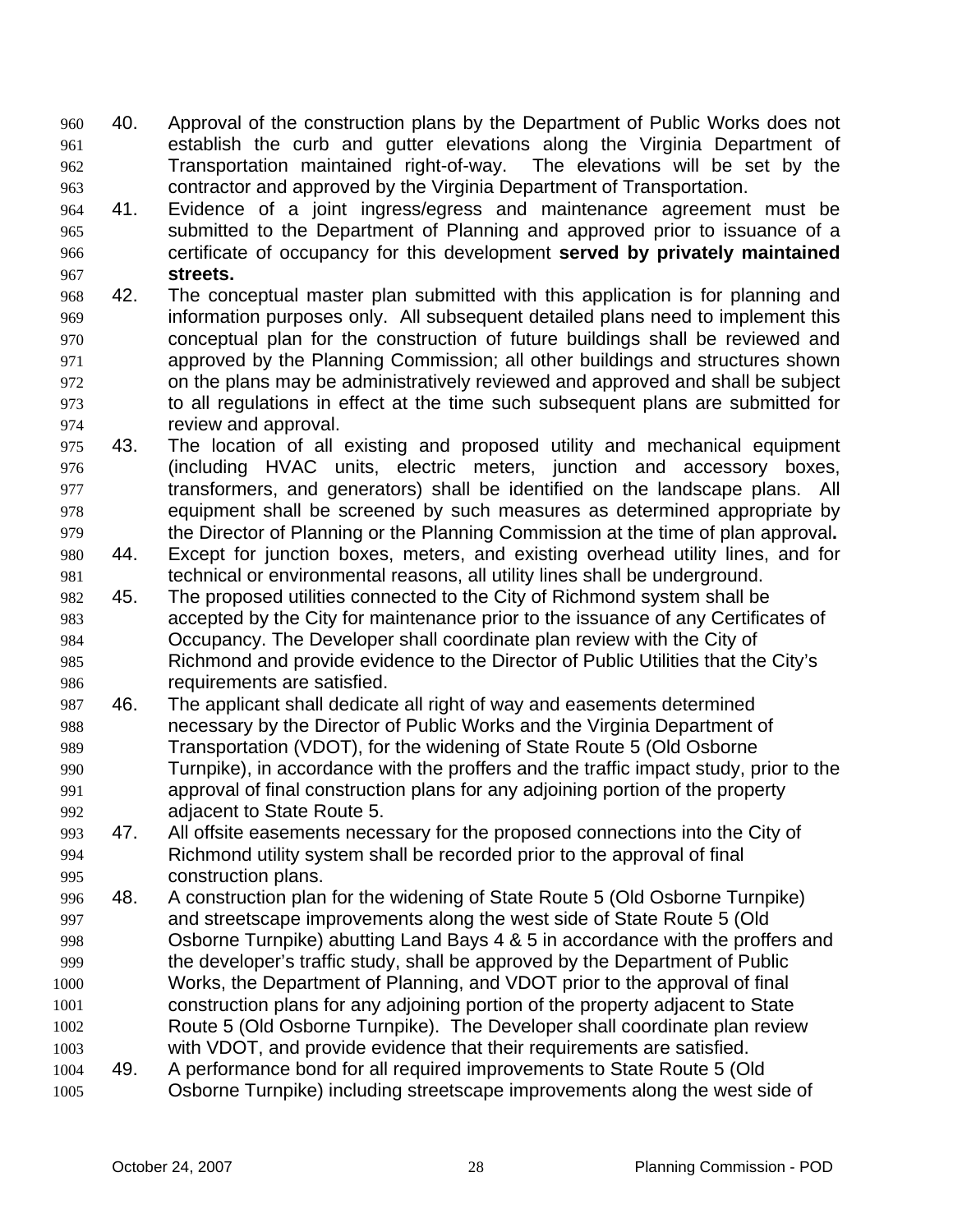40. Approval of the construction plans by the Department of Public Works does not establish the curb and gutter elevations along the Virginia Department of Transportation maintained right-of-way. The elevations will be set by the contractor and approved by the Virginia Department of Transportation.
41. Evidence of a joint ingress/egress and maintenance agreement must be submitted to the Department of Planning and approved prior to issuance of a certificate of occupancy for this development **served by privately maintained streets.**
42. The conceptual master plan submitted with this application is for planning and information purposes only. All subsequent detailed plans need to implement this conceptual plan for the construction of future buildings shall be reviewed and approved by the Planning Commission; all other buildings and structures shown on the plans may be administratively reviewed and approved and shall be subject to all regulations in effect at the time such subsequent plans are submitted for review and approval.
43. The location of all existing and proposed utility and mechanical equipment (including HVAC units, electric meters, junction and accessory boxes, transformers, and generators) shall be identified on the landscape plans. All equipment shall be screened by such measures as determined appropriate by the Director of Planning or the Planning Commission at the time of plan approval**.**
44. Except for junction boxes, meters, and existing overhead utility lines, and for technical or environmental reasons, all utility lines shall be underground.
45. The proposed utilities connected to the City of Richmond system shall be accepted by the City for maintenance prior to the issuance of any Certificates of Occupancy. The Developer shall coordinate plan review with the City of Richmond and provide evidence to the Director of Public Utilities that the City's requirements are satisfied.
46. The applicant shall dedicate all right of way and easements determined necessary by the Director of Public Works and the Virginia Department of Transportation (VDOT), for the widening of State Route 5 (Old Osborne Turnpike), in accordance with the proffers and the traffic impact study, prior to the approval of final construction plans for any adjoining portion of the property adjacent to State Route 5.
47. All offsite easements necessary for the proposed connections into the City of Richmond utility system shall be recorded prior to the approval of final construction plans.
48. A construction plan for the widening of State Route 5 (Old Osborne Turnpike) and streetscape improvements along the west side of State Route 5 (Old Osborne Turnpike) abutting Land Bays 4 & 5 in accordance with the proffers and the developer's traffic study, shall be approved by the Department of Public Works, the Department of Planning, and VDOT prior to the approval of final construction plans for any adjoining portion of the property adjacent to State Route 5 (Old Osborne Turnpike). The Developer shall coordinate plan review with VDOT, and provide evidence that their requirements are satisfied.
49. A performance bond for all required improvements to State Route 5 (Old Osborne Turnpike) including streetscape improvements along the west side of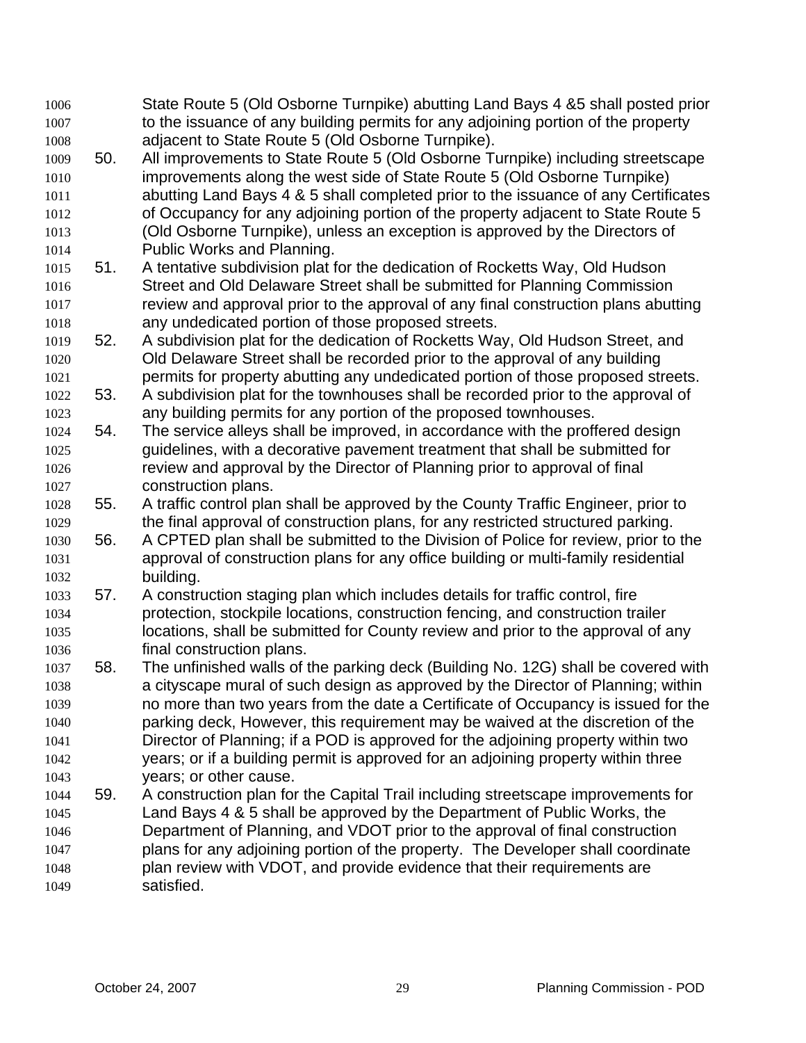State Route 5 (Old Osborne Turnpike) abutting Land Bays 4 &5 shall posted prior to the issuance of any building permits for any adjoining portion of the property adjacent to State Route 5 (Old Osborne Turnpike).

50. All improvements to State Route 5 (Old Osborne Turnpike) including streetscape improvements along the west side of State Route 5 (Old Osborne Turnpike) abutting Land Bays 4 & 5 shall completed prior to the issuance of any Certificates of Occupancy for any adjoining portion of the property adjacent to State Route 5 (Old Osborne Turnpike), unless an exception is approved by the Directors of Public Works and Planning.
51. A tentative subdivision plat for the dedication of Rocketts Way, Old Hudson Street and Old Delaware Street shall be submitted for Planning Commission review and approval prior to the approval of any final construction plans abutting any undedicated portion of those proposed streets.
52. A subdivision plat for the dedication of Rocketts Way, Old Hudson Street, and Old Delaware Street shall be recorded prior to the approval of any building permits for property abutting any undedicated portion of those proposed streets.
53. A subdivision plat for the townhouses shall be recorded prior to the approval of any building permits for any portion of the proposed townhouses.
54. The service alleys shall be improved, in accordance with the proffered design guidelines, with a decorative pavement treatment that shall be submitted for review and approval by the Director of Planning prior to approval of final construction plans.
55. A traffic control plan shall be approved by the County Traffic Engineer, prior to the final approval of construction plans, for any restricted structured parking.
56. A CPTED plan shall be submitted to the Division of Police for review, prior to the approval of construction plans for any office building or multi-family residential building.
57. A construction staging plan which includes details for traffic control, fire protection, stockpile locations, construction fencing, and construction trailer locations, shall be submitted for County review and prior to the approval of any final construction plans.
58. The unfinished walls of the parking deck (Building No. 12G) shall be covered with a cityscape mural of such design as approved by the Director of Planning; within no more than two years from the date a Certificate of Occupancy is issued for the parking deck, However, this requirement may be waived at the discretion of the Director of Planning; if a POD is approved for the adjoining property within two years; or if a building permit is approved for an adjoining property within three years; or other cause.
59. A construction plan for the Capital Trail including streetscape improvements for Land Bays 4 & 5 shall be approved by the Department of Public Works, the Department of Planning, and VDOT prior to the approval of final construction plans for any adjoining portion of the property. The Developer shall coordinate plan review with VDOT, and provide evidence that their requirements are satisfied.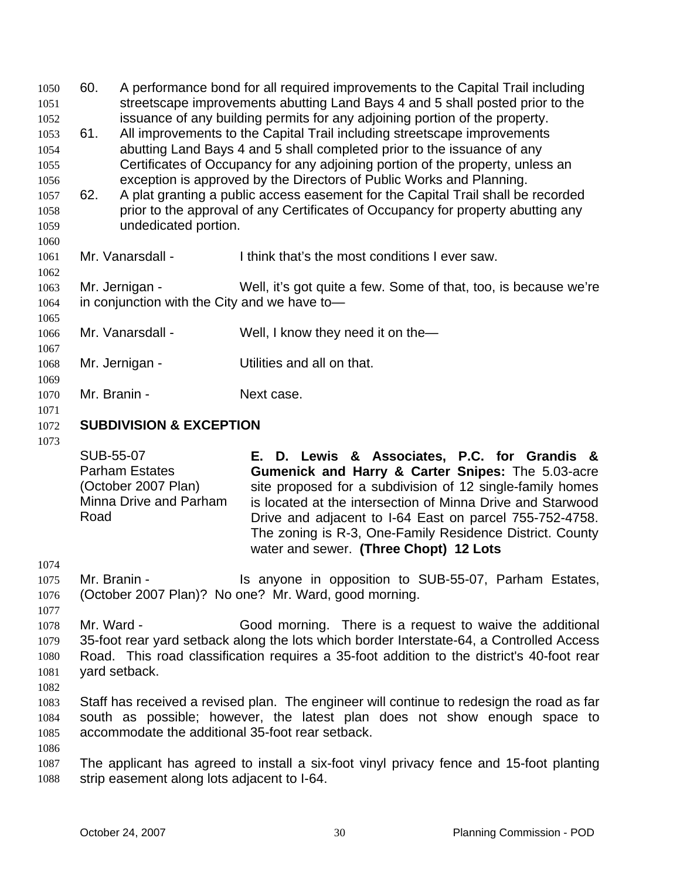60. A performance bond for all required improvements to the Capital Trail including streetscape improvements abutting Land Bays 4 and 5 shall posted prior to the issuance of any building permits for any adjoining portion of the property.
61. All improvements to the Capital Trail including streetscape improvements abutting Land Bays 4 and 5 shall completed prior to the issuance of any Certificates of Occupancy for any adjoining portion of the property, unless an exception is approved by the Directors of Public Works and Planning.
62. A plat granting a public access easement for the Capital Trail shall be recorded prior to the approval of any Certificates of Occupancy for property abutting any undedicated portion.

Mr. Vanarsdall - I think that's the most conditions I ever saw.

Mr. Jernigan - Well, it's got quite a few. Some of that, too, is because we're in conjunction with the City and we have to—

Mr. Vanarsdall - Well, I know they need it on the—

Mr. Jernigan - Utilities and all on that.

Mr. Branin - Next case.

**SUBDIVISION & EXCEPTION**

SUB-55-07
Parham Estates
(October 2007 Plan)
Minna Drive and Parham Road

**E. D. Lewis & Associates, P.C. for Grandis & Gumenick and Harry & Carter Snipes:** The 5.03-acre site proposed for a subdivision of 12 single-family homes is located at the intersection of Minna Drive and Starwood Drive and adjacent to I-64 East on parcel 755-752-4758. The zoning is R-3, One-Family Residence District. County water and sewer. **(Three Chopt) 12 Lots**

Mr. Branin - Is anyone in opposition to SUB-55-07, Parham Estates, (October 2007 Plan)? No one? Mr. Ward, good morning.

Mr. Ward - Good morning. There is a request to waive the additional 35-foot rear yard setback along the lots which border Interstate-64, a Controlled Access Road. This road classification requires a 35-foot addition to the district's 40-foot rear yard setback.

Staff has received a revised plan. The engineer will continue to redesign the road as far south as possible; however, the latest plan does not show enough space to accommodate the additional 35-foot rear setback.

The applicant has agreed to install a six-foot vinyl privacy fence and 15-foot planting strip easement along lots adjacent to I-64.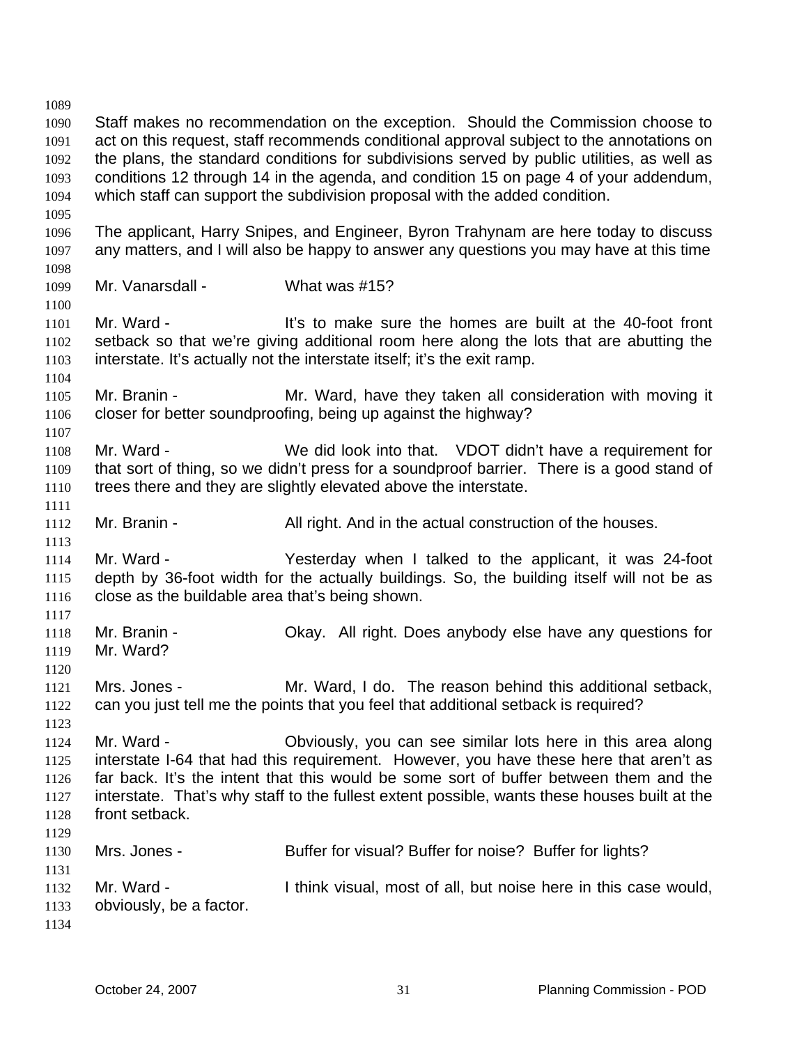Staff makes no recommendation on the exception. Should the Commission choose to act on this request, staff recommends conditional approval subject to the annotations on the plans, the standard conditions for subdivisions served by public utilities, as well as conditions 12 through 14 in the agenda, and condition 15 on page 4 of your addendum, which staff can support the subdivision proposal with the added condition.

The applicant, Harry Snipes, and Engineer, Byron Trahynam are here today to discuss any matters, and I will also be happy to answer any questions you may have at this time

Mr. Vanarsdall - What was #15?

Mr. Ward - It's to make sure the homes are built at the 40-foot front setback so that we're giving additional room here along the lots that are abutting the interstate. It's actually not the interstate itself; it's the exit ramp.

Mr. Branin - Mr. Ward, have they taken all consideration with moving it closer for better soundproofing, being up against the highway?

Mr. Ward - We did look into that. VDOT didn't have a requirement for that sort of thing, so we didn't press for a soundproof barrier. There is a good stand of trees there and they are slightly elevated above the interstate.

Mr. Branin - All right. And in the actual construction of the houses.

Mr. Ward - Yesterday when I talked to the applicant, it was 24-foot depth by 36-foot width for the actually buildings. So, the building itself will not be as close as the buildable area that's being shown.

Mr. Branin - Okay. All right. Does anybody else have any questions for Mr. Ward?

Mrs. Jones - Mr. Ward, I do. The reason behind this additional setback, can you just tell me the points that you feel that additional setback is required?

Mr. Ward - Obviously, you can see similar lots here in this area along interstate I-64 that had this requirement. However, you have these here that aren't as far back. It's the intent that this would be some sort of buffer between them and the interstate. That's why staff to the fullest extent possible, wants these houses built at the front setback.

Mrs. Jones - Buffer for visual? Buffer for noise? Buffer for lights?

Mr. Ward - I think visual, most of all, but noise here in this case would, obviously, be a factor.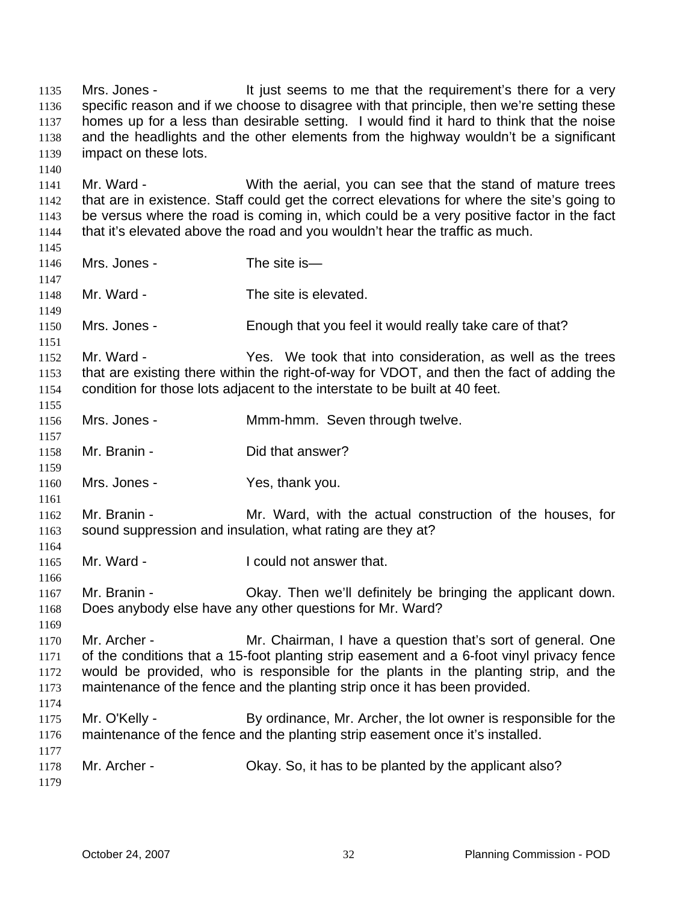Mrs. Jones - It just seems to me that the requirement's there for a very specific reason and if we choose to disagree with that principle, then we're setting these homes up for a less than desirable setting. I would find it hard to think that the noise and the headlights and the other elements from the highway wouldn't be a significant impact on these lots.

Mr. Ward - With the aerial, you can see that the stand of mature trees that are in existence. Staff could get the correct elevations for where the site's going to be versus where the road is coming in, which could be a very positive factor in the fact that it's elevated above the road and you wouldn't hear the traffic as much.

Mrs. Jones - The site is—

Mr. Ward - The site is elevated.

Mrs. Jones - Enough that you feel it would really take care of that?

Mr. Ward - Yes. We took that into consideration, as well as the trees that are existing there within the right-of-way for VDOT, and then the fact of adding the condition for those lots adjacent to the interstate to be built at 40 feet.

Mrs. Jones - Mmm-hmm. Seven through twelve.

Mr. Branin - Did that answer?

Mrs. Jones - Yes, thank you.

Mr. Branin - Mr. Ward, with the actual construction of the houses, for sound suppression and insulation, what rating are they at?

Mr. Ward - I could not answer that.

Mr. Branin - Okay. Then we'll definitely be bringing the applicant down. Does anybody else have any other questions for Mr. Ward?

Mr. Archer - Mr. Chairman, I have a question that's sort of general. One of the conditions that a 15-foot planting strip easement and a 6-foot vinyl privacy fence would be provided, who is responsible for the plants in the planting strip, and the maintenance of the fence and the planting strip once it has been provided.

Mr. O'Kelly - By ordinance, Mr. Archer, the lot owner is responsible for the maintenance of the fence and the planting strip easement once it's installed.

Mr. Archer - Okay. So, it has to be planted by the applicant also?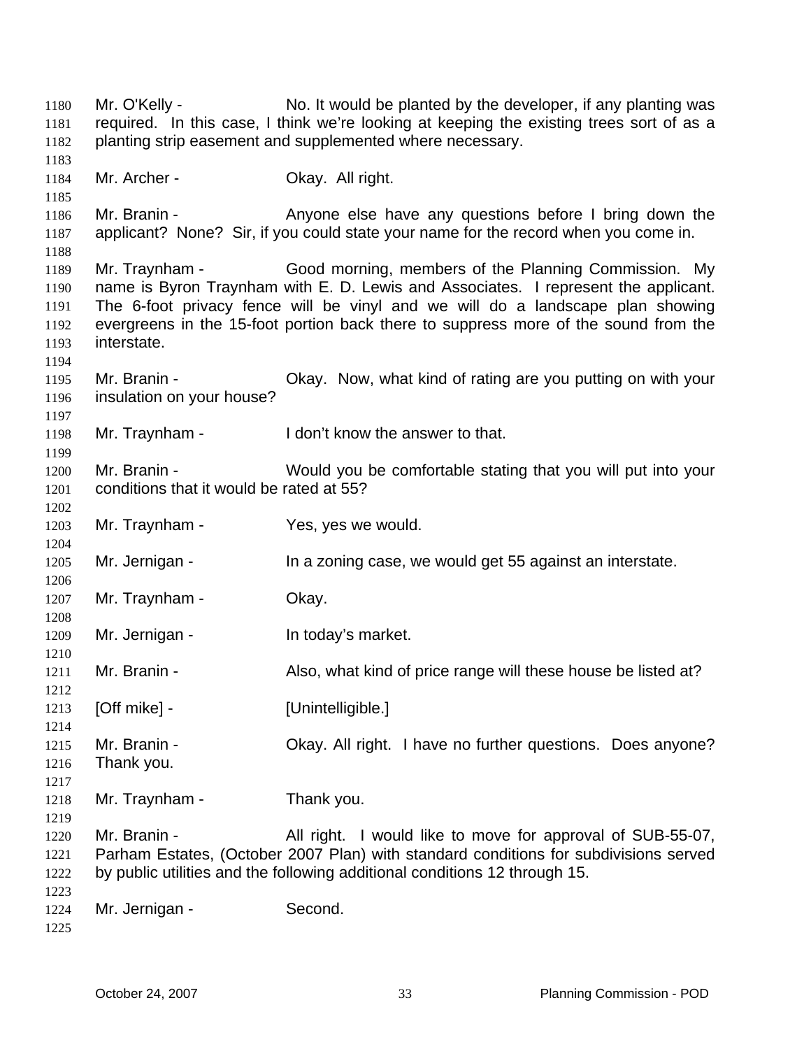Mr. O'Kelly - No. It would be planted by the developer, if any planting was required. In this case, I think we're looking at keeping the existing trees sort of as a planting strip easement and supplemented where necessary.

Mr. Archer - Okay. All right.

Mr. Branin - Anyone else have any questions before I bring down the applicant? None? Sir, if you could state your name for the record when you come in.

Mr. Traynham - Good morning, members of the Planning Commission. My name is Byron Traynham with E. D. Lewis and Associates. I represent the applicant. The 6-foot privacy fence will be vinyl and we will do a landscape plan showing evergreens in the 15-foot portion back there to suppress more of the sound from the interstate.

Mr. Branin - Okay. Now, what kind of rating are you putting on with your insulation on your house?

Mr. Traynham - I don't know the answer to that.

Mr. Branin - Would you be comfortable stating that you will put into your conditions that it would be rated at 55?

Mr. Traynham - Yes, yes we would.

Mr. Jernigan - In a zoning case, we would get 55 against an interstate.

Mr. Traynham - Okay.

Mr. Jernigan - In today's market.

Mr. Branin - Also, what kind of price range will these house be listed at?

[Off mike] - [Unintelligible.]

Mr. Branin - Okay. All right. I have no further questions. Does anyone? Thank you.

Mr. Traynham - Thank you.

Mr. Branin - All right. I would like to move for approval of SUB-55-07, Parham Estates, (October 2007 Plan) with standard conditions for subdivisions served by public utilities and the following additional conditions 12 through 15.

Mr. Jernigan - Second.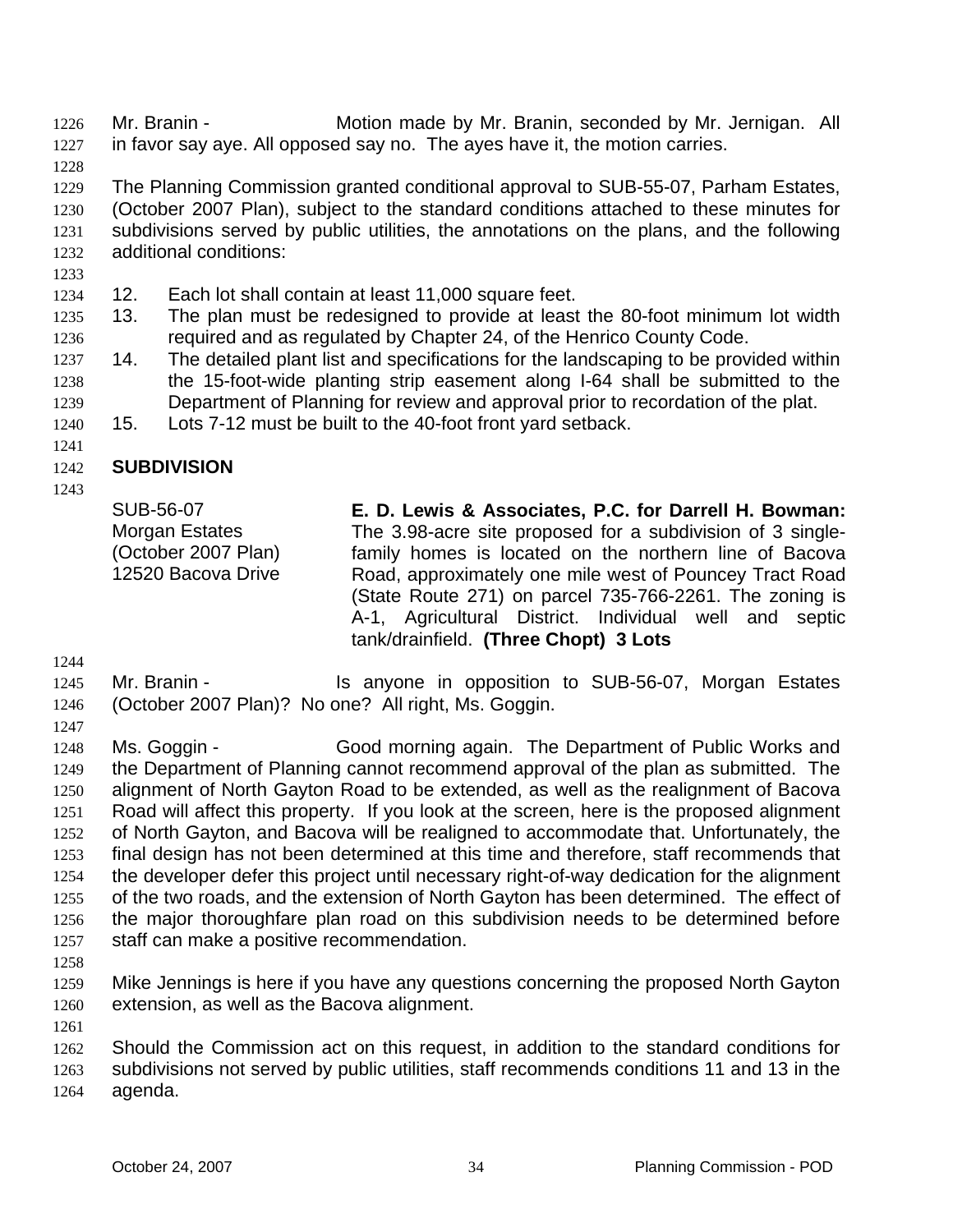Mr. Branin - Motion made by Mr. Branin, seconded by Mr. Jernigan. All in favor say aye. All opposed say no. The ayes have it, the motion carries.

The Planning Commission granted conditional approval to SUB-55-07, Parham Estates, (October 2007 Plan), subject to the standard conditions attached to these minutes for subdivisions served by public utilities, the annotations on the plans, and the following additional conditions:

12. Each lot shall contain at least 11,000 square feet.
13. The plan must be redesigned to provide at least the 80-foot minimum lot width required and as regulated by Chapter 24, of the Henrico County Code.
14. The detailed plant list and specifications for the landscaping to be provided within the 15-foot-wide planting strip easement along I-64 shall be submitted to the Department of Planning for review and approval prior to recordation of the plat.
15. Lots 7-12 must be built to the 40-foot front yard setback.

## SUBDIVISION

SUB-56-07
Morgan Estates
(October 2007 Plan)
12520 Bacova Drive

**E. D. Lewis & Associates, P.C. for Darrell H. Bowman:** The 3.98-acre site proposed for a subdivision of 3 single-family homes is located on the northern line of Bacova Road, approximately one mile west of Pouncey Tract Road (State Route 271) on parcel 735-766-2261. The zoning is A-1, Agricultural District. Individual well and septic tank/drainfield. **(Three Chopt) 3 Lots**

Mr. Branin - Is anyone in opposition to SUB-56-07, Morgan Estates (October 2007 Plan)? No one? All right, Ms. Goggin.

Ms. Goggin - Good morning again. The Department of Public Works and the Department of Planning cannot recommend approval of the plan as submitted. The alignment of North Gayton Road to be extended, as well as the realignment of Bacova Road will affect this property. If you look at the screen, here is the proposed alignment of North Gayton, and Bacova will be realigned to accommodate that. Unfortunately, the final design has not been determined at this time and therefore, staff recommends that the developer defer this project until necessary right-of-way dedication for the alignment of the two roads, and the extension of North Gayton has been determined. The effect of the major thoroughfare plan road on this subdivision needs to be determined before staff can make a positive recommendation.

Mike Jennings is here if you have any questions concerning the proposed North Gayton extension, as well as the Bacova alignment.

Should the Commission act on this request, in addition to the standard conditions for subdivisions not served by public utilities, staff recommends conditions 11 and 13 in the agenda.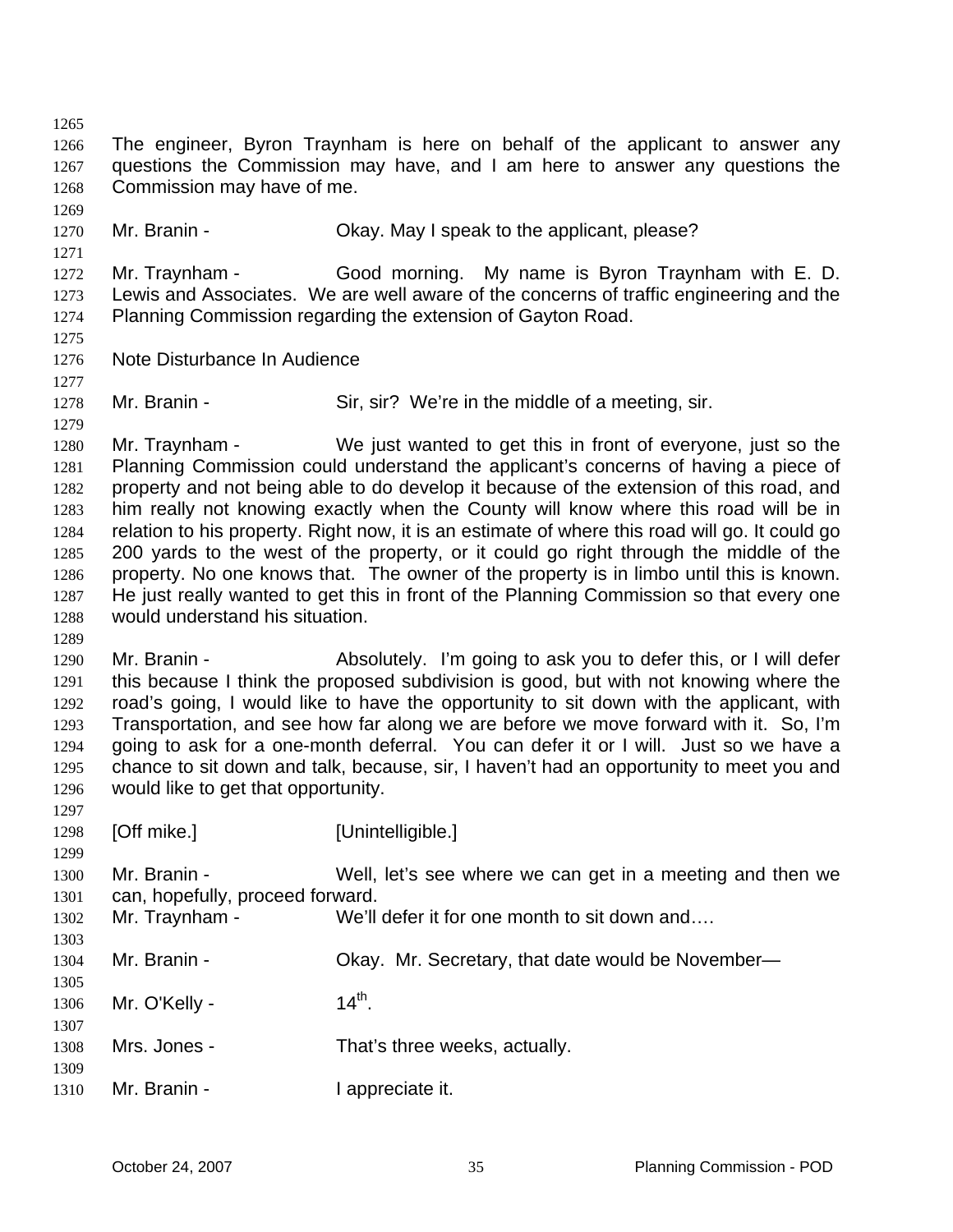The engineer, Byron Traynham is here on behalf of the applicant to answer any questions the Commission may have, and I am here to answer any questions the Commission may have of me.

Mr. Branin - Okay. May I speak to the applicant, please?

Mr. Traynham - Good morning. My name is Byron Traynham with E. D. Lewis and Associates. We are well aware of the concerns of traffic engineering and the Planning Commission regarding the extension of Gayton Road.

Note Disturbance In Audience

Mr. Branin - Sir, sir? We're in the middle of a meeting, sir.

Mr. Traynham - We just wanted to get this in front of everyone, just so the Planning Commission could understand the applicant's concerns of having a piece of property and not being able to do develop it because of the extension of this road, and him really not knowing exactly when the County will know where this road will be in relation to his property. Right now, it is an estimate of where this road will go. It could go 200 yards to the west of the property, or it could go right through the middle of the property. No one knows that. The owner of the property is in limbo until this is known. He just really wanted to get this in front of the Planning Commission so that every one would understand his situation.

Mr. Branin - Absolutely. I'm going to ask you to defer this, or I will defer this because I think the proposed subdivision is good, but with not knowing where the road's going, I would like to have the opportunity to sit down with the applicant, with Transportation, and see how far along we are before we move forward with it. So, I'm going to ask for a one-month deferral. You can defer it or I will. Just so we have a chance to sit down and talk, because, sir, I haven't had an opportunity to meet you and would like to get that opportunity.

[Off mike.] [Unintelligible.]

Mr. Branin - Well, let's see where we can get in a meeting and then we can, hopefully, proceed forward.

Mr. Traynham - We'll defer it for one month to sit down and….

Mr. Branin - Okay. Mr. Secretary, that date would be November—

Mr. O'Kelly - 14th.

Mrs. Jones - That's three weeks, actually.

Mr. Branin - I appreciate it.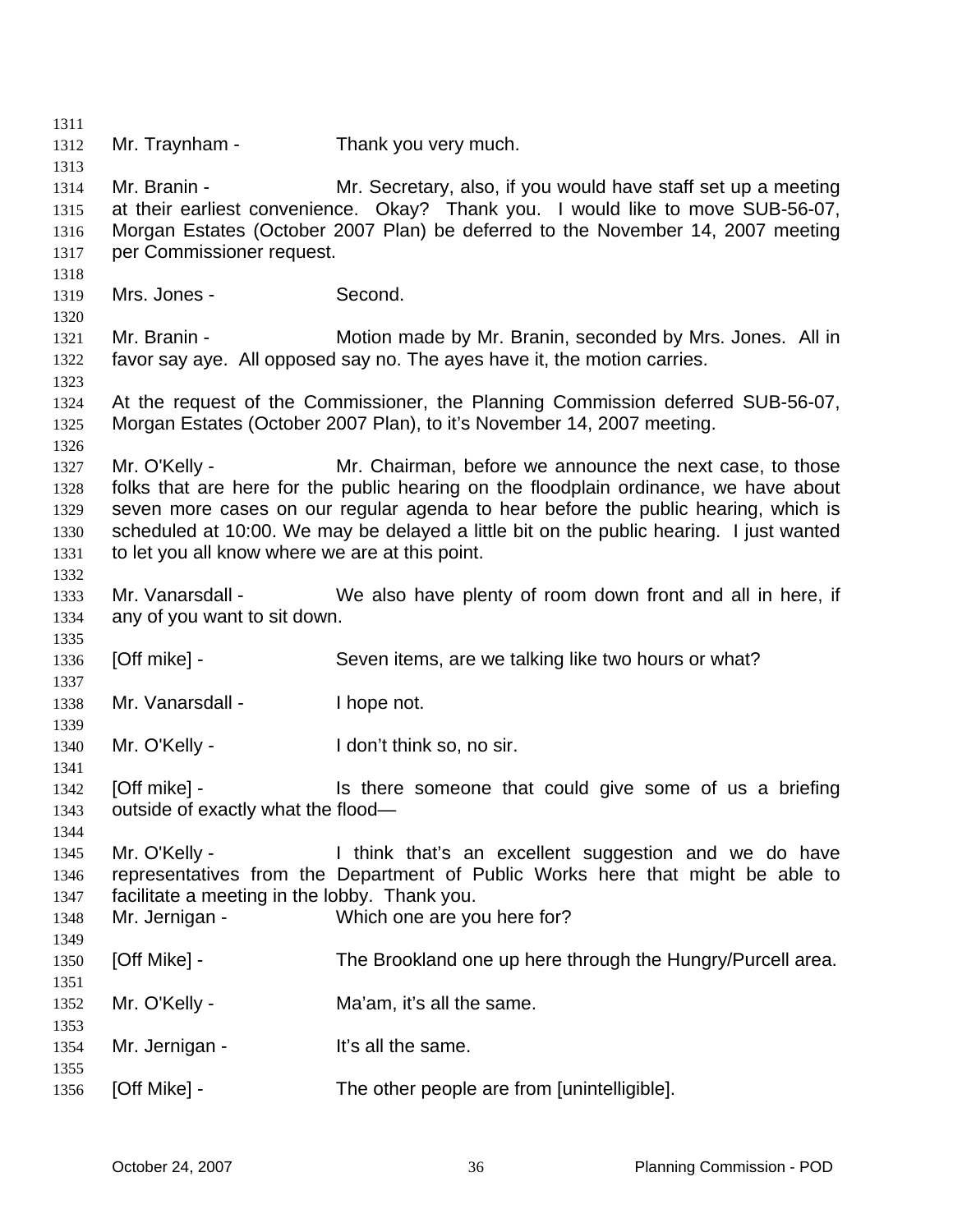Mr. Traynham - Thank you very much.

Mr. Branin - Mr. Secretary, also, if you would have staff set up a meeting at their earliest convenience. Okay? Thank you. I would like to move SUB-56-07, Morgan Estates (October 2007 Plan) be deferred to the November 14, 2007 meeting per Commissioner request.

Mrs. Jones - Second.

Mr. Branin - Motion made by Mr. Branin, seconded by Mrs. Jones. All in favor say aye. All opposed say no. The ayes have it, the motion carries.

At the request of the Commissioner, the Planning Commission deferred SUB-56-07, Morgan Estates (October 2007 Plan), to it's November 14, 2007 meeting.

Mr. O'Kelly - Mr. Chairman, before we announce the next case, to those folks that are here for the public hearing on the floodplain ordinance, we have about seven more cases on our regular agenda to hear before the public hearing, which is scheduled at 10:00. We may be delayed a little bit on the public hearing. I just wanted to let you all know where we are at this point.

Mr. Vanarsdall - We also have plenty of room down front and all in here, if any of you want to sit down.

[Off mike] - Seven items, are we talking like two hours or what?

Mr. Vanarsdall - I hope not.

Mr. O'Kelly - I don't think so, no sir.

[Off mike] - Is there someone that could give some of us a briefing outside of exactly what the flood—

Mr. O'Kelly - I think that's an excellent suggestion and we do have representatives from the Department of Public Works here that might be able to facilitate a meeting in the lobby. Thank you.

Mr. Jernigan - Which one are you here for?

[Off Mike] - The Brookland one up here through the Hungry/Purcell area.

Mr. O'Kelly - Ma'am, it's all the same.

Mr. Jernigan - It's all the same.

[Off Mike] - The other people are from [unintelligible].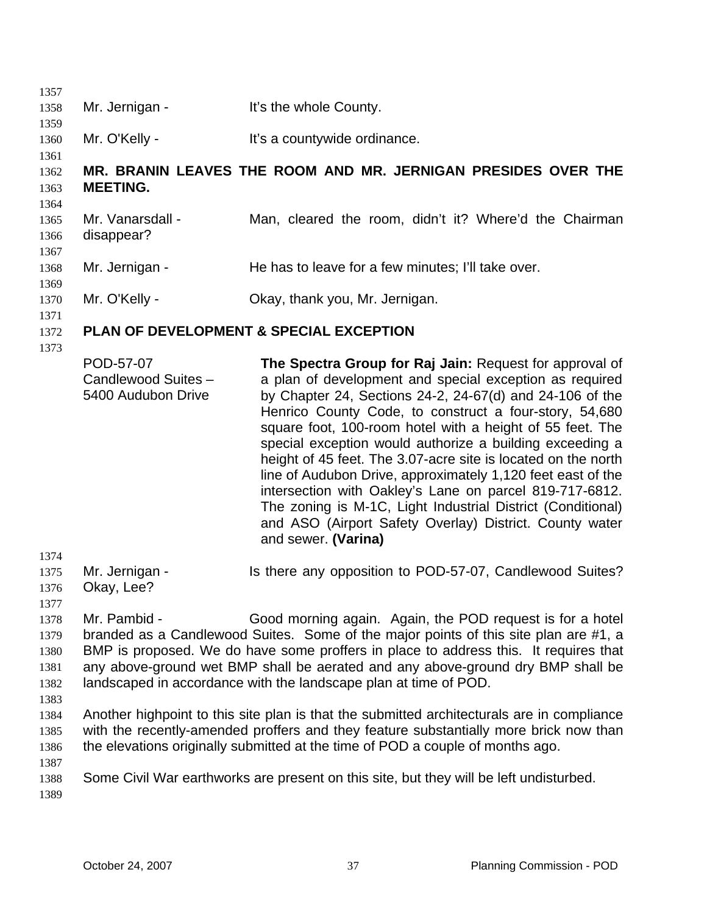Mr. Jernigan - It's the whole County.

Mr. O'Kelly - It's a countywide ordinance.

**MR. BRANIN LEAVES THE ROOM AND MR. JERNIGAN PRESIDES OVER THE MEETING.**

Mr. Vanarsdall - Man, cleared the room, didn't it? Where'd the Chairman disappear?

Mr. Jernigan - He has to leave for a few minutes; I'll take over.

Mr. O'Kelly - Okay, thank you, Mr. Jernigan.

**PLAN OF DEVELOPMENT & SPECIAL EXCEPTION**

POD-57-07
Candlewood Suites – 5400 Audubon Drive

**The Spectra Group for Raj Jain:** Request for approval of a plan of development and special exception as required by Chapter 24, Sections 24-2, 24-67(d) and 24-106 of the Henrico County Code, to construct a four-story, 54,680 square foot, 100-room hotel with a height of 55 feet. The special exception would authorize a building exceeding a height of 45 feet. The 3.07-acre site is located on the north line of Audubon Drive, approximately 1,120 feet east of the intersection with Oakley's Lane on parcel 819-717-6812. The zoning is M-1C, Light Industrial District (Conditional) and ASO (Airport Safety Overlay) District. County water and sewer. **(Varina)**

Mr. Jernigan - Is there any opposition to POD-57-07, Candlewood Suites? Okay, Lee?

Mr. Pambid - Good morning again. Again, the POD request is for a hotel branded as a Candlewood Suites. Some of the major points of this site plan are #1, a BMP is proposed. We do have some proffers in place to address this. It requires that any above-ground wet BMP shall be aerated and any above-ground dry BMP shall be landscaped in accordance with the landscape plan at time of POD.

Another highpoint to this site plan is that the submitted architecturals are in compliance with the recently-amended proffers and they feature substantially more brick now than the elevations originally submitted at the time of POD a couple of months ago.

Some Civil War earthworks are present on this site, but they will be left undisturbed.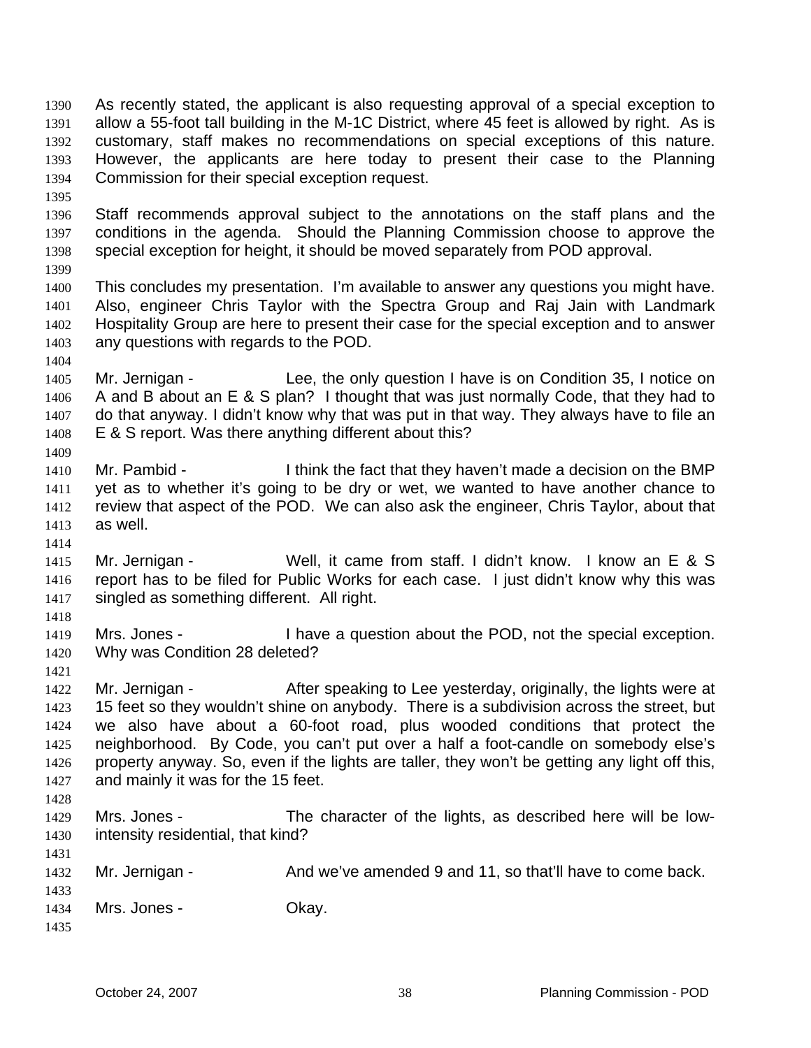As recently stated, the applicant is also requesting approval of a special exception to allow a 55-foot tall building in the M-1C District, where 45 feet is allowed by right. As is customary, staff makes no recommendations on special exceptions of this nature. However, the applicants are here today to present their case to the Planning Commission for their special exception request.

Staff recommends approval subject to the annotations on the staff plans and the conditions in the agenda. Should the Planning Commission choose to approve the special exception for height, it should be moved separately from POD approval.

This concludes my presentation. I'm available to answer any questions you might have. Also, engineer Chris Taylor with the Spectra Group and Raj Jain with Landmark Hospitality Group are here to present their case for the special exception and to answer any questions with regards to the POD.

Mr. Jernigan - Lee, the only question I have is on Condition 35, I notice on A and B about an E & S plan? I thought that was just normally Code, that they had to do that anyway. I didn't know why that was put in that way. They always have to file an E & S report. Was there anything different about this?

Mr. Pambid - I think the fact that they haven't made a decision on the BMP yet as to whether it's going to be dry or wet, we wanted to have another chance to review that aspect of the POD. We can also ask the engineer, Chris Taylor, about that as well.

Mr. Jernigan - Well, it came from staff. I didn't know. I know an E & S report has to be filed for Public Works for each case. I just didn't know why this was singled as something different. All right.

Mrs. Jones - I have a question about the POD, not the special exception. Why was Condition 28 deleted?

Mr. Jernigan - After speaking to Lee yesterday, originally, the lights were at 15 feet so they wouldn't shine on anybody. There is a subdivision across the street, but we also have about a 60-foot road, plus wooded conditions that protect the neighborhood. By Code, you can't put over a half a foot-candle on somebody else's property anyway. So, even if the lights are taller, they won't be getting any light off this, and mainly it was for the 15 feet.

Mrs. Jones - The character of the lights, as described here will be low-intensity residential, that kind?

Mr. Jernigan - And we've amended 9 and 11, so that'll have to come back.

Mrs. Jones - Okay.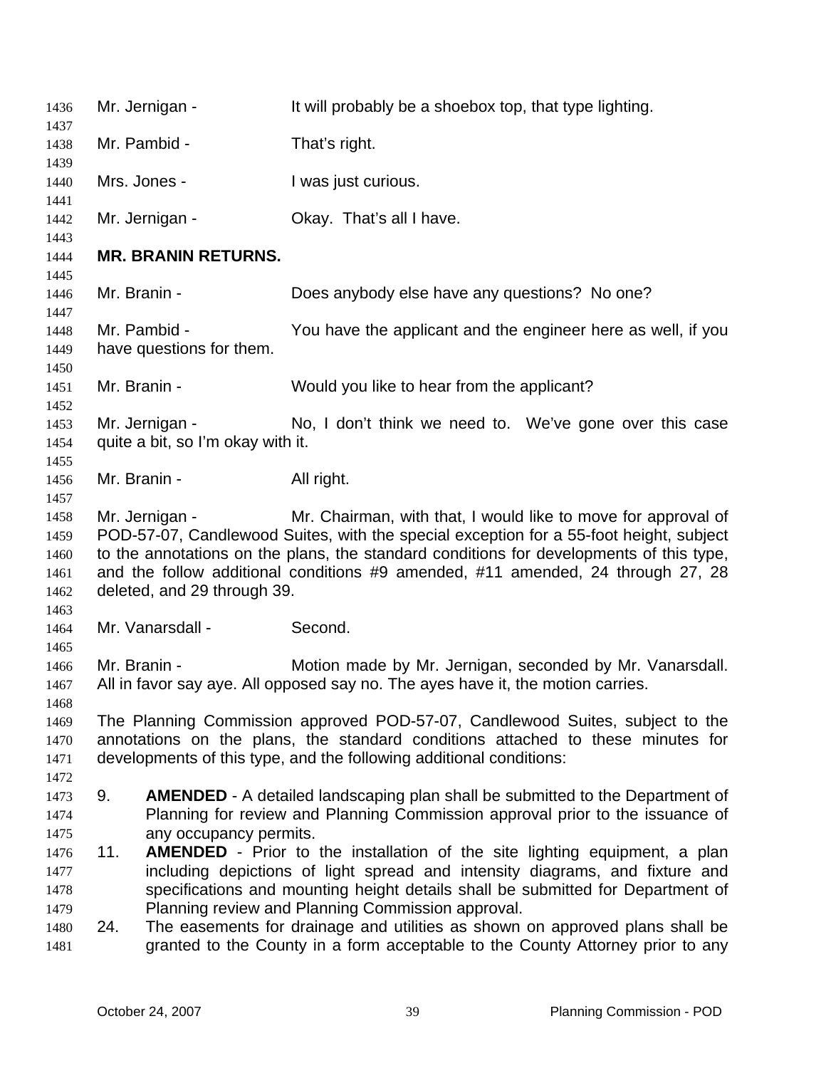Mr. Jernigan - It will probably be a shoebox top, that type lighting.

Mr. Pambid - That's right.

Mrs. Jones - I was just curious.

Mr. Jernigan - Okay. That's all I have.

**MR. BRANIN RETURNS.**

Mr. Branin - Does anybody else have any questions? No one?

Mr. Pambid - You have the applicant and the engineer here as well, if you have questions for them.

Mr. Branin - Would you like to hear from the applicant?

Mr. Jernigan - No, I don't think we need to. We've gone over this case quite a bit, so I'm okay with it.

Mr. Branin - All right.

Mr. Jernigan - Mr. Chairman, with that, I would like to move for approval of POD-57-07, Candlewood Suites, with the special exception for a 55-foot height, subject to the annotations on the plans, the standard conditions for developments of this type, and the follow additional conditions #9 amended, #11 amended, 24 through 27, 28 deleted, and 29 through 39.

Mr. Vanarsdall - Second.

Mr. Branin - Motion made by Mr. Jernigan, seconded by Mr. Vanarsdall. All in favor say aye. All opposed say no. The ayes have it, the motion carries.

The Planning Commission approved POD-57-07, Candlewood Suites, subject to the annotations on the plans, the standard conditions attached to these minutes for developments of this type, and the following additional conditions:

9. **AMENDED** - A detailed landscaping plan shall be submitted to the Department of Planning for review and Planning Commission approval prior to the issuance of any occupancy permits.
11. **AMENDED** - Prior to the installation of the site lighting equipment, a plan including depictions of light spread and intensity diagrams, and fixture and specifications and mounting height details shall be submitted for Department of Planning review and Planning Commission approval.
24. The easements for drainage and utilities as shown on approved plans shall be granted to the County in a form acceptable to the County Attorney prior to any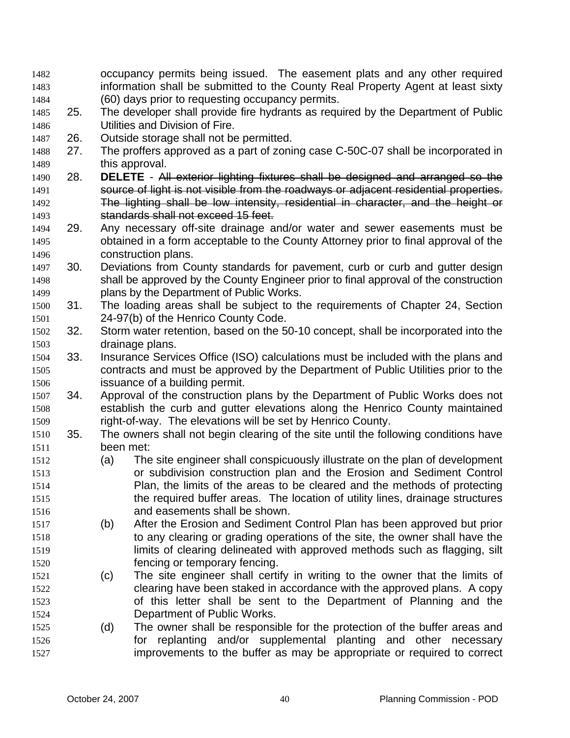occupancy permits being issued. The easement plats and any other required information shall be submitted to the County Real Property Agent at least sixty (60) days prior to requesting occupancy permits.

25. The developer shall provide fire hydrants as required by the Department of Public Utilities and Division of Fire.
26. Outside storage shall not be permitted.
27. The proffers approved as a part of zoning case C-50C-07 shall be incorporated in this approval.
28. **DELETE** - ~~All exterior lighting fixtures shall be designed and arranged so the source of light is not visible from the roadways or adjacent residential properties. The lighting shall be low intensity, residential in character, and the height or standards shall not exceed 15 feet.~~
29. Any necessary off-site drainage and/or water and sewer easements must be obtained in a form acceptable to the County Attorney prior to final approval of the construction plans.
30. Deviations from County standards for pavement, curb or curb and gutter design shall be approved by the County Engineer prior to final approval of the construction plans by the Department of Public Works.
31. The loading areas shall be subject to the requirements of Chapter 24, Section 24-97(b) of the Henrico County Code.
32. Storm water retention, based on the 50-10 concept, shall be incorporated into the drainage plans.
33. Insurance Services Office (ISO) calculations must be included with the plans and contracts and must be approved by the Department of Public Utilities prior to the issuance of a building permit.
34. Approval of the construction plans by the Department of Public Works does not establish the curb and gutter elevations along the Henrico County maintained right-of-way. The elevations will be set by Henrico County.
35. The owners shall not begin clearing of the site until the following conditions have been met:
    (a) The site engineer shall conspicuously illustrate on the plan of development or subdivision construction plan and the Erosion and Sediment Control Plan, the limits of the areas to be cleared and the methods of protecting the required buffer areas. The location of utility lines, drainage structures and easements shall be shown.
    (b) After the Erosion and Sediment Control Plan has been approved but prior to any clearing or grading operations of the site, the owner shall have the limits of clearing delineated with approved methods such as flagging, silt fencing or temporary fencing.
    (c) The site engineer shall certify in writing to the owner that the limits of clearing have been staked in accordance with the approved plans. A copy of this letter shall be sent to the Department of Planning and the Department of Public Works.
    (d) The owner shall be responsible for the protection of the buffer areas and for replanting and/or supplemental planting and other necessary improvements to the buffer as may be appropriate or required to correct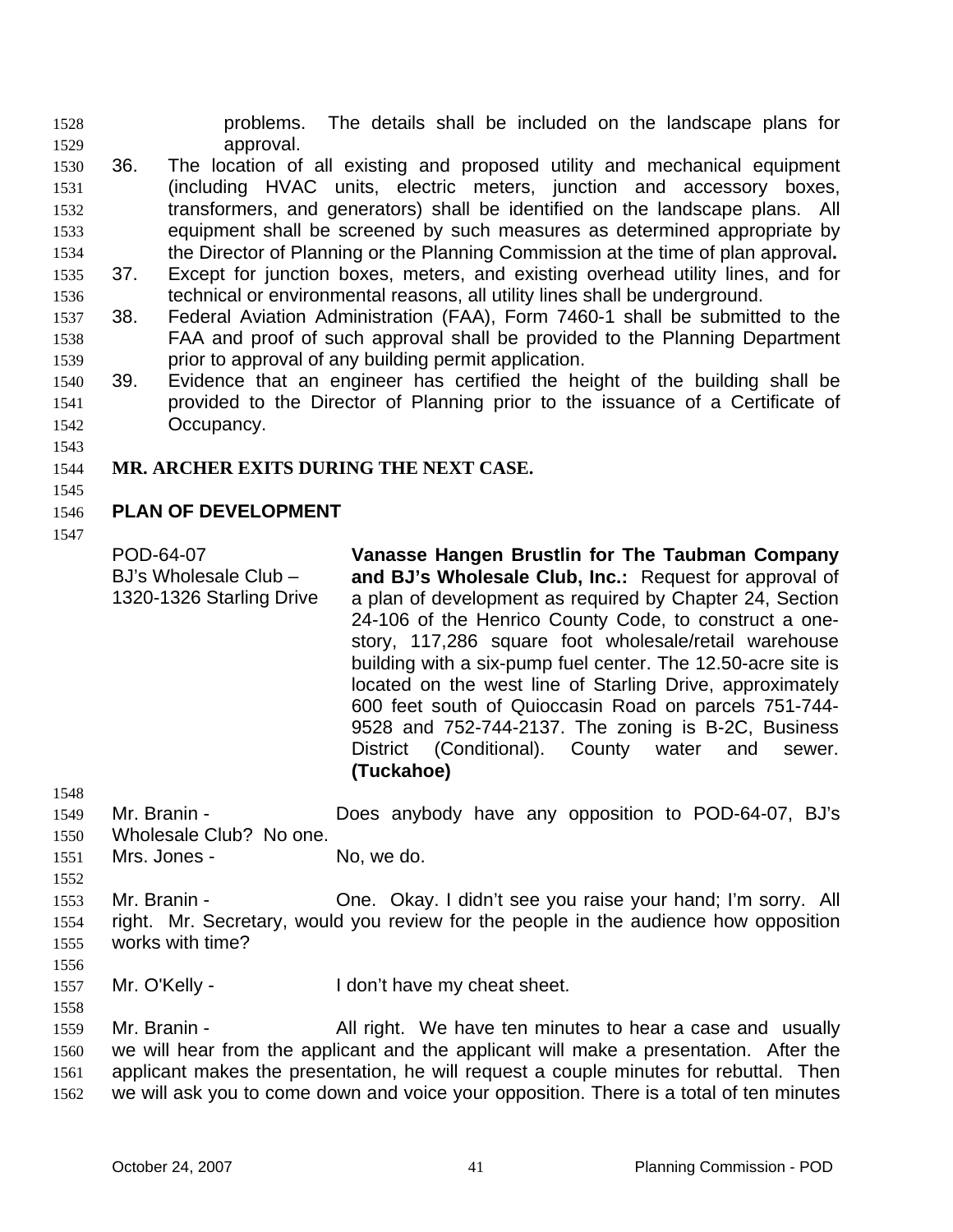problems. The details shall be included on the landscape plans for approval.

36. The location of all existing and proposed utility and mechanical equipment (including HVAC units, electric meters, junction and accessory boxes, transformers, and generators) shall be identified on the landscape plans. All equipment shall be screened by such measures as determined appropriate by the Director of Planning or the Planning Commission at the time of plan approval**.**
37. Except for junction boxes, meters, and existing overhead utility lines, and for technical or environmental reasons, all utility lines shall be underground.
38. Federal Aviation Administration (FAA), Form 7460-1 shall be submitted to the FAA and proof of such approval shall be provided to the Planning Department prior to approval of any building permit application.
39. Evidence that an engineer has certified the height of the building shall be provided to the Director of Planning prior to the issuance of a Certificate of Occupancy.

**MR. ARCHER EXITS DURING THE NEXT CASE.**

**PLAN OF DEVELOPMENT**

| | |
|---|---|
| POD-64-07<br>BJ's Wholesale Club – 1320-1326 Starling Drive | **Vanasse Hangen Brustlin for The Taubman Company and BJ's Wholesale Club, Inc.:** Request for approval of a plan of development as required by Chapter 24, Section 24-106 of the Henrico County Code, to construct a one-story, 117,286 square foot wholesale/retail warehouse building with a six-pump fuel center. The 12.50-acre site is located on the west line of Starling Drive, approximately 600 feet south of Quioccasin Road on parcels 751-744-9528 and 752-744-2137. The zoning is B-2C, Business District (Conditional). County water and sewer. **(Tuckahoe)** |

Mr. Branin - Does anybody have any opposition to POD-64-07, BJ's Wholesale Club? No one.

Mrs. Jones - No, we do.

Mr. Branin - One. Okay. I didn't see you raise your hand; I'm sorry. All right. Mr. Secretary, would you review for the people in the audience how opposition works with time?

Mr. O'Kelly - I don't have my cheat sheet.

Mr. Branin - All right. We have ten minutes to hear a case and usually we will hear from the applicant and the applicant will make a presentation. After the applicant makes the presentation, he will request a couple minutes for rebuttal. Then we will ask you to come down and voice your opposition. There is a total of ten minutes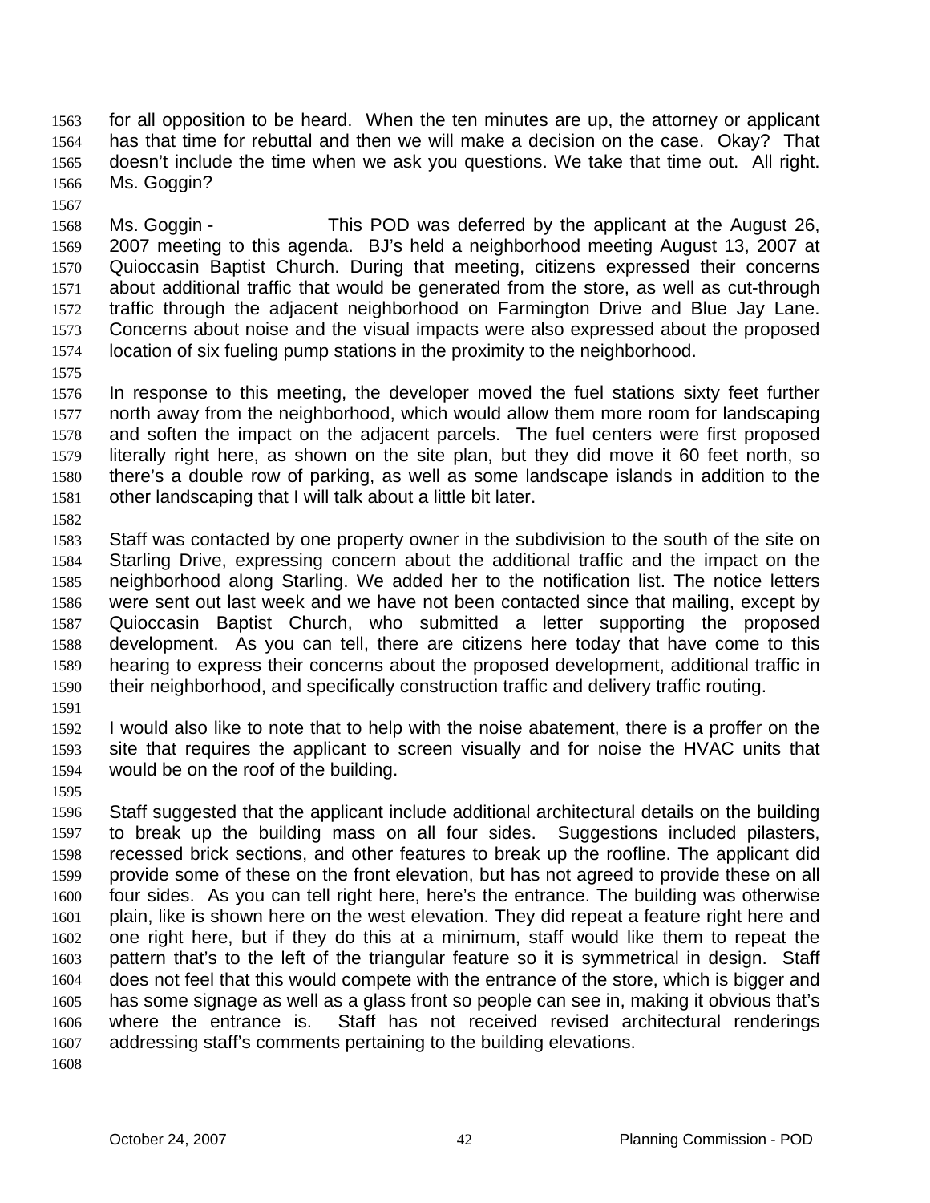for all opposition to be heard. When the ten minutes are up, the attorney or applicant has that time for rebuttal and then we will make a decision on the case. Okay? That doesn't include the time when we ask you questions. We take that time out. All right. Ms. Goggin?

Ms. Goggin - This POD was deferred by the applicant at the August 26, 2007 meeting to this agenda. BJ's held a neighborhood meeting August 13, 2007 at Quioccasin Baptist Church. During that meeting, citizens expressed their concerns about additional traffic that would be generated from the store, as well as cut-through traffic through the adjacent neighborhood on Farmington Drive and Blue Jay Lane. Concerns about noise and the visual impacts were also expressed about the proposed location of six fueling pump stations in the proximity to the neighborhood.

In response to this meeting, the developer moved the fuel stations sixty feet further north away from the neighborhood, which would allow them more room for landscaping and soften the impact on the adjacent parcels. The fuel centers were first proposed literally right here, as shown on the site plan, but they did move it 60 feet north, so there's a double row of parking, as well as some landscape islands in addition to the other landscaping that I will talk about a little bit later.

Staff was contacted by one property owner in the subdivision to the south of the site on Starling Drive, expressing concern about the additional traffic and the impact on the neighborhood along Starling. We added her to the notification list. The notice letters were sent out last week and we have not been contacted since that mailing, except by Quioccasin Baptist Church, who submitted a letter supporting the proposed development. As you can tell, there are citizens here today that have come to this hearing to express their concerns about the proposed development, additional traffic in their neighborhood, and specifically construction traffic and delivery traffic routing.

I would also like to note that to help with the noise abatement, there is a proffer on the site that requires the applicant to screen visually and for noise the HVAC units that would be on the roof of the building.

Staff suggested that the applicant include additional architectural details on the building to break up the building mass on all four sides. Suggestions included pilasters, recessed brick sections, and other features to break up the roofline. The applicant did provide some of these on the front elevation, but has not agreed to provide these on all four sides. As you can tell right here, here's the entrance. The building was otherwise plain, like is shown here on the west elevation. They did repeat a feature right here and one right here, but if they do this at a minimum, staff would like them to repeat the pattern that's to the left of the triangular feature so it is symmetrical in design. Staff does not feel that this would compete with the entrance of the store, which is bigger and has some signage as well as a glass front so people can see in, making it obvious that's where the entrance is. Staff has not received revised architectural renderings addressing staff's comments pertaining to the building elevations.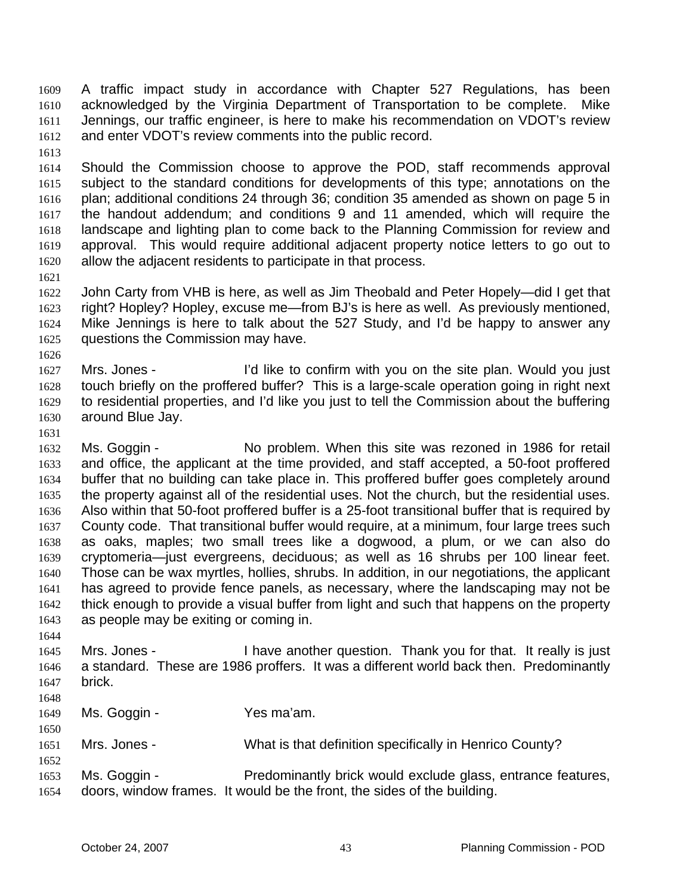A traffic impact study in accordance with Chapter 527 Regulations, has been acknowledged by the Virginia Department of Transportation to be complete. Mike Jennings, our traffic engineer, is here to make his recommendation on VDOT's review and enter VDOT's review comments into the public record.

Should the Commission choose to approve the POD, staff recommends approval subject to the standard conditions for developments of this type; annotations on the plan; additional conditions 24 through 36; condition 35 amended as shown on page 5 in the handout addendum; and conditions 9 and 11 amended, which will require the landscape and lighting plan to come back to the Planning Commission for review and approval. This would require additional adjacent property notice letters to go out to allow the adjacent residents to participate in that process.

John Carty from VHB is here, as well as Jim Theobald and Peter Hopely—did I get that right? Hopley? Hopley, excuse me—from BJ's is here as well. As previously mentioned, Mike Jennings is here to talk about the 527 Study, and I'd be happy to answer any questions the Commission may have.

Mrs. Jones - I'd like to confirm with you on the site plan. Would you just touch briefly on the proffered buffer? This is a large-scale operation going in right next to residential properties, and I'd like you just to tell the Commission about the buffering around Blue Jay.

Ms. Goggin - No problem. When this site was rezoned in 1986 for retail and office, the applicant at the time provided, and staff accepted, a 50-foot proffered buffer that no building can take place in. This proffered buffer goes completely around the property against all of the residential uses. Not the church, but the residential uses. Also within that 50-foot proffered buffer is a 25-foot transitional buffer that is required by County code. That transitional buffer would require, at a minimum, four large trees such as oaks, maples; two small trees like a dogwood, a plum, or we can also do cryptomeria—just evergreens, deciduous; as well as 16 shrubs per 100 linear feet. Those can be wax myrtles, hollies, shrubs. In addition, in our negotiations, the applicant has agreed to provide fence panels, as necessary, where the landscaping may not be thick enough to provide a visual buffer from light and such that happens on the property as people may be exiting or coming in.

Mrs. Jones - I have another question. Thank you for that. It really is just a standard. These are 1986 proffers. It was a different world back then. Predominantly brick.

Ms. Goggin - Yes ma'am.

Mrs. Jones - What is that definition specifically in Henrico County?

Ms. Goggin - Predominantly brick would exclude glass, entrance features, doors, window frames. It would be the front, the sides of the building.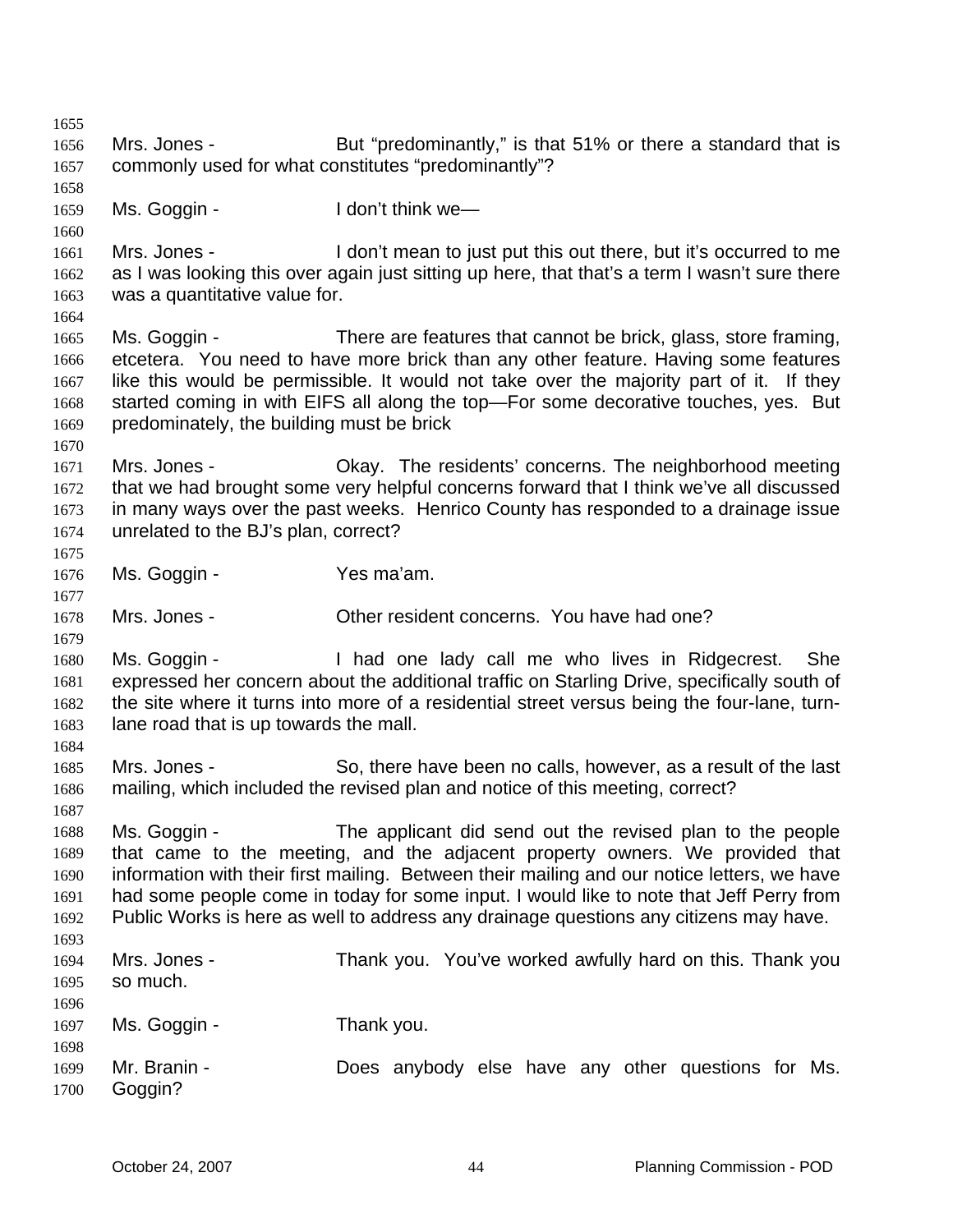Mrs. Jones - But "predominantly," is that 51% or there a standard that is commonly used for what constitutes "predominantly"?

Ms. Goggin - I don't think we—

Mrs. Jones - I don't mean to just put this out there, but it's occurred to me as I was looking this over again just sitting up here, that that's a term I wasn't sure there was a quantitative value for.

Ms. Goggin - There are features that cannot be brick, glass, store framing, etcetera. You need to have more brick than any other feature. Having some features like this would be permissible. It would not take over the majority part of it. If they started coming in with EIFS all along the top—For some decorative touches, yes. But predominately, the building must be brick

Mrs. Jones - Okay. The residents' concerns. The neighborhood meeting that we had brought some very helpful concerns forward that I think we've all discussed in many ways over the past weeks. Henrico County has responded to a drainage issue unrelated to the BJ's plan, correct?

Ms. Goggin - Yes ma'am.

Mrs. Jones - Other resident concerns. You have had one?

Ms. Goggin - I had one lady call me who lives in Ridgecrest. She expressed her concern about the additional traffic on Starling Drive, specifically south of the site where it turns into more of a residential street versus being the four-lane, turn-lane road that is up towards the mall.

Mrs. Jones - So, there have been no calls, however, as a result of the last mailing, which included the revised plan and notice of this meeting, correct?

Ms. Goggin - The applicant did send out the revised plan to the people that came to the meeting, and the adjacent property owners. We provided that information with their first mailing. Between their mailing and our notice letters, we have had some people come in today for some input. I would like to note that Jeff Perry from Public Works is here as well to address any drainage questions any citizens may have.

Mrs. Jones - Thank you. You've worked awfully hard on this. Thank you so much.

Ms. Goggin - Thank you.

Mr. Branin - Does anybody else have any other questions for Ms. Goggin?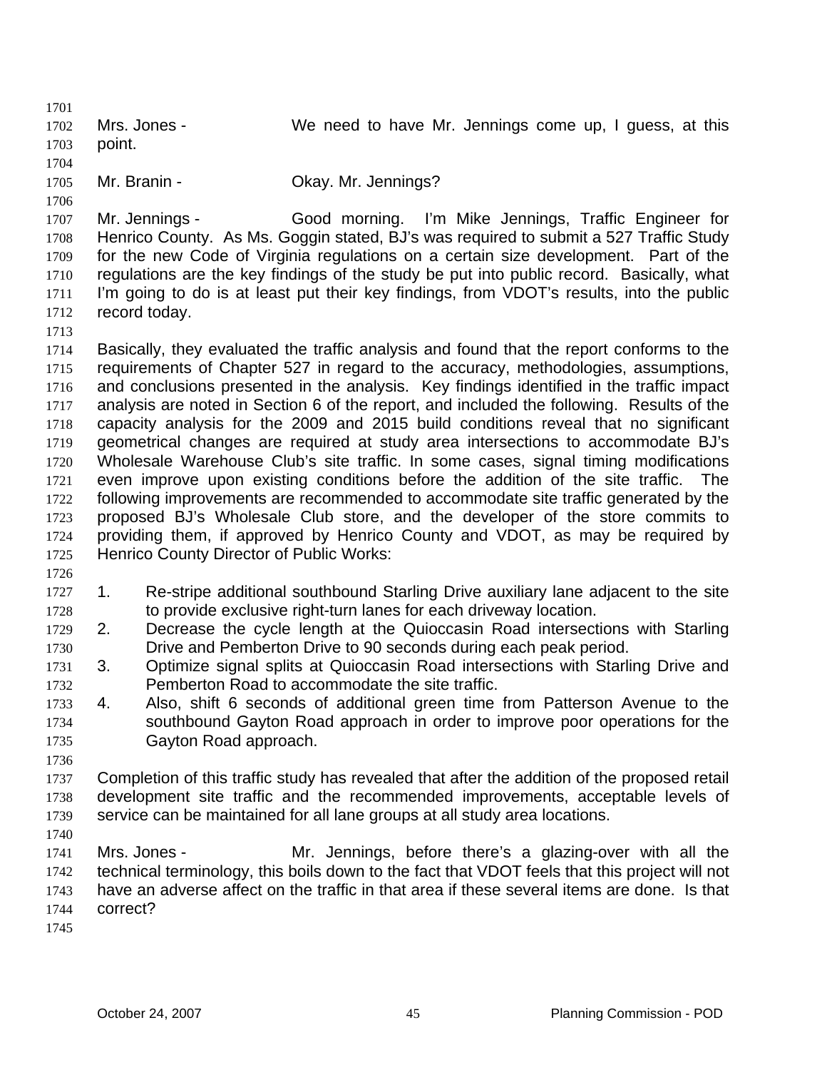Mrs. Jones - We need to have Mr. Jennings come up, I guess, at this point.

Mr. Branin - Okay. Mr. Jennings?

Mr. Jennings - Good morning. I'm Mike Jennings, Traffic Engineer for Henrico County. As Ms. Goggin stated, BJ's was required to submit a 527 Traffic Study for the new Code of Virginia regulations on a certain size development. Part of the regulations are the key findings of the study be put into public record. Basically, what I'm going to do is at least put their key findings, from VDOT's results, into the public record today.

Basically, they evaluated the traffic analysis and found that the report conforms to the requirements of Chapter 527 in regard to the accuracy, methodologies, assumptions, and conclusions presented in the analysis. Key findings identified in the traffic impact analysis are noted in Section 6 of the report, and included the following. Results of the capacity analysis for the 2009 and 2015 build conditions reveal that no significant geometrical changes are required at study area intersections to accommodate BJ's Wholesale Warehouse Club's site traffic. In some cases, signal timing modifications even improve upon existing conditions before the addition of the site traffic. The following improvements are recommended to accommodate site traffic generated by the proposed BJ's Wholesale Club store, and the developer of the store commits to providing them, if approved by Henrico County and VDOT, as may be required by Henrico County Director of Public Works:

1. Re-stripe additional southbound Starling Drive auxiliary lane adjacent to the site to provide exclusive right-turn lanes for each driveway location.
2. Decrease the cycle length at the Quioccasin Road intersections with Starling Drive and Pemberton Drive to 90 seconds during each peak period.
3. Optimize signal splits at Quioccasin Road intersections with Starling Drive and Pemberton Road to accommodate the site traffic.
4. Also, shift 6 seconds of additional green time from Patterson Avenue to the southbound Gayton Road approach in order to improve poor operations for the Gayton Road approach.

Completion of this traffic study has revealed that after the addition of the proposed retail development site traffic and the recommended improvements, acceptable levels of service can be maintained for all lane groups at all study area locations.

Mrs. Jones - Mr. Jennings, before there's a glazing-over with all the technical terminology, this boils down to the fact that VDOT feels that this project will not have an adverse affect on the traffic in that area if these several items are done. Is that correct?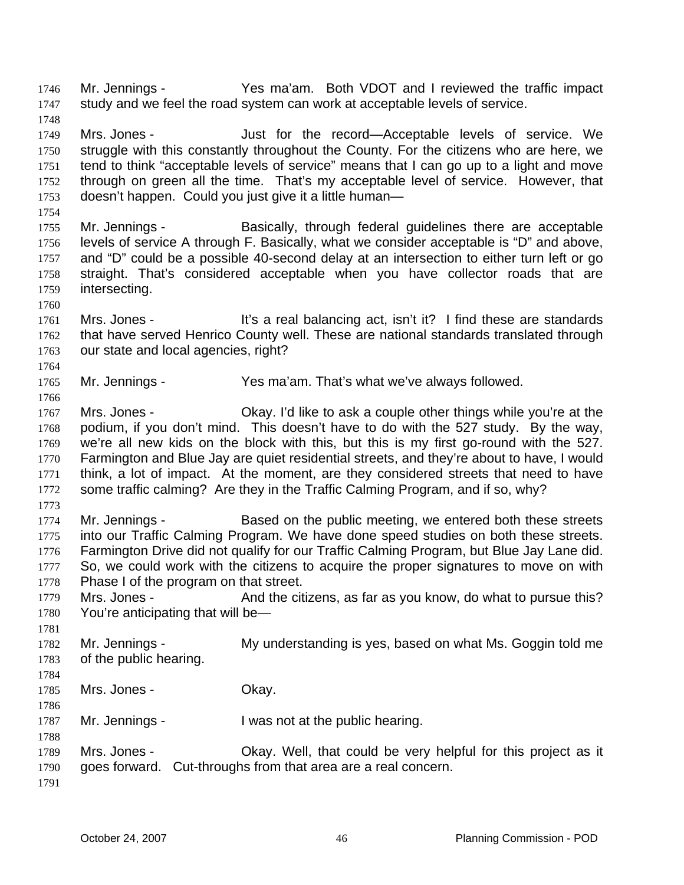Mr. Jennings - Yes ma'am. Both VDOT and I reviewed the traffic impact study and we feel the road system can work at acceptable levels of service.

Mrs. Jones - Just for the record—Acceptable levels of service. We struggle with this constantly throughout the County. For the citizens who are here, we tend to think "acceptable levels of service" means that I can go up to a light and move through on green all the time. That's my acceptable level of service. However, that doesn't happen. Could you just give it a little human—

Mr. Jennings - Basically, through federal guidelines there are acceptable levels of service A through F. Basically, what we consider acceptable is "D" and above, and "D" could be a possible 40-second delay at an intersection to either turn left or go straight. That's considered acceptable when you have collector roads that are intersecting.

Mrs. Jones - It's a real balancing act, isn't it? I find these are standards that have served Henrico County well. These are national standards translated through our state and local agencies, right?

Mr. Jennings - Yes ma'am. That's what we've always followed.

Mrs. Jones - Okay. I'd like to ask a couple other things while you're at the podium, if you don't mind. This doesn't have to do with the 527 study. By the way, we're all new kids on the block with this, but this is my first go-round with the 527. Farmington and Blue Jay are quiet residential streets, and they're about to have, I would think, a lot of impact. At the moment, are they considered streets that need to have some traffic calming? Are they in the Traffic Calming Program, and if so, why?

Mr. Jennings - Based on the public meeting, we entered both these streets into our Traffic Calming Program. We have done speed studies on both these streets. Farmington Drive did not qualify for our Traffic Calming Program, but Blue Jay Lane did. So, we could work with the citizens to acquire the proper signatures to move on with Phase I of the program on that street.

Mrs. Jones - And the citizens, as far as you know, do what to pursue this? You're anticipating that will be—

Mr. Jennings - My understanding is yes, based on what Ms. Goggin told me of the public hearing.

Mrs. Jones - Okay.

Mr. Jennings - I was not at the public hearing.

Mrs. Jones - Okay. Well, that could be very helpful for this project as it goes forward. Cut-throughs from that area are a real concern.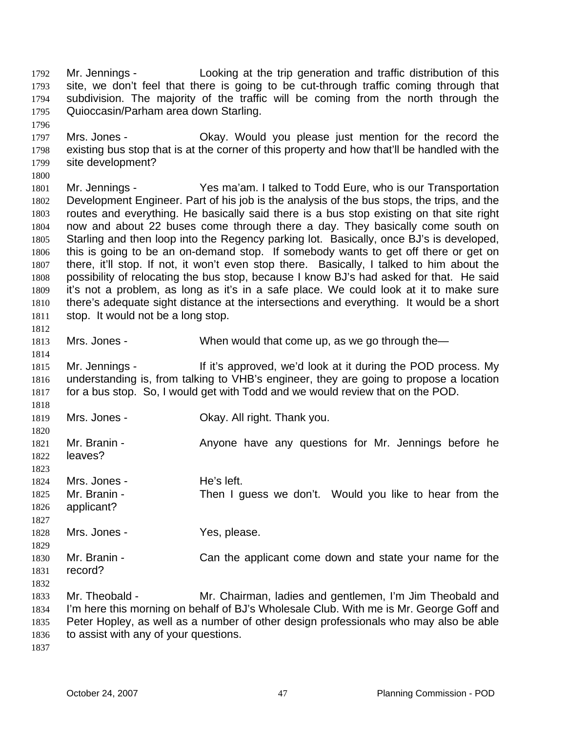Mr. Jennings - Looking at the trip generation and traffic distribution of this site, we don't feel that there is going to be cut-through traffic coming through that subdivision. The majority of the traffic will be coming from the north through the Quioccasin/Parham area down Starling.

Mrs. Jones - Okay. Would you please just mention for the record the existing bus stop that is at the corner of this property and how that'll be handled with the site development?

Mr. Jennings - Yes ma'am. I talked to Todd Eure, who is our Transportation Development Engineer. Part of his job is the analysis of the bus stops, the trips, and the routes and everything. He basically said there is a bus stop existing on that site right now and about 22 buses come through there a day. They basically come south on Starling and then loop into the Regency parking lot. Basically, once BJ's is developed, this is going to be an on-demand stop. If somebody wants to get off there or get on there, it'll stop. If not, it won't even stop there. Basically, I talked to him about the possibility of relocating the bus stop, because I know BJ's had asked for that. He said it's not a problem, as long as it's in a safe place. We could look at it to make sure there's adequate sight distance at the intersections and everything. It would be a short stop. It would not be a long stop.

Mrs. Jones - When would that come up, as we go through the—

Mr. Jennings - If it's approved, we'd look at it during the POD process. My understanding is, from talking to VHB's engineer, they are going to propose a location for a bus stop. So, I would get with Todd and we would review that on the POD.

Mrs. Jones - Okay. All right. Thank you.

Mr. Branin - Anyone have any questions for Mr. Jennings before he leaves?

Mrs. Jones - He's left.

Mr. Branin - Then I guess we don't. Would you like to hear from the applicant?

Mrs. Jones - Yes, please.

Mr. Branin - Can the applicant come down and state your name for the record?

Mr. Theobald - Mr. Chairman, ladies and gentlemen, I'm Jim Theobald and I'm here this morning on behalf of BJ's Wholesale Club. With me is Mr. George Goff and Peter Hopley, as well as a number of other design professionals who may also be able to assist with any of your questions.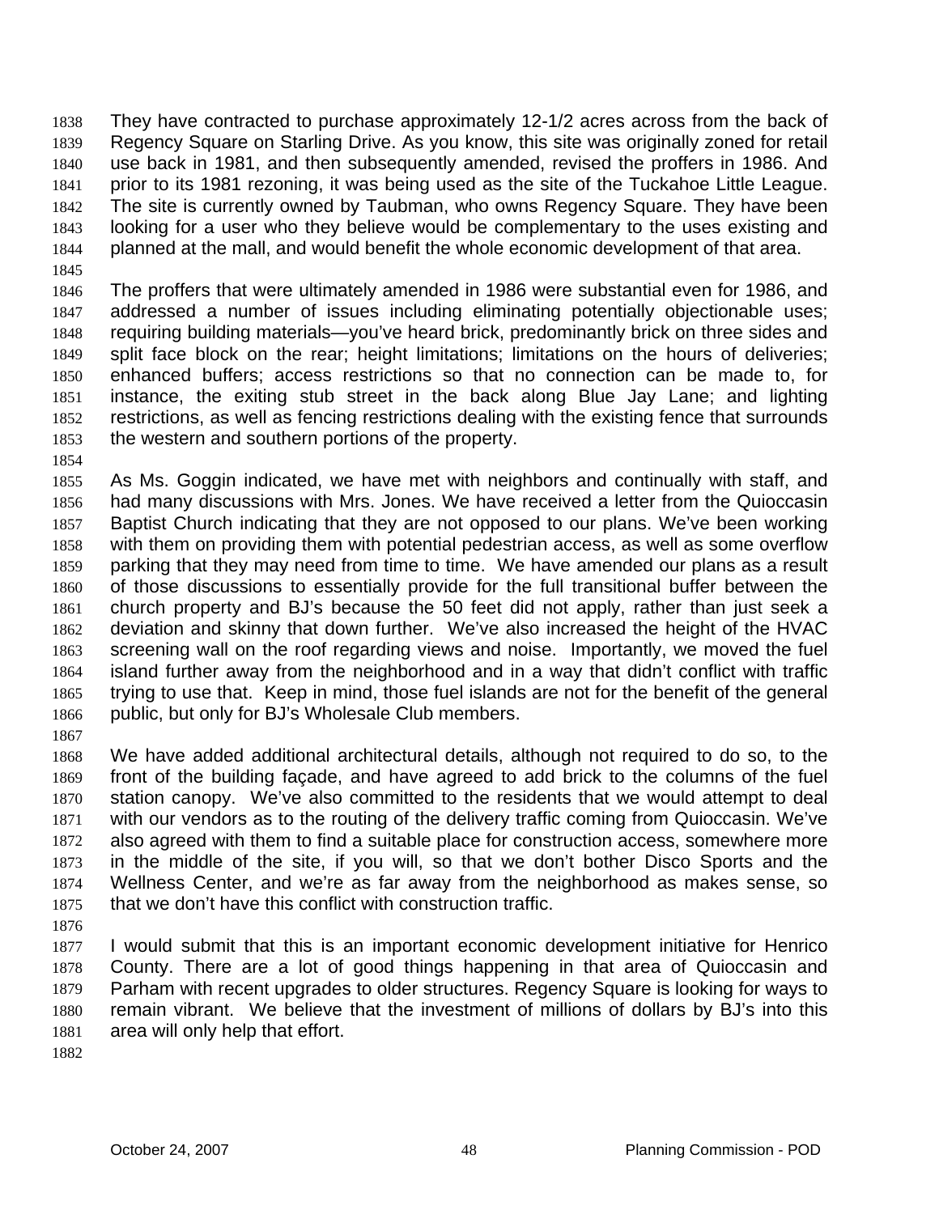They have contracted to purchase approximately 12-1/2 acres across from the back of Regency Square on Starling Drive. As you know, this site was originally zoned for retail use back in 1981, and then subsequently amended, revised the proffers in 1986. And prior to its 1981 rezoning, it was being used as the site of the Tuckahoe Little League. The site is currently owned by Taubman, who owns Regency Square. They have been looking for a user who they believe would be complementary to the uses existing and planned at the mall, and would benefit the whole economic development of that area.

The proffers that were ultimately amended in 1986 were substantial even for 1986, and addressed a number of issues including eliminating potentially objectionable uses; requiring building materials—you've heard brick, predominantly brick on three sides and split face block on the rear; height limitations; limitations on the hours of deliveries; enhanced buffers; access restrictions so that no connection can be made to, for instance, the exiting stub street in the back along Blue Jay Lane; and lighting restrictions, as well as fencing restrictions dealing with the existing fence that surrounds the western and southern portions of the property.

As Ms. Goggin indicated, we have met with neighbors and continually with staff, and had many discussions with Mrs. Jones. We have received a letter from the Quioccasin Baptist Church indicating that they are not opposed to our plans. We've been working with them on providing them with potential pedestrian access, as well as some overflow parking that they may need from time to time. We have amended our plans as a result of those discussions to essentially provide for the full transitional buffer between the church property and BJ's because the 50 feet did not apply, rather than just seek a deviation and skinny that down further. We've also increased the height of the HVAC screening wall on the roof regarding views and noise. Importantly, we moved the fuel island further away from the neighborhood and in a way that didn't conflict with traffic trying to use that. Keep in mind, those fuel islands are not for the benefit of the general public, but only for BJ's Wholesale Club members.

We have added additional architectural details, although not required to do so, to the front of the building façade, and have agreed to add brick to the columns of the fuel station canopy. We've also committed to the residents that we would attempt to deal with our vendors as to the routing of the delivery traffic coming from Quioccasin. We've also agreed with them to find a suitable place for construction access, somewhere more in the middle of the site, if you will, so that we don't bother Disco Sports and the Wellness Center, and we're as far away from the neighborhood as makes sense, so that we don't have this conflict with construction traffic.

I would submit that this is an important economic development initiative for Henrico County. There are a lot of good things happening in that area of Quioccasin and Parham with recent upgrades to older structures. Regency Square is looking for ways to remain vibrant. We believe that the investment of millions of dollars by BJ's into this area will only help that effort.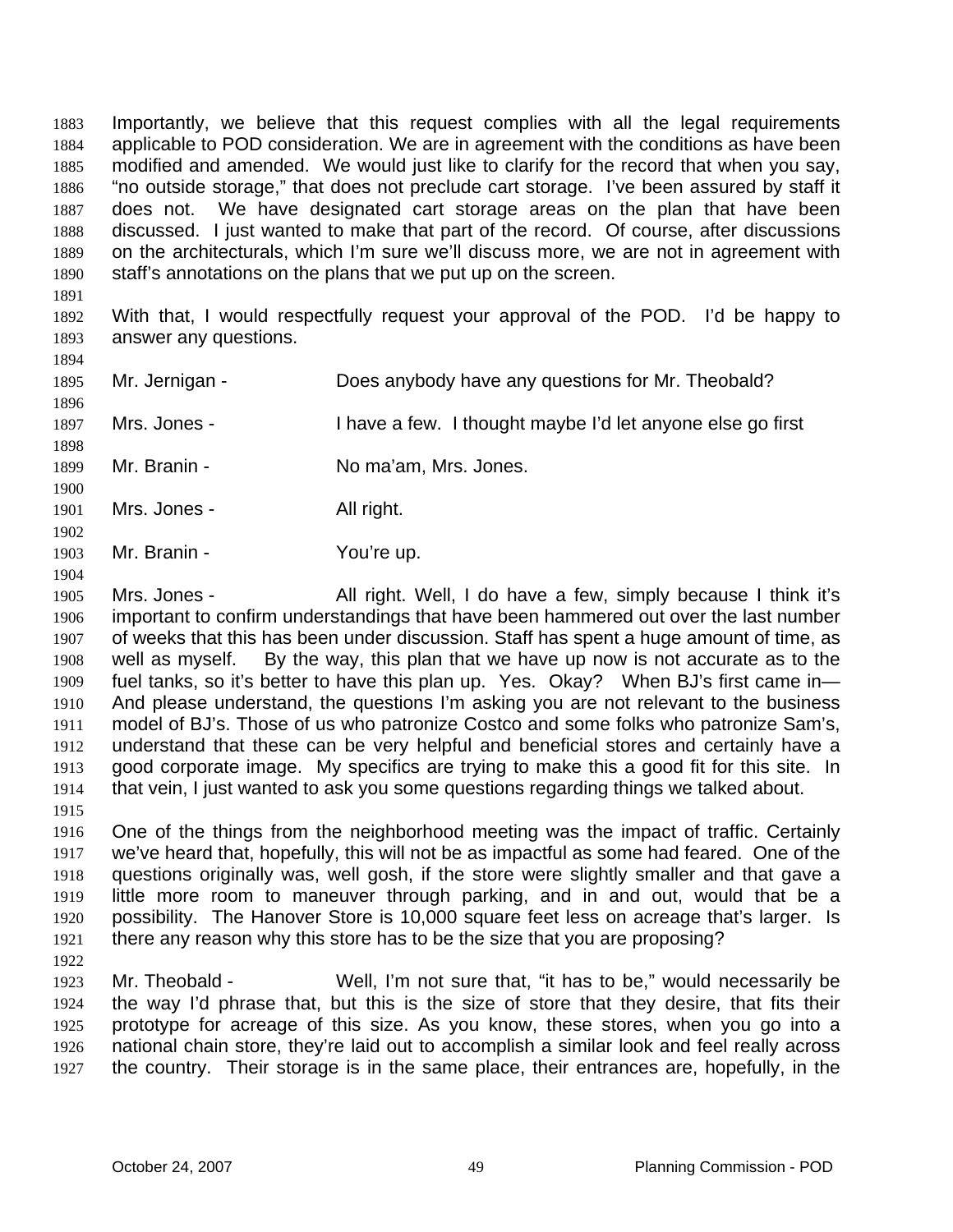Importantly, we believe that this request complies with all the legal requirements applicable to POD consideration. We are in agreement with the conditions as have been modified and amended. We would just like to clarify for the record that when you say, "no outside storage," that does not preclude cart storage. I've been assured by staff it does not. We have designated cart storage areas on the plan that have been discussed. I just wanted to make that part of the record. Of course, after discussions on the architecturals, which I'm sure we'll discuss more, we are not in agreement with staff's annotations on the plans that we put up on the screen.

With that, I would respectfully request your approval of the POD. I'd be happy to answer any questions.

Mr. Jernigan - Does anybody have any questions for Mr. Theobald?

Mrs. Jones - I have a few. I thought maybe I'd let anyone else go first

Mr. Branin - No ma'am, Mrs. Jones.

Mrs. Jones - All right.

Mr. Branin - You're up.

Mrs. Jones - All right. Well, I do have a few, simply because I think it's important to confirm understandings that have been hammered out over the last number of weeks that this has been under discussion. Staff has spent a huge amount of time, as well as myself. By the way, this plan that we have up now is not accurate as to the fuel tanks, so it's better to have this plan up. Yes. Okay? When BJ's first came in— And please understand, the questions I'm asking you are not relevant to the business model of BJ's. Those of us who patronize Costco and some folks who patronize Sam's, understand that these can be very helpful and beneficial stores and certainly have a good corporate image. My specifics are trying to make this a good fit for this site. In that vein, I just wanted to ask you some questions regarding things we talked about.

One of the things from the neighborhood meeting was the impact of traffic. Certainly we've heard that, hopefully, this will not be as impactful as some had feared. One of the questions originally was, well gosh, if the store were slightly smaller and that gave a little more room to maneuver through parking, and in and out, would that be a possibility. The Hanover Store is 10,000 square feet less on acreage that's larger. Is there any reason why this store has to be the size that you are proposing?

Mr. Theobald - Well, I'm not sure that, "it has to be," would necessarily be the way I'd phrase that, but this is the size of store that they desire, that fits their prototype for acreage of this size. As you know, these stores, when you go into a national chain store, they're laid out to accomplish a similar look and feel really across the country. Their storage is in the same place, their entrances are, hopefully, in the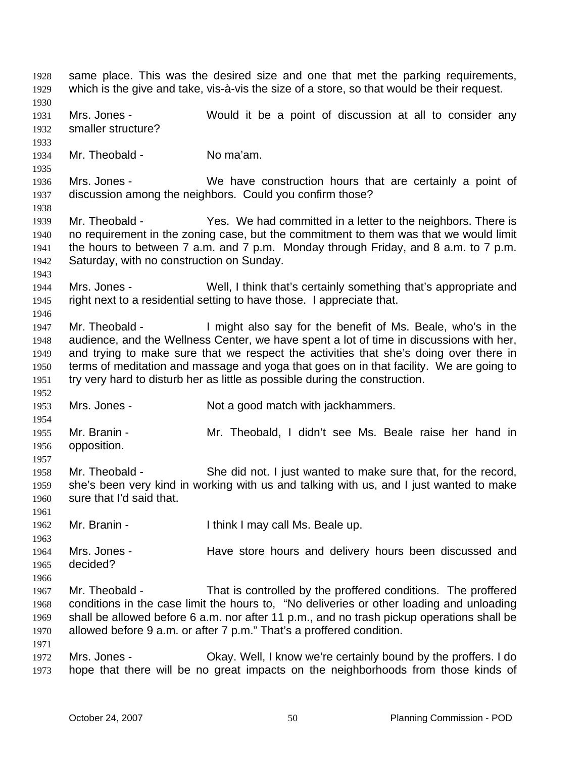same place. This was the desired size and one that met the parking requirements, which is the give and take, vis-à-vis the size of a store, so that would be their request.

Mrs. Jones - Would it be a point of discussion at all to consider any smaller structure?

Mr. Theobald - No ma'am.

Mrs. Jones - We have construction hours that are certainly a point of discussion among the neighbors. Could you confirm those?

Mr. Theobald - Yes. We had committed in a letter to the neighbors. There is no requirement in the zoning case, but the commitment to them was that we would limit the hours to between 7 a.m. and 7 p.m. Monday through Friday, and 8 a.m. to 7 p.m. Saturday, with no construction on Sunday.

Mrs. Jones - Well, I think that's certainly something that's appropriate and right next to a residential setting to have those. I appreciate that.

Mr. Theobald - I might also say for the benefit of Ms. Beale, who's in the audience, and the Wellness Center, we have spent a lot of time in discussions with her, and trying to make sure that we respect the activities that she's doing over there in terms of meditation and massage and yoga that goes on in that facility. We are going to try very hard to disturb her as little as possible during the construction.

Mrs. Jones - Not a good match with jackhammers.

Mr. Branin - Mr. Theobald, I didn't see Ms. Beale raise her hand in opposition.

Mr. Theobald - She did not. I just wanted to make sure that, for the record, she's been very kind in working with us and talking with us, and I just wanted to make sure that I'd said that.

Mr. Branin - I think I may call Ms. Beale up.

Mrs. Jones - Have store hours and delivery hours been discussed and decided?

Mr. Theobald - That is controlled by the proffered conditions. The proffered conditions in the case limit the hours to, "No deliveries or other loading and unloading shall be allowed before 6 a.m. nor after 11 p.m., and no trash pickup operations shall be allowed before 9 a.m. or after 7 p.m." That's a proffered condition.

Mrs. Jones - Okay. Well, I know we're certainly bound by the proffers. I do hope that there will be no great impacts on the neighborhoods from those kinds of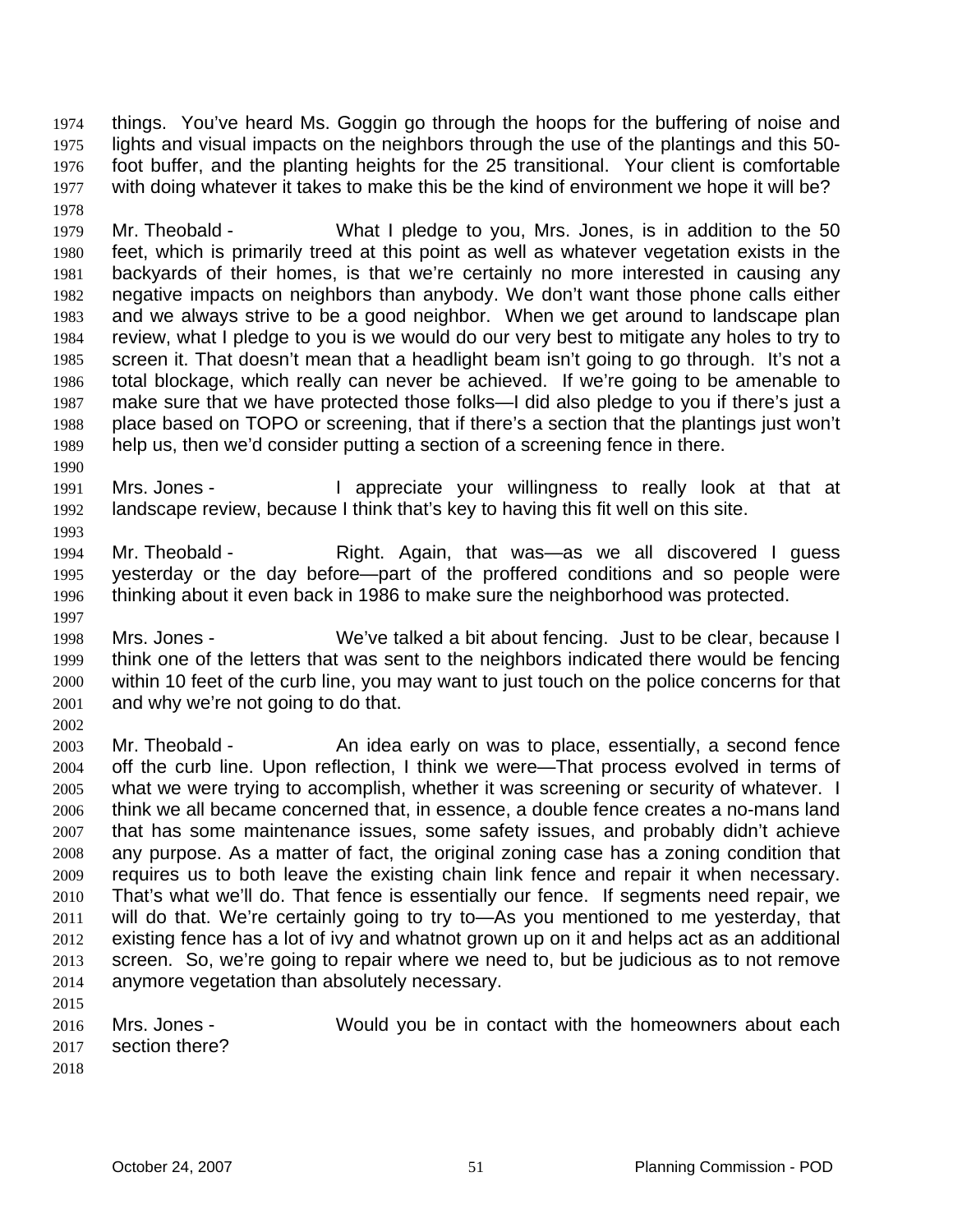things. You've heard Ms. Goggin go through the hoops for the buffering of noise and lights and visual impacts on the neighbors through the use of the plantings and this 50-foot buffer, and the planting heights for the 25 transitional. Your client is comfortable with doing whatever it takes to make this be the kind of environment we hope it will be?

Mr. Theobald - What I pledge to you, Mrs. Jones, is in addition to the 50 feet, which is primarily treed at this point as well as whatever vegetation exists in the backyards of their homes, is that we're certainly no more interested in causing any negative impacts on neighbors than anybody. We don't want those phone calls either and we always strive to be a good neighbor. When we get around to landscape plan review, what I pledge to you is we would do our very best to mitigate any holes to try to screen it. That doesn't mean that a headlight beam isn't going to go through. It's not a total blockage, which really can never be achieved. If we're going to be amenable to make sure that we have protected those folks—I did also pledge to you if there's just a place based on TOPO or screening, that if there's a section that the plantings just won't help us, then we'd consider putting a section of a screening fence in there.

Mrs. Jones - I appreciate your willingness to really look at that at landscape review, because I think that's key to having this fit well on this site.

Mr. Theobald - Right. Again, that was—as we all discovered I guess yesterday or the day before—part of the proffered conditions and so people were thinking about it even back in 1986 to make sure the neighborhood was protected.

Mrs. Jones - We've talked a bit about fencing. Just to be clear, because I think one of the letters that was sent to the neighbors indicated there would be fencing within 10 feet of the curb line, you may want to just touch on the police concerns for that and why we're not going to do that.

Mr. Theobald - An idea early on was to place, essentially, a second fence off the curb line. Upon reflection, I think we were—That process evolved in terms of what we were trying to accomplish, whether it was screening or security of whatever. I think we all became concerned that, in essence, a double fence creates a no-mans land that has some maintenance issues, some safety issues, and probably didn't achieve any purpose. As a matter of fact, the original zoning case has a zoning condition that requires us to both leave the existing chain link fence and repair it when necessary. That's what we'll do. That fence is essentially our fence. If segments need repair, we will do that. We're certainly going to try to—As you mentioned to me yesterday, that existing fence has a lot of ivy and whatnot grown up on it and helps act as an additional screen. So, we're going to repair where we need to, but be judicious as to not remove anymore vegetation than absolutely necessary.

Mrs. Jones - Would you be in contact with the homeowners about each section there?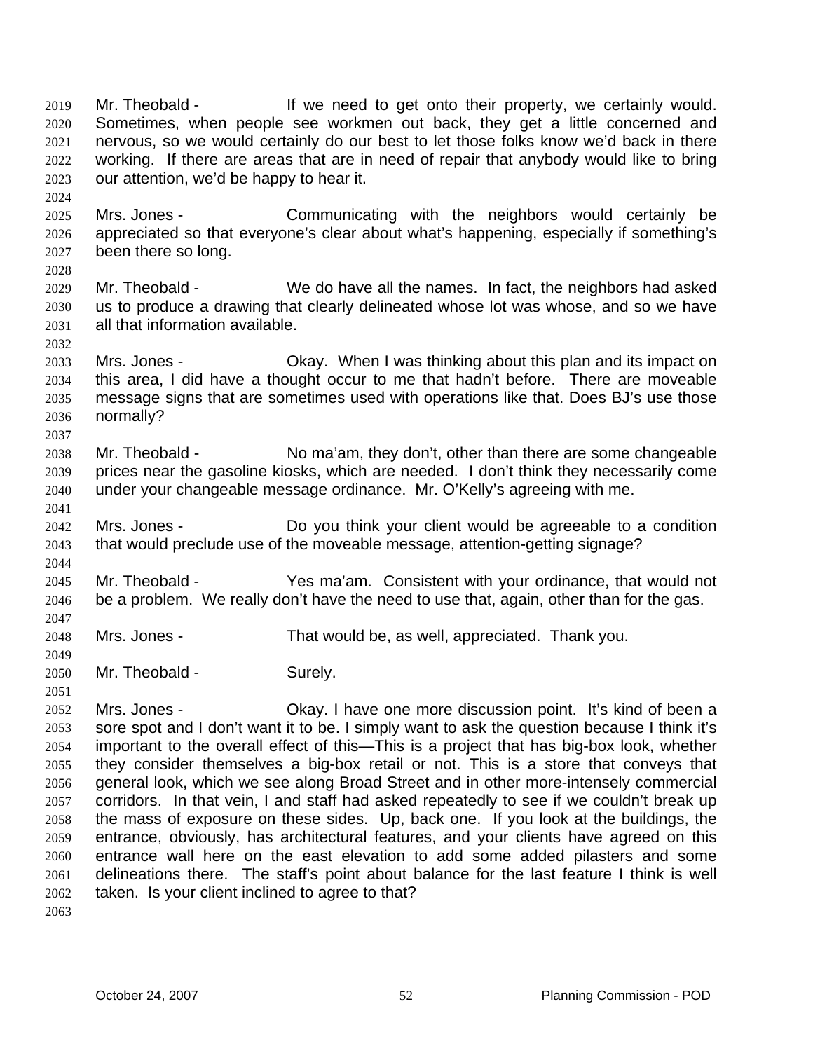Mr. Theobald - If we need to get onto their property, we certainly would. Sometimes, when people see workmen out back, they get a little concerned and nervous, so we would certainly do our best to let those folks know we'd back in there working. If there are areas that are in need of repair that anybody would like to bring our attention, we'd be happy to hear it.

Mrs. Jones - Communicating with the neighbors would certainly be appreciated so that everyone's clear about what's happening, especially if something's been there so long.

Mr. Theobald - We do have all the names. In fact, the neighbors had asked us to produce a drawing that clearly delineated whose lot was whose, and so we have all that information available.

Mrs. Jones - Okay. When I was thinking about this plan and its impact on this area, I did have a thought occur to me that hadn't before. There are moveable message signs that are sometimes used with operations like that. Does BJ's use those normally?

Mr. Theobald - No ma'am, they don't, other than there are some changeable prices near the gasoline kiosks, which are needed. I don't think they necessarily come under your changeable message ordinance. Mr. O'Kelly's agreeing with me.

Mrs. Jones - Do you think your client would be agreeable to a condition that would preclude use of the moveable message, attention-getting signage?

Mr. Theobald - Yes ma'am. Consistent with your ordinance, that would not be a problem. We really don't have the need to use that, again, other than for the gas.

Mrs. Jones - That would be, as well, appreciated. Thank you.

Mr. Theobald - Surely.

Mrs. Jones - Okay. I have one more discussion point. It's kind of been a sore spot and I don't want it to be. I simply want to ask the question because I think it's important to the overall effect of this—This is a project that has big-box look, whether they consider themselves a big-box retail or not. This is a store that conveys that general look, which we see along Broad Street and in other more-intensely commercial corridors. In that vein, I and staff had asked repeatedly to see if we couldn't break up the mass of exposure on these sides. Up, back one. If you look at the buildings, the entrance, obviously, has architectural features, and your clients have agreed on this entrance wall here on the east elevation to add some added pilasters and some delineations there. The staff's point about balance for the last feature I think is well taken. Is your client inclined to agree to that?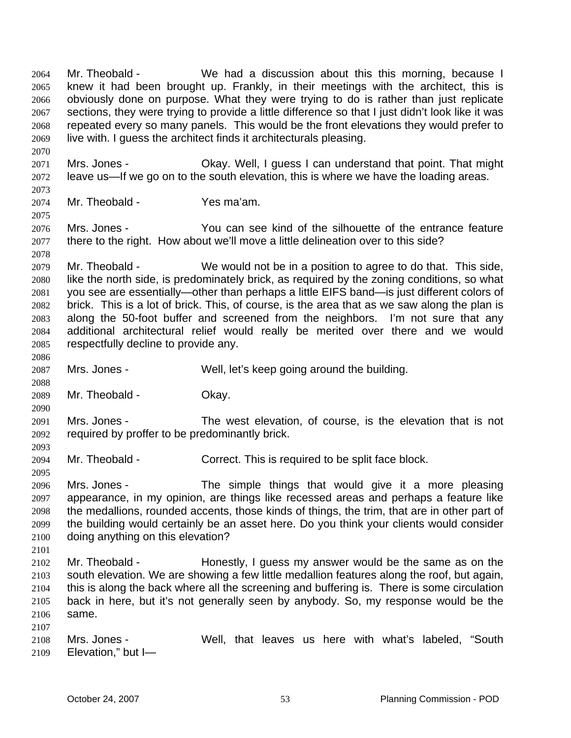Mr. Theobald - We had a discussion about this this morning, because I knew it had been brought up. Frankly, in their meetings with the architect, this is obviously done on purpose. What they were trying to do is rather than just replicate sections, they were trying to provide a little difference so that I just didn't look like it was repeated every so many panels. This would be the front elevations they would prefer to live with. I guess the architect finds it architecturals pleasing.

Mrs. Jones - Okay. Well, I guess I can understand that point. That might leave us—If we go on to the south elevation, this is where we have the loading areas.

Mr. Theobald - Yes ma'am.

Mrs. Jones - You can see kind of the silhouette of the entrance feature there to the right. How about we'll move a little delineation over to this side?

Mr. Theobald - We would not be in a position to agree to do that. This side, like the north side, is predominately brick, as required by the zoning conditions, so what you see are essentially—other than perhaps a little EIFS band—is just different colors of brick. This is a lot of brick. This, of course, is the area that as we saw along the plan is along the 50-foot buffer and screened from the neighbors. I'm not sure that any additional architectural relief would really be merited over there and we would respectfully decline to provide any.

Mrs. Jones - Well, let's keep going around the building.

Mr. Theobald - Okay.

Mrs. Jones - The west elevation, of course, is the elevation that is not required by proffer to be predominantly brick.

Mr. Theobald - Correct. This is required to be split face block.

Mrs. Jones - The simple things that would give it a more pleasing appearance, in my opinion, are things like recessed areas and perhaps a feature like the medallions, rounded accents, those kinds of things, the trim, that are in other part of the building would certainly be an asset here. Do you think your clients would consider doing anything on this elevation?

Mr. Theobald - Honestly, I guess my answer would be the same as on the south elevation. We are showing a few little medallion features along the roof, but again, this is along the back where all the screening and buffering is. There is some circulation back in here, but it's not generally seen by anybody. So, my response would be the same.

Mrs. Jones - Well, that leaves us here with what's labeled, "South Elevation," but I—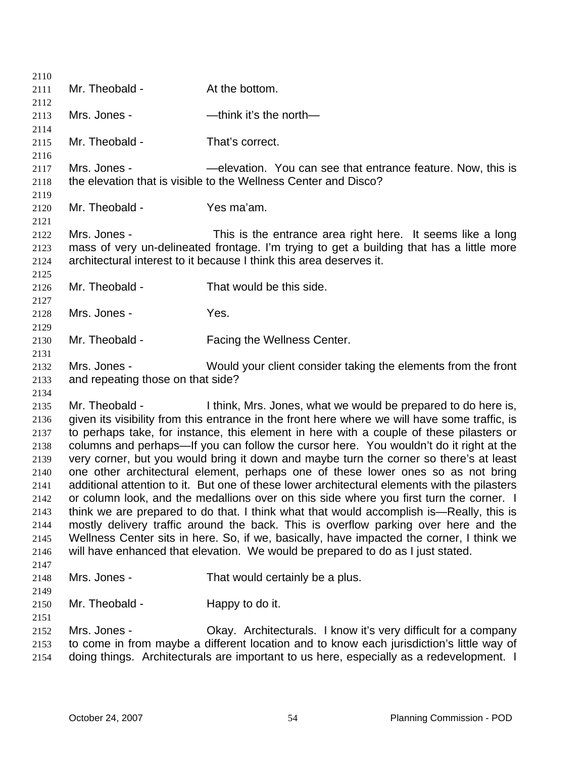Mr. Theobald - At the bottom.

Mrs. Jones - —think it's the north—

Mr. Theobald - That's correct.

Mrs. Jones - —elevation. You can see that entrance feature. Now, this is the elevation that is visible to the Wellness Center and Disco?

Mr. Theobald - Yes ma'am.

Mrs. Jones - This is the entrance area right here. It seems like a long mass of very un-delineated frontage. I'm trying to get a building that has a little more architectural interest to it because I think this area deserves it.

Mr. Theobald - That would be this side.

Mrs. Jones - Yes.

Mr. Theobald - Facing the Wellness Center.

Mrs. Jones - Would your client consider taking the elements from the front and repeating those on that side?

Mr. Theobald - I think, Mrs. Jones, what we would be prepared to do here is, given its visibility from this entrance in the front here where we will have some traffic, is to perhaps take, for instance, this element in here with a couple of these pilasters or columns and perhaps—If you can follow the cursor here. You wouldn't do it right at the very corner, but you would bring it down and maybe turn the corner so there's at least one other architectural element, perhaps one of these lower ones so as not bring additional attention to it. But one of these lower architectural elements with the pilasters or column look, and the medallions over on this side where you first turn the corner. I think we are prepared to do that. I think what that would accomplish is—Really, this is mostly delivery traffic around the back. This is overflow parking over here and the Wellness Center sits in here. So, if we, basically, have impacted the corner, I think we will have enhanced that elevation. We would be prepared to do as I just stated.

Mrs. Jones - That would certainly be a plus.

Mr. Theobald - Happy to do it.

Mrs. Jones - Okay. Architecturals. I know it's very difficult for a company to come in from maybe a different location and to know each jurisdiction's little way of doing things. Architecturals are important to us here, especially as a redevelopment. I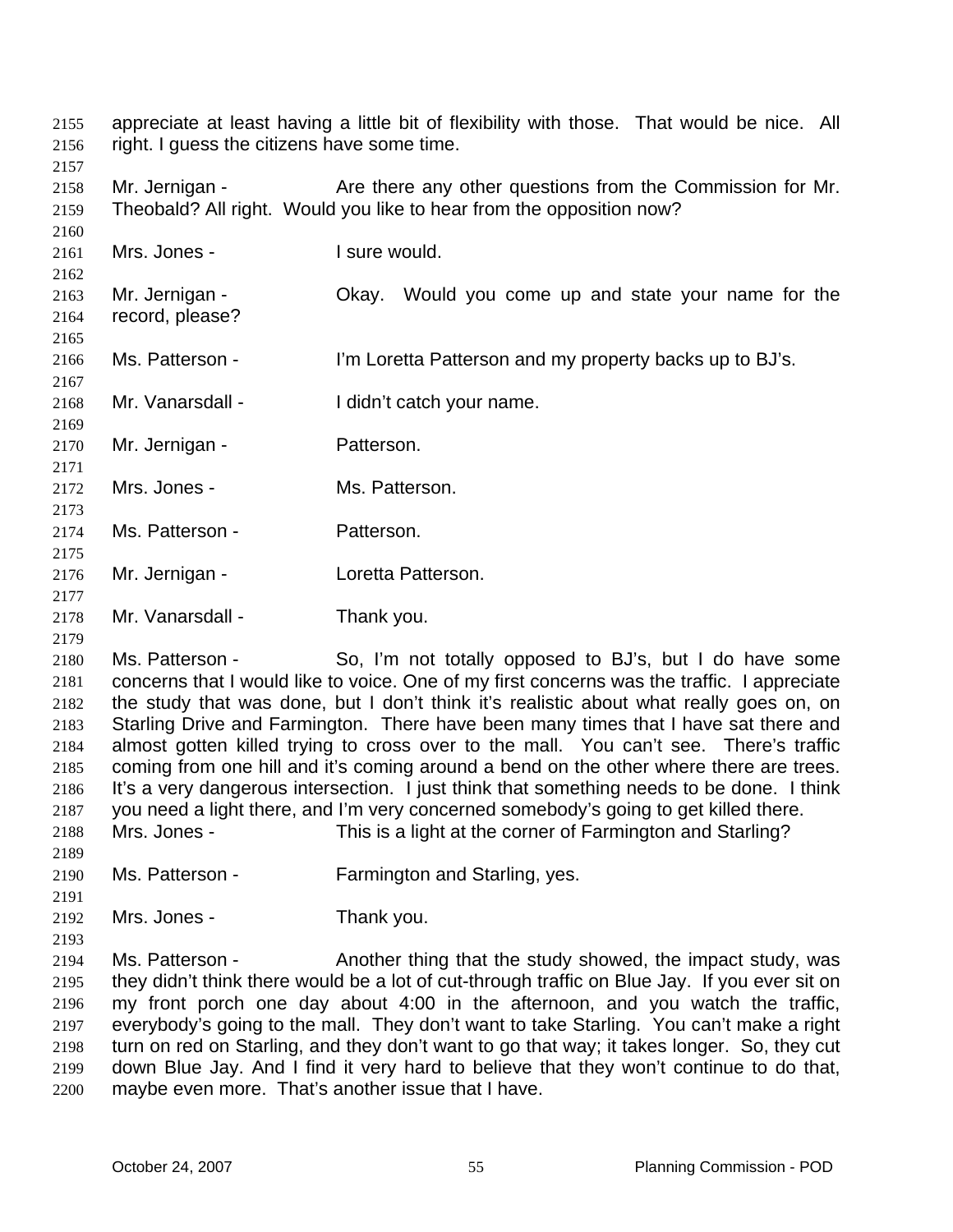appreciate at least having a little bit of flexibility with those. That would be nice. All right. I guess the citizens have some time.

Mr. Jernigan - Are there any other questions from the Commission for Mr. Theobald? All right. Would you like to hear from the opposition now?

Mrs. Jones - I sure would.

Mr. Jernigan - Okay. Would you come up and state your name for the record, please?

Ms. Patterson - I'm Loretta Patterson and my property backs up to BJ's.

Mr. Vanarsdall - I didn't catch your name.

Mr. Jernigan - Patterson.

Mrs. Jones - Ms. Patterson.

Ms. Patterson - Patterson.

Mr. Jernigan - Loretta Patterson.

Mr. Vanarsdall - Thank you.

Ms. Patterson - So, I'm not totally opposed to BJ's, but I do have some concerns that I would like to voice. One of my first concerns was the traffic. I appreciate the study that was done, but I don't think it's realistic about what really goes on, on Starling Drive and Farmington. There have been many times that I have sat there and almost gotten killed trying to cross over to the mall. You can't see. There's traffic coming from one hill and it's coming around a bend on the other where there are trees. It's a very dangerous intersection. I just think that something needs to be done. I think you need a light there, and I'm very concerned somebody's going to get killed there.

Mrs. Jones - This is a light at the corner of Farmington and Starling?

Ms. Patterson - Farmington and Starling, yes.

Mrs. Jones - Thank you.

Ms. Patterson - Another thing that the study showed, the impact study, was they didn't think there would be a lot of cut-through traffic on Blue Jay. If you ever sit on my front porch one day about 4:00 in the afternoon, and you watch the traffic, everybody's going to the mall. They don't want to take Starling. You can't make a right turn on red on Starling, and they don't want to go that way; it takes longer. So, they cut down Blue Jay. And I find it very hard to believe that they won't continue to do that, maybe even more. That's another issue that I have.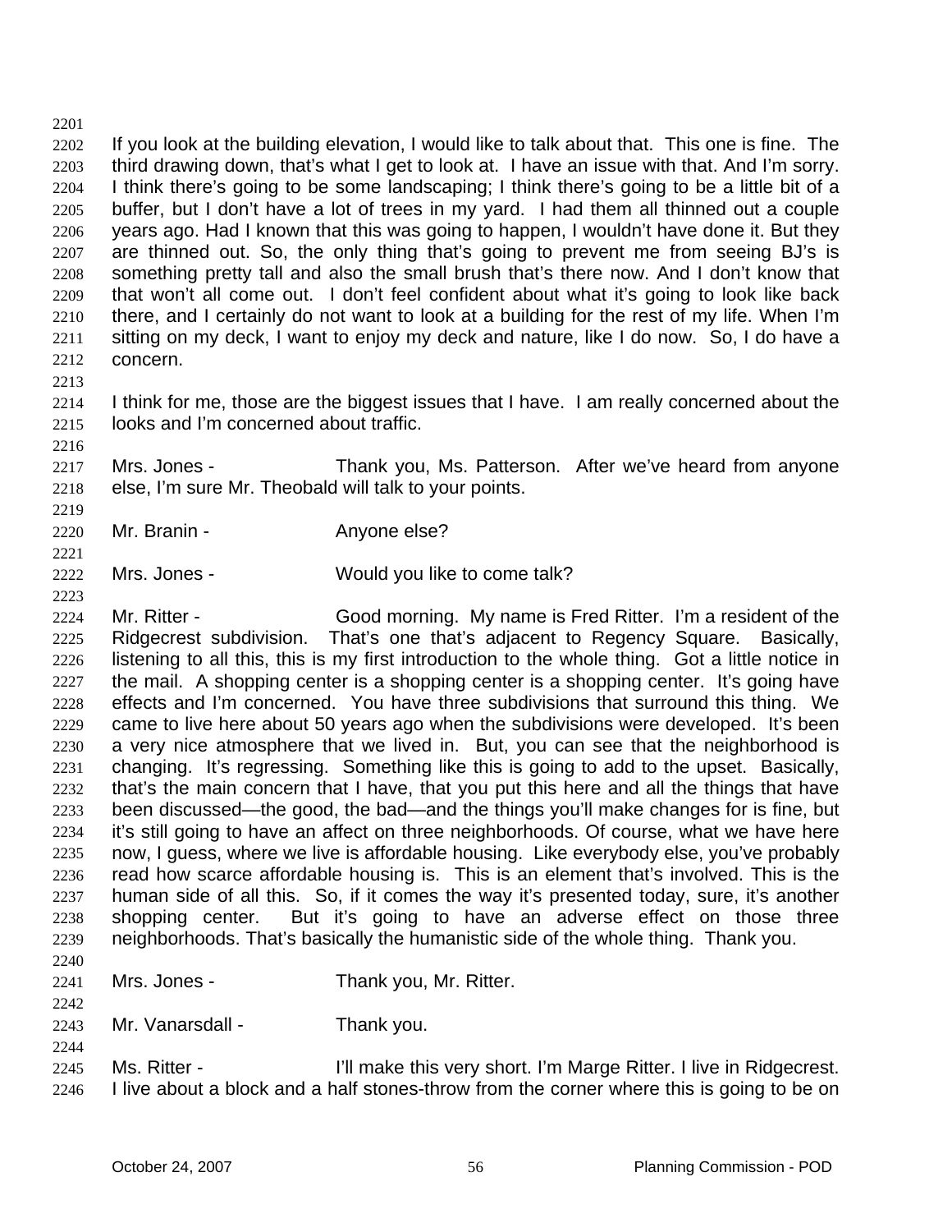If you look at the building elevation, I would like to talk about that. This one is fine. The third drawing down, that's what I get to look at. I have an issue with that. And I'm sorry. I think there's going to be some landscaping; I think there's going to be a little bit of a buffer, but I don't have a lot of trees in my yard. I had them all thinned out a couple years ago. Had I known that this was going to happen, I wouldn't have done it. But they are thinned out. So, the only thing that's going to prevent me from seeing BJ's is something pretty tall and also the small brush that's there now. And I don't know that that won't all come out. I don't feel confident about what it's going to look like back there, and I certainly do not want to look at a building for the rest of my life. When I'm sitting on my deck, I want to enjoy my deck and nature, like I do now. So, I do have a concern.

I think for me, those are the biggest issues that I have. I am really concerned about the looks and I'm concerned about traffic.

Mrs. Jones - Thank you, Ms. Patterson. After we've heard from anyone else, I'm sure Mr. Theobald will talk to your points.

Mr. Branin - Anyone else?

Mrs. Jones - Would you like to come talk?

Mr. Ritter - Good morning. My name is Fred Ritter. I'm a resident of the Ridgecrest subdivision. That's one that's adjacent to Regency Square. Basically, listening to all this, this is my first introduction to the whole thing. Got a little notice in the mail. A shopping center is a shopping center is a shopping center. It's going have effects and I'm concerned. You have three subdivisions that surround this thing. We came to live here about 50 years ago when the subdivisions were developed. It's been a very nice atmosphere that we lived in. But, you can see that the neighborhood is changing. It's regressing. Something like this is going to add to the upset. Basically, that's the main concern that I have, that you put this here and all the things that have been discussed—the good, the bad—and the things you'll make changes for is fine, but it's still going to have an affect on three neighborhoods. Of course, what we have here now, I guess, where we live is affordable housing. Like everybody else, you've probably read how scarce affordable housing is. This is an element that's involved. This is the human side of all this. So, if it comes the way it's presented today, sure, it's another shopping center. But it's going to have an adverse effect on those three neighborhoods. That's basically the humanistic side of the whole thing. Thank you.

Mrs. Jones - Thank you, Mr. Ritter.

Mr. Vanarsdall - Thank you.

Ms. Ritter - I'll make this very short. I'm Marge Ritter. I live in Ridgecrest. I live about a block and a half stones-throw from the corner where this is going to be on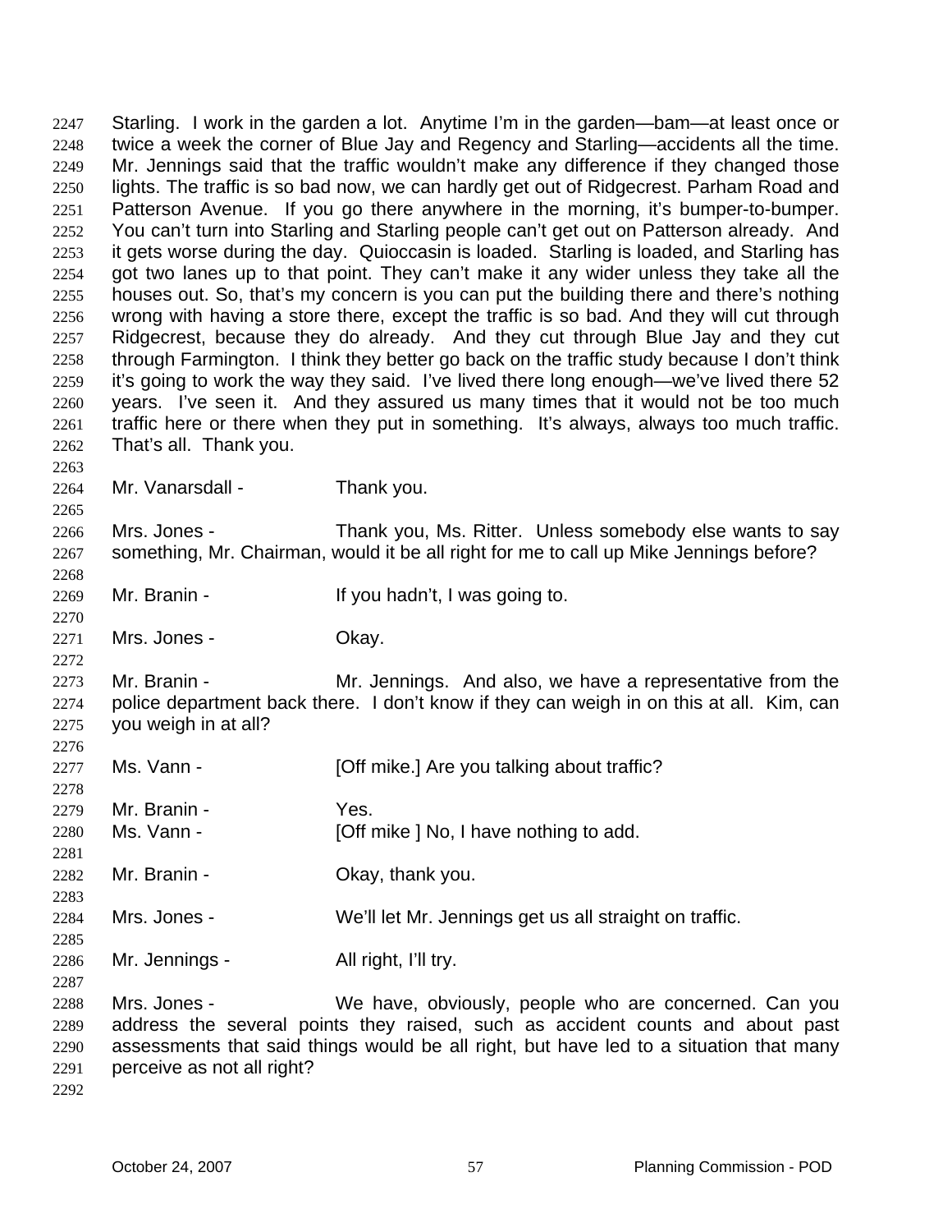Starling. I work in the garden a lot. Anytime I'm in the garden—bam—at least once or twice a week the corner of Blue Jay and Regency and Starling—accidents all the time. Mr. Jennings said that the traffic wouldn't make any difference if they changed those lights. The traffic is so bad now, we can hardly get out of Ridgecrest. Parham Road and Patterson Avenue. If you go there anywhere in the morning, it's bumper-to-bumper. You can't turn into Starling and Starling people can't get out on Patterson already. And it gets worse during the day. Quioccasin is loaded. Starling is loaded, and Starling has got two lanes up to that point. They can't make it any wider unless they take all the houses out. So, that's my concern is you can put the building there and there's nothing wrong with having a store there, except the traffic is so bad. And they will cut through Ridgecrest, because they do already. And they cut through Blue Jay and they cut through Farmington. I think they better go back on the traffic study because I don't think it's going to work the way they said. I've lived there long enough—we've lived there 52 years. I've seen it. And they assured us many times that it would not be too much traffic here or there when they put in something. It's always, always too much traffic. That's all. Thank you.

Mr. Vanarsdall - Thank you.

Mrs. Jones - Thank you, Ms. Ritter. Unless somebody else wants to say something, Mr. Chairman, would it be all right for me to call up Mike Jennings before?

Mr. Branin - If you hadn't, I was going to.

Mrs. Jones - Okay.

Mr. Branin - Mr. Jennings. And also, we have a representative from the police department back there. I don't know if they can weigh in on this at all. Kim, can you weigh in at all?

Ms. Vann - [Off mike.] Are you talking about traffic?

Mr. Branin - Yes.
Ms. Vann - [Off mike ] No, I have nothing to add.

Mr. Branin - Okay, thank you.

Mrs. Jones - We'll let Mr. Jennings get us all straight on traffic.

Mr. Jennings - All right, I'll try.

Mrs. Jones - We have, obviously, people who are concerned. Can you address the several points they raised, such as accident counts and about past assessments that said things would be all right, but have led to a situation that many perceive as not all right?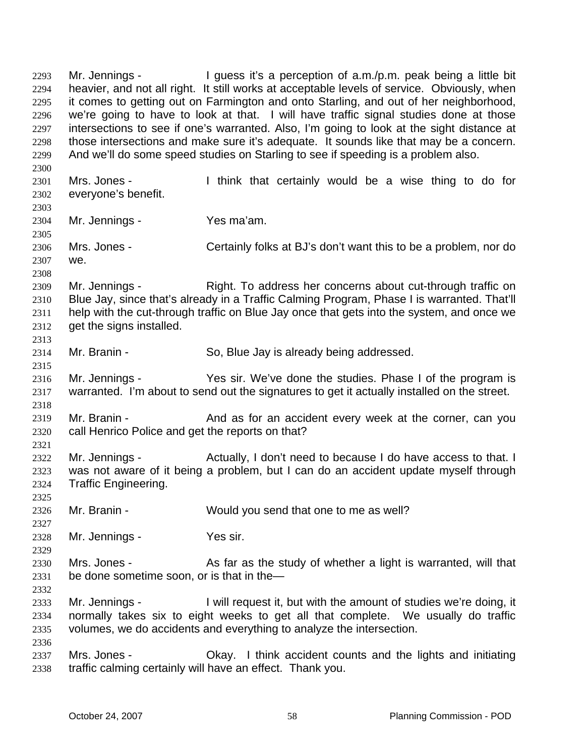Mr. Jennings - I guess it's a perception of a.m./p.m. peak being a little bit heavier, and not all right. It still works at acceptable levels of service. Obviously, when it comes to getting out on Farmington and onto Starling, and out of her neighborhood, we're going to have to look at that. I will have traffic signal studies done at those intersections to see if one's warranted. Also, I'm going to look at the sight distance at those intersections and make sure it's adequate. It sounds like that may be a concern. And we'll do some speed studies on Starling to see if speeding is a problem also.

Mrs. Jones - I think that certainly would be a wise thing to do for everyone's benefit.

Mr. Jennings - Yes ma'am.

Mrs. Jones - Certainly folks at BJ's don't want this to be a problem, nor do we.

Mr. Jennings - Right. To address her concerns about cut-through traffic on Blue Jay, since that's already in a Traffic Calming Program, Phase I is warranted. That'll help with the cut-through traffic on Blue Jay once that gets into the system, and once we get the signs installed.

Mr. Branin - So, Blue Jay is already being addressed.

Mr. Jennings - Yes sir. We've done the studies. Phase I of the program is warranted. I'm about to send out the signatures to get it actually installed on the street.

Mr. Branin - And as for an accident every week at the corner, can you call Henrico Police and get the reports on that?

Mr. Jennings - Actually, I don't need to because I do have access to that. I was not aware of it being a problem, but I can do an accident update myself through Traffic Engineering.

Mr. Branin - Would you send that one to me as well?

Mr. Jennings - Yes sir.

Mrs. Jones - As far as the study of whether a light is warranted, will that be done sometime soon, or is that in the—

Mr. Jennings - I will request it, but with the amount of studies we're doing, it normally takes six to eight weeks to get all that complete. We usually do traffic volumes, we do accidents and everything to analyze the intersection.

Mrs. Jones - Okay. I think accident counts and the lights and initiating traffic calming certainly will have an effect. Thank you.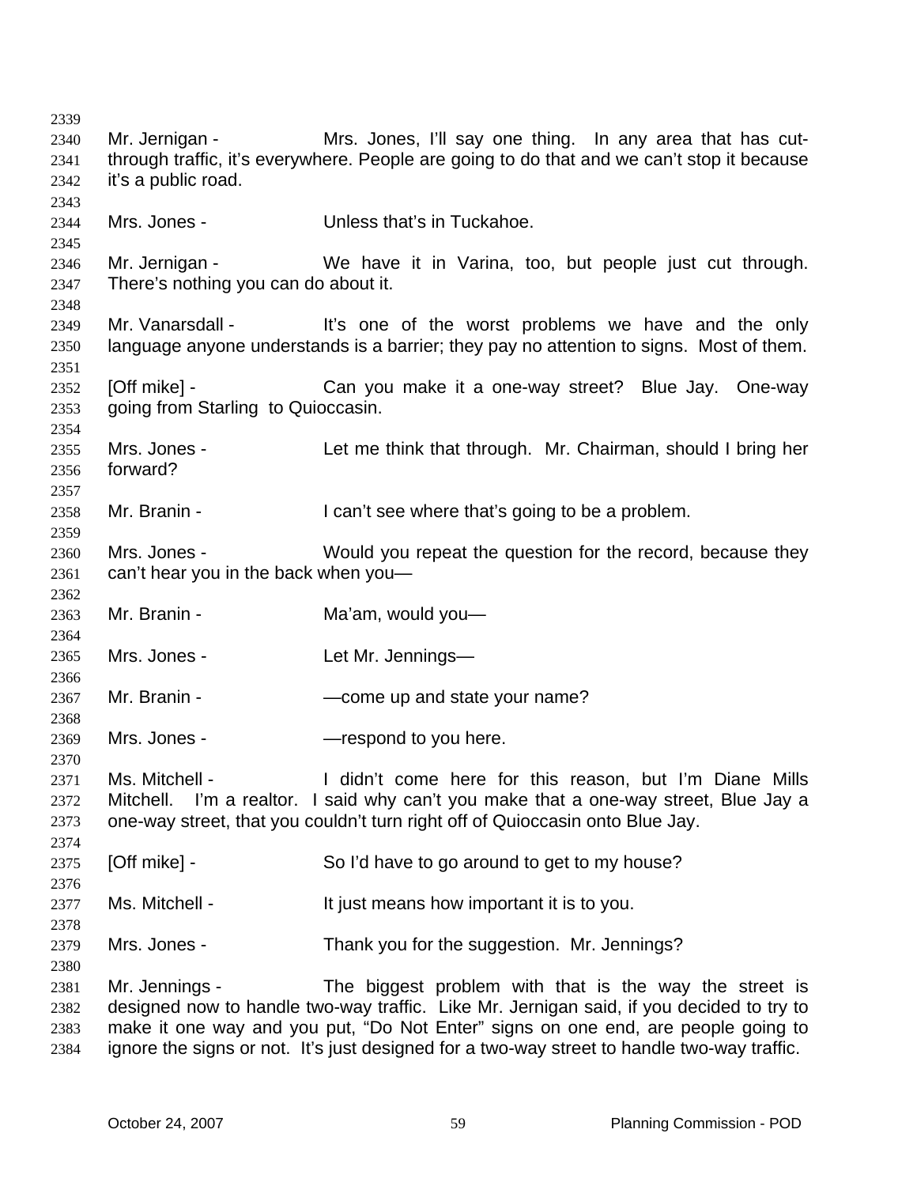Mr. Jernigan - Mrs. Jones, I'll say one thing. In any area that has cut-through traffic, it's everywhere. People are going to do that and we can't stop it because it's a public road.

Mrs. Jones - Unless that's in Tuckahoe.

Mr. Jernigan - We have it in Varina, too, but people just cut through. There's nothing you can do about it.

Mr. Vanarsdall - It's one of the worst problems we have and the only language anyone understands is a barrier; they pay no attention to signs. Most of them.

[Off mike] - Can you make it a one-way street? Blue Jay. One-way going from Starling to Quioccasin.

Mrs. Jones - Let me think that through. Mr. Chairman, should I bring her forward?

Mr. Branin - I can't see where that's going to be a problem.

Mrs. Jones - Would you repeat the question for the record, because they can't hear you in the back when you—

Mr. Branin - Ma'am, would you—

Mrs. Jones - Let Mr. Jennings—

Mr. Branin - —come up and state your name?

Mrs. Jones - —respond to you here.

Ms. Mitchell - I didn't come here for this reason, but I'm Diane Mills Mitchell. I'm a realtor. I said why can't you make that a one-way street, Blue Jay a one-way street, that you couldn't turn right off of Quioccasin onto Blue Jay.

[Off mike] - So I'd have to go around to get to my house?

Ms. Mitchell - It just means how important it is to you.

Mrs. Jones - Thank you for the suggestion. Mr. Jennings?

Mr. Jennings - The biggest problem with that is the way the street is designed now to handle two-way traffic. Like Mr. Jernigan said, if you decided to try to make it one way and you put, "Do Not Enter" signs on one end, are people going to ignore the signs or not. It's just designed for a two-way street to handle two-way traffic.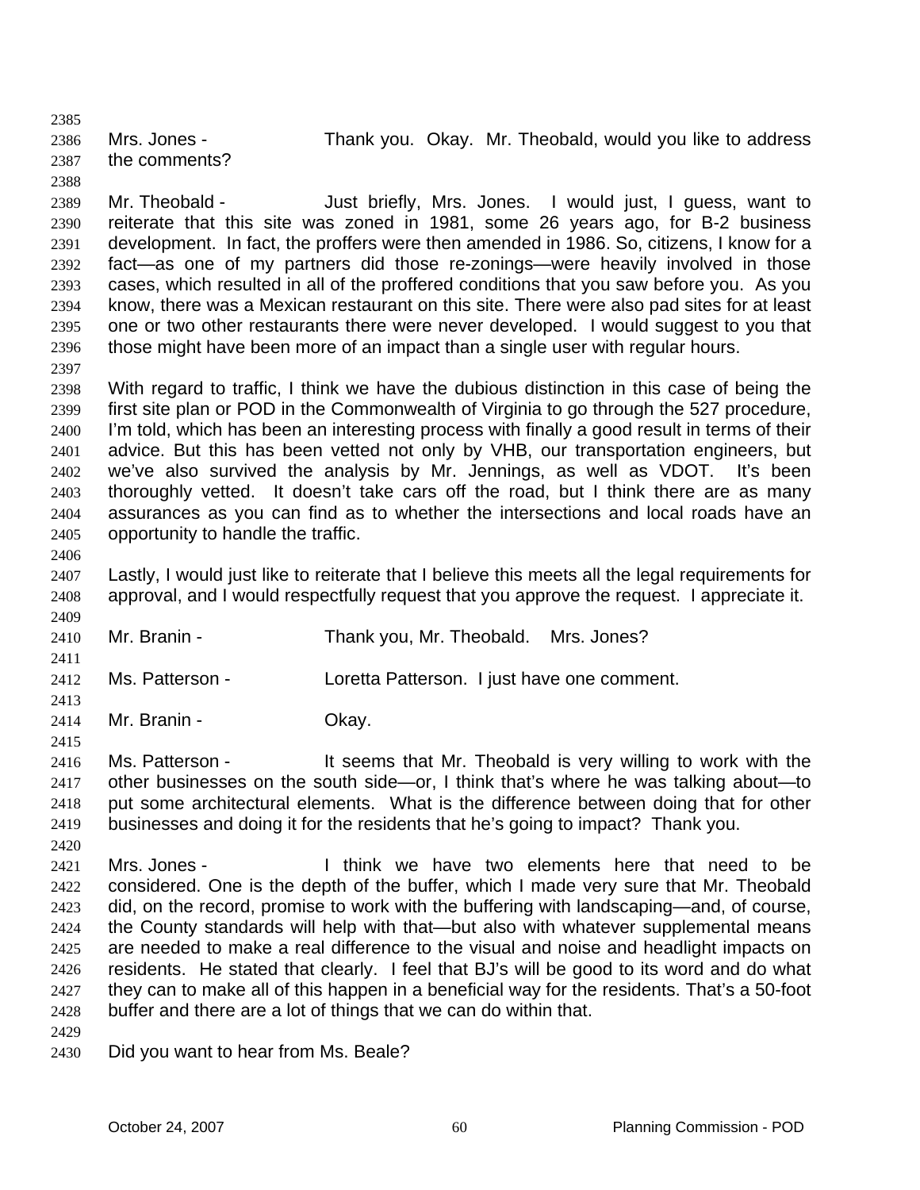Mrs. Jones - Thank you. Okay. Mr. Theobald, would you like to address the comments?

Mr. Theobald - Just briefly, Mrs. Jones. I would just, I guess, want to reiterate that this site was zoned in 1981, some 26 years ago, for B-2 business development. In fact, the proffers were then amended in 1986. So, citizens, I know for a fact—as one of my partners did those re-zonings—were heavily involved in those cases, which resulted in all of the proffered conditions that you saw before you. As you know, there was a Mexican restaurant on this site. There were also pad sites for at least one or two other restaurants there were never developed. I would suggest to you that those might have been more of an impact than a single user with regular hours.

With regard to traffic, I think we have the dubious distinction in this case of being the first site plan or POD in the Commonwealth of Virginia to go through the 527 procedure, I'm told, which has been an interesting process with finally a good result in terms of their advice. But this has been vetted not only by VHB, our transportation engineers, but we've also survived the analysis by Mr. Jennings, as well as VDOT. It's been thoroughly vetted. It doesn't take cars off the road, but I think there are as many assurances as you can find as to whether the intersections and local roads have an opportunity to handle the traffic.

Lastly, I would just like to reiterate that I believe this meets all the legal requirements for approval, and I would respectfully request that you approve the request. I appreciate it.

Mr. Branin - Thank you, Mr. Theobald. Mrs. Jones?

Ms. Patterson - Loretta Patterson. I just have one comment.

Mr. Branin - Okay.

Ms. Patterson - It seems that Mr. Theobald is very willing to work with the other businesses on the south side—or, I think that's where he was talking about—to put some architectural elements. What is the difference between doing that for other businesses and doing it for the residents that he's going to impact? Thank you.

Mrs. Jones - I think we have two elements here that need to be considered. One is the depth of the buffer, which I made very sure that Mr. Theobald did, on the record, promise to work with the buffering with landscaping—and, of course, the County standards will help with that—but also with whatever supplemental means are needed to make a real difference to the visual and noise and headlight impacts on residents. He stated that clearly. I feel that BJ's will be good to its word and do what they can to make all of this happen in a beneficial way for the residents. That's a 50-foot buffer and there are a lot of things that we can do within that.

Did you want to hear from Ms. Beale?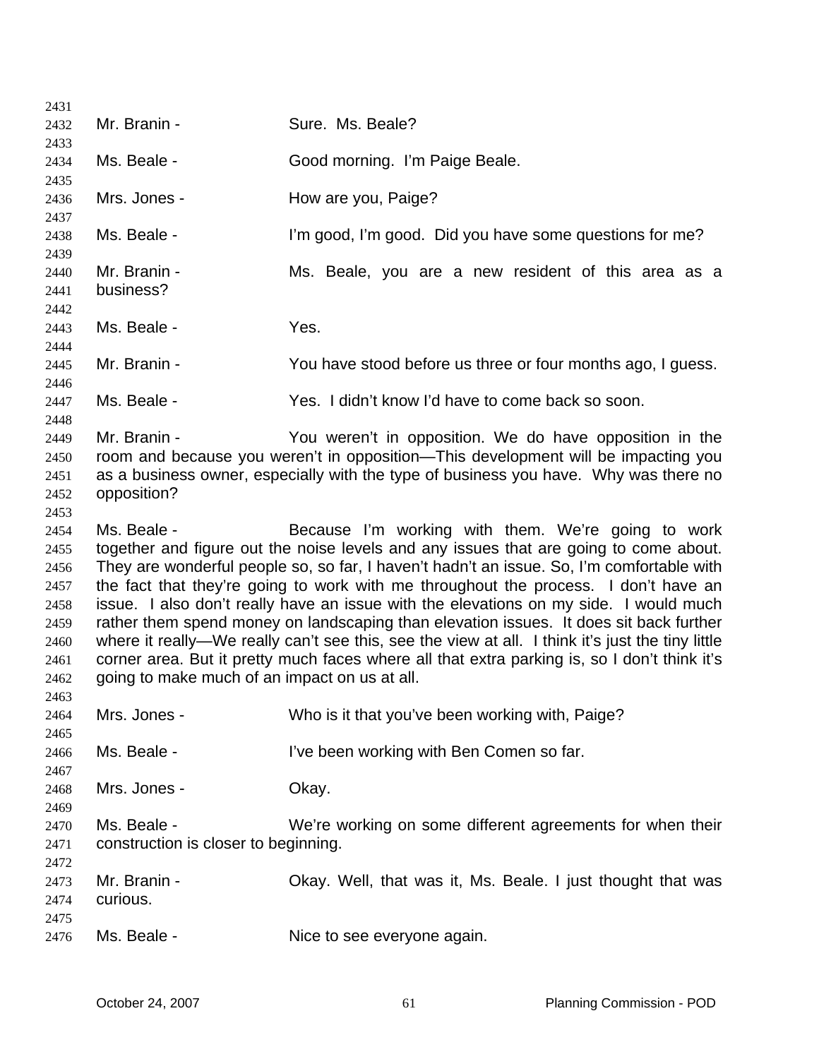Mr. Branin - Sure. Ms. Beale?

Ms. Beale - Good morning. I'm Paige Beale.

Mrs. Jones - How are you, Paige?

Ms. Beale - I'm good, I'm good. Did you have some questions for me?

Mr. Branin - Ms. Beale, you are a new resident of this area as a business?

Ms. Beale - Yes.

Mr. Branin - You have stood before us three or four months ago, I guess.

Ms. Beale - Yes. I didn't know I'd have to come back so soon.

Mr. Branin - You weren't in opposition. We do have opposition in the room and because you weren't in opposition—This development will be impacting you as a business owner, especially with the type of business you have. Why was there no opposition?

Ms. Beale - Because I'm working with them. We're going to work together and figure out the noise levels and any issues that are going to come about. They are wonderful people so, so far, I haven't hadn't an issue. So, I'm comfortable with the fact that they're going to work with me throughout the process. I don't have an issue. I also don't really have an issue with the elevations on my side. I would much rather them spend money on landscaping than elevation issues. It does sit back further where it really—We really can't see this, see the view at all. I think it's just the tiny little corner area. But it pretty much faces where all that extra parking is, so I don't think it's going to make much of an impact on us at all.

Mrs. Jones - Who is it that you've been working with, Paige?

Ms. Beale - I've been working with Ben Comen so far.

Mrs. Jones - Okay.

Ms. Beale - We're working on some different agreements for when their construction is closer to beginning.

Mr. Branin - Okay. Well, that was it, Ms. Beale. I just thought that was curious.

Ms. Beale - Nice to see everyone again.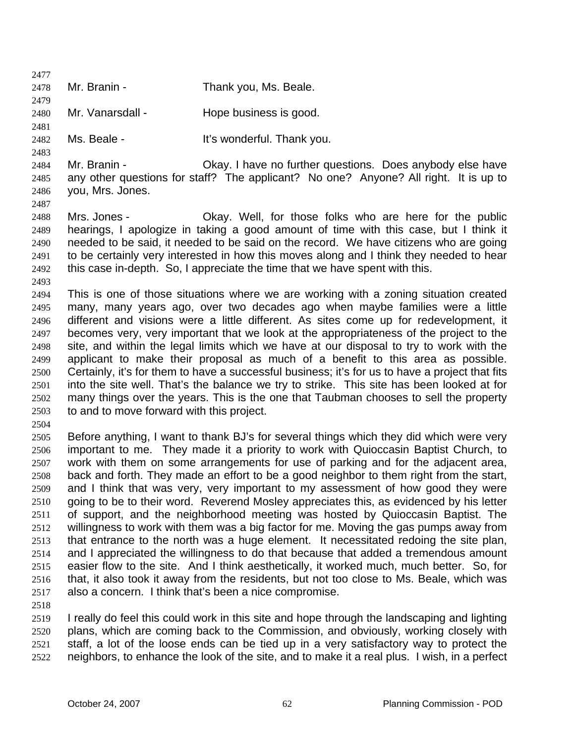Mr. Branin - Thank you, Ms. Beale.

Mr. Vanarsdall - Hope business is good.

Ms. Beale - It's wonderful. Thank you.

Mr. Branin - Okay. I have no further questions. Does anybody else have any other questions for staff? The applicant? No one? Anyone? All right. It is up to you, Mrs. Jones.

Mrs. Jones - Okay. Well, for those folks who are here for the public hearings, I apologize in taking a good amount of time with this case, but I think it needed to be said, it needed to be said on the record. We have citizens who are going to be certainly very interested in how this moves along and I think they needed to hear this case in-depth. So, I appreciate the time that we have spent with this.

This is one of those situations where we are working with a zoning situation created many, many years ago, over two decades ago when maybe families were a little different and visions were a little different. As sites come up for redevelopment, it becomes very, very important that we look at the appropriateness of the project to the site, and within the legal limits which we have at our disposal to try to work with the applicant to make their proposal as much of a benefit to this area as possible. Certainly, it's for them to have a successful business; it's for us to have a project that fits into the site well. That's the balance we try to strike. This site has been looked at for many things over the years. This is the one that Taubman chooses to sell the property to and to move forward with this project.

Before anything, I want to thank BJ's for several things which they did which were very important to me. They made it a priority to work with Quioccasin Baptist Church, to work with them on some arrangements for use of parking and for the adjacent area, back and forth. They made an effort to be a good neighbor to them right from the start, and I think that was very, very important to my assessment of how good they were going to be to their word. Reverend Mosley appreciates this, as evidenced by his letter of support, and the neighborhood meeting was hosted by Quioccasin Baptist. The willingness to work with them was a big factor for me. Moving the gas pumps away from that entrance to the north was a huge element. It necessitated redoing the site plan, and I appreciated the willingness to do that because that added a tremendous amount easier flow to the site. And I think aesthetically, it worked much, much better. So, for that, it also took it away from the residents, but not too close to Ms. Beale, which was also a concern. I think that's been a nice compromise.

I really do feel this could work in this site and hope through the landscaping and lighting plans, which are coming back to the Commission, and obviously, working closely with staff, a lot of the loose ends can be tied up in a very satisfactory way to protect the neighbors, to enhance the look of the site, and to make it a real plus. I wish, in a perfect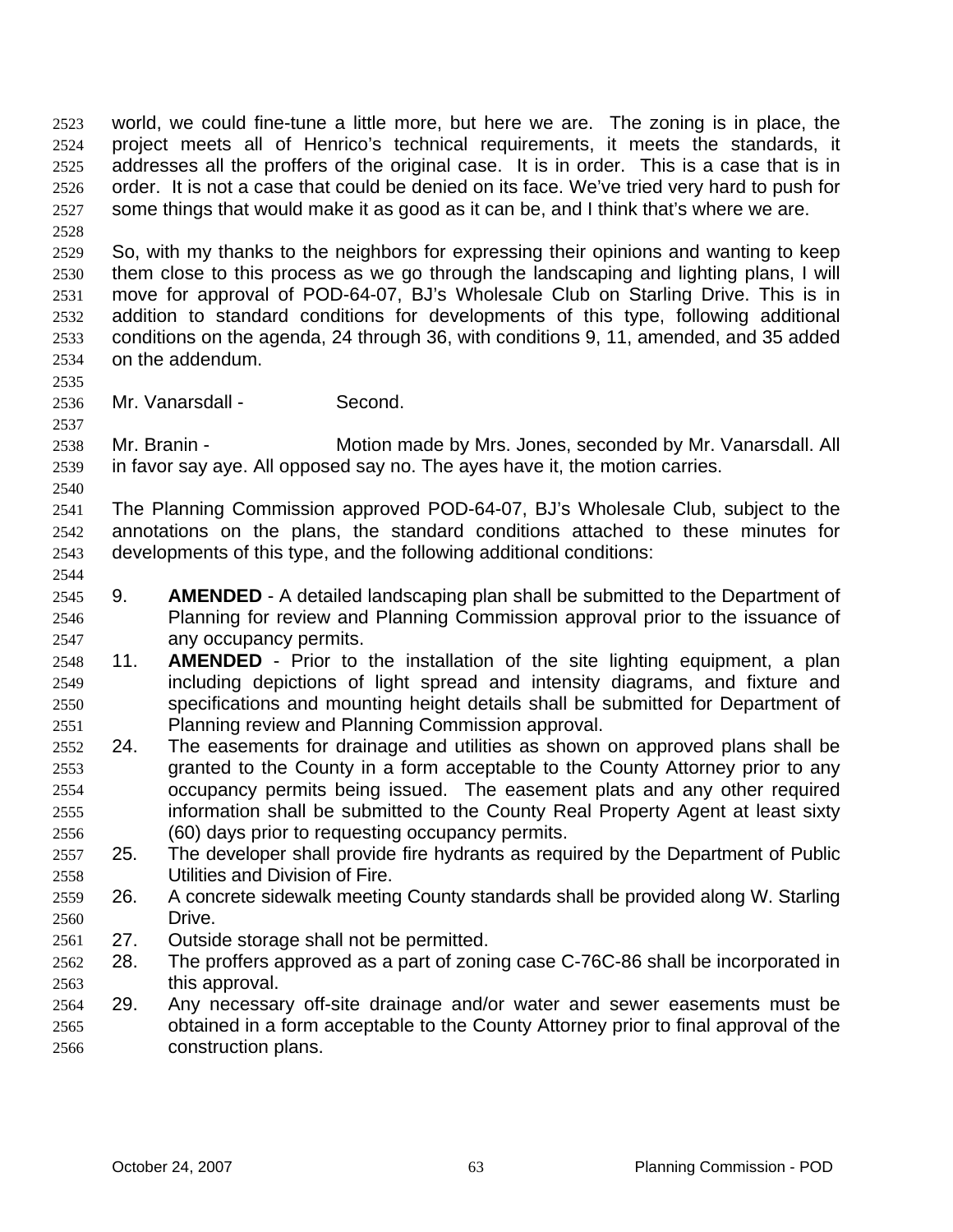world, we could fine-tune a little more, but here we are. The zoning is in place, the project meets all of Henrico's technical requirements, it meets the standards, it addresses all the proffers of the original case. It is in order. This is a case that is in order. It is not a case that could be denied on its face. We've tried very hard to push for some things that would make it as good as it can be, and I think that's where we are.

So, with my thanks to the neighbors for expressing their opinions and wanting to keep them close to this process as we go through the landscaping and lighting plans, I will move for approval of POD-64-07, BJ's Wholesale Club on Starling Drive. This is in addition to standard conditions for developments of this type, following additional conditions on the agenda, 24 through 36, with conditions 9, 11, amended, and 35 added on the addendum.

Mr. Vanarsdall - Second.

Mr. Branin - Motion made by Mrs. Jones, seconded by Mr. Vanarsdall. All in favor say aye. All opposed say no. The ayes have it, the motion carries.

The Planning Commission approved POD-64-07, BJ's Wholesale Club, subject to the annotations on the plans, the standard conditions attached to these minutes for developments of this type, and the following additional conditions:

9. **AMENDED** - A detailed landscaping plan shall be submitted to the Department of Planning for review and Planning Commission approval prior to the issuance of any occupancy permits.
11. **AMENDED** - Prior to the installation of the site lighting equipment, a plan including depictions of light spread and intensity diagrams, and fixture and specifications and mounting height details shall be submitted for Department of Planning review and Planning Commission approval.
24. The easements for drainage and utilities as shown on approved plans shall be granted to the County in a form acceptable to the County Attorney prior to any occupancy permits being issued. The easement plats and any other required information shall be submitted to the County Real Property Agent at least sixty (60) days prior to requesting occupancy permits.
25. The developer shall provide fire hydrants as required by the Department of Public Utilities and Division of Fire.
26. A concrete sidewalk meeting County standards shall be provided along W. Starling Drive.
27. Outside storage shall not be permitted.
28. The proffers approved as a part of zoning case C-76C-86 shall be incorporated in this approval.
29. Any necessary off-site drainage and/or water and sewer easements must be obtained in a form acceptable to the County Attorney prior to final approval of the construction plans.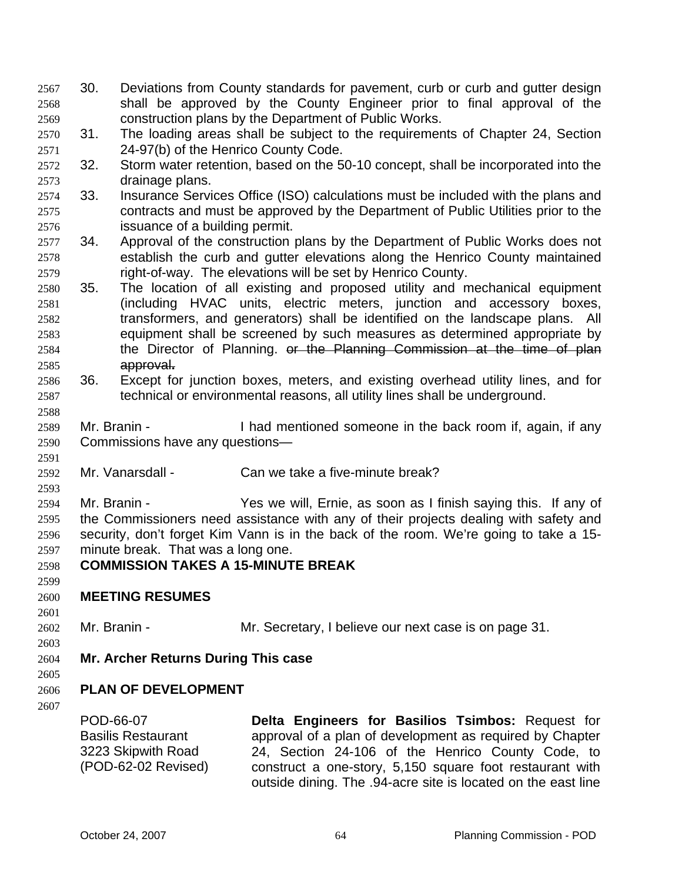30. Deviations from County standards for pavement, curb or curb and gutter design shall be approved by the County Engineer prior to final approval of the construction plans by the Department of Public Works.
31. The loading areas shall be subject to the requirements of Chapter 24, Section 24-97(b) of the Henrico County Code.
32. Storm water retention, based on the 50-10 concept, shall be incorporated into the drainage plans.
33. Insurance Services Office (ISO) calculations must be included with the plans and contracts and must be approved by the Department of Public Utilities prior to the issuance of a building permit.
34. Approval of the construction plans by the Department of Public Works does not establish the curb and gutter elevations along the Henrico County maintained right-of-way. The elevations will be set by Henrico County.
35. The location of all existing and proposed utility and mechanical equipment (including HVAC units, electric meters, junction and accessory boxes, transformers, and generators) shall be identified on the landscape plans. All equipment shall be screened by such measures as determined appropriate by the Director of Planning. ~~or the Planning Commission at the time of plan approval.~~
36. Except for junction boxes, meters, and existing overhead utility lines, and for technical or environmental reasons, all utility lines shall be underground.

Mr. Branin - I had mentioned someone in the back room if, again, if any Commissions have any questions—

Mr. Vanarsdall - Can we take a five-minute break?

Mr. Branin - Yes we will, Ernie, as soon as I finish saying this. If any of the Commissioners need assistance with any of their projects dealing with safety and security, don't forget Kim Vann is in the back of the room. We're going to take a 15-minute break. That was a long one.

**COMMISSION TAKES A 15-MINUTE BREAK**

**MEETING RESUMES**

Mr. Branin - Mr. Secretary, I believe our next case is on page 31.

**Mr. Archer Returns During This case**

**PLAN OF DEVELOPMENT**

| | |
|---|---|
| POD-66-07<br>Basilis Restaurant<br>3223 Skipwith Road<br>(POD-62-02 Revised) | **Delta Engineers for Basilios Tsimbos:** Request for approval of a plan of development as required by Chapter 24, Section 24-106 of the Henrico County Code, to construct a one-story, 5,150 square foot restaurant with outside dining. The .94-acre site is located on the east line |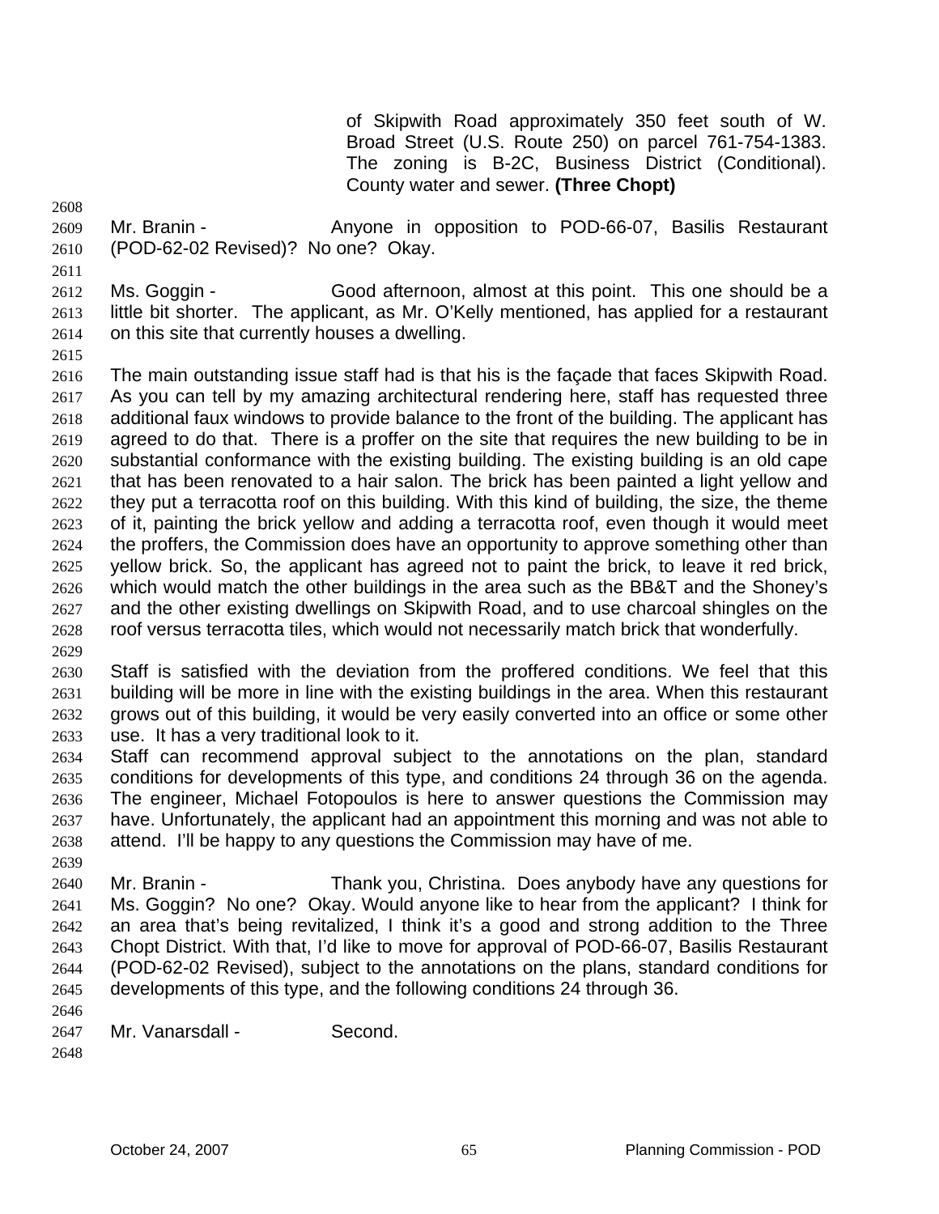of Skipwith Road approximately 350 feet south of W. Broad Street (U.S. Route 250) on parcel 761-754-1383. The zoning is B-2C, Business District (Conditional). County water and sewer. **(Three Chopt)**

Mr. Branin - Anyone in opposition to POD-66-07, Basilis Restaurant (POD-62-02 Revised)? No one? Okay.

Ms. Goggin - Good afternoon, almost at this point. This one should be a little bit shorter. The applicant, as Mr. O'Kelly mentioned, has applied for a restaurant on this site that currently houses a dwelling.

The main outstanding issue staff had is that his is the façade that faces Skipwith Road. As you can tell by my amazing architectural rendering here, staff has requested three additional faux windows to provide balance to the front of the building. The applicant has agreed to do that. There is a proffer on the site that requires the new building to be in substantial conformance with the existing building. The existing building is an old cape that has been renovated to a hair salon. The brick has been painted a light yellow and they put a terracotta roof on this building. With this kind of building, the size, the theme of it, painting the brick yellow and adding a terracotta roof, even though it would meet the proffers, the Commission does have an opportunity to approve something other than yellow brick. So, the applicant has agreed not to paint the brick, to leave it red brick, which would match the other buildings in the area such as the BB&T and the Shoney's and the other existing dwellings on Skipwith Road, and to use charcoal shingles on the roof versus terracotta tiles, which would not necessarily match brick that wonderfully.

Staff is satisfied with the deviation from the proffered conditions. We feel that this building will be more in line with the existing buildings in the area. When this restaurant grows out of this building, it would be very easily converted into an office or some other use. It has a very traditional look to it.
Staff can recommend approval subject to the annotations on the plan, standard conditions for developments of this type, and conditions 24 through 36 on the agenda. The engineer, Michael Fotopoulos is here to answer questions the Commission may have. Unfortunately, the applicant had an appointment this morning and was not able to attend. I'll be happy to any questions the Commission may have of me.

Mr. Branin - Thank you, Christina. Does anybody have any questions for Ms. Goggin? No one? Okay. Would anyone like to hear from the applicant? I think for an area that's being revitalized, I think it's a good and strong addition to the Three Chopt District. With that, I'd like to move for approval of POD-66-07, Basilis Restaurant (POD-62-02 Revised), subject to the annotations on the plans, standard conditions for developments of this type, and the following conditions 24 through 36.

Mr. Vanarsdall - Second.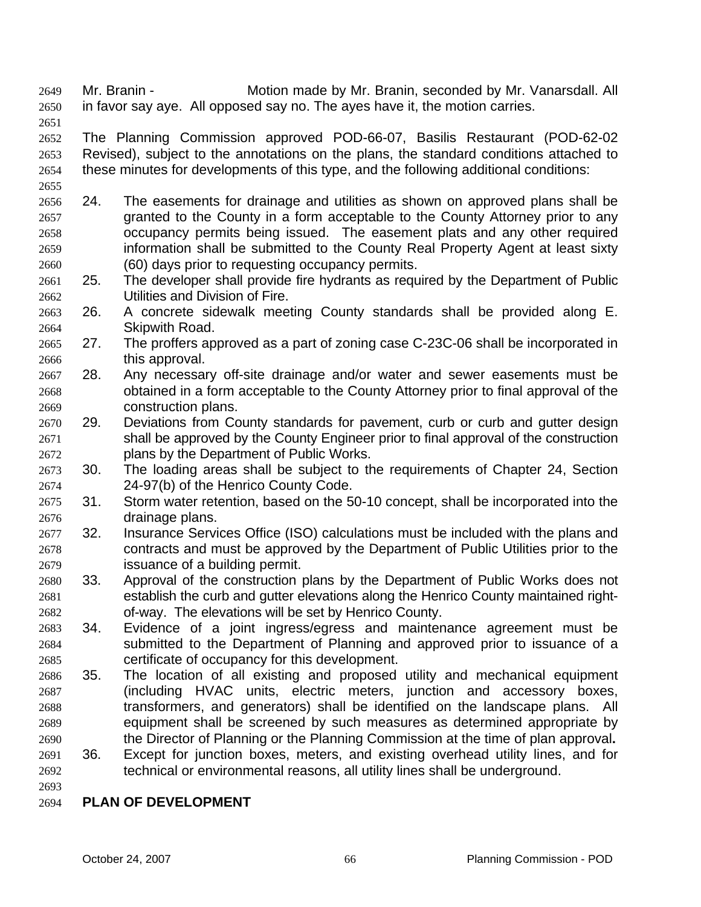Mr. Branin - Motion made by Mr. Branin, seconded by Mr. Vanarsdall. All in favor say aye. All opposed say no. The ayes have it, the motion carries.

The Planning Commission approved POD-66-07, Basilis Restaurant (POD-62-02 Revised), subject to the annotations on the plans, the standard conditions attached to these minutes for developments of this type, and the following additional conditions:

24. The easements for drainage and utilities as shown on approved plans shall be granted to the County in a form acceptable to the County Attorney prior to any occupancy permits being issued. The easement plats and any other required information shall be submitted to the County Real Property Agent at least sixty (60) days prior to requesting occupancy permits.
25. The developer shall provide fire hydrants as required by the Department of Public Utilities and Division of Fire.
26. A concrete sidewalk meeting County standards shall be provided along E. Skipwith Road.
27. The proffers approved as a part of zoning case C-23C-06 shall be incorporated in this approval.
28. Any necessary off-site drainage and/or water and sewer easements must be obtained in a form acceptable to the County Attorney prior to final approval of the construction plans.
29. Deviations from County standards for pavement, curb or curb and gutter design shall be approved by the County Engineer prior to final approval of the construction plans by the Department of Public Works.
30. The loading areas shall be subject to the requirements of Chapter 24, Section 24-97(b) of the Henrico County Code.
31. Storm water retention, based on the 50-10 concept, shall be incorporated into the drainage plans.
32. Insurance Services Office (ISO) calculations must be included with the plans and contracts and must be approved by the Department of Public Utilities prior to the issuance of a building permit.
33. Approval of the construction plans by the Department of Public Works does not establish the curb and gutter elevations along the Henrico County maintained right-of-way. The elevations will be set by Henrico County.
34. Evidence of a joint ingress/egress and maintenance agreement must be submitted to the Department of Planning and approved prior to issuance of a certificate of occupancy for this development.
35. The location of all existing and proposed utility and mechanical equipment (including HVAC units, electric meters, junction and accessory boxes, transformers, and generators) shall be identified on the landscape plans. All equipment shall be screened by such measures as determined appropriate by the Director of Planning or the Planning Commission at the time of plan approval.
36. Except for junction boxes, meters, and existing overhead utility lines, and for technical or environmental reasons, all utility lines shall be underground.

**PLAN OF DEVELOPMENT**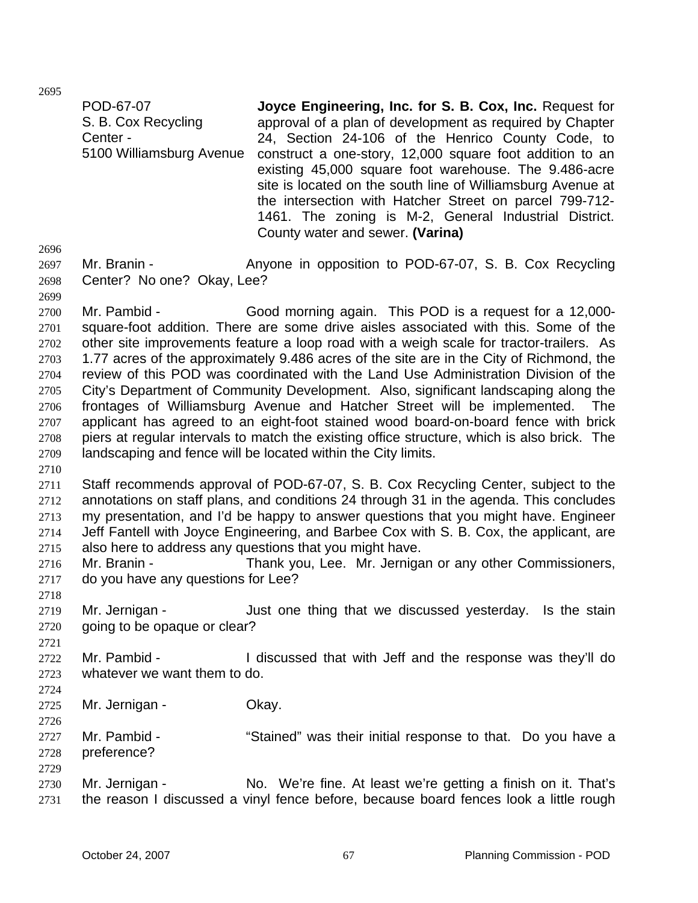| | |
|---|---|
| POD-67-07<br>S. B. Cox Recycling Center -<br>5100 Williamsburg Avenue | **Joyce Engineering, Inc. for S. B. Cox, Inc.** Request for approval of a plan of development as required by Chapter 24, Section 24-106 of the Henrico County Code, to construct a one-story, 12,000 square foot addition to an existing 45,000 square foot warehouse. The 9.486-acre site is located on the south line of Williamsburg Avenue at the intersection with Hatcher Street on parcel 799-712-1461. The zoning is M-2, General Industrial District. County water and sewer. **(Varina)** |

Mr. Branin - Anyone in opposition to POD-67-07, S. B. Cox Recycling Center? No one? Okay, Lee?

Mr. Pambid - Good morning again. This POD is a request for a 12,000-square-foot addition. There are some drive aisles associated with this. Some of the other site improvements feature a loop road with a weigh scale for tractor-trailers. As 1.77 acres of the approximately 9.486 acres of the site are in the City of Richmond, the review of this POD was coordinated with the Land Use Administration Division of the City's Department of Community Development. Also, significant landscaping along the frontages of Williamsburg Avenue and Hatcher Street will be implemented. The applicant has agreed to an eight-foot stained wood board-on-board fence with brick piers at regular intervals to match the existing office structure, which is also brick. The landscaping and fence will be located within the City limits.

Staff recommends approval of POD-67-07, S. B. Cox Recycling Center, subject to the annotations on staff plans, and conditions 24 through 31 in the agenda. This concludes my presentation, and I'd be happy to answer questions that you might have. Engineer Jeff Fantell with Joyce Engineering, and Barbee Cox with S. B. Cox, the applicant, are also here to address any questions that you might have.

Mr. Branin - Thank you, Lee. Mr. Jernigan or any other Commissioners, do you have any questions for Lee?

Mr. Jernigan - Just one thing that we discussed yesterday. Is the stain going to be opaque or clear?

Mr. Pambid - I discussed that with Jeff and the response was they'll do whatever we want them to do.

Mr. Jernigan - Okay.

Mr. Pambid - "Stained" was their initial response to that. Do you have a preference?

Mr. Jernigan - No. We're fine. At least we're getting a finish on it. That's the reason I discussed a vinyl fence before, because board fences look a little rough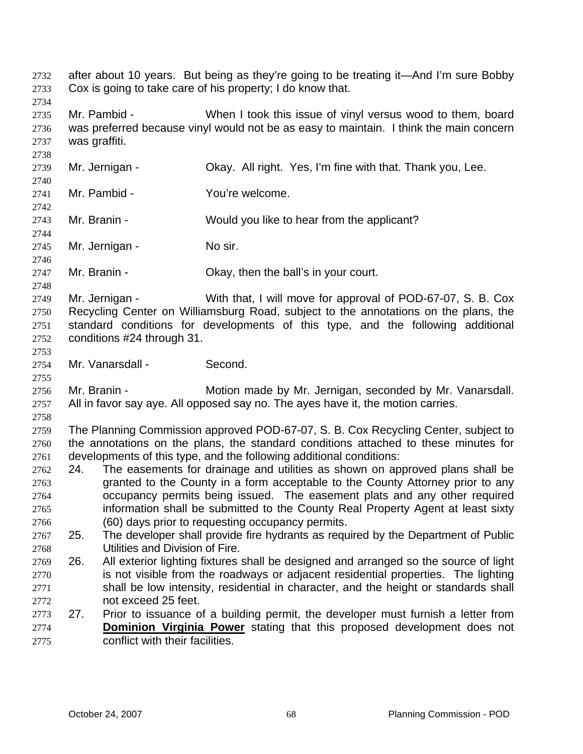after about 10 years. But being as they're going to be treating it—And I'm sure Bobby Cox is going to take care of his property; I do know that.

Mr. Pambid - When I took this issue of vinyl versus wood to them, board was preferred because vinyl would not be as easy to maintain. I think the main concern was graffiti.

Mr. Jernigan - Okay. All right. Yes, I'm fine with that. Thank you, Lee.

Mr. Pambid - You're welcome.

Mr. Branin - Would you like to hear from the applicant?

Mr. Jernigan - No sir.

Mr. Branin - Okay, then the ball's in your court.

Mr. Jernigan - With that, I will move for approval of POD-67-07, S. B. Cox Recycling Center on Williamsburg Road, subject to the annotations on the plans, the standard conditions for developments of this type, and the following additional conditions #24 through 31.

Mr. Vanarsdall - Second.

Mr. Branin - Motion made by Mr. Jernigan, seconded by Mr. Vanarsdall. All in favor say aye. All opposed say no. The ayes have it, the motion carries.

The Planning Commission approved POD-67-07, S. B. Cox Recycling Center, subject to the annotations on the plans, the standard conditions attached to these minutes for developments of this type, and the following additional conditions:

24. The easements for drainage and utilities as shown on approved plans shall be granted to the County in a form acceptable to the County Attorney prior to any occupancy permits being issued. The easement plats and any other required information shall be submitted to the County Real Property Agent at least sixty (60) days prior to requesting occupancy permits.
25. The developer shall provide fire hydrants as required by the Department of Public Utilities and Division of Fire.
26. All exterior lighting fixtures shall be designed and arranged so the source of light is not visible from the roadways or adjacent residential properties. The lighting shall be low intensity, residential in character, and the height or standards shall not exceed 25 feet.
27. Prior to issuance of a building permit, the developer must furnish a letter from **Dominion Virginia Power** stating that this proposed development does not conflict with their facilities.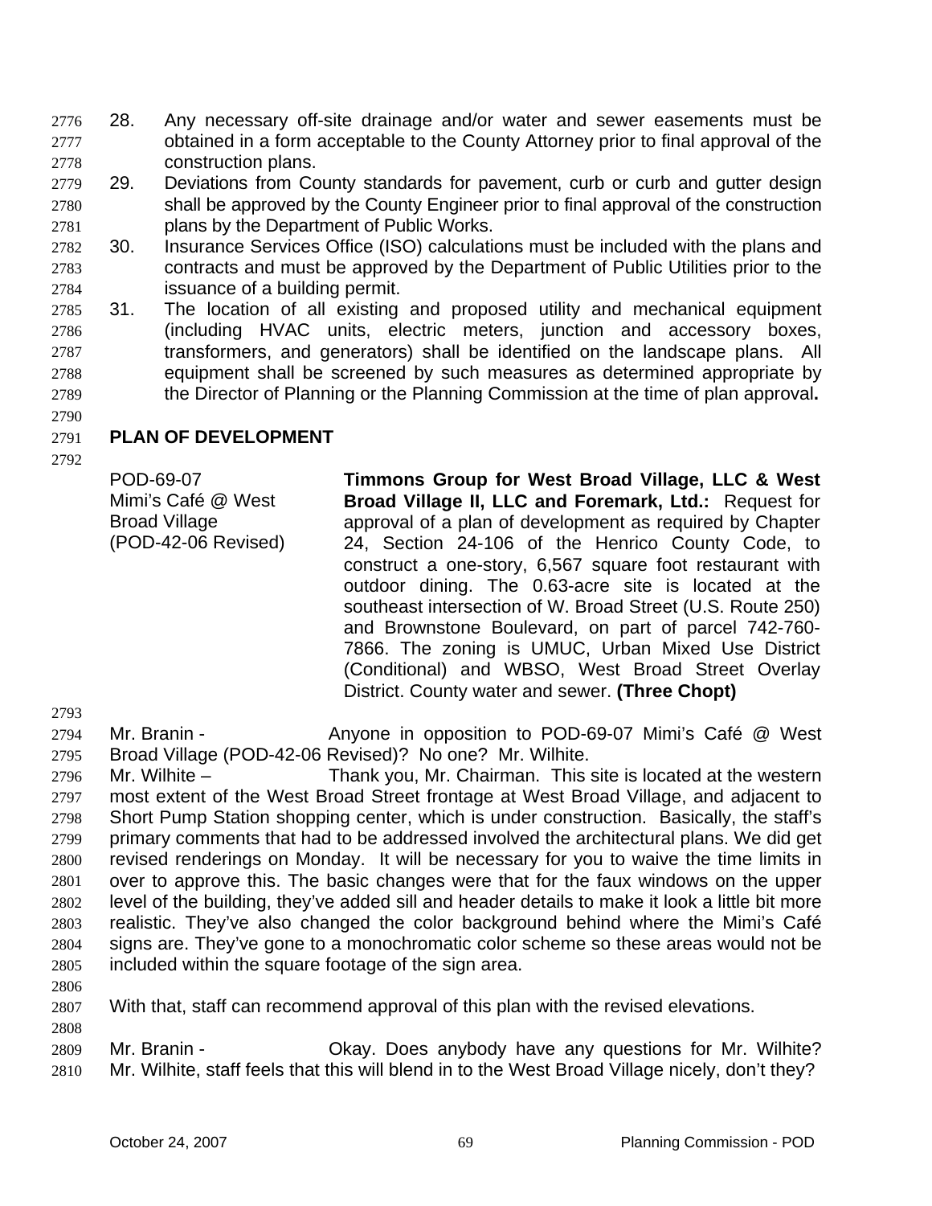28. Any necessary off-site drainage and/or water and sewer easements must be obtained in a form acceptable to the County Attorney prior to final approval of the construction plans.
29. Deviations from County standards for pavement, curb or curb and gutter design shall be approved by the County Engineer prior to final approval of the construction plans by the Department of Public Works.
30. Insurance Services Office (ISO) calculations must be included with the plans and contracts and must be approved by the Department of Public Utilities prior to the issuance of a building permit.
31. The location of all existing and proposed utility and mechanical equipment (including HVAC units, electric meters, junction and accessory boxes, transformers, and generators) shall be identified on the landscape plans. All equipment shall be screened by such measures as determined appropriate by the Director of Planning or the Planning Commission at the time of plan approval**.**

**PLAN OF DEVELOPMENT**

POD-69-07
Mimi's Café @ West Broad Village
(POD-42-06 Revised)

**Timmons Group for West Broad Village, LLC & West Broad Village II, LLC and Foremark, Ltd.:** Request for approval of a plan of development as required by Chapter 24, Section 24-106 of the Henrico County Code, to construct a one-story, 6,567 square foot restaurant with outdoor dining. The 0.63-acre site is located at the southeast intersection of W. Broad Street (U.S. Route 250) and Brownstone Boulevard, on part of parcel 742-760-7866. The zoning is UMUC, Urban Mixed Use District (Conditional) and WBSO, West Broad Street Overlay District. County water and sewer. **(Three Chopt)**

Mr. Branin - Anyone in opposition to POD-69-07 Mimi's Café @ West Broad Village (POD-42-06 Revised)? No one? Mr. Wilhite.

Mr. Wilhite – Thank you, Mr. Chairman. This site is located at the western most extent of the West Broad Street frontage at West Broad Village, and adjacent to Short Pump Station shopping center, which is under construction. Basically, the staff's primary comments that had to be addressed involved the architectural plans. We did get revised renderings on Monday. It will be necessary for you to waive the time limits in over to approve this. The basic changes were that for the faux windows on the upper level of the building, they've added sill and header details to make it look a little bit more realistic. They've also changed the color background behind where the Mimi's Café signs are. They've gone to a monochromatic color scheme so these areas would not be included within the square footage of the sign area.

With that, staff can recommend approval of this plan with the revised elevations.

Mr. Branin - Okay. Does anybody have any questions for Mr. Wilhite? Mr. Wilhite, staff feels that this will blend in to the West Broad Village nicely, don't they?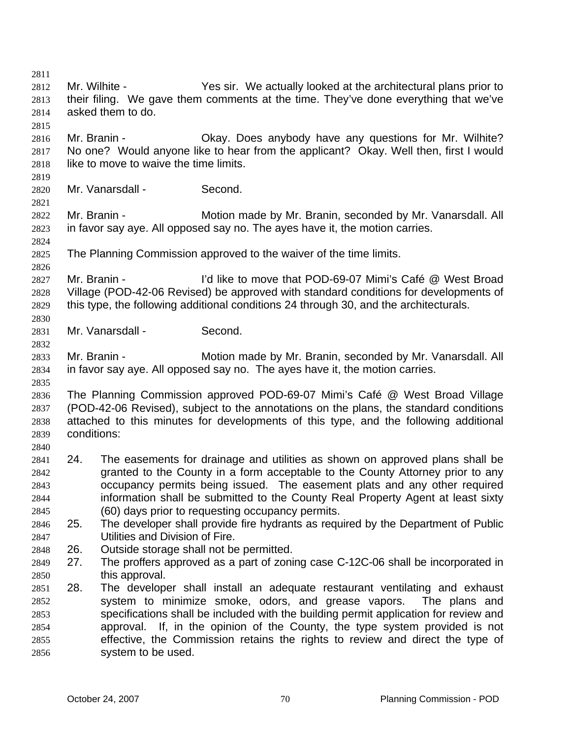Mr. Wilhite - Yes sir. We actually looked at the architectural plans prior to their filing. We gave them comments at the time. They've done everything that we've asked them to do.

Mr. Branin - Okay. Does anybody have any questions for Mr. Wilhite? No one? Would anyone like to hear from the applicant? Okay. Well then, first I would like to move to waive the time limits.

Mr. Vanarsdall - Second.

Mr. Branin - Motion made by Mr. Branin, seconded by Mr. Vanarsdall. All in favor say aye. All opposed say no. The ayes have it, the motion carries.

The Planning Commission approved to the waiver of the time limits.

Mr. Branin - I'd like to move that POD-69-07 Mimi's Café @ West Broad Village (POD-42-06 Revised) be approved with standard conditions for developments of this type, the following additional conditions 24 through 30, and the architecturals.

Mr. Vanarsdall - Second.

Mr. Branin - Motion made by Mr. Branin, seconded by Mr. Vanarsdall. All in favor say aye. All opposed say no. The ayes have it, the motion carries.

The Planning Commission approved POD-69-07 Mimi's Café @ West Broad Village (POD-42-06 Revised), subject to the annotations on the plans, the standard conditions attached to this minutes for developments of this type, and the following additional conditions:

24. The easements for drainage and utilities as shown on approved plans shall be granted to the County in a form acceptable to the County Attorney prior to any occupancy permits being issued. The easement plats and any other required information shall be submitted to the County Real Property Agent at least sixty (60) days prior to requesting occupancy permits.
25. The developer shall provide fire hydrants as required by the Department of Public Utilities and Division of Fire.
26. Outside storage shall not be permitted.
27. The proffers approved as a part of zoning case C-12C-06 shall be incorporated in this approval.
28. The developer shall install an adequate restaurant ventilating and exhaust system to minimize smoke, odors, and grease vapors. The plans and specifications shall be included with the building permit application for review and approval. If, in the opinion of the County, the type system provided is not effective, the Commission retains the rights to review and direct the type of system to be used.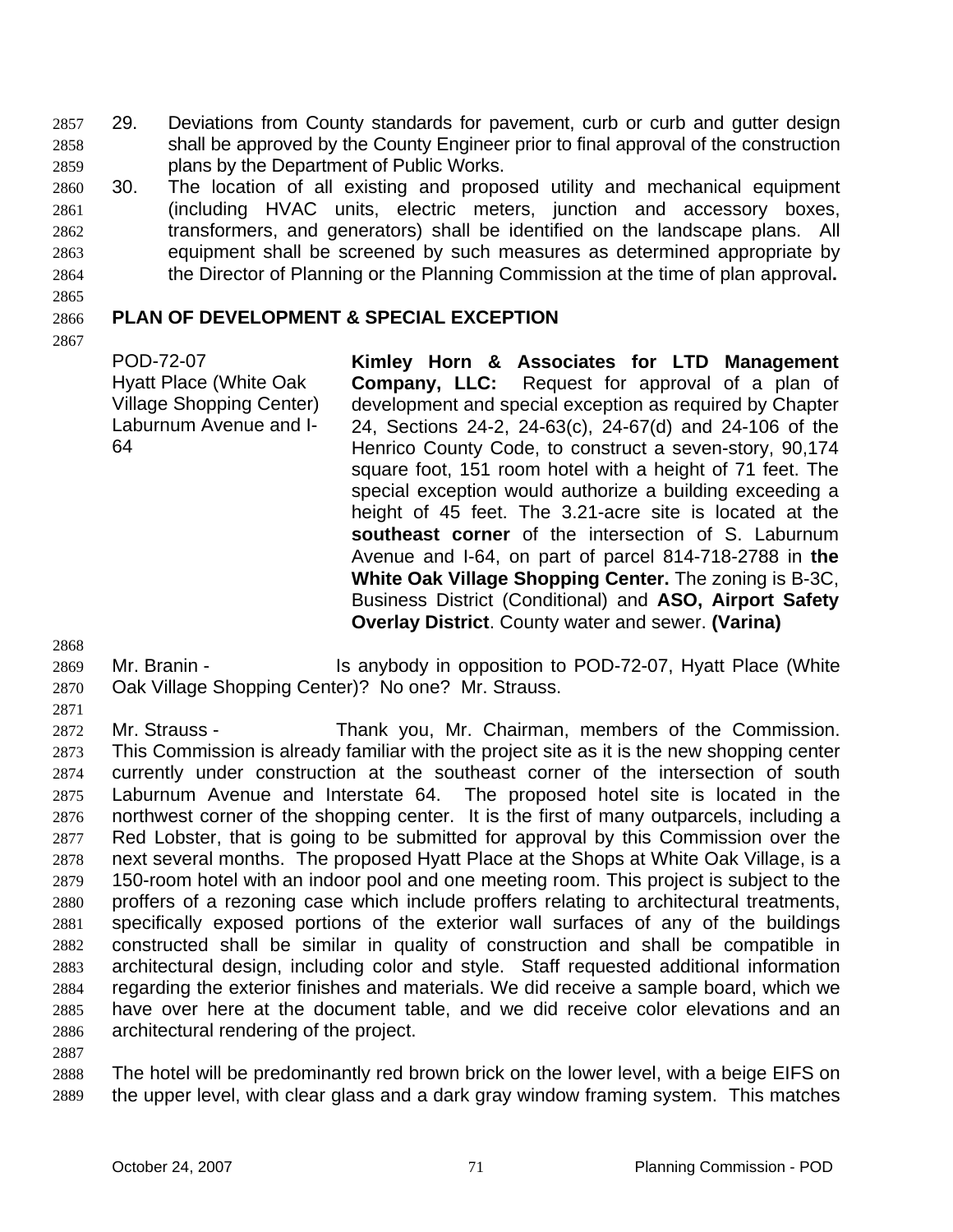29. Deviations from County standards for pavement, curb or curb and gutter design shall be approved by the County Engineer prior to final approval of the construction plans by the Department of Public Works.

30. The location of all existing and proposed utility and mechanical equipment (including HVAC units, electric meters, junction and accessory boxes, transformers, and generators) shall be identified on the landscape plans. All equipment shall be screened by such measures as determined appropriate by the Director of Planning or the Planning Commission at the time of plan approval**.**

## PLAN OF DEVELOPMENT & SPECIAL EXCEPTION

| | |
|---|---|
| POD-72-07<br>Hyatt Place (White Oak Village Shopping Center)<br>Laburnum Avenue and I-64 | **Kimley Horn & Associates for LTD Management Company, LLC:** Request for approval of a plan of development and special exception as required by Chapter 24, Sections 24-2, 24-63(c), 24-67(d) and 24-106 of the Henrico County Code, to construct a seven-story, 90,174 square foot, 151 room hotel with a height of 71 feet. The special exception would authorize a building exceeding a height of 45 feet. The 3.21-acre site is located at the **southeast corner** of the intersection of S. Laburnum Avenue and I-64, on part of parcel 814-718-2788 in **the White Oak Village Shopping Center.** The zoning is B-3C, Business District (Conditional) and **ASO, Airport Safety Overlay District**. County water and sewer. **(Varina)** |

Mr. Branin - Is anybody in opposition to POD-72-07, Hyatt Place (White Oak Village Shopping Center)? No one? Mr. Strauss.

Mr. Strauss - Thank you, Mr. Chairman, members of the Commission. This Commission is already familiar with the project site as it is the new shopping center currently under construction at the southeast corner of the intersection of south Laburnum Avenue and Interstate 64. The proposed hotel site is located in the northwest corner of the shopping center. It is the first of many outparcels, including a Red Lobster, that is going to be submitted for approval by this Commission over the next several months. The proposed Hyatt Place at the Shops at White Oak Village, is a 150-room hotel with an indoor pool and one meeting room. This project is subject to the proffers of a rezoning case which include proffers relating to architectural treatments, specifically exposed portions of the exterior wall surfaces of any of the buildings constructed shall be similar in quality of construction and shall be compatible in architectural design, including color and style. Staff requested additional information regarding the exterior finishes and materials. We did receive a sample board, which we have over here at the document table, and we did receive color elevations and an architectural rendering of the project.

The hotel will be predominantly red brown brick on the lower level, with a beige EIFS on the upper level, with clear glass and a dark gray window framing system. This matches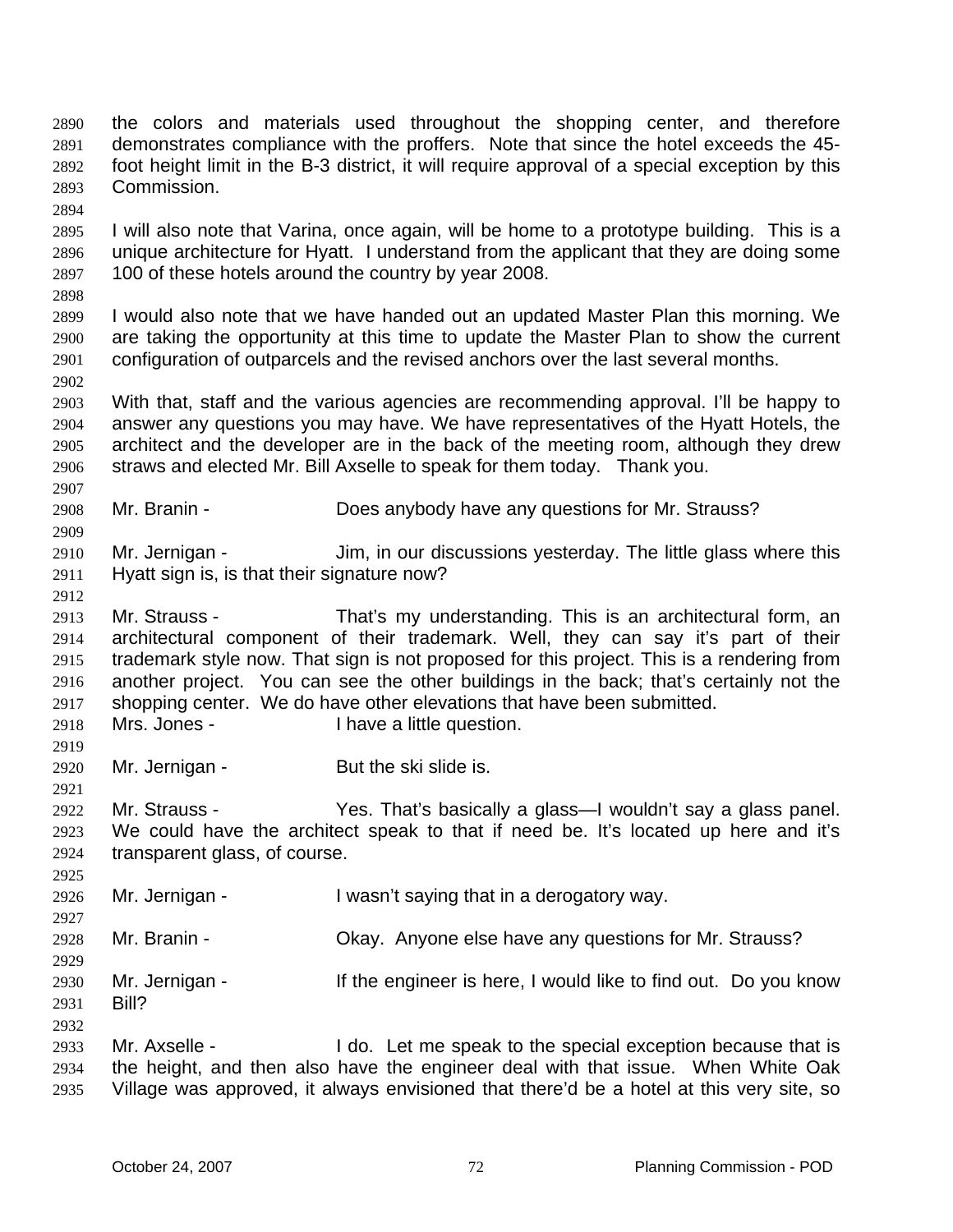the colors and materials used throughout the shopping center, and therefore demonstrates compliance with the proffers. Note that since the hotel exceeds the 45-foot height limit in the B-3 district, it will require approval of a special exception by this Commission.

I will also note that Varina, once again, will be home to a prototype building. This is a unique architecture for Hyatt. I understand from the applicant that they are doing some 100 of these hotels around the country by year 2008.

I would also note that we have handed out an updated Master Plan this morning. We are taking the opportunity at this time to update the Master Plan to show the current configuration of outparcels and the revised anchors over the last several months.

With that, staff and the various agencies are recommending approval. I'll be happy to answer any questions you may have. We have representatives of the Hyatt Hotels, the architect and the developer are in the back of the meeting room, although they drew straws and elected Mr. Bill Axselle to speak for them today. Thank you.

Mr. Branin - Does anybody have any questions for Mr. Strauss?

Mr. Jernigan - Jim, in our discussions yesterday. The little glass where this Hyatt sign is, is that their signature now?

Mr. Strauss - That's my understanding. This is an architectural form, an architectural component of their trademark. Well, they can say it's part of their trademark style now. That sign is not proposed for this project. This is a rendering from another project. You can see the other buildings in the back; that's certainly not the shopping center. We do have other elevations that have been submitted.

Mrs. Jones - I have a little question.

Mr. Jernigan - But the ski slide is.

Mr. Strauss - Yes. That's basically a glass—I wouldn't say a glass panel. We could have the architect speak to that if need be. It's located up here and it's transparent glass, of course.

Mr. Jernigan - I wasn't saying that in a derogatory way.

Mr. Branin - Okay. Anyone else have any questions for Mr. Strauss?

Mr. Jernigan - If the engineer is here, I would like to find out. Do you know Bill?

Mr. Axselle - I do. Let me speak to the special exception because that is the height, and then also have the engineer deal with that issue. When White Oak Village was approved, it always envisioned that there'd be a hotel at this very site, so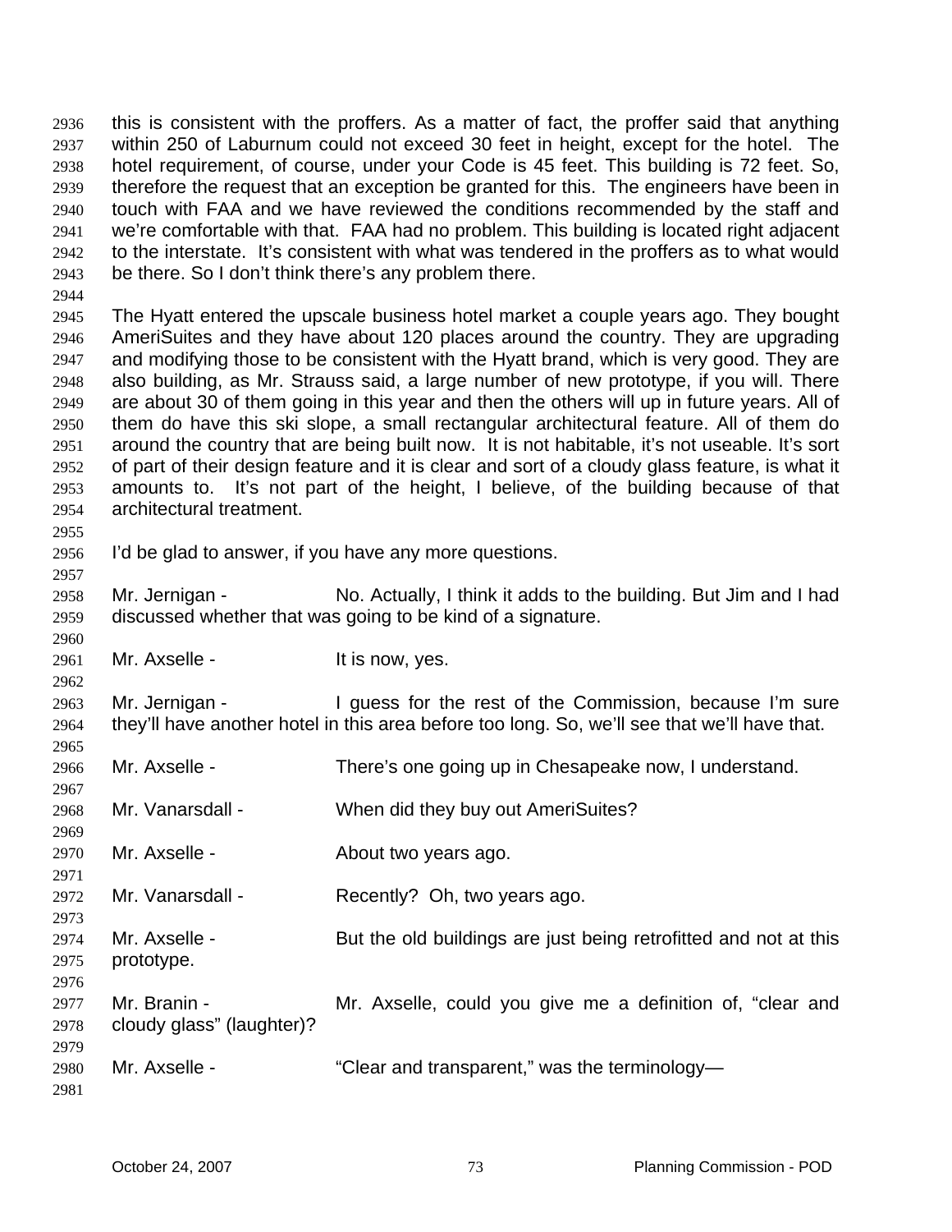this is consistent with the proffers. As a matter of fact, the proffer said that anything within 250 of Laburnum could not exceed 30 feet in height, except for the hotel. The hotel requirement, of course, under your Code is 45 feet. This building is 72 feet. So, therefore the request that an exception be granted for this. The engineers have been in touch with FAA and we have reviewed the conditions recommended by the staff and we're comfortable with that. FAA had no problem. This building is located right adjacent to the interstate. It's consistent with what was tendered in the proffers as to what would be there. So I don't think there's any problem there.

The Hyatt entered the upscale business hotel market a couple years ago. They bought AmeriSuites and they have about 120 places around the country. They are upgrading and modifying those to be consistent with the Hyatt brand, which is very good. They are also building, as Mr. Strauss said, a large number of new prototype, if you will. There are about 30 of them going in this year and then the others will up in future years. All of them do have this ski slope, a small rectangular architectural feature. All of them do around the country that are being built now. It is not habitable, it's not useable. It's sort of part of their design feature and it is clear and sort of a cloudy glass feature, is what it amounts to. It's not part of the height, I believe, of the building because of that architectural treatment.

I'd be glad to answer, if you have any more questions.

Mr. Jernigan - No. Actually, I think it adds to the building. But Jim and I had discussed whether that was going to be kind of a signature.

Mr. Axselle - It is now, yes.

Mr. Jernigan - I guess for the rest of the Commission, because I'm sure they'll have another hotel in this area before too long. So, we'll see that we'll have that.

Mr. Axselle - There's one going up in Chesapeake now, I understand.

Mr. Vanarsdall - When did they buy out AmeriSuites?

Mr. Axselle - About two years ago.

Mr. Vanarsdall - Recently? Oh, two years ago.

Mr. Axselle - But the old buildings are just being retrofitted and not at this prototype.

Mr. Branin - Mr. Axselle, could you give me a definition of, "clear and cloudy glass" (laughter)?

Mr. Axselle - "Clear and transparent," was the terminology—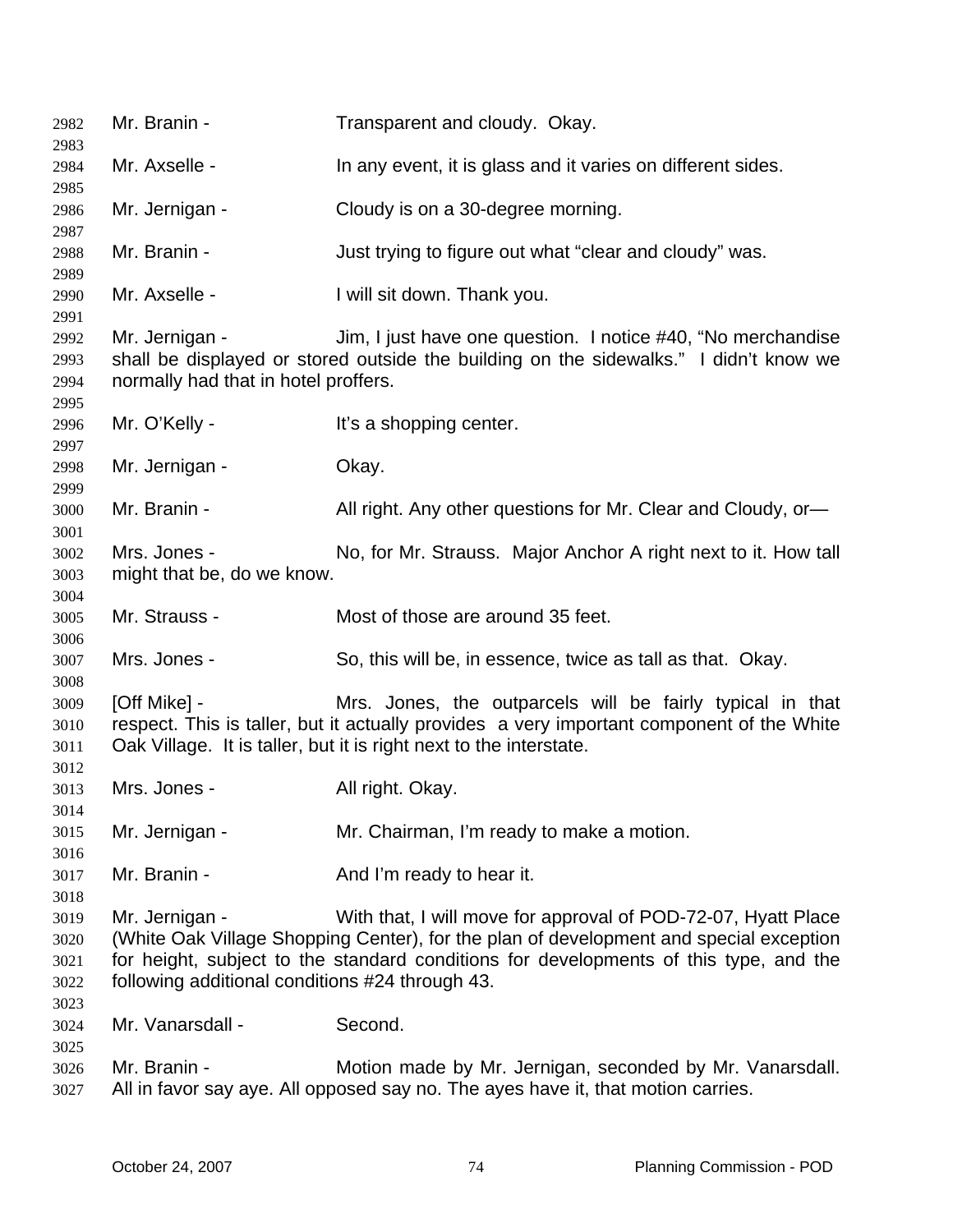Mr. Branin - Transparent and cloudy. Okay.

Mr. Axselle - In any event, it is glass and it varies on different sides.

Mr. Jernigan - Cloudy is on a 30-degree morning.

Mr. Branin - Just trying to figure out what "clear and cloudy" was.

Mr. Axselle - I will sit down. Thank you.

Mr. Jernigan - Jim, I just have one question. I notice #40, "No merchandise shall be displayed or stored outside the building on the sidewalks." I didn't know we normally had that in hotel proffers.

Mr. O'Kelly - It's a shopping center.

Mr. Jernigan - Okay.

Mr. Branin - All right. Any other questions for Mr. Clear and Cloudy, or—

Mrs. Jones - No, for Mr. Strauss. Major Anchor A right next to it. How tall might that be, do we know.

Mr. Strauss - Most of those are around 35 feet.

Mrs. Jones - So, this will be, in essence, twice as tall as that. Okay.

[Off Mike] - Mrs. Jones, the outparcels will be fairly typical in that respect. This is taller, but it actually provides a very important component of the White Oak Village. It is taller, but it is right next to the interstate.

Mrs. Jones - All right. Okay.

Mr. Jernigan - Mr. Chairman, I'm ready to make a motion.

Mr. Branin - And I'm ready to hear it.

Mr. Jernigan - With that, I will move for approval of POD-72-07, Hyatt Place (White Oak Village Shopping Center), for the plan of development and special exception for height, subject to the standard conditions for developments of this type, and the following additional conditions #24 through 43.

Mr. Vanarsdall - Second.

Mr. Branin - Motion made by Mr. Jernigan, seconded by Mr. Vanarsdall. All in favor say aye. All opposed say no. The ayes have it, that motion carries.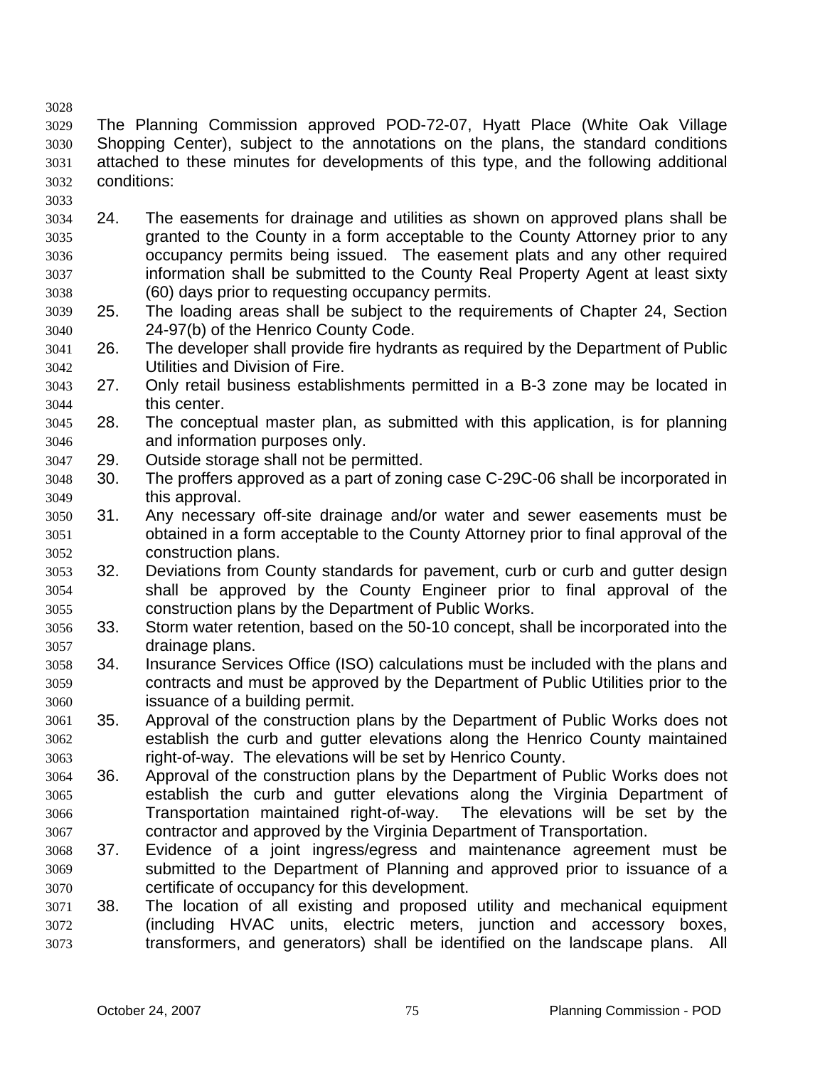The Planning Commission approved POD-72-07, Hyatt Place (White Oak Village Shopping Center), subject to the annotations on the plans, the standard conditions attached to these minutes for developments of this type, and the following additional conditions:

24. The easements for drainage and utilities as shown on approved plans shall be granted to the County in a form acceptable to the County Attorney prior to any occupancy permits being issued. The easement plats and any other required information shall be submitted to the County Real Property Agent at least sixty (60) days prior to requesting occupancy permits.
25. The loading areas shall be subject to the requirements of Chapter 24, Section 24-97(b) of the Henrico County Code.
26. The developer shall provide fire hydrants as required by the Department of Public Utilities and Division of Fire.
27. Only retail business establishments permitted in a B-3 zone may be located in this center.
28. The conceptual master plan, as submitted with this application, is for planning and information purposes only.
29. Outside storage shall not be permitted.
30. The proffers approved as a part of zoning case C-29C-06 shall be incorporated in this approval.
31. Any necessary off-site drainage and/or water and sewer easements must be obtained in a form acceptable to the County Attorney prior to final approval of the construction plans.
32. Deviations from County standards for pavement, curb or curb and gutter design shall be approved by the County Engineer prior to final approval of the construction plans by the Department of Public Works.
33. Storm water retention, based on the 50-10 concept, shall be incorporated into the drainage plans.
34. Insurance Services Office (ISO) calculations must be included with the plans and contracts and must be approved by the Department of Public Utilities prior to the issuance of a building permit.
35. Approval of the construction plans by the Department of Public Works does not establish the curb and gutter elevations along the Henrico County maintained right-of-way. The elevations will be set by Henrico County.
36. Approval of the construction plans by the Department of Public Works does not establish the curb and gutter elevations along the Virginia Department of Transportation maintained right-of-way. The elevations will be set by the contractor and approved by the Virginia Department of Transportation.
37. Evidence of a joint ingress/egress and maintenance agreement must be submitted to the Department of Planning and approved prior to issuance of a certificate of occupancy for this development.
38. The location of all existing and proposed utility and mechanical equipment (including HVAC units, electric meters, junction and accessory boxes, transformers, and generators) shall be identified on the landscape plans. All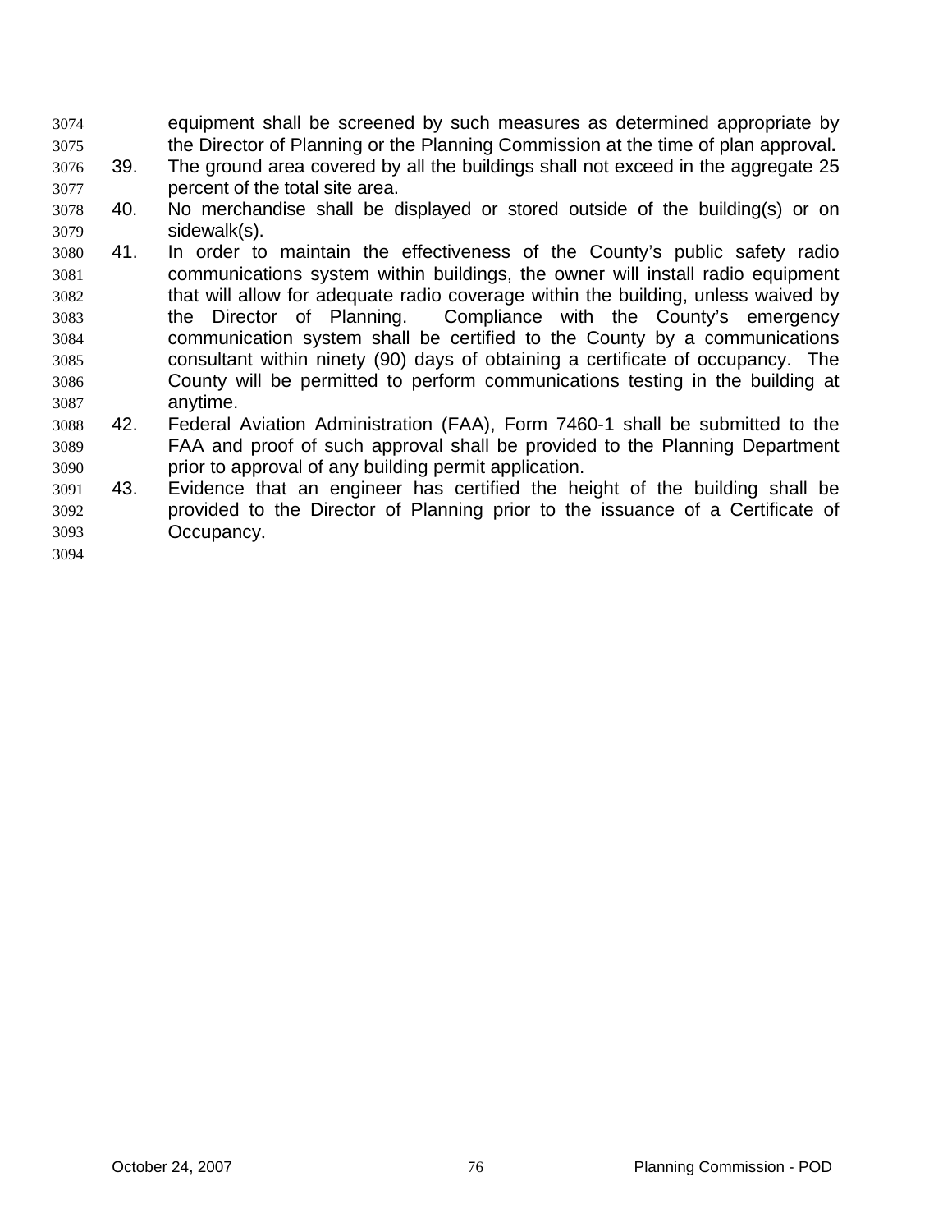equipment shall be screened by such measures as determined appropriate by the Director of Planning or the Planning Commission at the time of plan approval**.**

39. The ground area covered by all the buildings shall not exceed in the aggregate 25 percent of the total site area.
40. No merchandise shall be displayed or stored outside of the building(s) or on sidewalk(s).
41. In order to maintain the effectiveness of the County's public safety radio communications system within buildings, the owner will install radio equipment that will allow for adequate radio coverage within the building, unless waived by the Director of Planning. Compliance with the County's emergency communication system shall be certified to the County by a communications consultant within ninety (90) days of obtaining a certificate of occupancy. The County will be permitted to perform communications testing in the building at anytime.
42. Federal Aviation Administration (FAA), Form 7460-1 shall be submitted to the FAA and proof of such approval shall be provided to the Planning Department prior to approval of any building permit application.
43. Evidence that an engineer has certified the height of the building shall be provided to the Director of Planning prior to the issuance of a Certificate of Occupancy.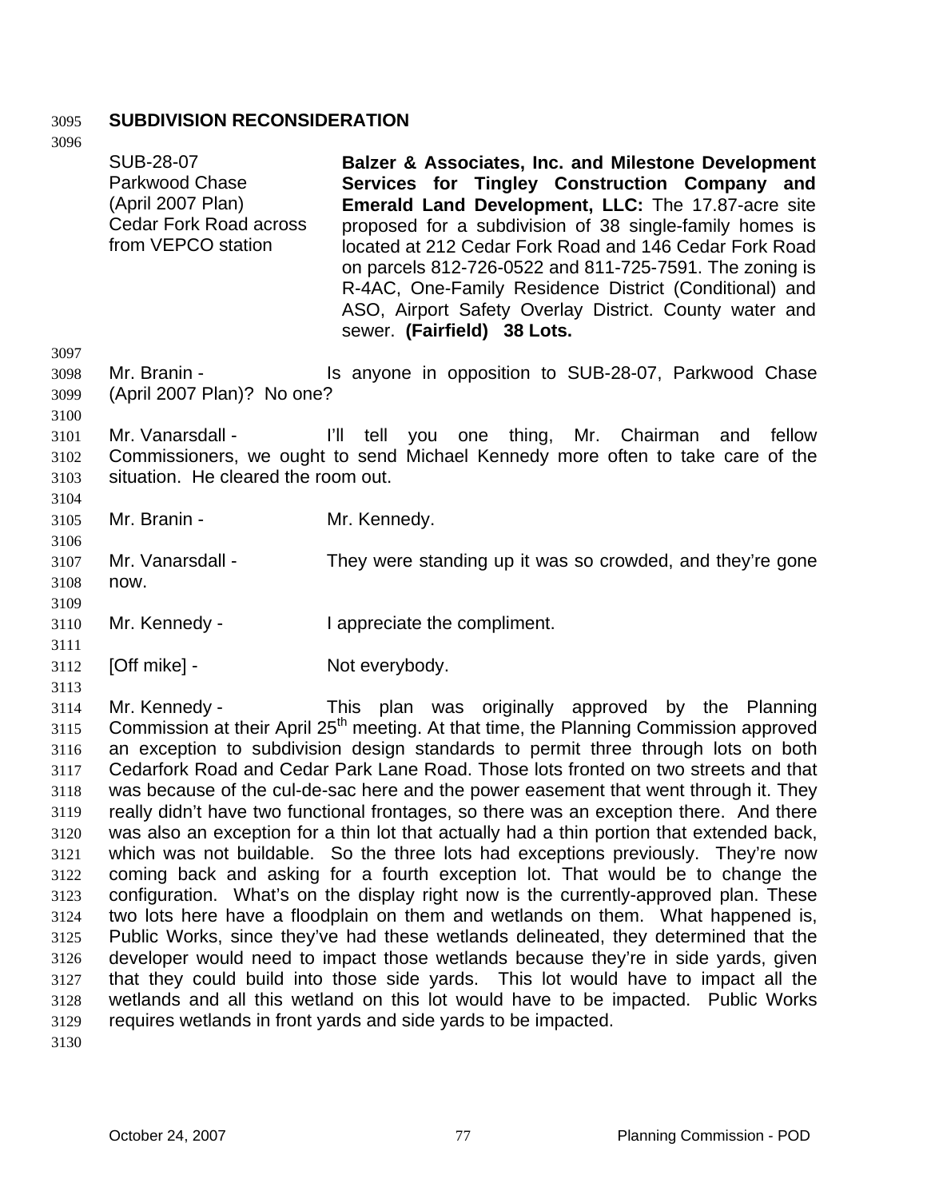## SUBDIVISION RECONSIDERATION

| | |
|---|---|
| SUB-28-07<br>Parkwood Chase<br>(April 2007 Plan)<br>Cedar Fork Road across from VEPCO station | **Balzer & Associates, Inc. and Milestone Development Services for Tingley Construction Company and Emerald Land Development, LLC:** The 17.87-acre site proposed for a subdivision of 38 single-family homes is located at 212 Cedar Fork Road and 146 Cedar Fork Road on parcels 812-726-0522 and 811-725-7591. The zoning is R-4AC, One-Family Residence District (Conditional) and ASO, Airport Safety Overlay District. County water and sewer. **(Fairfield) 38 Lots.** |

Mr. Branin - Is anyone in opposition to SUB-28-07, Parkwood Chase (April 2007 Plan)? No one?

Mr. Vanarsdall - I'll tell you one thing, Mr. Chairman and fellow Commissioners, we ought to send Michael Kennedy more often to take care of the situation. He cleared the room out.

Mr. Branin - Mr. Kennedy.

Mr. Vanarsdall - They were standing up it was so crowded, and they're gone now.

Mr. Kennedy - I appreciate the compliment.

[Off mike] - Not everybody.

Mr. Kennedy - This plan was originally approved by the Planning Commission at their April 25th meeting. At that time, the Planning Commission approved an exception to subdivision design standards to permit three through lots on both Cedarfork Road and Cedar Park Lane Road. Those lots fronted on two streets and that was because of the cul-de-sac here and the power easement that went through it. They really didn't have two functional frontages, so there was an exception there. And there was also an exception for a thin lot that actually had a thin portion that extended back, which was not buildable. So the three lots had exceptions previously. They're now coming back and asking for a fourth exception lot. That would be to change the configuration. What's on the display right now is the currently-approved plan. These two lots here have a floodplain on them and wetlands on them. What happened is, Public Works, since they've had these wetlands delineated, they determined that the developer would need to impact those wetlands because they're in side yards, given that they could build into those side yards. This lot would have to impact all the wetlands and all this wetland on this lot would have to be impacted. Public Works requires wetlands in front yards and side yards to be impacted.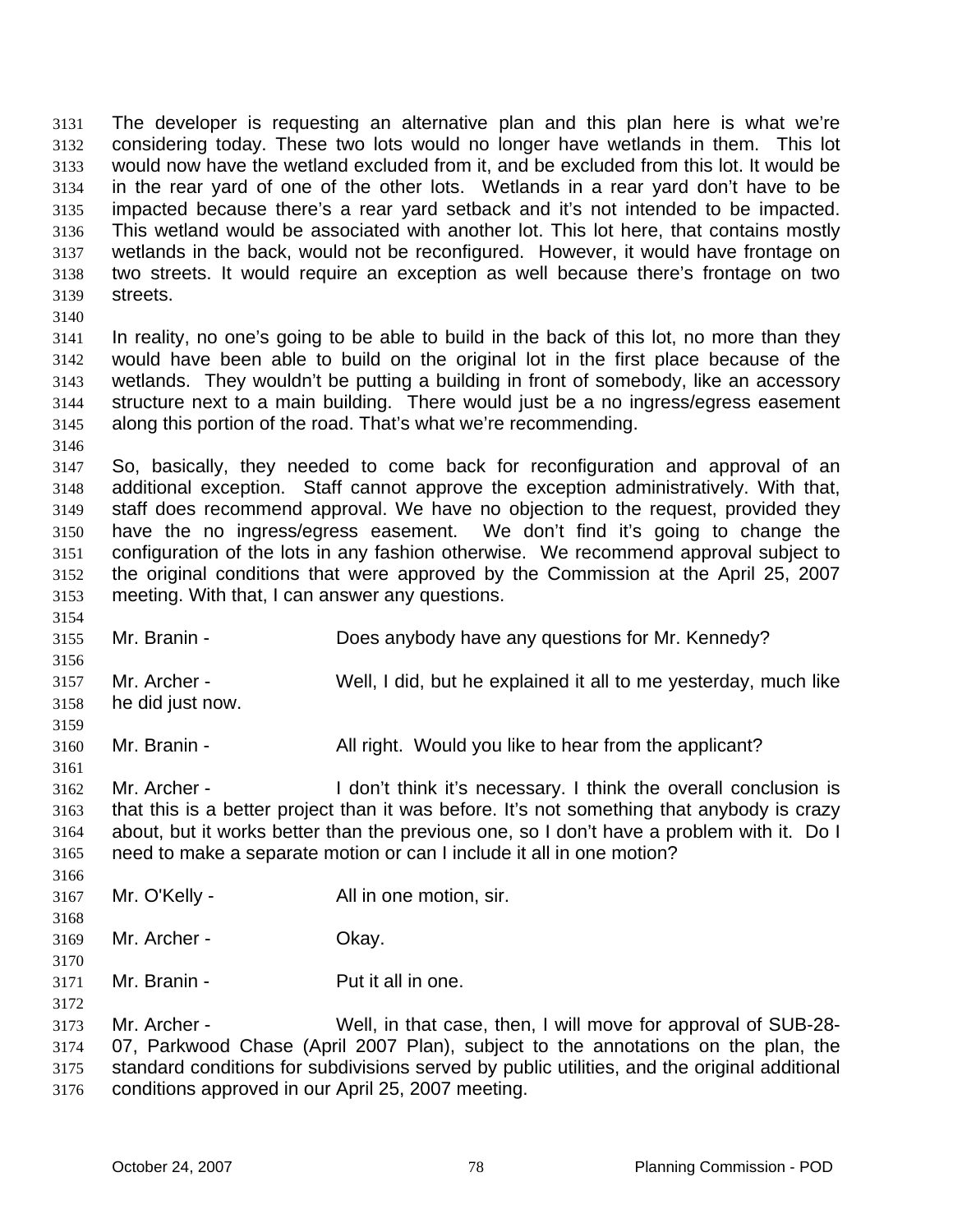The developer is requesting an alternative plan and this plan here is what we're considering today. These two lots would no longer have wetlands in them. This lot would now have the wetland excluded from it, and be excluded from this lot. It would be in the rear yard of one of the other lots. Wetlands in a rear yard don't have to be impacted because there's a rear yard setback and it's not intended to be impacted. This wetland would be associated with another lot. This lot here, that contains mostly wetlands in the back, would not be reconfigured. However, it would have frontage on two streets. It would require an exception as well because there's frontage on two streets.

In reality, no one's going to be able to build in the back of this lot, no more than they would have been able to build on the original lot in the first place because of the wetlands. They wouldn't be putting a building in front of somebody, like an accessory structure next to a main building. There would just be a no ingress/egress easement along this portion of the road. That's what we're recommending.

So, basically, they needed to come back for reconfiguration and approval of an additional exception. Staff cannot approve the exception administratively. With that, staff does recommend approval. We have no objection to the request, provided they have the no ingress/egress easement. We don't find it's going to change the configuration of the lots in any fashion otherwise. We recommend approval subject to the original conditions that were approved by the Commission at the April 25, 2007 meeting. With that, I can answer any questions.

Mr. Branin - Does anybody have any questions for Mr. Kennedy?

Mr. Archer - Well, I did, but he explained it all to me yesterday, much like he did just now.

Mr. Branin - All right. Would you like to hear from the applicant?

Mr. Archer - I don't think it's necessary. I think the overall conclusion is that this is a better project than it was before. It's not something that anybody is crazy about, but it works better than the previous one, so I don't have a problem with it. Do I need to make a separate motion or can I include it all in one motion?

Mr. O'Kelly - All in one motion, sir.

Mr. Archer - Okay.

Mr. Branin - Put it all in one.

Mr. Archer - Well, in that case, then, I will move for approval of SUB-28-07, Parkwood Chase (April 2007 Plan), subject to the annotations on the plan, the standard conditions for subdivisions served by public utilities, and the original additional conditions approved in our April 25, 2007 meeting.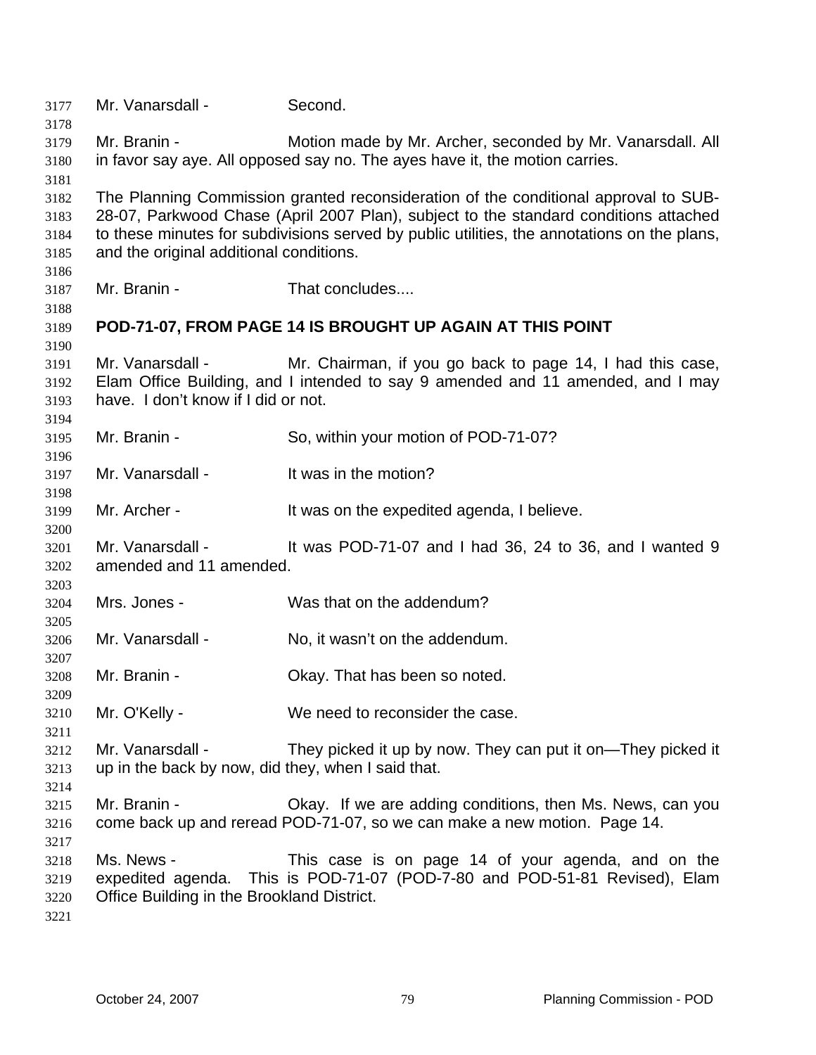Mr. Vanarsdall - Second.

Mr. Branin - Motion made by Mr. Archer, seconded by Mr. Vanarsdall. All in favor say aye. All opposed say no. The ayes have it, the motion carries.

The Planning Commission granted reconsideration of the conditional approval to SUB-28-07, Parkwood Chase (April 2007 Plan), subject to the standard conditions attached to these minutes for subdivisions served by public utilities, the annotations on the plans, and the original additional conditions.

Mr. Branin - That concludes....

**POD-71-07, FROM PAGE 14 IS BROUGHT UP AGAIN AT THIS POINT**

Mr. Vanarsdall - Mr. Chairman, if you go back to page 14, I had this case, Elam Office Building, and I intended to say 9 amended and 11 amended, and I may have. I don't know if I did or not.

Mr. Branin - So, within your motion of POD-71-07?

Mr. Vanarsdall - It was in the motion?

Mr. Archer - It was on the expedited agenda, I believe.

Mr. Vanarsdall - It was POD-71-07 and I had 36, 24 to 36, and I wanted 9 amended and 11 amended.

Mrs. Jones - Was that on the addendum?

Mr. Vanarsdall - No, it wasn't on the addendum.

Mr. Branin - Okay. That has been so noted.

Mr. O'Kelly - We need to reconsider the case.

Mr. Vanarsdall - They picked it up by now. They can put it on—They picked it up in the back by now, did they, when I said that.

Mr. Branin - Okay. If we are adding conditions, then Ms. News, can you come back up and reread POD-71-07, so we can make a new motion. Page 14.

Ms. News - This case is on page 14 of your agenda, and on the expedited agenda. This is POD-71-07 (POD-7-80 and POD-51-81 Revised), Elam Office Building in the Brookland District.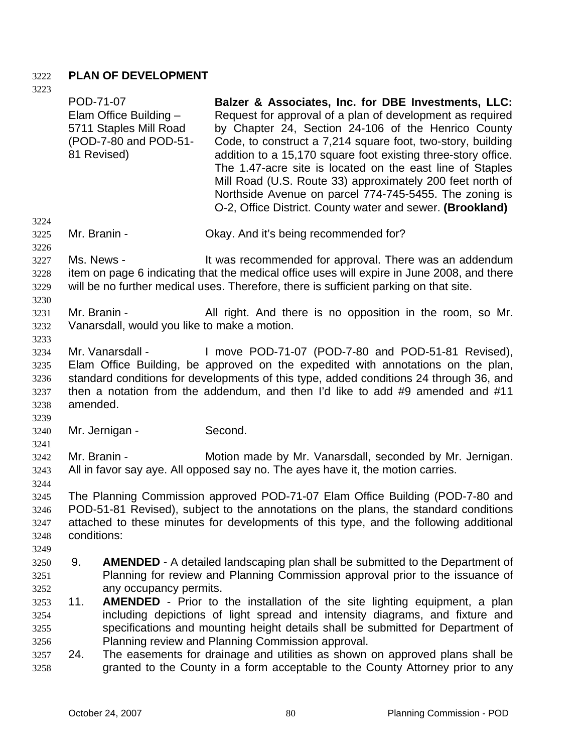**PLAN OF DEVELOPMENT**

POD-71-07
Elam Office Building – 5711 Staples Mill Road (POD-7-80 and POD-51-81 Revised)

**Balzer & Associates, Inc. for DBE Investments, LLC:** Request for approval of a plan of development as required by Chapter 24, Section 24-106 of the Henrico County Code, to construct a 7,214 square foot, two-story, building addition to a 15,170 square foot existing three-story office. The 1.47-acre site is located on the east line of Staples Mill Road (U.S. Route 33) approximately 200 feet north of Northside Avenue on parcel 774-745-5455. The zoning is O-2, Office District. County water and sewer. **(Brookland)**

Mr. Branin - Okay. And it's being recommended for?

Ms. News - It was recommended for approval. There was an addendum item on page 6 indicating that the medical office uses will expire in June 2008, and there will be no further medical uses. Therefore, there is sufficient parking on that site.

Mr. Branin - All right. And there is no opposition in the room, so Mr. Vanarsdall, would you like to make a motion.

Mr. Vanarsdall - I move POD-71-07 (POD-7-80 and POD-51-81 Revised), Elam Office Building, be approved on the expedited with annotations on the plan, standard conditions for developments of this type, added conditions 24 through 36, and then a notation from the addendum, and then I'd like to add #9 amended and #11 amended.

Mr. Jernigan - Second.

Mr. Branin - Motion made by Mr. Vanarsdall, seconded by Mr. Jernigan. All in favor say aye. All opposed say no. The ayes have it, the motion carries.

The Planning Commission approved POD-71-07 Elam Office Building (POD-7-80 and POD-51-81 Revised), subject to the annotations on the plans, the standard conditions attached to these minutes for developments of this type, and the following additional conditions:

9. **AMENDED** - A detailed landscaping plan shall be submitted to the Department of Planning for review and Planning Commission approval prior to the issuance of any occupancy permits.
11. **AMENDED** - Prior to the installation of the site lighting equipment, a plan including depictions of light spread and intensity diagrams, and fixture and specifications and mounting height details shall be submitted for Department of Planning review and Planning Commission approval.
24. The easements for drainage and utilities as shown on approved plans shall be granted to the County in a form acceptable to the County Attorney prior to any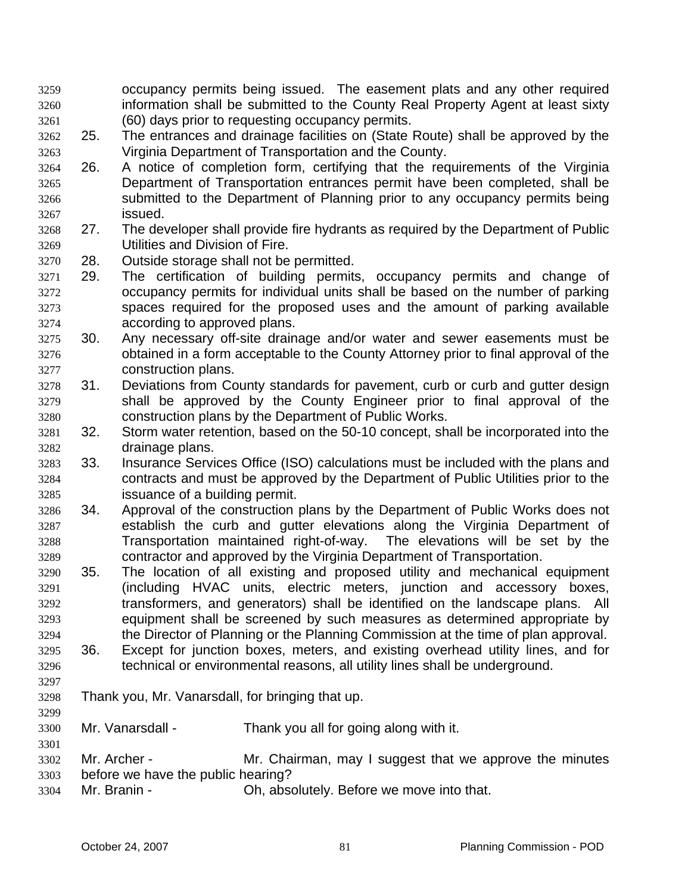occupancy permits being issued. The easement plats and any other required information shall be submitted to the County Real Property Agent at least sixty (60) days prior to requesting occupancy permits.

25. The entrances and drainage facilities on (State Route) shall be approved by the Virginia Department of Transportation and the County.
26. A notice of completion form, certifying that the requirements of the Virginia Department of Transportation entrances permit have been completed, shall be submitted to the Department of Planning prior to any occupancy permits being issued.
27. The developer shall provide fire hydrants as required by the Department of Public Utilities and Division of Fire.
28. Outside storage shall not be permitted.
29. The certification of building permits, occupancy permits and change of occupancy permits for individual units shall be based on the number of parking spaces required for the proposed uses and the amount of parking available according to approved plans.
30. Any necessary off-site drainage and/or water and sewer easements must be obtained in a form acceptable to the County Attorney prior to final approval of the construction plans.
31. Deviations from County standards for pavement, curb or curb and gutter design shall be approved by the County Engineer prior to final approval of the construction plans by the Department of Public Works.
32. Storm water retention, based on the 50-10 concept, shall be incorporated into the drainage plans.
33. Insurance Services Office (ISO) calculations must be included with the plans and contracts and must be approved by the Department of Public Utilities prior to the issuance of a building permit.
34. Approval of the construction plans by the Department of Public Works does not establish the curb and gutter elevations along the Virginia Department of Transportation maintained right-of-way. The elevations will be set by the contractor and approved by the Virginia Department of Transportation.
35. The location of all existing and proposed utility and mechanical equipment (including HVAC units, electric meters, junction and accessory boxes, transformers, and generators) shall be identified on the landscape plans. All equipment shall be screened by such measures as determined appropriate by the Director of Planning or the Planning Commission at the time of plan approval.
36. Except for junction boxes, meters, and existing overhead utility lines, and for technical or environmental reasons, all utility lines shall be underground.

Thank you, Mr. Vanarsdall, for bringing that up.

Mr. Vanarsdall - Thank you all for going along with it.

Mr. Archer - Mr. Chairman, may I suggest that we approve the minutes before we have the public hearing?

Mr. Branin - Oh, absolutely. Before we move into that.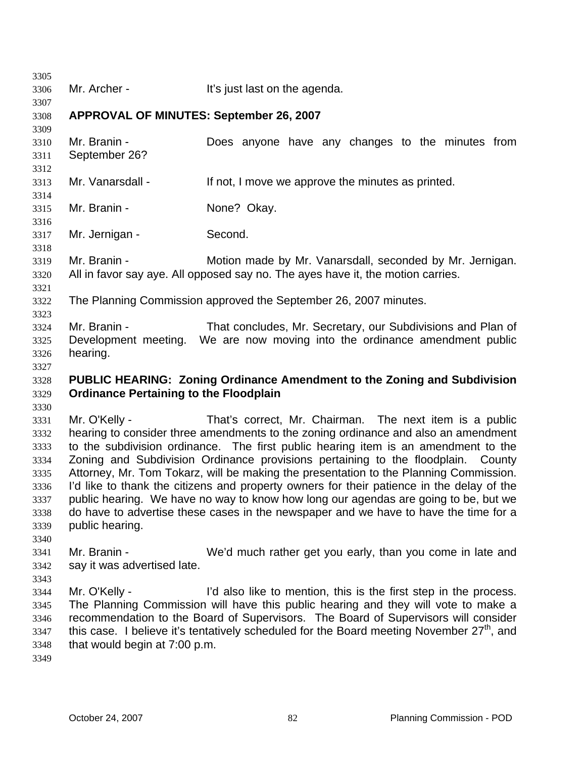Mr. Archer - It's just last on the agenda.

**APPROVAL OF MINUTES: September 26, 2007**

Mr. Branin - Does anyone have any changes to the minutes from September 26?

Mr. Vanarsdall - If not, I move we approve the minutes as printed.

Mr. Branin - None? Okay.

Mr. Jernigan - Second.

Mr. Branin - Motion made by Mr. Vanarsdall, seconded by Mr. Jernigan. All in favor say aye. All opposed say no. The ayes have it, the motion carries.

The Planning Commission approved the September 26, 2007 minutes.

Mr. Branin - That concludes, Mr. Secretary, our Subdivisions and Plan of Development meeting. We are now moving into the ordinance amendment public hearing.

**PUBLIC HEARING: Zoning Ordinance Amendment to the Zoning and Subdivision Ordinance Pertaining to the Floodplain**

Mr. O'Kelly - That's correct, Mr. Chairman. The next item is a public hearing to consider three amendments to the zoning ordinance and also an amendment to the subdivision ordinance. The first public hearing item is an amendment to the Zoning and Subdivision Ordinance provisions pertaining to the floodplain. County Attorney, Mr. Tom Tokarz, will be making the presentation to the Planning Commission. I'd like to thank the citizens and property owners for their patience in the delay of the public hearing. We have no way to know how long our agendas are going to be, but we do have to advertise these cases in the newspaper and we have to have the time for a public hearing.

Mr. Branin - We'd much rather get you early, than you come in late and say it was advertised late.

Mr. O'Kelly - I'd also like to mention, this is the first step in the process. The Planning Commission will have this public hearing and they will vote to make a recommendation to the Board of Supervisors. The Board of Supervisors will consider this case. I believe it's tentatively scheduled for the Board meeting November 27th, and that would begin at 7:00 p.m.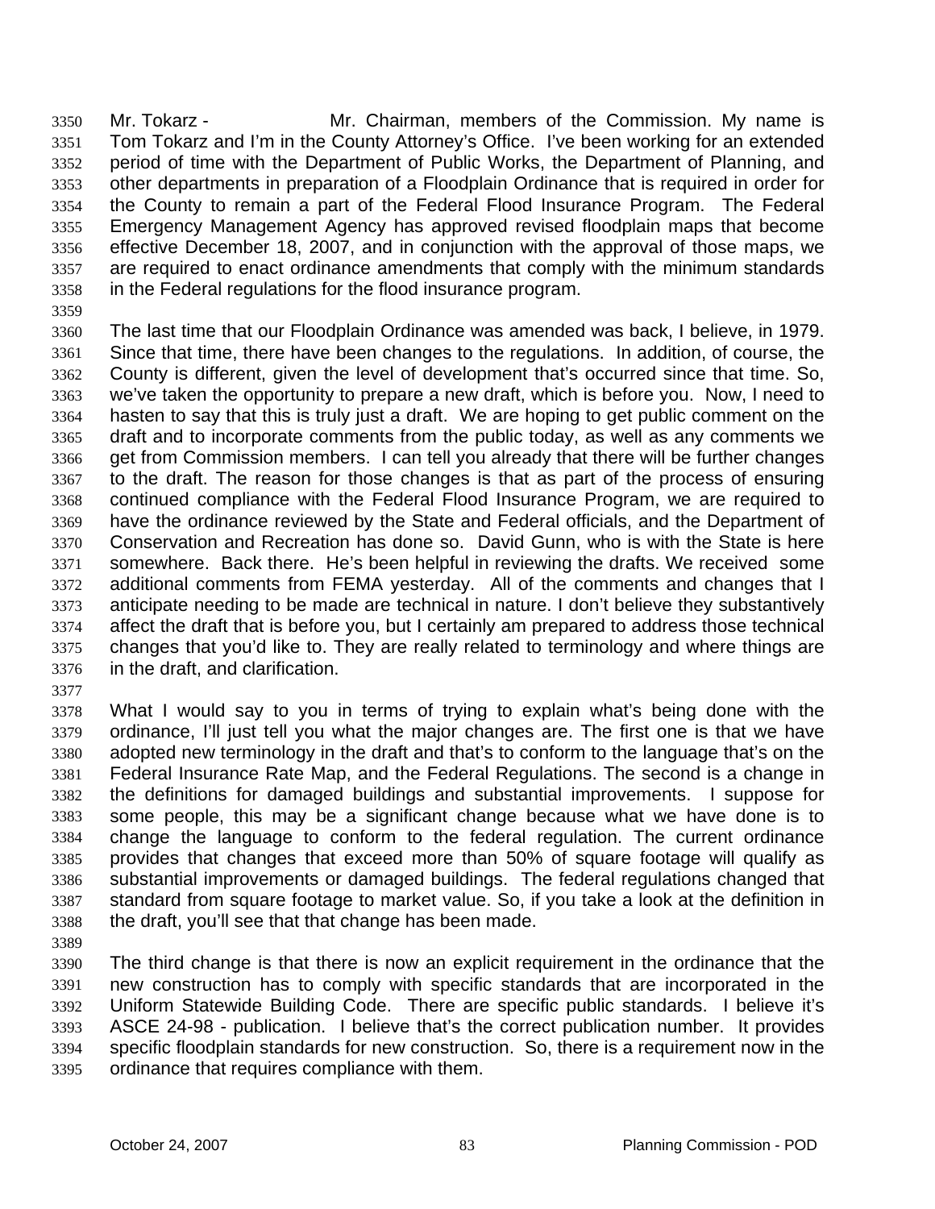3350 Mr. Tokarz - Mr. Chairman, members of the Commission. My name is
3351 Tom Tokarz and I'm in the County Attorney's Office. I've been working for an extended
3352 period of time with the Department of Public Works, the Department of Planning, and
3353 other departments in preparation of a Floodplain Ordinance that is required in order for
3354 the County to remain a part of the Federal Flood Insurance Program. The Federal
3355 Emergency Management Agency has approved revised floodplain maps that become
3356 effective December 18, 2007, and in conjunction with the approval of those maps, we
3357 are required to enact ordinance amendments that comply with the minimum standards
3358 in the Federal regulations for the flood insurance program.
3359
3360 The last time that our Floodplain Ordinance was amended was back, I believe, in 1979.
3361 Since that time, there have been changes to the regulations. In addition, of course, the
3362 County is different, given the level of development that's occurred since that time. So,
3363 we've taken the opportunity to prepare a new draft, which is before you. Now, I need to
3364 hasten to say that this is truly just a draft. We are hoping to get public comment on the
3365 draft and to incorporate comments from the public today, as well as any comments we
3366 get from Commission members. I can tell you already that there will be further changes
3367 to the draft. The reason for those changes is that as part of the process of ensuring
3368 continued compliance with the Federal Flood Insurance Program, we are required to
3369 have the ordinance reviewed by the State and Federal officials, and the Department of
3370 Conservation and Recreation has done so. David Gunn, who is with the State is here
3371 somewhere. Back there. He's been helpful in reviewing the drafts. We received some
3372 additional comments from FEMA yesterday. All of the comments and changes that I
3373 anticipate needing to be made are technical in nature. I don't believe they substantively
3374 affect the draft that is before you, but I certainly am prepared to address those technical
3375 changes that you'd like to. They are really related to terminology and where things are
3376 in the draft, and clarification.
3377
3378 What I would say to you in terms of trying to explain what's being done with the
3379 ordinance, I'll just tell you what the major changes are. The first one is that we have
3380 adopted new terminology in the draft and that's to conform to the language that's on the
3381 Federal Insurance Rate Map, and the Federal Regulations. The second is a change in
3382 the definitions for damaged buildings and substantial improvements. I suppose for
3383 some people, this may be a significant change because what we have done is to
3384 change the language to conform to the federal regulation. The current ordinance
3385 provides that changes that exceed more than 50% of square footage will qualify as
3386 substantial improvements or damaged buildings. The federal regulations changed that
3387 standard from square footage to market value. So, if you take a look at the definition in
3388 the draft, you'll see that that change has been made.
3389
3390 The third change is that there is now an explicit requirement in the ordinance that the
3391 new construction has to comply with specific standards that are incorporated in the
3392 Uniform Statewide Building Code. There are specific public standards. I believe it's
3393 ASCE 24-98 - publication. I believe that's the correct publication number. It provides
3394 specific floodplain standards for new construction. So, there is a requirement now in the
3395 ordinance that requires compliance with them.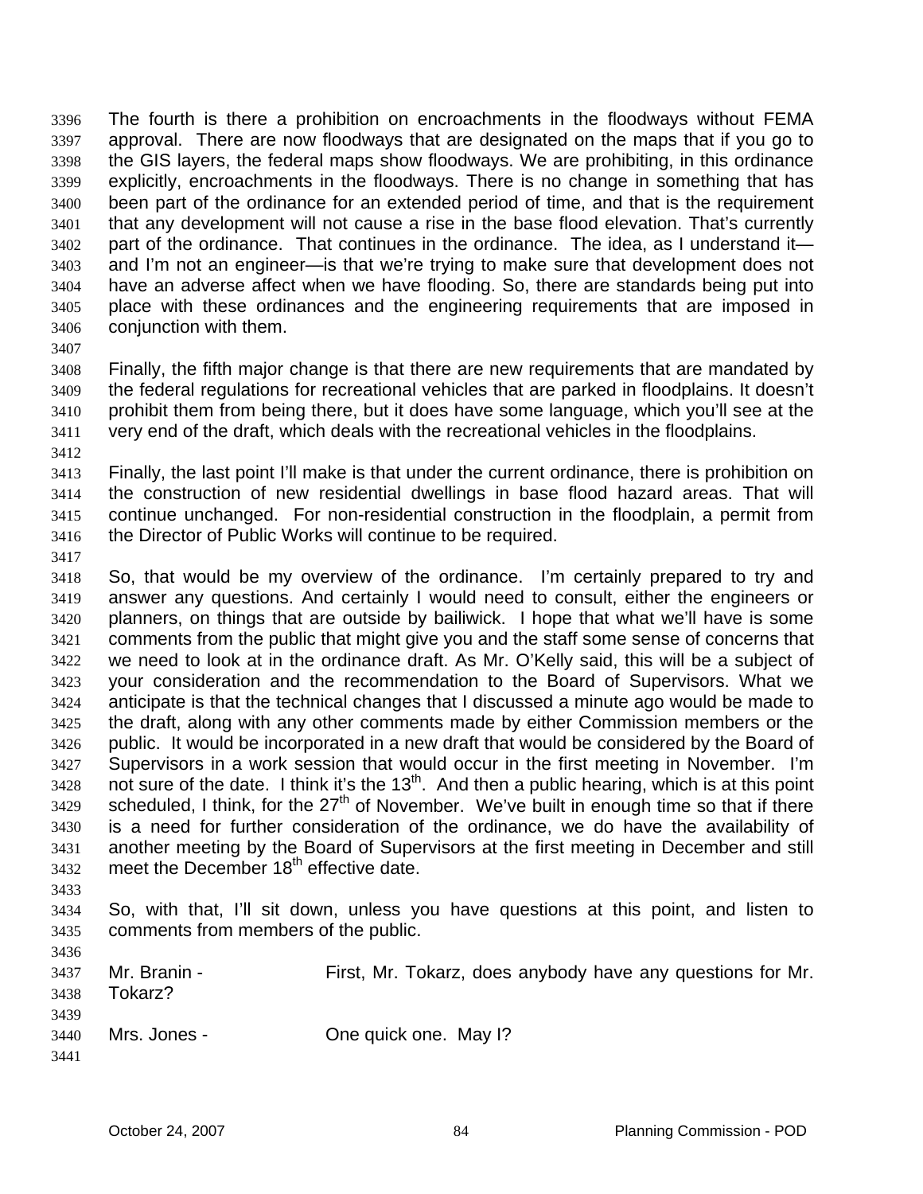The fourth is there a prohibition on encroachments in the floodways without FEMA approval. There are now floodways that are designated on the maps that if you go to the GIS layers, the federal maps show floodways. We are prohibiting, in this ordinance explicitly, encroachments in the floodways. There is no change in something that has been part of the ordinance for an extended period of time, and that is the requirement that any development will not cause a rise in the base flood elevation. That's currently part of the ordinance. That continues in the ordinance. The idea, as I understand it—and I'm not an engineer—is that we're trying to make sure that development does not have an adverse affect when we have flooding. So, there are standards being put into place with these ordinances and the engineering requirements that are imposed in conjunction with them.

Finally, the fifth major change is that there are new requirements that are mandated by the federal regulations for recreational vehicles that are parked in floodplains. It doesn't prohibit them from being there, but it does have some language, which you'll see at the very end of the draft, which deals with the recreational vehicles in the floodplains.

Finally, the last point I'll make is that under the current ordinance, there is prohibition on the construction of new residential dwellings in base flood hazard areas. That will continue unchanged. For non-residential construction in the floodplain, a permit from the Director of Public Works will continue to be required.

So, that would be my overview of the ordinance. I'm certainly prepared to try and answer any questions. And certainly I would need to consult, either the engineers or planners, on things that are outside by bailiwick. I hope that what we'll have is some comments from the public that might give you and the staff some sense of concerns that we need to look at in the ordinance draft. As Mr. O'Kelly said, this will be a subject of your consideration and the recommendation to the Board of Supervisors. What we anticipate is that the technical changes that I discussed a minute ago would be made to the draft, along with any other comments made by either Commission members or the public. It would be incorporated in a new draft that would be considered by the Board of Supervisors in a work session that would occur in the first meeting in November. I'm not sure of the date. I think it's the 13th. And then a public hearing, which is at this point scheduled, I think, for the 27th of November. We've built in enough time so that if there is a need for further consideration of the ordinance, we do have the availability of another meeting by the Board of Supervisors at the first meeting in December and still meet the December 18th effective date.

So, with that, I'll sit down, unless you have questions at this point, and listen to comments from members of the public.

Mr. Branin - First, Mr. Tokarz, does anybody have any questions for Mr. Tokarz?

Mrs. Jones - One quick one. May I?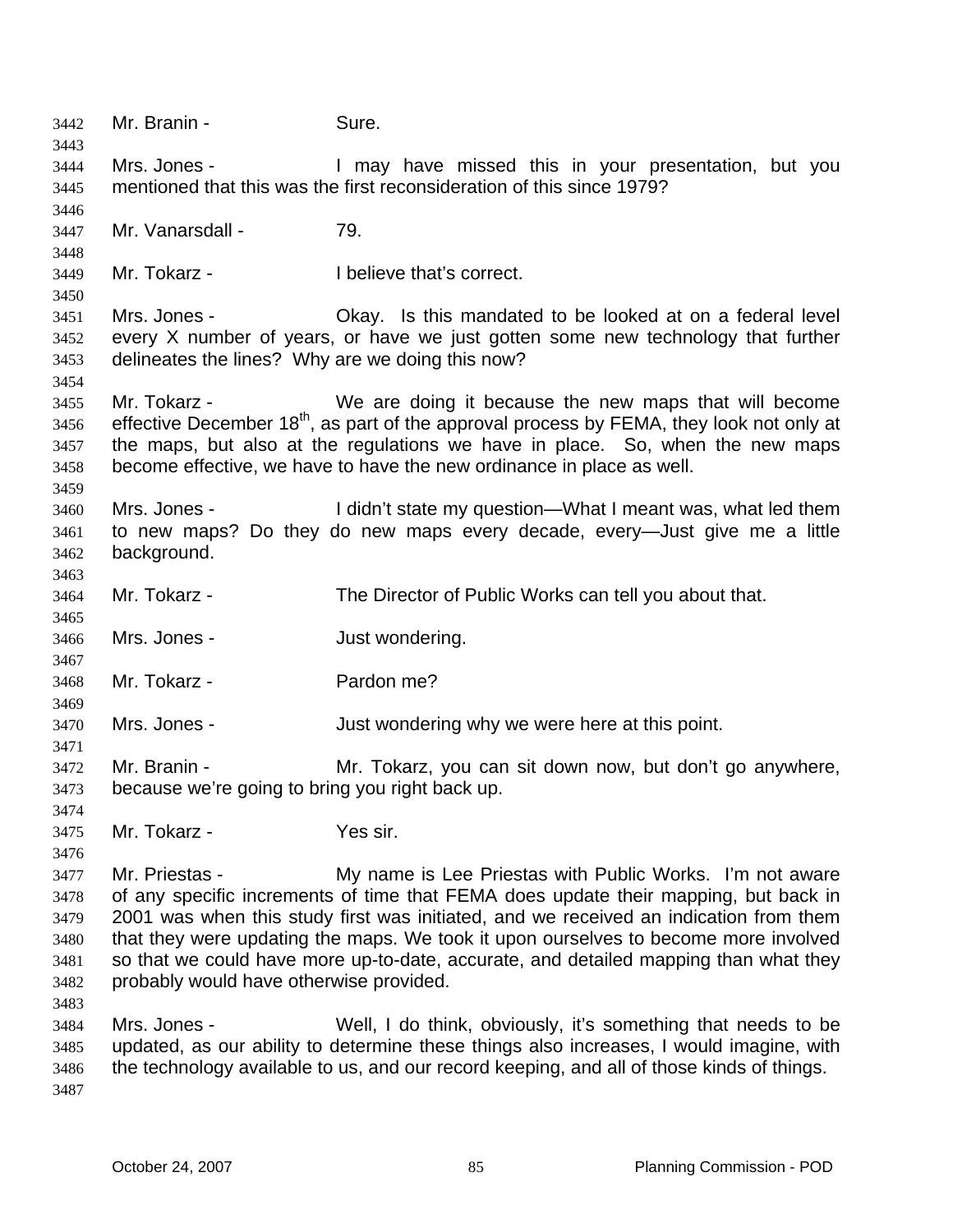Mr. Branin - Sure.

Mrs. Jones - I may have missed this in your presentation, but you mentioned that this was the first reconsideration of this since 1979?

Mr. Vanarsdall - 79.

Mr. Tokarz - I believe that's correct.

Mrs. Jones - Okay. Is this mandated to be looked at on a federal level every X number of years, or have we just gotten some new technology that further delineates the lines? Why are we doing this now?

Mr. Tokarz - We are doing it because the new maps that will become effective December 18th, as part of the approval process by FEMA, they look not only at the maps, but also at the regulations we have in place. So, when the new maps become effective, we have to have the new ordinance in place as well.

Mrs. Jones - I didn't state my question—What I meant was, what led them to new maps? Do they do new maps every decade, every—Just give me a little background.

Mr. Tokarz - The Director of Public Works can tell you about that.

Mrs. Jones - Just wondering.

Mr. Tokarz - Pardon me?

Mrs. Jones - Just wondering why we were here at this point.

Mr. Branin - Mr. Tokarz, you can sit down now, but don't go anywhere, because we're going to bring you right back up.

Mr. Tokarz - Yes sir.

Mr. Priestas - My name is Lee Priestas with Public Works. I'm not aware of any specific increments of time that FEMA does update their mapping, but back in 2001 was when this study first was initiated, and we received an indication from them that they were updating the maps. We took it upon ourselves to become more involved so that we could have more up-to-date, accurate, and detailed mapping than what they probably would have otherwise provided.

Mrs. Jones - Well, I do think, obviously, it's something that needs to be updated, as our ability to determine these things also increases, I would imagine, with the technology available to us, and our record keeping, and all of those kinds of things.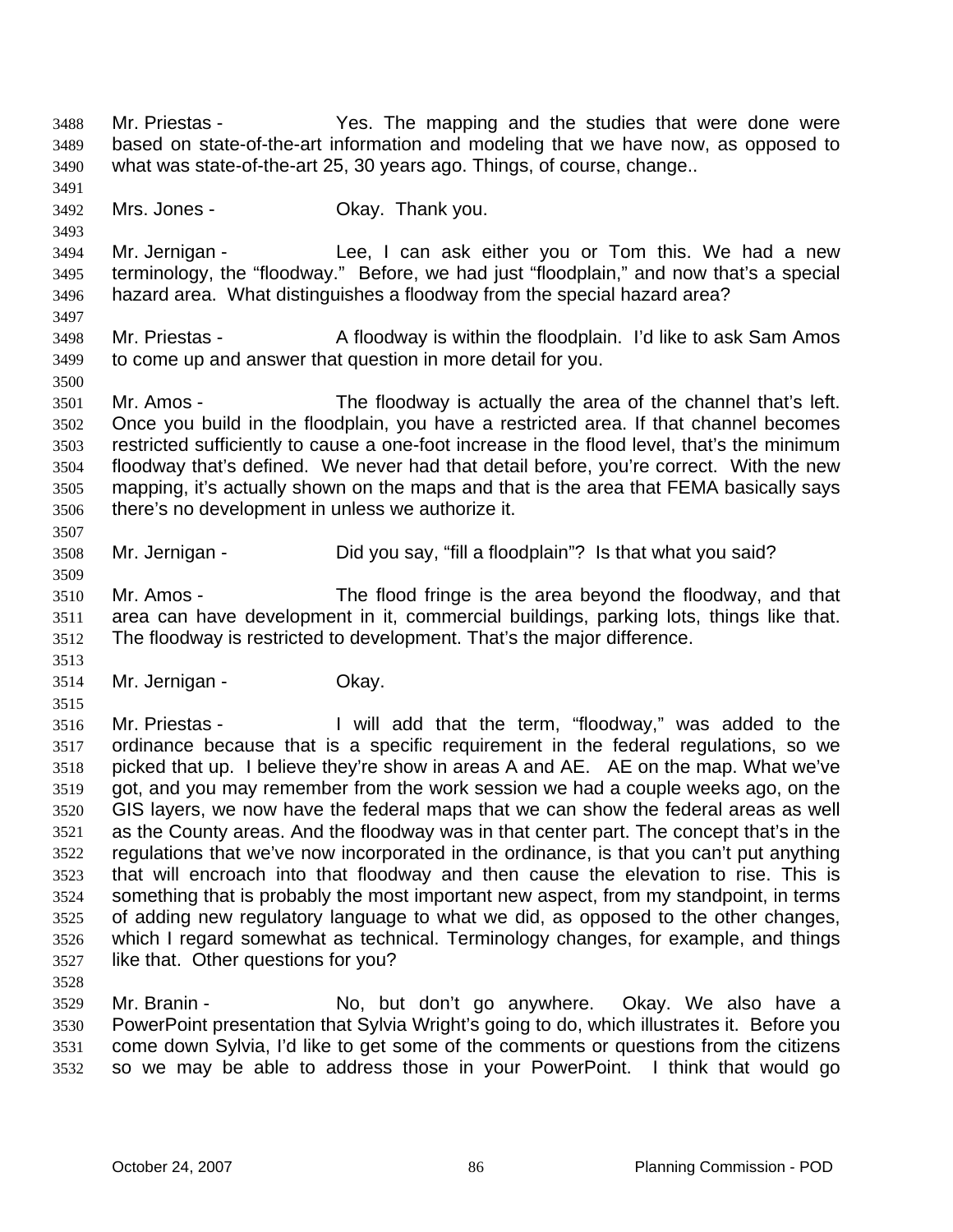Mr. Priestas - Yes. The mapping and the studies that were done were based on state-of-the-art information and modeling that we have now, as opposed to what was state-of-the-art 25, 30 years ago. Things, of course, change..

Mrs. Jones - Okay. Thank you.

Mr. Jernigan - Lee, I can ask either you or Tom this. We had a new terminology, the "floodway." Before, we had just "floodplain," and now that's a special hazard area. What distinguishes a floodway from the special hazard area?

Mr. Priestas - A floodway is within the floodplain. I'd like to ask Sam Amos to come up and answer that question in more detail for you.

Mr. Amos - The floodway is actually the area of the channel that's left. Once you build in the floodplain, you have a restricted area. If that channel becomes restricted sufficiently to cause a one-foot increase in the flood level, that's the minimum floodway that's defined. We never had that detail before, you're correct. With the new mapping, it's actually shown on the maps and that is the area that FEMA basically says there's no development in unless we authorize it.

Mr. Jernigan - Did you say, "fill a floodplain"? Is that what you said?

Mr. Amos - The flood fringe is the area beyond the floodway, and that area can have development in it, commercial buildings, parking lots, things like that. The floodway is restricted to development. That's the major difference.

Mr. Jernigan - Okay.

Mr. Priestas - I will add that the term, "floodway," was added to the ordinance because that is a specific requirement in the federal regulations, so we picked that up. I believe they're show in areas A and AE. AE on the map. What we've got, and you may remember from the work session we had a couple weeks ago, on the GIS layers, we now have the federal maps that we can show the federal areas as well as the County areas. And the floodway was in that center part. The concept that's in the regulations that we've now incorporated in the ordinance, is that you can't put anything that will encroach into that floodway and then cause the elevation to rise. This is something that is probably the most important new aspect, from my standpoint, in terms of adding new regulatory language to what we did, as opposed to the other changes, which I regard somewhat as technical. Terminology changes, for example, and things like that. Other questions for you?

Mr. Branin - No, but don't go anywhere. Okay. We also have a PowerPoint presentation that Sylvia Wright's going to do, which illustrates it. Before you come down Sylvia, I'd like to get some of the comments or questions from the citizens so we may be able to address those in your PowerPoint. I think that would go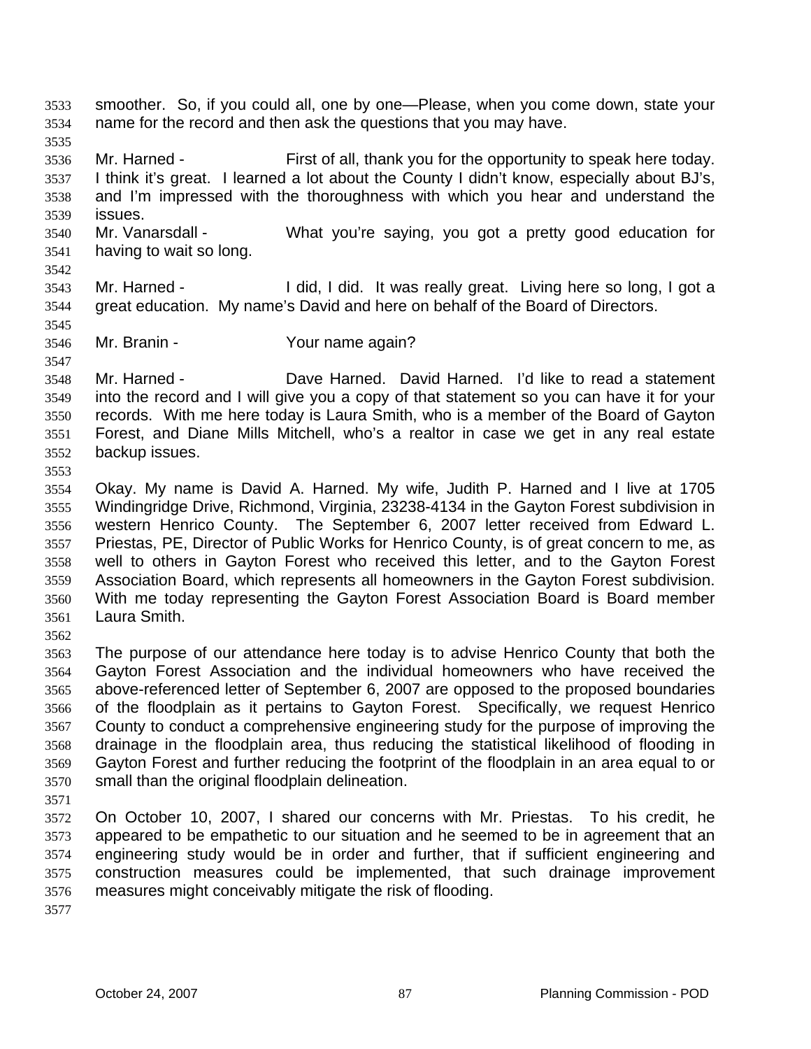smoother. So, if you could all, one by one—Please, when you come down, state your name for the record and then ask the questions that you may have.

Mr. Harned - First of all, thank you for the opportunity to speak here today. I think it's great. I learned a lot about the County I didn't know, especially about BJ's, and I'm impressed with the thoroughness with which you hear and understand the issues.

Mr. Vanarsdall - What you're saying, you got a pretty good education for having to wait so long.

Mr. Harned - I did, I did. It was really great. Living here so long, I got a great education. My name's David and here on behalf of the Board of Directors.

Mr. Branin - Your name again?

Mr. Harned - Dave Harned. David Harned. I'd like to read a statement into the record and I will give you a copy of that statement so you can have it for your records. With me here today is Laura Smith, who is a member of the Board of Gayton Forest, and Diane Mills Mitchell, who's a realtor in case we get in any real estate backup issues.

Okay. My name is David A. Harned. My wife, Judith P. Harned and I live at 1705 Windingridge Drive, Richmond, Virginia, 23238-4134 in the Gayton Forest subdivision in western Henrico County. The September 6, 2007 letter received from Edward L. Priestas, PE, Director of Public Works for Henrico County, is of great concern to me, as well to others in Gayton Forest who received this letter, and to the Gayton Forest Association Board, which represents all homeowners in the Gayton Forest subdivision. With me today representing the Gayton Forest Association Board is Board member Laura Smith.

The purpose of our attendance here today is to advise Henrico County that both the Gayton Forest Association and the individual homeowners who have received the above-referenced letter of September 6, 2007 are opposed to the proposed boundaries of the floodplain as it pertains to Gayton Forest. Specifically, we request Henrico County to conduct a comprehensive engineering study for the purpose of improving the drainage in the floodplain area, thus reducing the statistical likelihood of flooding in Gayton Forest and further reducing the footprint of the floodplain in an area equal to or small than the original floodplain delineation.

On October 10, 2007, I shared our concerns with Mr. Priestas. To his credit, he appeared to be empathetic to our situation and he seemed to be in agreement that an engineering study would be in order and further, that if sufficient engineering and construction measures could be implemented, that such drainage improvement measures might conceivably mitigate the risk of flooding.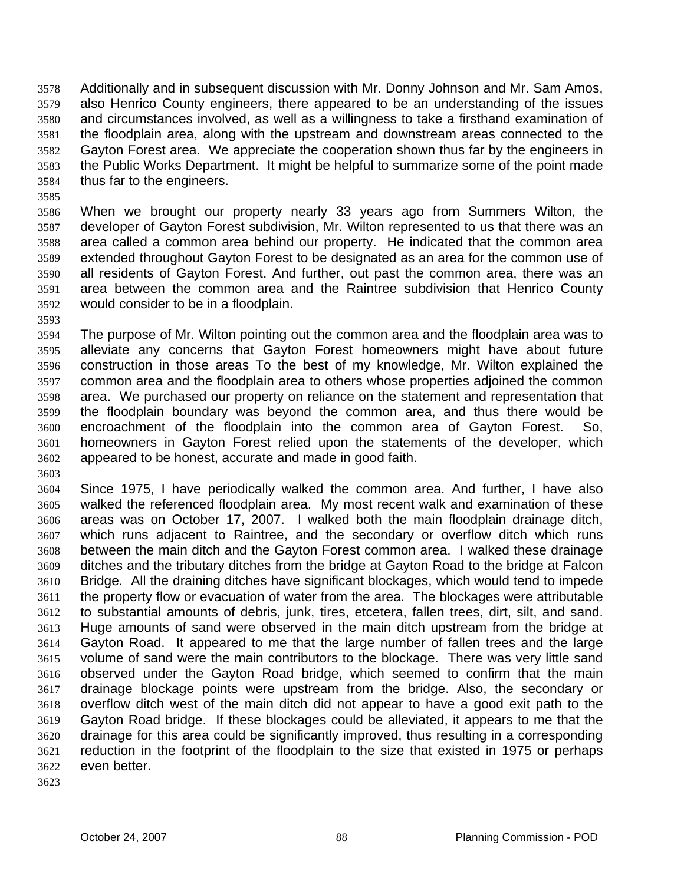Additionally and in subsequent discussion with Mr. Donny Johnson and Mr. Sam Amos, also Henrico County engineers, there appeared to be an understanding of the issues and circumstances involved, as well as a willingness to take a firsthand examination of the floodplain area, along with the upstream and downstream areas connected to the Gayton Forest area. We appreciate the cooperation shown thus far by the engineers in the Public Works Department. It might be helpful to summarize some of the point made thus far to the engineers.

When we brought our property nearly 33 years ago from Summers Wilton, the developer of Gayton Forest subdivision, Mr. Wilton represented to us that there was an area called a common area behind our property. He indicated that the common area extended throughout Gayton Forest to be designated as an area for the common use of all residents of Gayton Forest. And further, out past the common area, there was an area between the common area and the Raintree subdivision that Henrico County would consider to be in a floodplain.

The purpose of Mr. Wilton pointing out the common area and the floodplain area was to alleviate any concerns that Gayton Forest homeowners might have about future construction in those areas To the best of my knowledge, Mr. Wilton explained the common area and the floodplain area to others whose properties adjoined the common area. We purchased our property on reliance on the statement and representation that the floodplain boundary was beyond the common area, and thus there would be encroachment of the floodplain into the common area of Gayton Forest. So, homeowners in Gayton Forest relied upon the statements of the developer, which appeared to be honest, accurate and made in good faith.

Since 1975, I have periodically walked the common area. And further, I have also walked the referenced floodplain area. My most recent walk and examination of these areas was on October 17, 2007. I walked both the main floodplain drainage ditch, which runs adjacent to Raintree, and the secondary or overflow ditch which runs between the main ditch and the Gayton Forest common area. I walked these drainage ditches and the tributary ditches from the bridge at Gayton Road to the bridge at Falcon Bridge. All the draining ditches have significant blockages, which would tend to impede the property flow or evacuation of water from the area. The blockages were attributable to substantial amounts of debris, junk, tires, etcetera, fallen trees, dirt, silt, and sand. Huge amounts of sand were observed in the main ditch upstream from the bridge at Gayton Road. It appeared to me that the large number of fallen trees and the large volume of sand were the main contributors to the blockage. There was very little sand observed under the Gayton Road bridge, which seemed to confirm that the main drainage blockage points were upstream from the bridge. Also, the secondary or overflow ditch west of the main ditch did not appear to have a good exit path to the Gayton Road bridge. If these blockages could be alleviated, it appears to me that the drainage for this area could be significantly improved, thus resulting in a corresponding reduction in the footprint of the floodplain to the size that existed in 1975 or perhaps even better.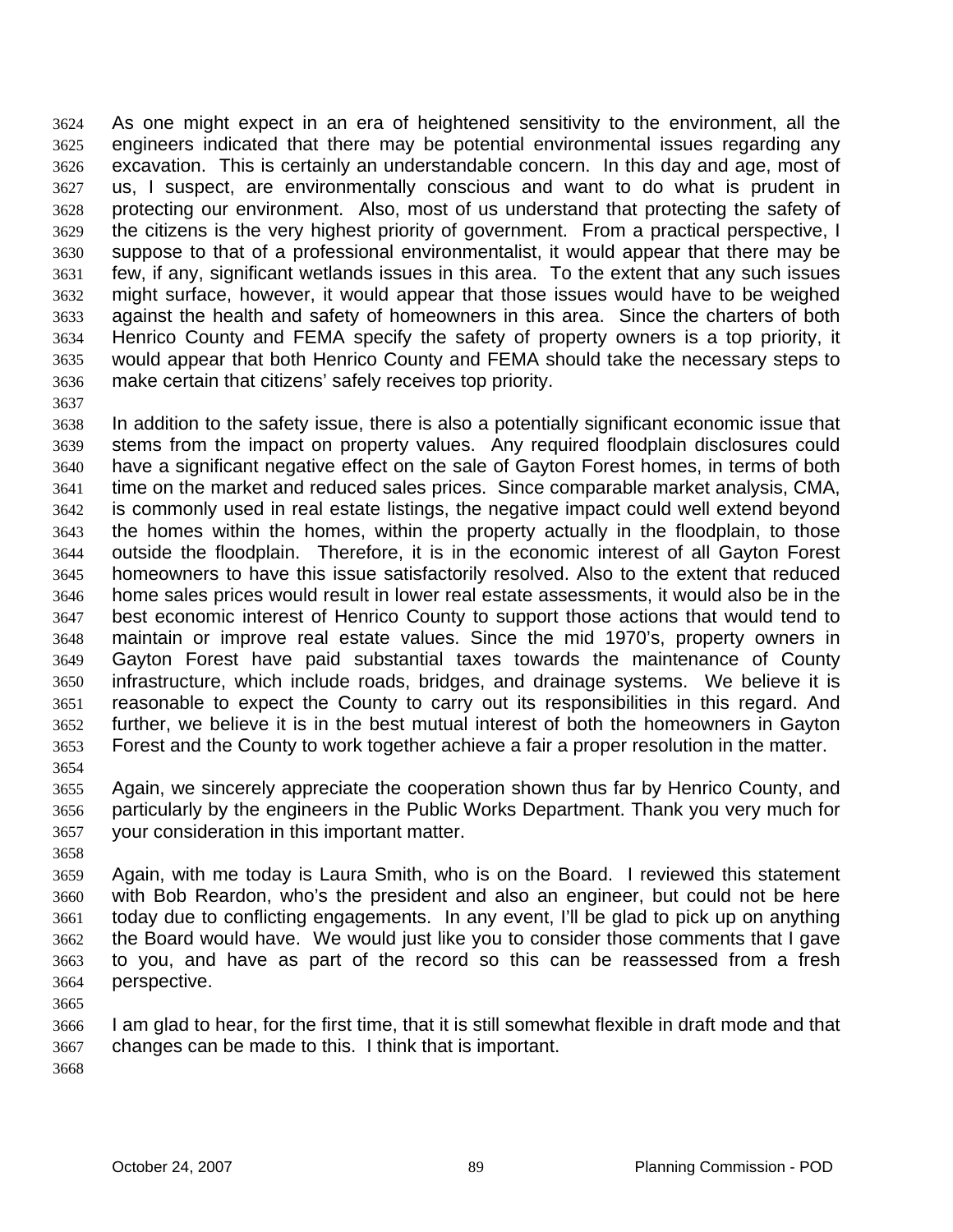As one might expect in an era of heightened sensitivity to the environment, all the engineers indicated that there may be potential environmental issues regarding any excavation. This is certainly an understandable concern. In this day and age, most of us, I suspect, are environmentally conscious and want to do what is prudent in protecting our environment. Also, most of us understand that protecting the safety of the citizens is the very highest priority of government. From a practical perspective, I suppose to that of a professional environmentalist, it would appear that there may be few, if any, significant wetlands issues in this area. To the extent that any such issues might surface, however, it would appear that those issues would have to be weighed against the health and safety of homeowners in this area. Since the charters of both Henrico County and FEMA specify the safety of property owners is a top priority, it would appear that both Henrico County and FEMA should take the necessary steps to make certain that citizens' safely receives top priority.

In addition to the safety issue, there is also a potentially significant economic issue that stems from the impact on property values. Any required floodplain disclosures could have a significant negative effect on the sale of Gayton Forest homes, in terms of both time on the market and reduced sales prices. Since comparable market analysis, CMA, is commonly used in real estate listings, the negative impact could well extend beyond the homes within the homes, within the property actually in the floodplain, to those outside the floodplain. Therefore, it is in the economic interest of all Gayton Forest homeowners to have this issue satisfactorily resolved. Also to the extent that reduced home sales prices would result in lower real estate assessments, it would also be in the best economic interest of Henrico County to support those actions that would tend to maintain or improve real estate values. Since the mid 1970's, property owners in Gayton Forest have paid substantial taxes towards the maintenance of County infrastructure, which include roads, bridges, and drainage systems. We believe it is reasonable to expect the County to carry out its responsibilities in this regard. And further, we believe it is in the best mutual interest of both the homeowners in Gayton Forest and the County to work together achieve a fair a proper resolution in the matter.

Again, we sincerely appreciate the cooperation shown thus far by Henrico County, and particularly by the engineers in the Public Works Department. Thank you very much for your consideration in this important matter.

Again, with me today is Laura Smith, who is on the Board. I reviewed this statement with Bob Reardon, who's the president and also an engineer, but could not be here today due to conflicting engagements. In any event, I'll be glad to pick up on anything the Board would have. We would just like you to consider those comments that I gave to you, and have as part of the record so this can be reassessed from a fresh perspective.

I am glad to hear, for the first time, that it is still somewhat flexible in draft mode and that changes can be made to this. I think that is important.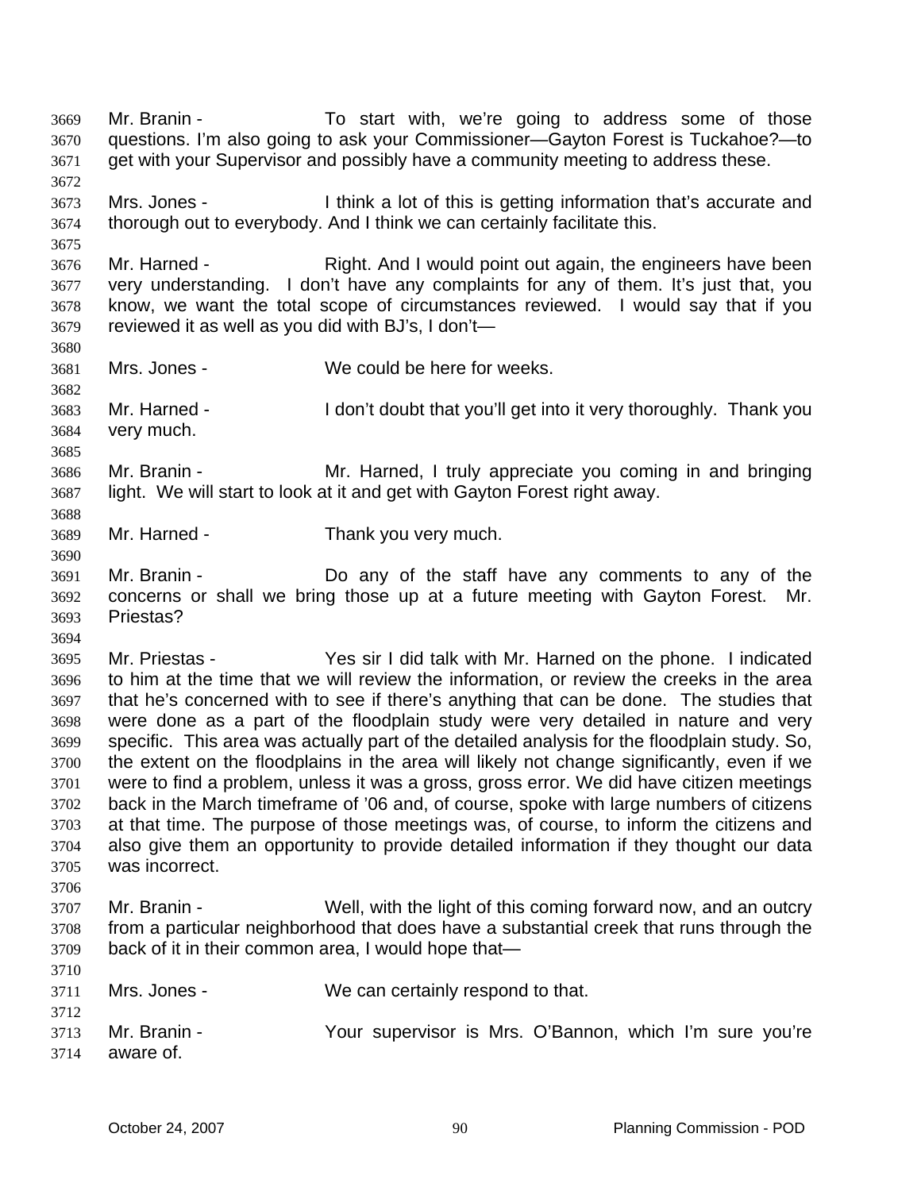3669 Mr. Branin - To start with, we're going to address some of those
3670 questions. I'm also going to ask your Commissioner—Gayton Forest is Tuckahoe?—to
3671 get with your Supervisor and possibly have a community meeting to address these.
3672
3673 Mrs. Jones - I think a lot of this is getting information that's accurate and
3674 thorough out to everybody. And I think we can certainly facilitate this.
3675
3676 Mr. Harned - Right. And I would point out again, the engineers have been
3677 very understanding. I don't have any complaints for any of them. It's just that, you
3678 know, we want the total scope of circumstances reviewed. I would say that if you
3679 reviewed it as well as you did with BJ's, I don't—
3680
3681 Mrs. Jones - We could be here for weeks.
3682
3683 Mr. Harned - I don't doubt that you'll get into it very thoroughly. Thank you
3684 very much.
3685
3686 Mr. Branin - Mr. Harned, I truly appreciate you coming in and bringing
3687 light. We will start to look at it and get with Gayton Forest right away.
3688
3689 Mr. Harned - Thank you very much.
3690
3691 Mr. Branin - Do any of the staff have any comments to any of the
3692 concerns or shall we bring those up at a future meeting with Gayton Forest. Mr.
3693 Priestas?
3694
3695 Mr. Priestas - Yes sir I did talk with Mr. Harned on the phone. I indicated
3696 to him at the time that we will review the information, or review the creeks in the area
3697 that he's concerned with to see if there's anything that can be done. The studies that
3698 were done as a part of the floodplain study were very detailed in nature and very
3699 specific. This area was actually part of the detailed analysis for the floodplain study. So,
3700 the extent on the floodplains in the area will likely not change significantly, even if we
3701 were to find a problem, unless it was a gross, gross error. We did have citizen meetings
3702 back in the March timeframe of '06 and, of course, spoke with large numbers of citizens
3703 at that time. The purpose of those meetings was, of course, to inform the citizens and
3704 also give them an opportunity to provide detailed information if they thought our data
3705 was incorrect.
3706
3707 Mr. Branin - Well, with the light of this coming forward now, and an outcry
3708 from a particular neighborhood that does have a substantial creek that runs through the
3709 back of it in their common area, I would hope that—
3710
3711 Mrs. Jones - We can certainly respond to that.
3712
3713 Mr. Branin - Your supervisor is Mrs. O'Bannon, which I'm sure you're
3714 aware of.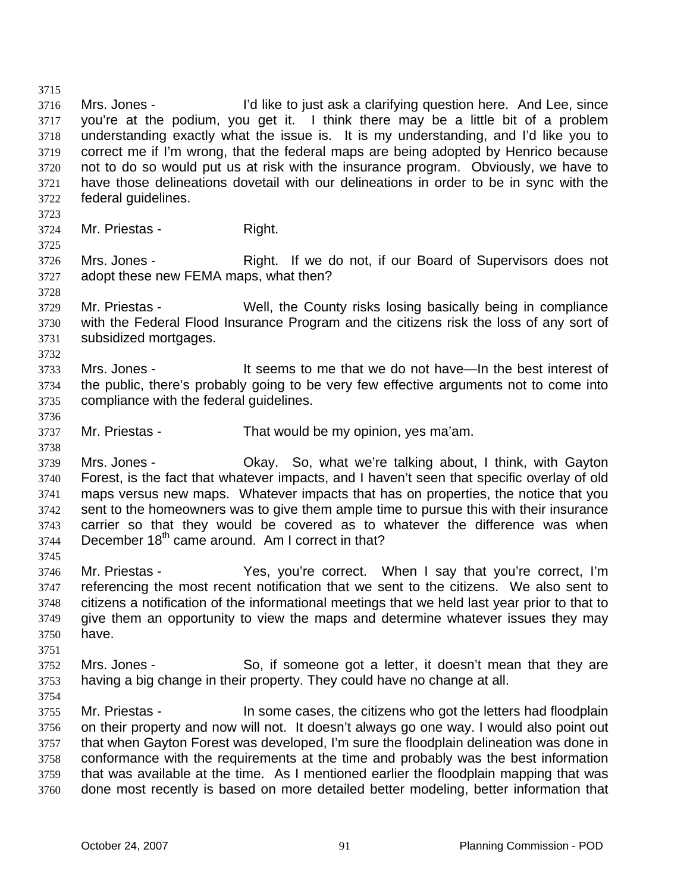Mrs. Jones - I'd like to just ask a clarifying question here. And Lee, since you're at the podium, you get it. I think there may be a little bit of a problem understanding exactly what the issue is. It is my understanding, and I'd like you to correct me if I'm wrong, that the federal maps are being adopted by Henrico because not to do so would put us at risk with the insurance program. Obviously, we have to have those delineations dovetail with our delineations in order to be in sync with the federal guidelines.

Mr. Priestas - Right.

Mrs. Jones - Right. If we do not, if our Board of Supervisors does not adopt these new FEMA maps, what then?

Mr. Priestas - Well, the County risks losing basically being in compliance with the Federal Flood Insurance Program and the citizens risk the loss of any sort of subsidized mortgages.

Mrs. Jones - It seems to me that we do not have—In the best interest of the public, there's probably going to be very few effective arguments not to come into compliance with the federal guidelines.

Mr. Priestas - That would be my opinion, yes ma'am.

Mrs. Jones - Okay. So, what we're talking about, I think, with Gayton Forest, is the fact that whatever impacts, and I haven't seen that specific overlay of old maps versus new maps. Whatever impacts that has on properties, the notice that you sent to the homeowners was to give them ample time to pursue this with their insurance carrier so that they would be covered as to whatever the difference was when December 18th came around. Am I correct in that?

Mr. Priestas - Yes, you're correct. When I say that you're correct, I'm referencing the most recent notification that we sent to the citizens. We also sent to citizens a notification of the informational meetings that we held last year prior to that to give them an opportunity to view the maps and determine whatever issues they may have.

Mrs. Jones - So, if someone got a letter, it doesn't mean that they are having a big change in their property. They could have no change at all.

Mr. Priestas - In some cases, the citizens who got the letters had floodplain on their property and now will not. It doesn't always go one way. I would also point out that when Gayton Forest was developed, I'm sure the floodplain delineation was done in conformance with the requirements at the time and probably was the best information that was available at the time. As I mentioned earlier the floodplain mapping that was done most recently is based on more detailed better modeling, better information that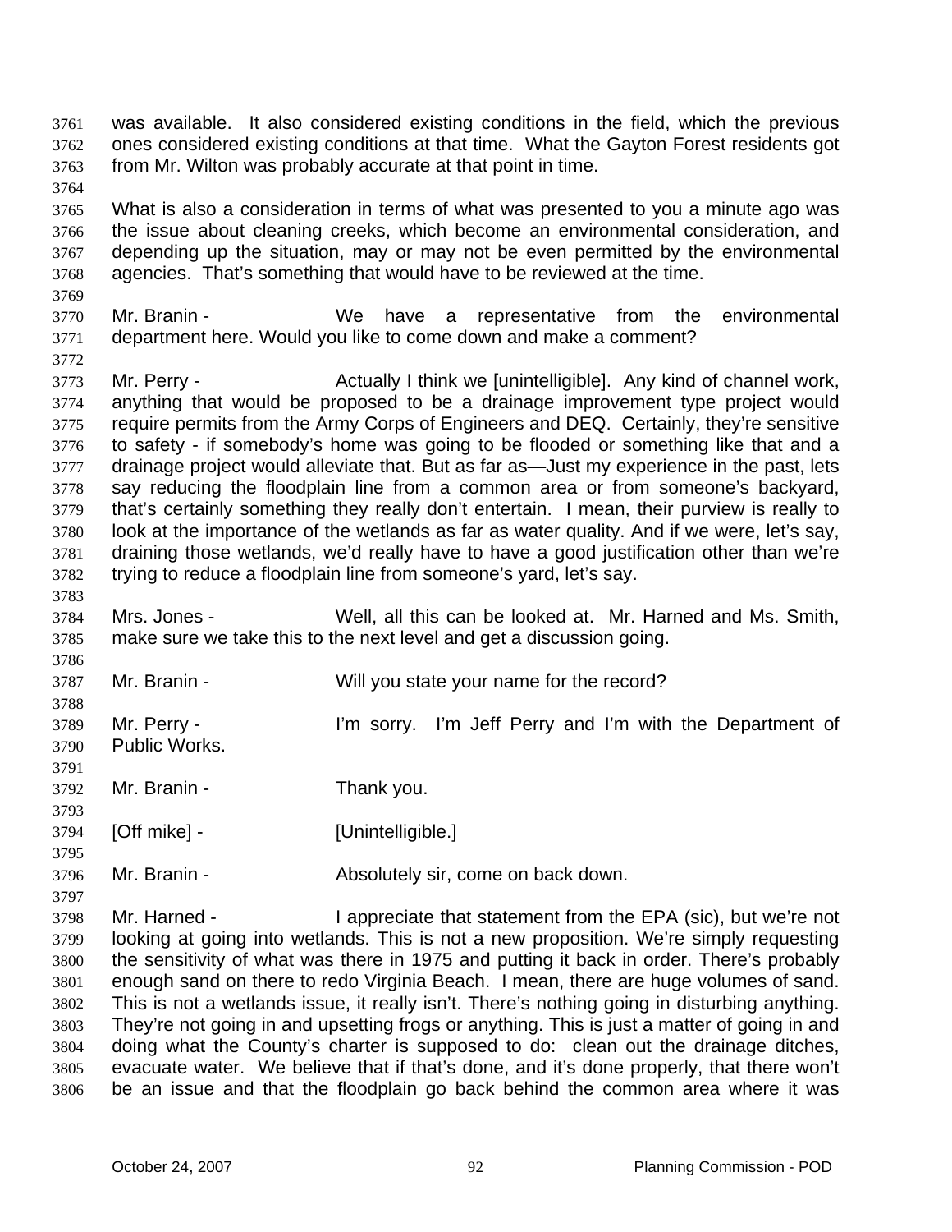was available. It also considered existing conditions in the field, which the previous ones considered existing conditions at that time. What the Gayton Forest residents got from Mr. Wilton was probably accurate at that point in time.

What is also a consideration in terms of what was presented to you a minute ago was the issue about cleaning creeks, which become an environmental consideration, and depending up the situation, may or may not be even permitted by the environmental agencies. That's something that would have to be reviewed at the time.

Mr. Branin - We have a representative from the environmental department here. Would you like to come down and make a comment?

Mr. Perry - Actually I think we [unintelligible]. Any kind of channel work, anything that would be proposed to be a drainage improvement type project would require permits from the Army Corps of Engineers and DEQ. Certainly, they're sensitive to safety - if somebody's home was going to be flooded or something like that and a drainage project would alleviate that. But as far as—Just my experience in the past, lets say reducing the floodplain line from a common area or from someone's backyard, that's certainly something they really don't entertain. I mean, their purview is really to look at the importance of the wetlands as far as water quality. And if we were, let's say, draining those wetlands, we'd really have to have a good justification other than we're trying to reduce a floodplain line from someone's yard, let's say.

Mrs. Jones - Well, all this can be looked at. Mr. Harned and Ms. Smith, make sure we take this to the next level and get a discussion going.

Mr. Branin - Will you state your name for the record?

Mr. Perry - I'm sorry. I'm Jeff Perry and I'm with the Department of Public Works.

Mr. Branin - Thank you.

[Off mike] - [Unintelligible.]

Mr. Branin - Absolutely sir, come on back down.

Mr. Harned - I appreciate that statement from the EPA (sic), but we're not looking at going into wetlands. This is not a new proposition. We're simply requesting the sensitivity of what was there in 1975 and putting it back in order. There's probably enough sand on there to redo Virginia Beach. I mean, there are huge volumes of sand. This is not a wetlands issue, it really isn't. There's nothing going in disturbing anything. They're not going in and upsetting frogs or anything. This is just a matter of going in and doing what the County's charter is supposed to do: clean out the drainage ditches, evacuate water. We believe that if that's done, and it's done properly, that there won't be an issue and that the floodplain go back behind the common area where it was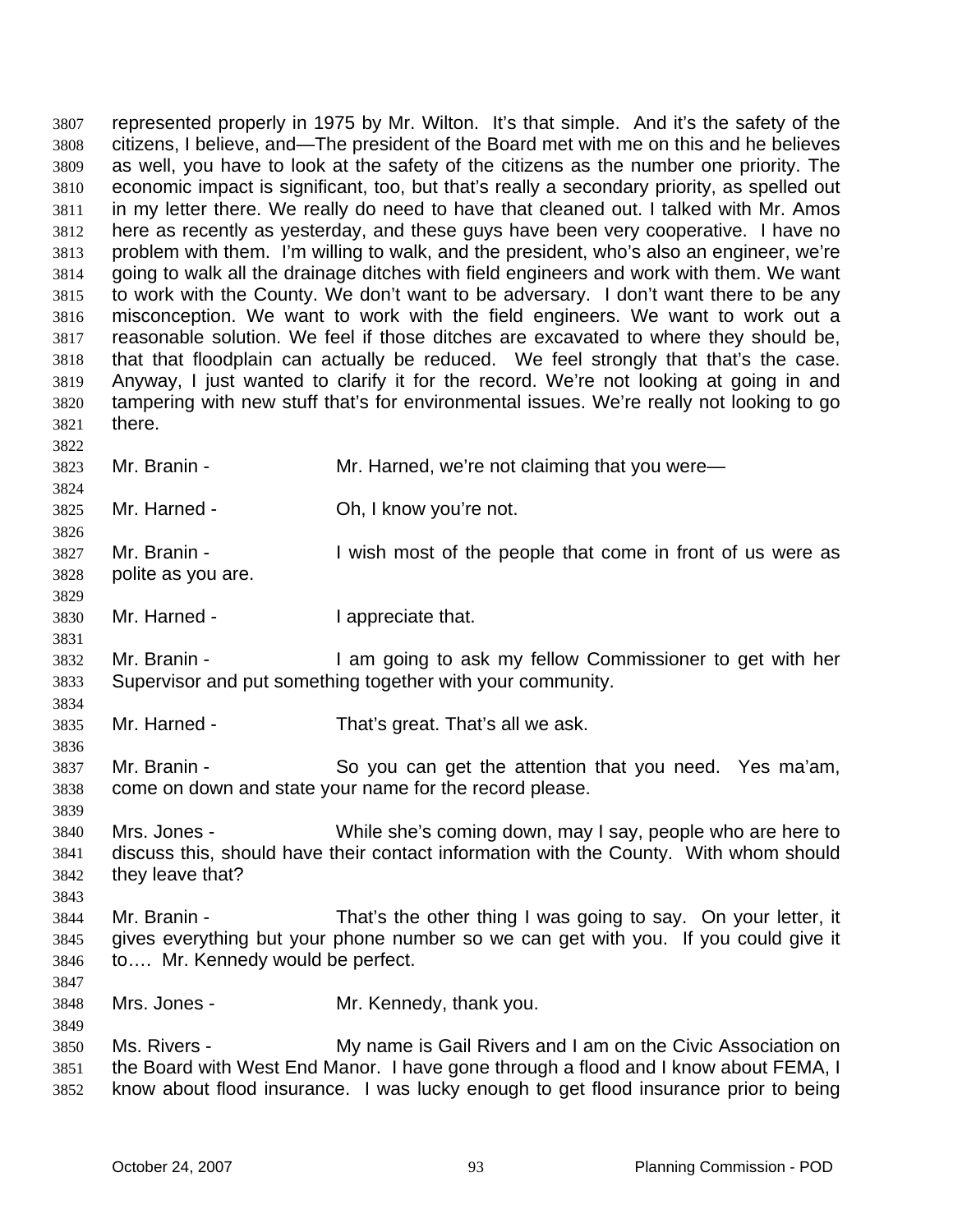represented properly in 1975 by Mr. Wilton. It's that simple. And it's the safety of the citizens, I believe, and—The president of the Board met with me on this and he believes as well, you have to look at the safety of the citizens as the number one priority. The economic impact is significant, too, but that's really a secondary priority, as spelled out in my letter there. We really do need to have that cleaned out. I talked with Mr. Amos here as recently as yesterday, and these guys have been very cooperative. I have no problem with them. I'm willing to walk, and the president, who's also an engineer, we're going to walk all the drainage ditches with field engineers and work with them. We want to work with the County. We don't want to be adversary. I don't want there to be any misconception. We want to work with the field engineers. We want to work out a reasonable solution. We feel if those ditches are excavated to where they should be, that that floodplain can actually be reduced. We feel strongly that that's the case. Anyway, I just wanted to clarify it for the record. We're not looking at going in and tampering with new stuff that's for environmental issues. We're really not looking to go there.

Mr. Branin - Mr. Harned, we're not claiming that you were—

Mr. Harned - Oh, I know you're not.

Mr. Branin - I wish most of the people that come in front of us were as polite as you are.

Mr. Harned - I appreciate that.

Mr. Branin - I am going to ask my fellow Commissioner to get with her Supervisor and put something together with your community.

Mr. Harned - That's great. That's all we ask.

Mr. Branin - So you can get the attention that you need. Yes ma'am, come on down and state your name for the record please.

Mrs. Jones - While she's coming down, may I say, people who are here to discuss this, should have their contact information with the County. With whom should they leave that?

Mr. Branin - That's the other thing I was going to say. On your letter, it gives everything but your phone number so we can get with you. If you could give it to…. Mr. Kennedy would be perfect.

Mrs. Jones - Mr. Kennedy, thank you.

Ms. Rivers - My name is Gail Rivers and I am on the Civic Association on the Board with West End Manor. I have gone through a flood and I know about FEMA, I know about flood insurance. I was lucky enough to get flood insurance prior to being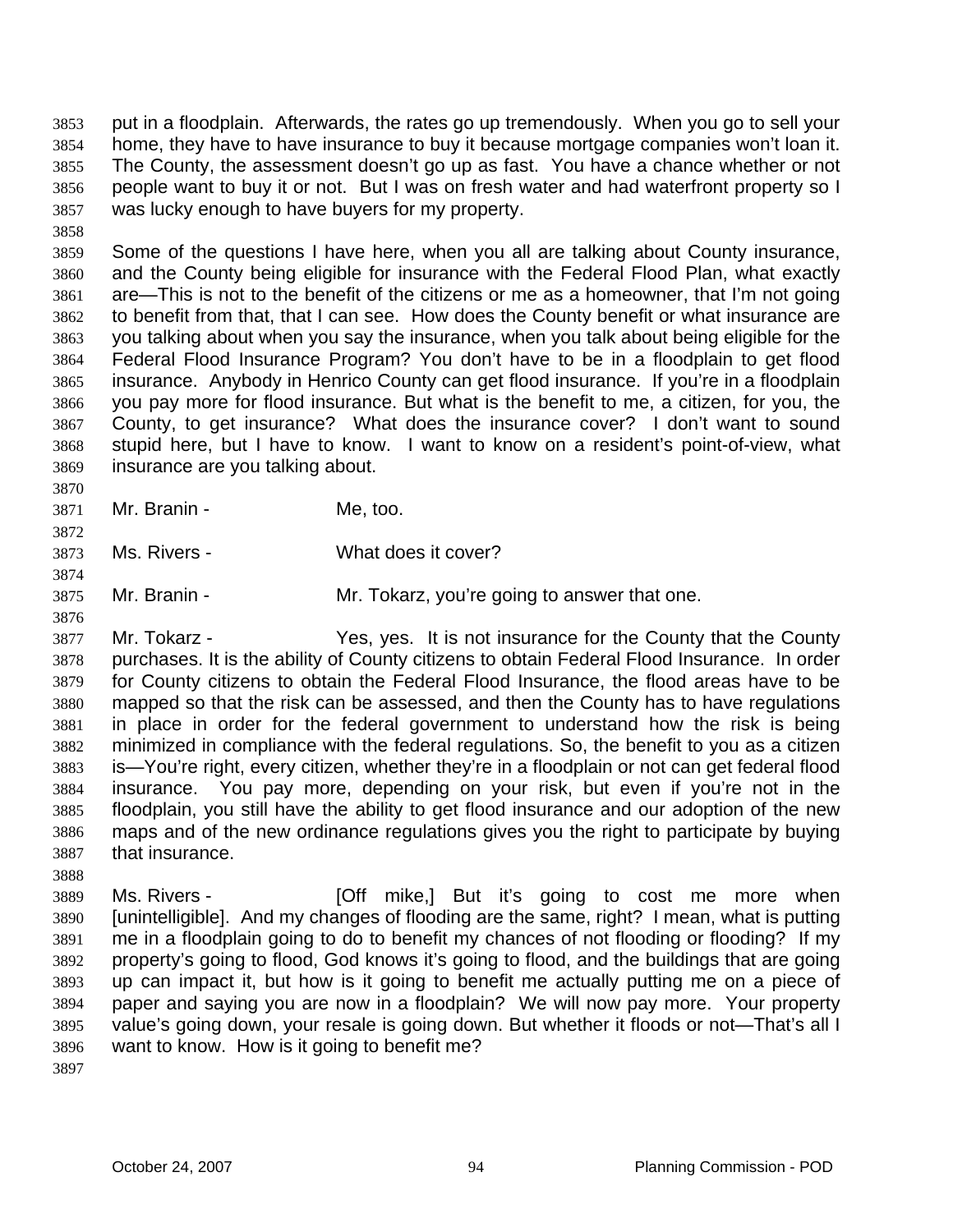put in a floodplain. Afterwards, the rates go up tremendously. When you go to sell your home, they have to have insurance to buy it because mortgage companies won't loan it. The County, the assessment doesn't go up as fast. You have a chance whether or not people want to buy it or not. But I was on fresh water and had waterfront property so I was lucky enough to have buyers for my property.

Some of the questions I have here, when you all are talking about County insurance, and the County being eligible for insurance with the Federal Flood Plan, what exactly are—This is not to the benefit of the citizens or me as a homeowner, that I'm not going to benefit from that, that I can see. How does the County benefit or what insurance are you talking about when you say the insurance, when you talk about being eligible for the Federal Flood Insurance Program? You don't have to be in a floodplain to get flood insurance. Anybody in Henrico County can get flood insurance. If you're in a floodplain you pay more for flood insurance. But what is the benefit to me, a citizen, for you, the County, to get insurance? What does the insurance cover? I don't want to sound stupid here, but I have to know. I want to know on a resident's point-of-view, what insurance are you talking about.

Mr. Branin - Me, too.

Ms. Rivers - What does it cover?

Mr. Branin - Mr. Tokarz, you're going to answer that one.

Mr. Tokarz - Yes, yes. It is not insurance for the County that the County purchases. It is the ability of County citizens to obtain Federal Flood Insurance. In order for County citizens to obtain the Federal Flood Insurance, the flood areas have to be mapped so that the risk can be assessed, and then the County has to have regulations in place in order for the federal government to understand how the risk is being minimized in compliance with the federal regulations. So, the benefit to you as a citizen is—You're right, every citizen, whether they're in a floodplain or not can get federal flood insurance. You pay more, depending on your risk, but even if you're not in the floodplain, you still have the ability to get flood insurance and our adoption of the new maps and of the new ordinance regulations gives you the right to participate by buying that insurance.

Ms. Rivers - [Off mike,] But it's going to cost me more when [unintelligible]. And my changes of flooding are the same, right? I mean, what is putting me in a floodplain going to do to benefit my chances of not flooding or flooding? If my property's going to flood, God knows it's going to flood, and the buildings that are going up can impact it, but how is it going to benefit me actually putting me on a piece of paper and saying you are now in a floodplain? We will now pay more. Your property value's going down, your resale is going down. But whether it floods or not—That's all I want to know. How is it going to benefit me?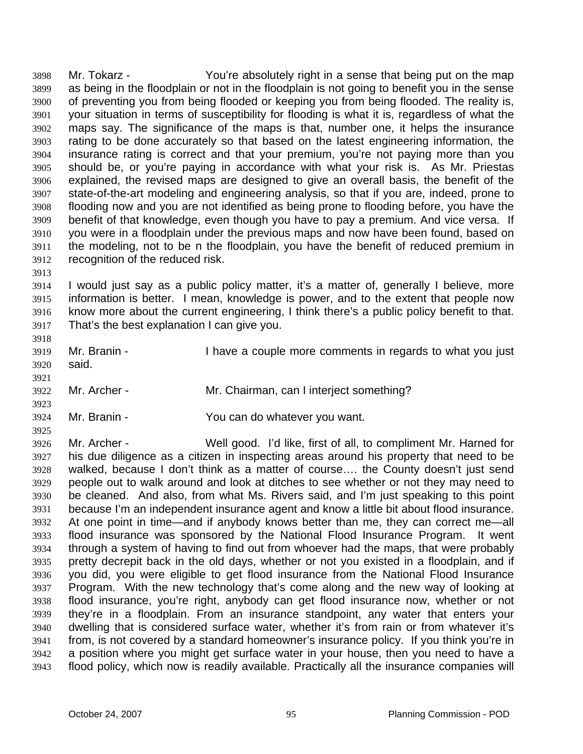Mr. Tokarz - You're absolutely right in a sense that being put on the map as being in the floodplain or not in the floodplain is not going to benefit you in the sense of preventing you from being flooded or keeping you from being flooded. The reality is, your situation in terms of susceptibility for flooding is what it is, regardless of what the maps say. The significance of the maps is that, number one, it helps the insurance rating to be done accurately so that based on the latest engineering information, the insurance rating is correct and that your premium, you're not paying more than you should be, or you're paying in accordance with what your risk is. As Mr. Priestas explained, the revised maps are designed to give an overall basis, the benefit of the state-of-the-art modeling and engineering analysis, so that if you are, indeed, prone to flooding now and you are not identified as being prone to flooding before, you have the benefit of that knowledge, even though you have to pay a premium. And vice versa. If you were in a floodplain under the previous maps and now have been found, based on the modeling, not to be n the floodplain, you have the benefit of reduced premium in recognition of the reduced risk.

I would just say as a public policy matter, it's a matter of, generally I believe, more information is better. I mean, knowledge is power, and to the extent that people now know more about the current engineering, I think there's a public policy benefit to that. That's the best explanation I can give you.

Mr. Branin - I have a couple more comments in regards to what you just said.

Mr. Archer - Mr. Chairman, can I interject something?

Mr. Branin - You can do whatever you want.

Mr. Archer - Well good. I'd like, first of all, to compliment Mr. Harned for his due diligence as a citizen in inspecting areas around his property that need to be walked, because I don't think as a matter of course…. the County doesn't just send people out to walk around and look at ditches to see whether or not they may need to be cleaned. And also, from what Ms. Rivers said, and I'm just speaking to this point because I'm an independent insurance agent and know a little bit about flood insurance. At one point in time—and if anybody knows better than me, they can correct me—all flood insurance was sponsored by the National Flood Insurance Program. It went through a system of having to find out from whoever had the maps, that were probably pretty decrepit back in the old days, whether or not you existed in a floodplain, and if you did, you were eligible to get flood insurance from the National Flood Insurance Program. With the new technology that's come along and the new way of looking at flood insurance, you're right, anybody can get flood insurance now, whether or not they're in a floodplain. From an insurance standpoint, any water that enters your dwelling that is considered surface water, whether it's from rain or from whatever it's from, is not covered by a standard homeowner's insurance policy. If you think you're in a position where you might get surface water in your house, then you need to have a flood policy, which now is readily available. Practically all the insurance companies will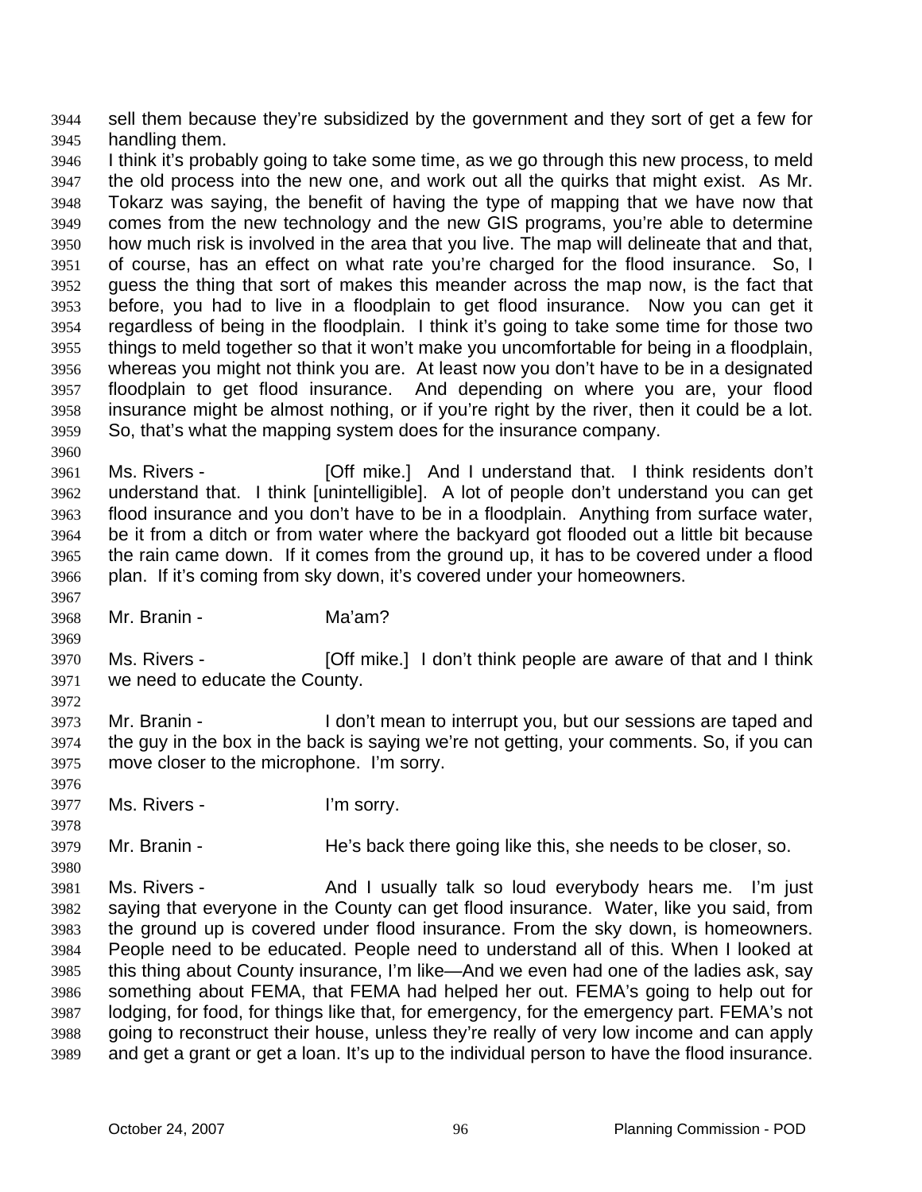sell them because they're subsidized by the government and they sort of get a few for handling them.

I think it's probably going to take some time, as we go through this new process, to meld the old process into the new one, and work out all the quirks that might exist. As Mr. Tokarz was saying, the benefit of having the type of mapping that we have now that comes from the new technology and the new GIS programs, you're able to determine how much risk is involved in the area that you live. The map will delineate that and that, of course, has an effect on what rate you're charged for the flood insurance. So, I guess the thing that sort of makes this meander across the map now, is the fact that before, you had to live in a floodplain to get flood insurance. Now you can get it regardless of being in the floodplain. I think it's going to take some time for those two things to meld together so that it won't make you uncomfortable for being in a floodplain, whereas you might not think you are. At least now you don't have to be in a designated floodplain to get flood insurance. And depending on where you are, your flood insurance might be almost nothing, or if you're right by the river, then it could be a lot. So, that's what the mapping system does for the insurance company.

Ms. Rivers - [Off mike.] And I understand that. I think residents don't understand that. I think [unintelligible]. A lot of people don't understand you can get flood insurance and you don't have to be in a floodplain. Anything from surface water, be it from a ditch or from water where the backyard got flooded out a little bit because the rain came down. If it comes from the ground up, it has to be covered under a flood plan. If it's coming from sky down, it's covered under your homeowners.

Mr. Branin - Ma'am?

Ms. Rivers - [Off mike.] I don't think people are aware of that and I think we need to educate the County.

Mr. Branin - I don't mean to interrupt you, but our sessions are taped and the guy in the box in the back is saying we're not getting, your comments. So, if you can move closer to the microphone. I'm sorry.

Ms. Rivers - I'm sorry.

Mr. Branin - He's back there going like this, she needs to be closer, so.

Ms. Rivers - And I usually talk so loud everybody hears me. I'm just saying that everyone in the County can get flood insurance. Water, like you said, from the ground up is covered under flood insurance. From the sky down, is homeowners. People need to be educated. People need to understand all of this. When I looked at this thing about County insurance, I'm like—And we even had one of the ladies ask, say something about FEMA, that FEMA had helped her out. FEMA's going to help out for lodging, for food, for things like that, for emergency, for the emergency part. FEMA's not going to reconstruct their house, unless they're really of very low income and can apply and get a grant or get a loan. It's up to the individual person to have the flood insurance.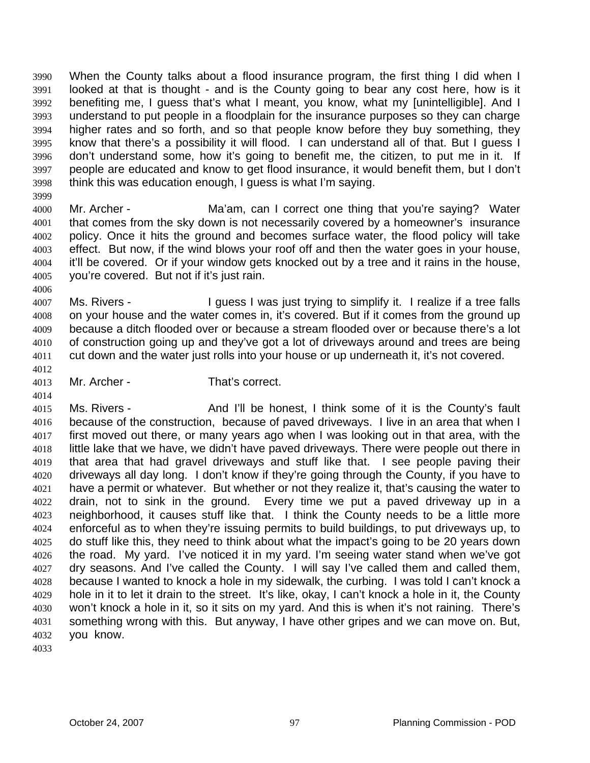When the County talks about a flood insurance program, the first thing I did when I looked at that is thought - and is the County going to bear any cost here, how is it benefiting me, I guess that's what I meant, you know, what my [unintelligible]. And I understand to put people in a floodplain for the insurance purposes so they can charge higher rates and so forth, and so that people know before they buy something, they know that there's a possibility it will flood. I can understand all of that. But I guess I don't understand some, how it's going to benefit me, the citizen, to put me in it. If people are educated and know to get flood insurance, it would benefit them, but I don't think this was education enough, I guess is what I'm saying.

Mr. Archer - Ma'am, can I correct one thing that you're saying? Water that comes from the sky down is not necessarily covered by a homeowner's insurance policy. Once it hits the ground and becomes surface water, the flood policy will take effect. But now, if the wind blows your roof off and then the water goes in your house, it'll be covered. Or if your window gets knocked out by a tree and it rains in the house, you're covered. But not if it's just rain.

Ms. Rivers - I guess I was just trying to simplify it. I realize if a tree falls on your house and the water comes in, it's covered. But if it comes from the ground up because a ditch flooded over or because a stream flooded over or because there's a lot of construction going up and they've got a lot of driveways around and trees are being cut down and the water just rolls into your house or up underneath it, it's not covered.

Mr. Archer - That's correct.

Ms. Rivers - And I'll be honest, I think some of it is the County's fault because of the construction, because of paved driveways. I live in an area that when I first moved out there, or many years ago when I was looking out in that area, with the little lake that we have, we didn't have paved driveways. There were people out there in that area that had gravel driveways and stuff like that. I see people paving their driveways all day long. I don't know if they're going through the County, if you have to have a permit or whatever. But whether or not they realize it, that's causing the water to drain, not to sink in the ground. Every time we put a paved driveway up in a neighborhood, it causes stuff like that. I think the County needs to be a little more enforceful as to when they're issuing permits to build buildings, to put driveways up, to do stuff like this, they need to think about what the impact's going to be 20 years down the road. My yard. I've noticed it in my yard. I'm seeing water stand when we've got dry seasons. And I've called the County. I will say I've called them and called them, because I wanted to knock a hole in my sidewalk, the curbing. I was told I can't knock a hole in it to let it drain to the street. It's like, okay, I can't knock a hole in it, the County won't knock a hole in it, so it sits on my yard. And this is when it's not raining. There's something wrong with this. But anyway, I have other gripes and we can move on. But, you know.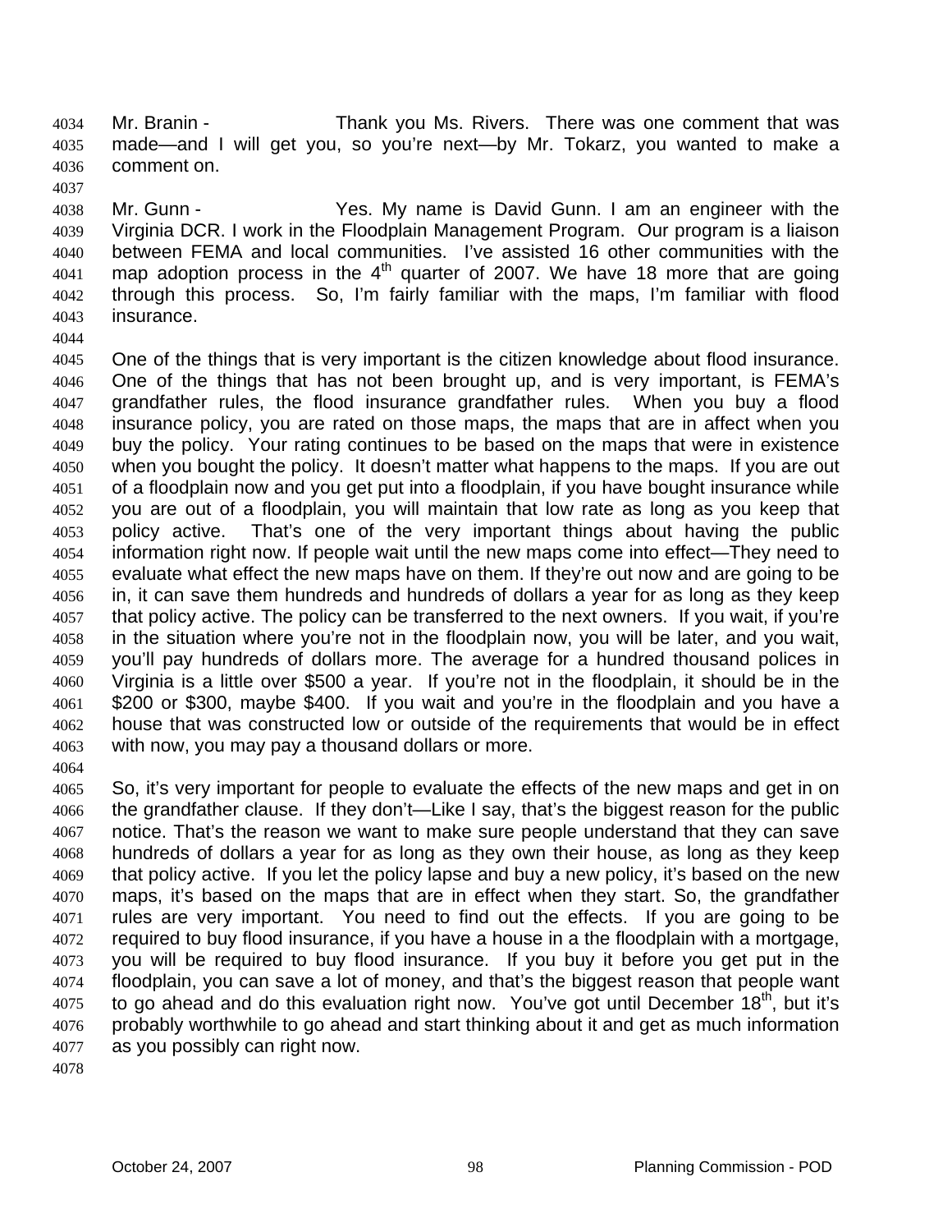Mr. Branin - Thank you Ms. Rivers. There was one comment that was made—and I will get you, so you're next—by Mr. Tokarz, you wanted to make a comment on.

Mr. Gunn - Yes. My name is David Gunn. I am an engineer with the Virginia DCR. I work in the Floodplain Management Program. Our program is a liaison between FEMA and local communities. I've assisted 16 other communities with the map adoption process in the 4th quarter of 2007. We have 18 more that are going through this process. So, I'm fairly familiar with the maps, I'm familiar with flood insurance.

One of the things that is very important is the citizen knowledge about flood insurance. One of the things that has not been brought up, and is very important, is FEMA's grandfather rules, the flood insurance grandfather rules. When you buy a flood insurance policy, you are rated on those maps, the maps that are in affect when you buy the policy. Your rating continues to be based on the maps that were in existence when you bought the policy. It doesn't matter what happens to the maps. If you are out of a floodplain now and you get put into a floodplain, if you have bought insurance while you are out of a floodplain, you will maintain that low rate as long as you keep that policy active. That's one of the very important things about having the public information right now. If people wait until the new maps come into effect—They need to evaluate what effect the new maps have on them. If they're out now and are going to be in, it can save them hundreds and hundreds of dollars a year for as long as they keep that policy active. The policy can be transferred to the next owners. If you wait, if you're in the situation where you're not in the floodplain now, you will be later, and you wait, you'll pay hundreds of dollars more. The average for a hundred thousand polices in Virginia is a little over $500 a year. If you're not in the floodplain, it should be in the $200 or $300, maybe $400. If you wait and you're in the floodplain and you have a house that was constructed low or outside of the requirements that would be in effect with now, you may pay a thousand dollars or more.

So, it's very important for people to evaluate the effects of the new maps and get in on the grandfather clause. If they don't—Like I say, that's the biggest reason for the public notice. That's the reason we want to make sure people understand that they can save hundreds of dollars a year for as long as they own their house, as long as they keep that policy active. If you let the policy lapse and buy a new policy, it's based on the new maps, it's based on the maps that are in effect when they start. So, the grandfather rules are very important. You need to find out the effects. If you are going to be required to buy flood insurance, if you have a house in a the floodplain with a mortgage, you will be required to buy flood insurance. If you buy it before you get put in the floodplain, you can save a lot of money, and that's the biggest reason that people want to go ahead and do this evaluation right now. You've got until December 18th, but it's probably worthwhile to go ahead and start thinking about it and get as much information as you possibly can right now.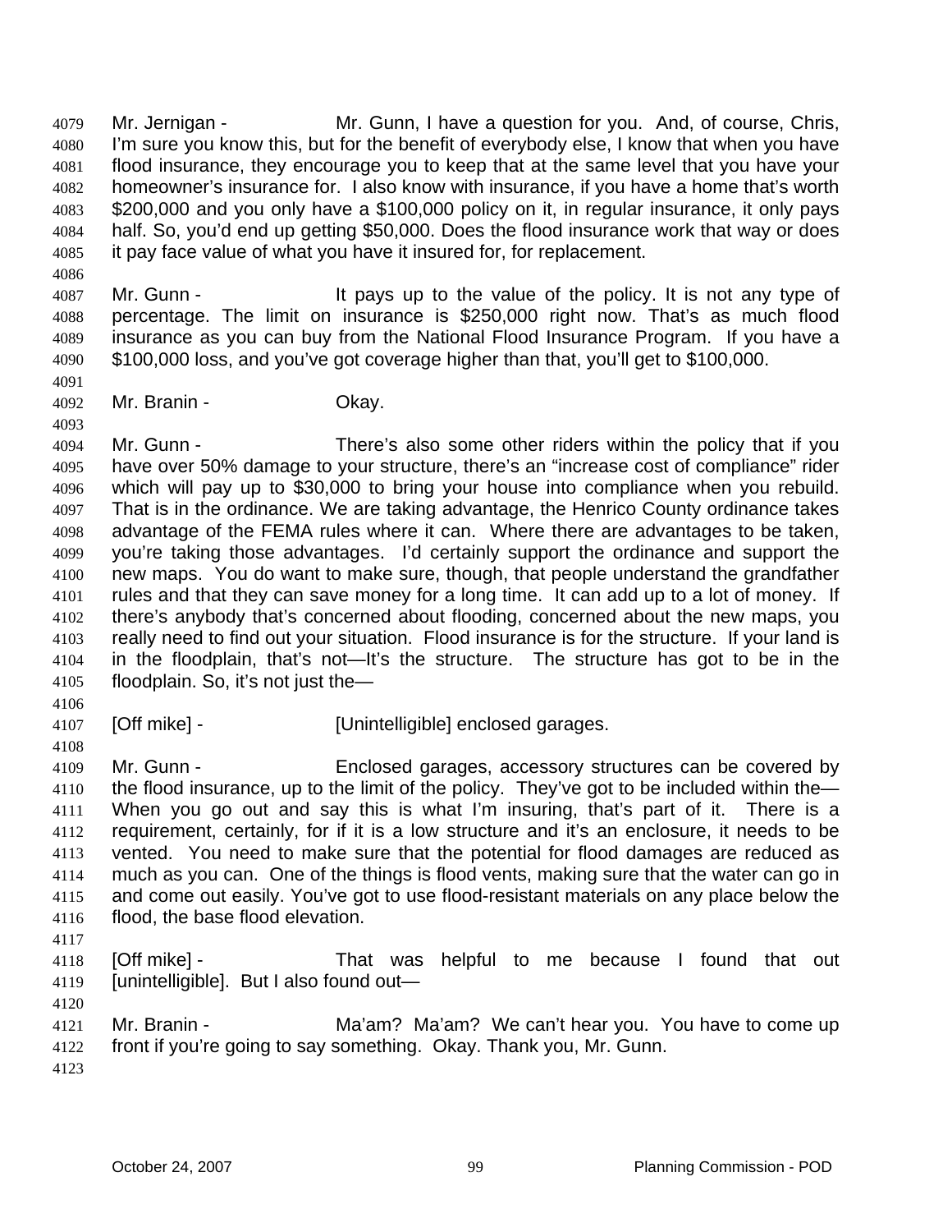Mr. Jernigan - Mr. Gunn, I have a question for you. And, of course, Chris, I'm sure you know this, but for the benefit of everybody else, I know that when you have flood insurance, they encourage you to keep that at the same level that you have your homeowner's insurance for. I also know with insurance, if you have a home that's worth $200,000 and you only have a $100,000 policy on it, in regular insurance, it only pays half. So, you'd end up getting $50,000. Does the flood insurance work that way or does it pay face value of what you have it insured for, for replacement.

Mr. Gunn - It pays up to the value of the policy. It is not any type of percentage. The limit on insurance is $250,000 right now. That's as much flood insurance as you can buy from the National Flood Insurance Program. If you have a $100,000 loss, and you've got coverage higher than that, you'll get to $100,000.

Mr. Branin - Okay.

Mr. Gunn - There's also some other riders within the policy that if you have over 50% damage to your structure, there's an "increase cost of compliance" rider which will pay up to $30,000 to bring your house into compliance when you rebuild. That is in the ordinance. We are taking advantage, the Henrico County ordinance takes advantage of the FEMA rules where it can. Where there are advantages to be taken, you're taking those advantages. I'd certainly support the ordinance and support the new maps. You do want to make sure, though, that people understand the grandfather rules and that they can save money for a long time. It can add up to a lot of money. If there's anybody that's concerned about flooding, concerned about the new maps, you really need to find out your situation. Flood insurance is for the structure. If your land is in the floodplain, that's not—It's the structure. The structure has got to be in the floodplain. So, it's not just the—

[Off mike] - [Unintelligible] enclosed garages.

Mr. Gunn - Enclosed garages, accessory structures can be covered by the flood insurance, up to the limit of the policy. They've got to be included within the— When you go out and say this is what I'm insuring, that's part of it. There is a requirement, certainly, for if it is a low structure and it's an enclosure, it needs to be vented. You need to make sure that the potential for flood damages are reduced as much as you can. One of the things is flood vents, making sure that the water can go in and come out easily. You've got to use flood-resistant materials on any place below the flood, the base flood elevation.

[Off mike] - That was helpful to me because I found that out [unintelligible]. But I also found out—

Mr. Branin - Ma'am? Ma'am? We can't hear you. You have to come up front if you're going to say something. Okay. Thank you, Mr. Gunn.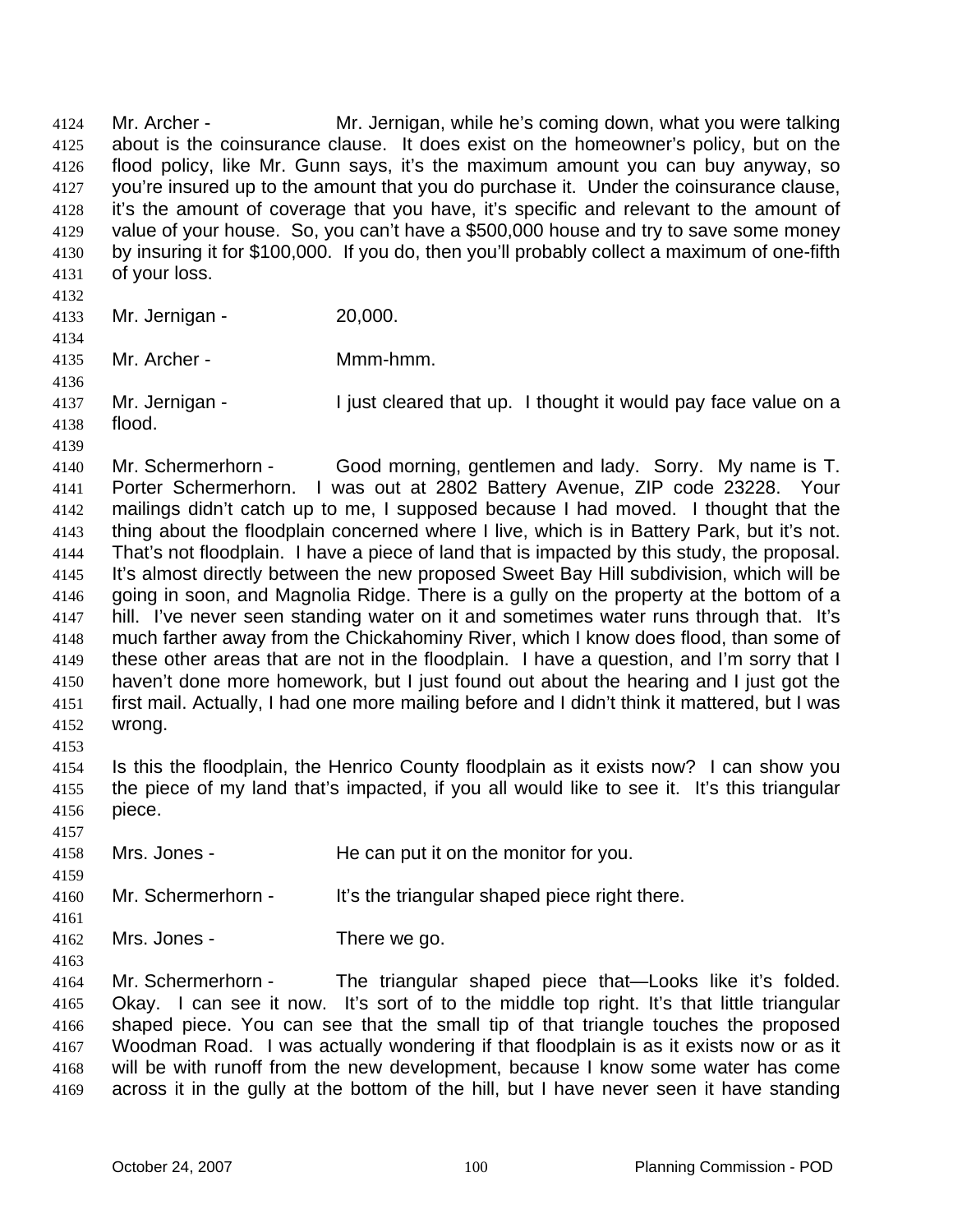Mr. Archer - Mr. Jernigan, while he's coming down, what you were talking about is the coinsurance clause. It does exist on the homeowner's policy, but on the flood policy, like Mr. Gunn says, it's the maximum amount you can buy anyway, so you're insured up to the amount that you do purchase it. Under the coinsurance clause, it's the amount of coverage that you have, it's specific and relevant to the amount of value of your house. So, you can't have a $500,000 house and try to save some money by insuring it for $100,000. If you do, then you'll probably collect a maximum of one-fifth of your loss.

Mr. Jernigan - 20,000.

Mr. Archer - Mmm-hmm.

Mr. Jernigan - I just cleared that up. I thought it would pay face value on a flood.

Mr. Schermerhorn - Good morning, gentlemen and lady. Sorry. My name is T. Porter Schermerhorn. I was out at 2802 Battery Avenue, ZIP code 23228. Your mailings didn't catch up to me, I supposed because I had moved. I thought that the thing about the floodplain concerned where I live, which is in Battery Park, but it's not. That's not floodplain. I have a piece of land that is impacted by this study, the proposal. It's almost directly between the new proposed Sweet Bay Hill subdivision, which will be going in soon, and Magnolia Ridge. There is a gully on the property at the bottom of a hill. I've never seen standing water on it and sometimes water runs through that. It's much farther away from the Chickahominy River, which I know does flood, than some of these other areas that are not in the floodplain. I have a question, and I'm sorry that I haven't done more homework, but I just found out about the hearing and I just got the first mail. Actually, I had one more mailing before and I didn't think it mattered, but I was wrong.

Is this the floodplain, the Henrico County floodplain as it exists now? I can show you the piece of my land that's impacted, if you all would like to see it. It's this triangular piece.

Mrs. Jones - He can put it on the monitor for you.

Mr. Schermerhorn - It's the triangular shaped piece right there.

Mrs. Jones - There we go.

Mr. Schermerhorn - The triangular shaped piece that—Looks like it's folded. Okay. I can see it now. It's sort of to the middle top right. It's that little triangular shaped piece. You can see that the small tip of that triangle touches the proposed Woodman Road. I was actually wondering if that floodplain is as it exists now or as it will be with runoff from the new development, because I know some water has come across it in the gully at the bottom of the hill, but I have never seen it have standing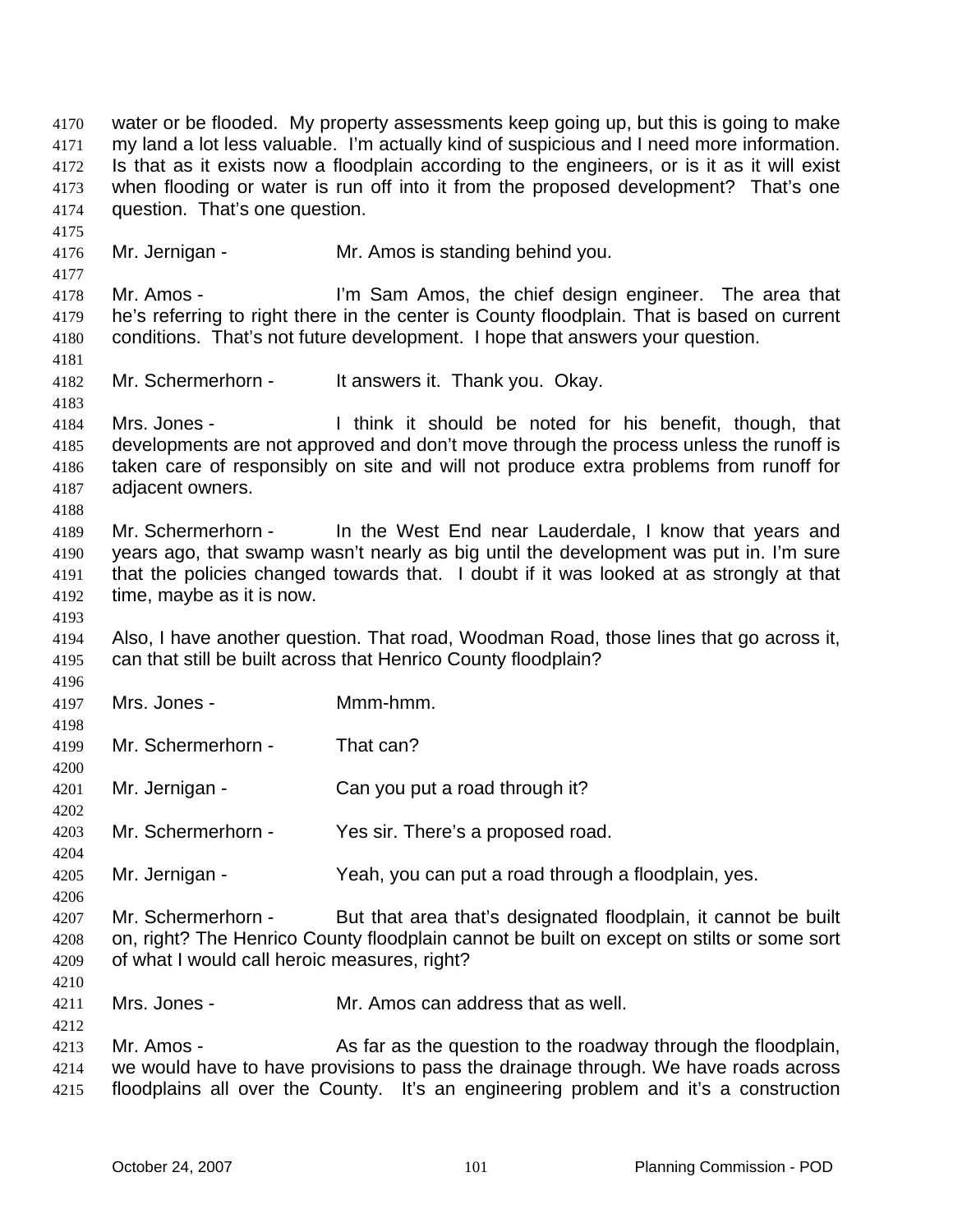water or be flooded. My property assessments keep going up, but this is going to make my land a lot less valuable. I'm actually kind of suspicious and I need more information. Is that as it exists now a floodplain according to the engineers, or is it as it will exist when flooding or water is run off into it from the proposed development? That's one question. That's one question.

Mr. Jernigan - Mr. Amos is standing behind you.

Mr. Amos - I'm Sam Amos, the chief design engineer. The area that he's referring to right there in the center is County floodplain. That is based on current conditions. That's not future development. I hope that answers your question.

Mr. Schermerhorn - It answers it. Thank you. Okay.

Mrs. Jones - I think it should be noted for his benefit, though, that developments are not approved and don't move through the process unless the runoff is taken care of responsibly on site and will not produce extra problems from runoff for adjacent owners.

Mr. Schermerhorn - In the West End near Lauderdale, I know that years and years ago, that swamp wasn't nearly as big until the development was put in. I'm sure that the policies changed towards that. I doubt if it was looked at as strongly at that time, maybe as it is now.

Also, I have another question. That road, Woodman Road, those lines that go across it, can that still be built across that Henrico County floodplain?

Mrs. Jones - Mmm-hmm.

Mr. Schermerhorn - That can?

Mr. Jernigan - Can you put a road through it?

Mr. Schermerhorn - Yes sir. There's a proposed road.

Mr. Jernigan - Yeah, you can put a road through a floodplain, yes.

Mr. Schermerhorn - But that area that's designated floodplain, it cannot be built on, right? The Henrico County floodplain cannot be built on except on stilts or some sort of what I would call heroic measures, right?

Mrs. Jones - Mr. Amos can address that as well.

Mr. Amos - As far as the question to the roadway through the floodplain, we would have to have provisions to pass the drainage through. We have roads across floodplains all over the County. It's an engineering problem and it's a construction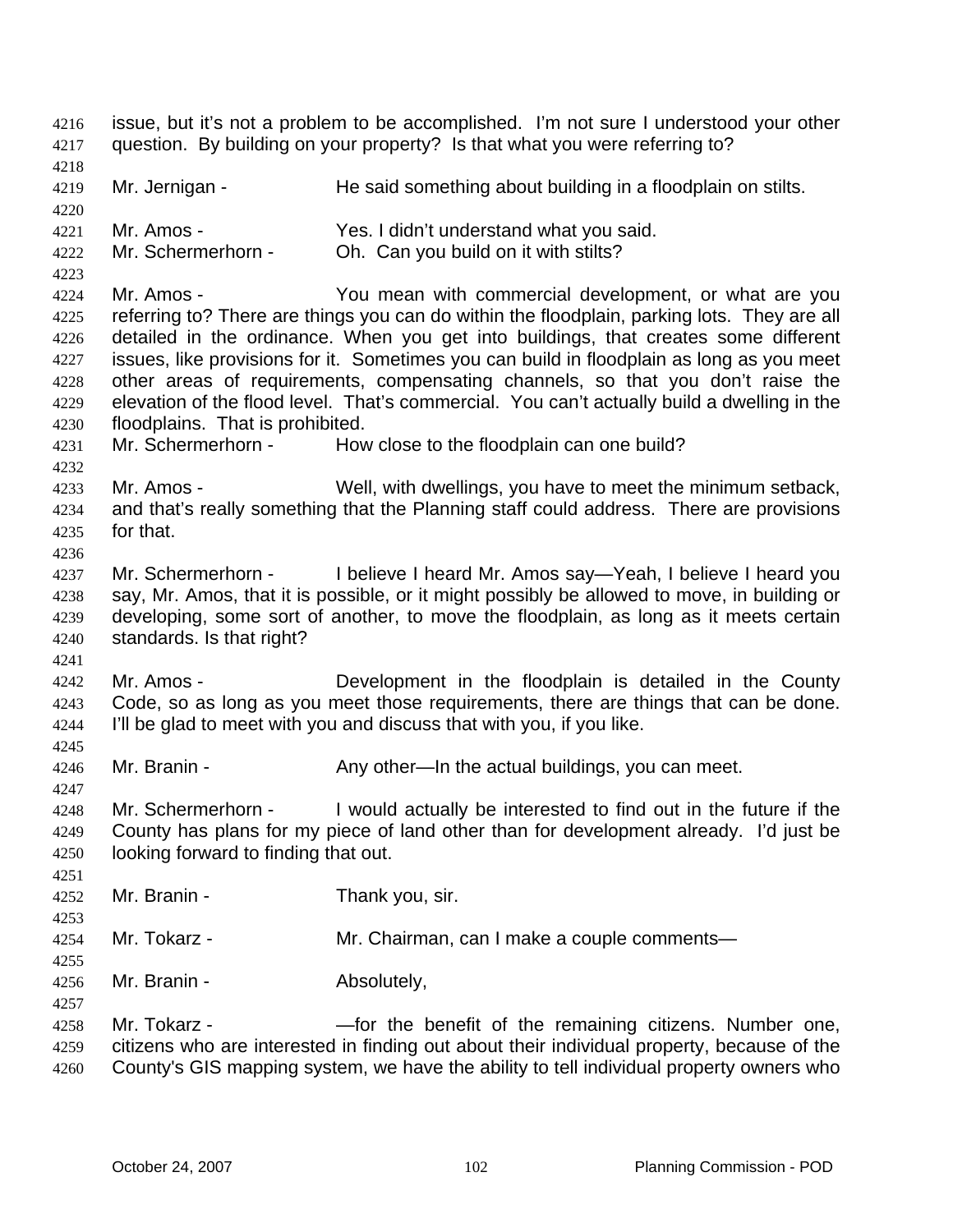issue, but it's not a problem to be accomplished. I'm not sure I understood your other question. By building on your property? Is that what you were referring to?

Mr. Jernigan - He said something about building in a floodplain on stilts.

Mr. Amos - Yes. I didn't understand what you said.

Mr. Schermerhorn - Oh. Can you build on it with stilts?

Mr. Amos - You mean with commercial development, or what are you referring to? There are things you can do within the floodplain, parking lots. They are all detailed in the ordinance. When you get into buildings, that creates some different issues, like provisions for it. Sometimes you can build in floodplain as long as you meet other areas of requirements, compensating channels, so that you don't raise the elevation of the flood level. That's commercial. You can't actually build a dwelling in the floodplains. That is prohibited.

Mr. Schermerhorn - How close to the floodplain can one build?

Mr. Amos - Well, with dwellings, you have to meet the minimum setback, and that's really something that the Planning staff could address. There are provisions for that.

Mr. Schermerhorn - I believe I heard Mr. Amos say—Yeah, I believe I heard you say, Mr. Amos, that it is possible, or it might possibly be allowed to move, in building or developing, some sort of another, to move the floodplain, as long as it meets certain standards. Is that right?

Mr. Amos - Development in the floodplain is detailed in the County Code, so as long as you meet those requirements, there are things that can be done. I'll be glad to meet with you and discuss that with you, if you like.

Mr. Branin - Any other—In the actual buildings, you can meet.

Mr. Schermerhorn - I would actually be interested to find out in the future if the County has plans for my piece of land other than for development already. I'd just be looking forward to finding that out.

Mr. Branin - Thank you, sir.

Mr. Tokarz - Mr. Chairman, can I make a couple comments—

Mr. Branin - Absolutely,

Mr. Tokarz - —for the benefit of the remaining citizens. Number one, citizens who are interested in finding out about their individual property, because of the County's GIS mapping system, we have the ability to tell individual property owners who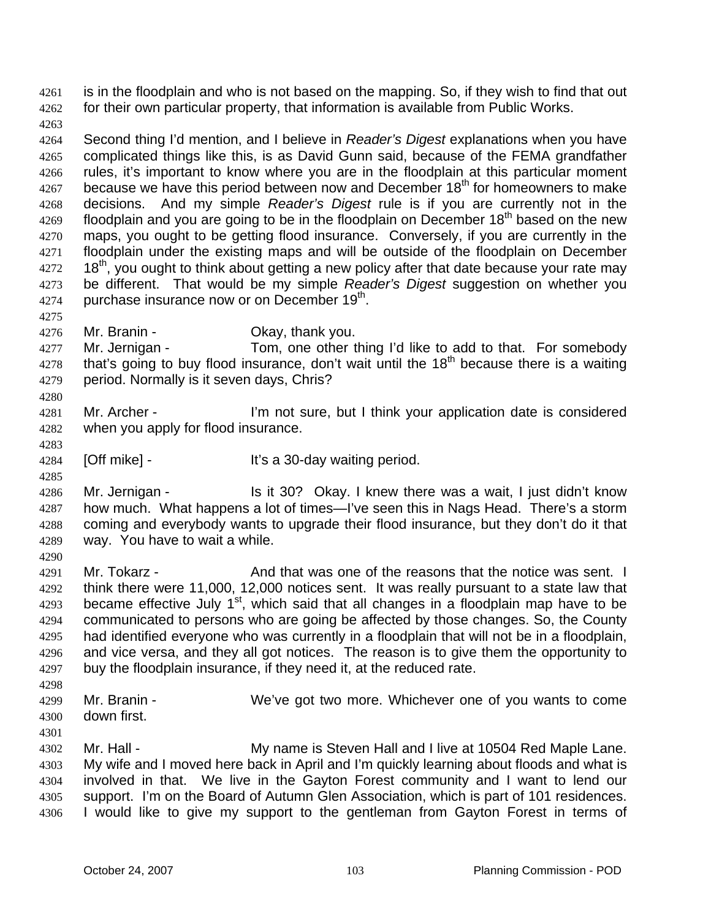is in the floodplain and who is not based on the mapping. So, if they wish to find that out for their own particular property, that information is available from Public Works.

Second thing I'd mention, and I believe in *Reader's Digest* explanations when you have complicated things like this, is as David Gunn said, because of the FEMA grandfather rules, it's important to know where you are in the floodplain at this particular moment because we have this period between now and December 18th for homeowners to make decisions. And my simple *Reader's Digest* rule is if you are currently not in the floodplain and you are going to be in the floodplain on December 18th based on the new maps, you ought to be getting flood insurance. Conversely, if you are currently in the floodplain under the existing maps and will be outside of the floodplain on December 18th, you ought to think about getting a new policy after that date because your rate may be different. That would be my simple *Reader's Digest* suggestion on whether you purchase insurance now or on December 19th.

Mr. Branin - Okay, thank you.

Mr. Jernigan - Tom, one other thing I'd like to add to that. For somebody that's going to buy flood insurance, don't wait until the 18th because there is a waiting period. Normally is it seven days, Chris?

Mr. Archer - I'm not sure, but I think your application date is considered when you apply for flood insurance.

[Off mike] - It's a 30-day waiting period.

Mr. Jernigan - Is it 30? Okay. I knew there was a wait, I just didn't know how much. What happens a lot of times—I've seen this in Nags Head. There's a storm coming and everybody wants to upgrade their flood insurance, but they don't do it that way. You have to wait a while.

Mr. Tokarz - And that was one of the reasons that the notice was sent. I think there were 11,000, 12,000 notices sent. It was really pursuant to a state law that became effective July 1st, which said that all changes in a floodplain map have to be communicated to persons who are going be affected by those changes. So, the County had identified everyone who was currently in a floodplain that will not be in a floodplain, and vice versa, and they all got notices. The reason is to give them the opportunity to buy the floodplain insurance, if they need it, at the reduced rate.

Mr. Branin - We've got two more. Whichever one of you wants to come down first.

Mr. Hall - My name is Steven Hall and I live at 10504 Red Maple Lane. My wife and I moved here back in April and I'm quickly learning about floods and what is involved in that. We live in the Gayton Forest community and I want to lend our support. I'm on the Board of Autumn Glen Association, which is part of 101 residences. I would like to give my support to the gentleman from Gayton Forest in terms of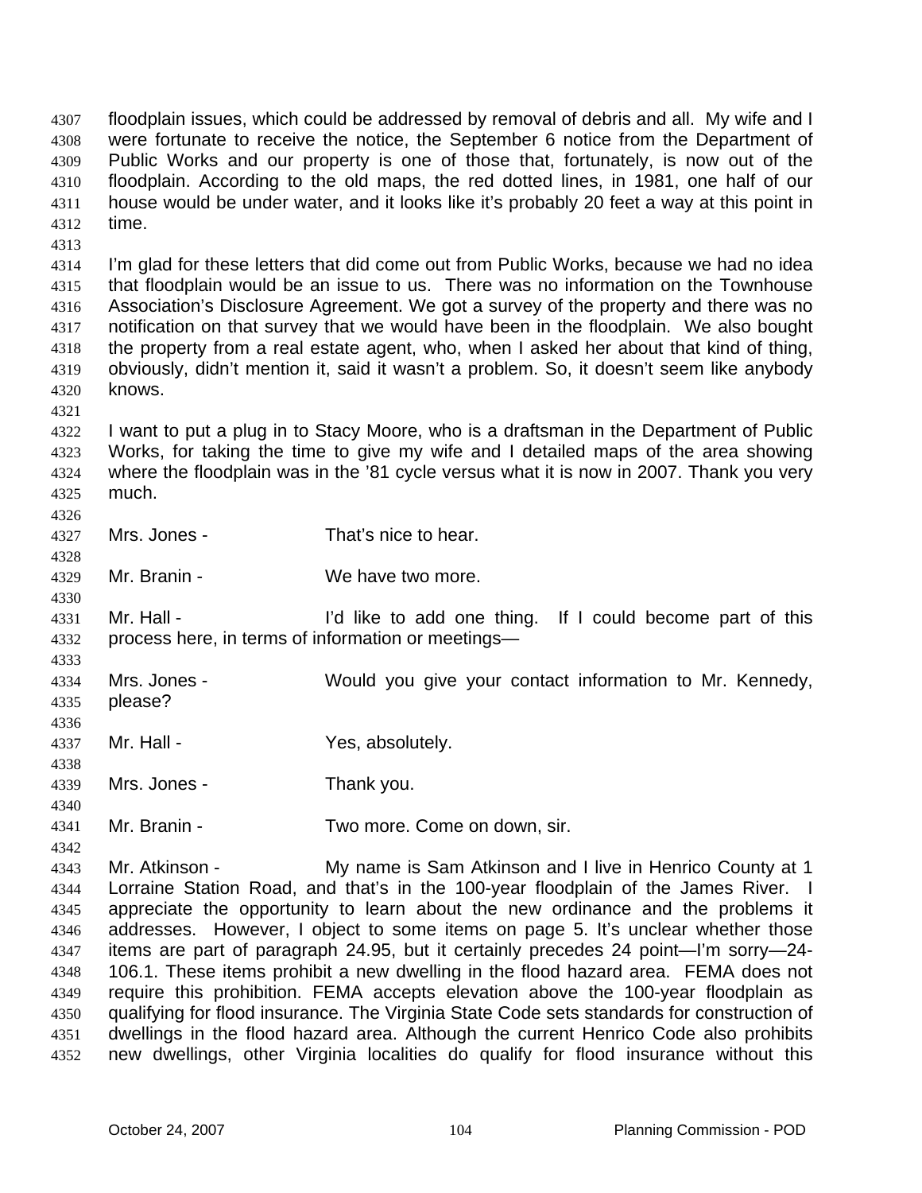floodplain issues, which could be addressed by removal of debris and all. My wife and I were fortunate to receive the notice, the September 6 notice from the Department of Public Works and our property is one of those that, fortunately, is now out of the floodplain. According to the old maps, the red dotted lines, in 1981, one half of our house would be under water, and it looks like it's probably 20 feet a way at this point in time.

I'm glad for these letters that did come out from Public Works, because we had no idea that floodplain would be an issue to us. There was no information on the Townhouse Association's Disclosure Agreement. We got a survey of the property and there was no notification on that survey that we would have been in the floodplain. We also bought the property from a real estate agent, who, when I asked her about that kind of thing, obviously, didn't mention it, said it wasn't a problem. So, it doesn't seem like anybody knows.

I want to put a plug in to Stacy Moore, who is a draftsman in the Department of Public Works, for taking the time to give my wife and I detailed maps of the area showing where the floodplain was in the '81 cycle versus what it is now in 2007. Thank you very much.

Mrs. Jones - That's nice to hear.

Mr. Branin - We have two more.

Mr. Hall - I'd like to add one thing. If I could become part of this process here, in terms of information or meetings—

Mrs. Jones - Would you give your contact information to Mr. Kennedy, please?

Mr. Hall - Yes, absolutely.

Mrs. Jones - Thank you.

Mr. Branin - Two more. Come on down, sir.

Mr. Atkinson - My name is Sam Atkinson and I live in Henrico County at 1 Lorraine Station Road, and that's in the 100-year floodplain of the James River. I appreciate the opportunity to learn about the new ordinance and the problems it addresses. However, I object to some items on page 5. It's unclear whether those items are part of paragraph 24.95, but it certainly precedes 24 point—I'm sorry—24-106.1. These items prohibit a new dwelling in the flood hazard area. FEMA does not require this prohibition. FEMA accepts elevation above the 100-year floodplain as qualifying for flood insurance. The Virginia State Code sets standards for construction of dwellings in the flood hazard area. Although the current Henrico Code also prohibits new dwellings, other Virginia localities do qualify for flood insurance without this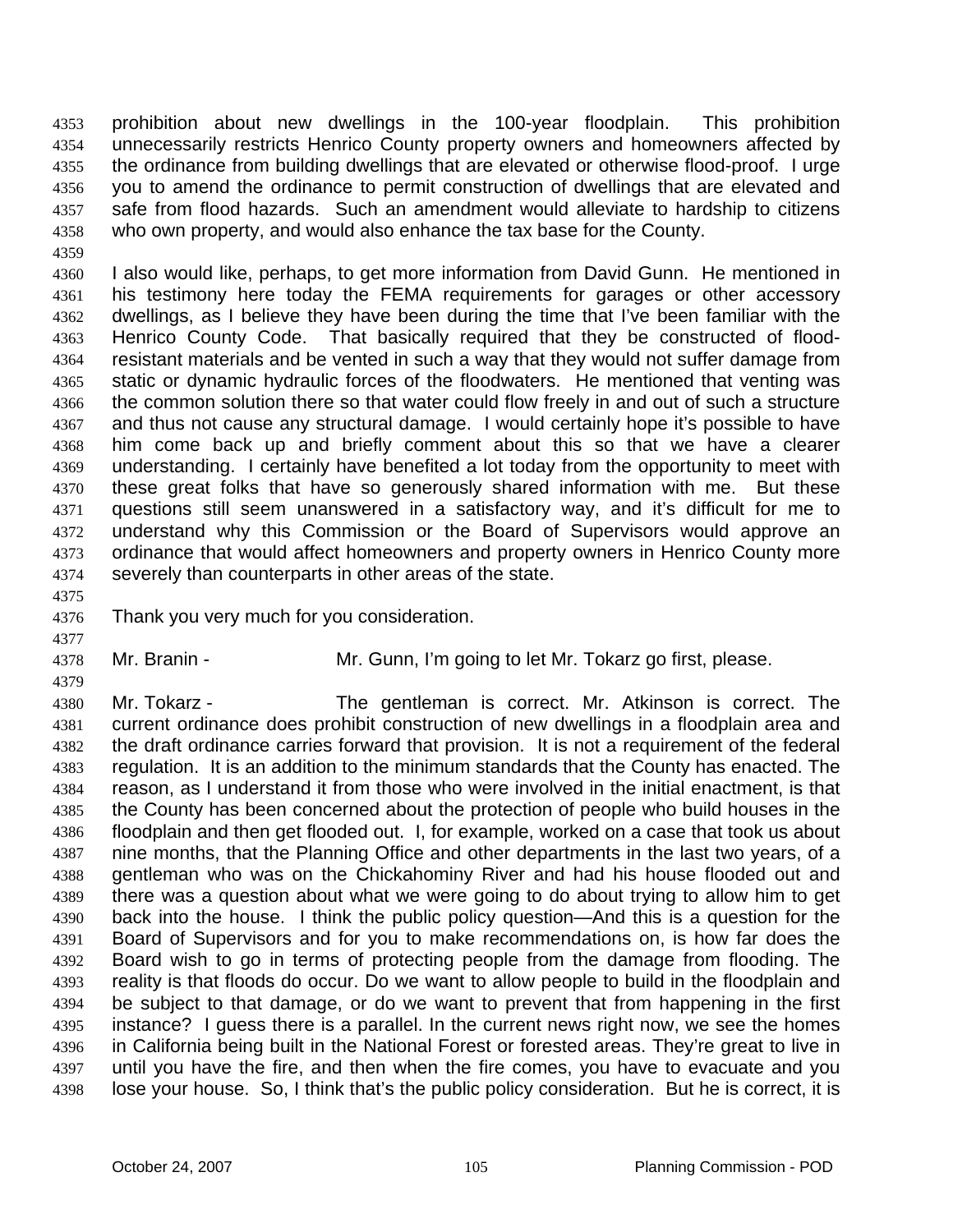prohibition about new dwellings in the 100-year floodplain. This prohibition unnecessarily restricts Henrico County property owners and homeowners affected by the ordinance from building dwellings that are elevated or otherwise flood-proof. I urge you to amend the ordinance to permit construction of dwellings that are elevated and safe from flood hazards. Such an amendment would alleviate to hardship to citizens who own property, and would also enhance the tax base for the County.

I also would like, perhaps, to get more information from David Gunn. He mentioned in his testimony here today the FEMA requirements for garages or other accessory dwellings, as I believe they have been during the time that I've been familiar with the Henrico County Code. That basically required that they be constructed of flood-resistant materials and be vented in such a way that they would not suffer damage from static or dynamic hydraulic forces of the floodwaters. He mentioned that venting was the common solution there so that water could flow freely in and out of such a structure and thus not cause any structural damage. I would certainly hope it's possible to have him come back up and briefly comment about this so that we have a clearer understanding. I certainly have benefited a lot today from the opportunity to meet with these great folks that have so generously shared information with me. But these questions still seem unanswered in a satisfactory way, and it's difficult for me to understand why this Commission or the Board of Supervisors would approve an ordinance that would affect homeowners and property owners in Henrico County more severely than counterparts in other areas of the state.

Thank you very much for you consideration.

Mr. Branin - Mr. Gunn, I'm going to let Mr. Tokarz go first, please.

Mr. Tokarz - The gentleman is correct. Mr. Atkinson is correct. The current ordinance does prohibit construction of new dwellings in a floodplain area and the draft ordinance carries forward that provision. It is not a requirement of the federal regulation. It is an addition to the minimum standards that the County has enacted. The reason, as I understand it from those who were involved in the initial enactment, is that the County has been concerned about the protection of people who build houses in the floodplain and then get flooded out. I, for example, worked on a case that took us about nine months, that the Planning Office and other departments in the last two years, of a gentleman who was on the Chickahominy River and had his house flooded out and there was a question about what we were going to do about trying to allow him to get back into the house. I think the public policy question—And this is a question for the Board of Supervisors and for you to make recommendations on, is how far does the Board wish to go in terms of protecting people from the damage from flooding. The reality is that floods do occur. Do we want to allow people to build in the floodplain and be subject to that damage, or do we want to prevent that from happening in the first instance? I guess there is a parallel. In the current news right now, we see the homes in California being built in the National Forest or forested areas. They're great to live in until you have the fire, and then when the fire comes, you have to evacuate and you lose your house. So, I think that's the public policy consideration. But he is correct, it is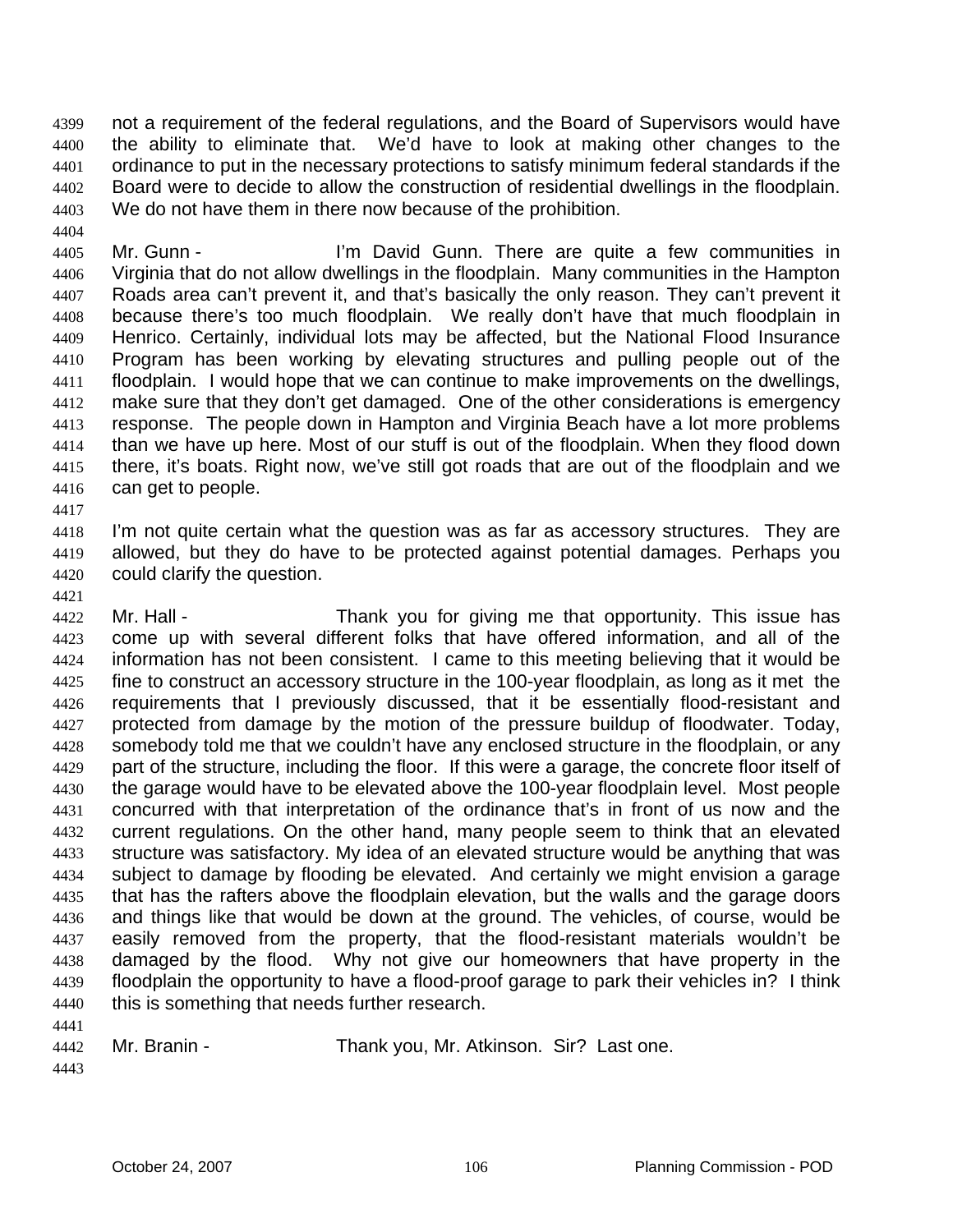not a requirement of the federal regulations, and the Board of Supervisors would have the ability to eliminate that. We'd have to look at making other changes to the ordinance to put in the necessary protections to satisfy minimum federal standards if the Board were to decide to allow the construction of residential dwellings in the floodplain. We do not have them in there now because of the prohibition.

Mr. Gunn - I'm David Gunn. There are quite a few communities in Virginia that do not allow dwellings in the floodplain. Many communities in the Hampton Roads area can't prevent it, and that's basically the only reason. They can't prevent it because there's too much floodplain. We really don't have that much floodplain in Henrico. Certainly, individual lots may be affected, but the National Flood Insurance Program has been working by elevating structures and pulling people out of the floodplain. I would hope that we can continue to make improvements on the dwellings, make sure that they don't get damaged. One of the other considerations is emergency response. The people down in Hampton and Virginia Beach have a lot more problems than we have up here. Most of our stuff is out of the floodplain. When they flood down there, it's boats. Right now, we've still got roads that are out of the floodplain and we can get to people.

I'm not quite certain what the question was as far as accessory structures. They are allowed, but they do have to be protected against potential damages. Perhaps you could clarify the question.

Mr. Hall - Thank you for giving me that opportunity. This issue has come up with several different folks that have offered information, and all of the information has not been consistent. I came to this meeting believing that it would be fine to construct an accessory structure in the 100-year floodplain, as long as it met the requirements that I previously discussed, that it be essentially flood-resistant and protected from damage by the motion of the pressure buildup of floodwater. Today, somebody told me that we couldn't have any enclosed structure in the floodplain, or any part of the structure, including the floor. If this were a garage, the concrete floor itself of the garage would have to be elevated above the 100-year floodplain level. Most people concurred with that interpretation of the ordinance that's in front of us now and the current regulations. On the other hand, many people seem to think that an elevated structure was satisfactory. My idea of an elevated structure would be anything that was subject to damage by flooding be elevated. And certainly we might envision a garage that has the rafters above the floodplain elevation, but the walls and the garage doors and things like that would be down at the ground. The vehicles, of course, would be easily removed from the property, that the flood-resistant materials wouldn't be damaged by the flood. Why not give our homeowners that have property in the floodplain the opportunity to have a flood-proof garage to park their vehicles in? I think this is something that needs further research.

Mr. Branin - Thank you, Mr. Atkinson. Sir? Last one.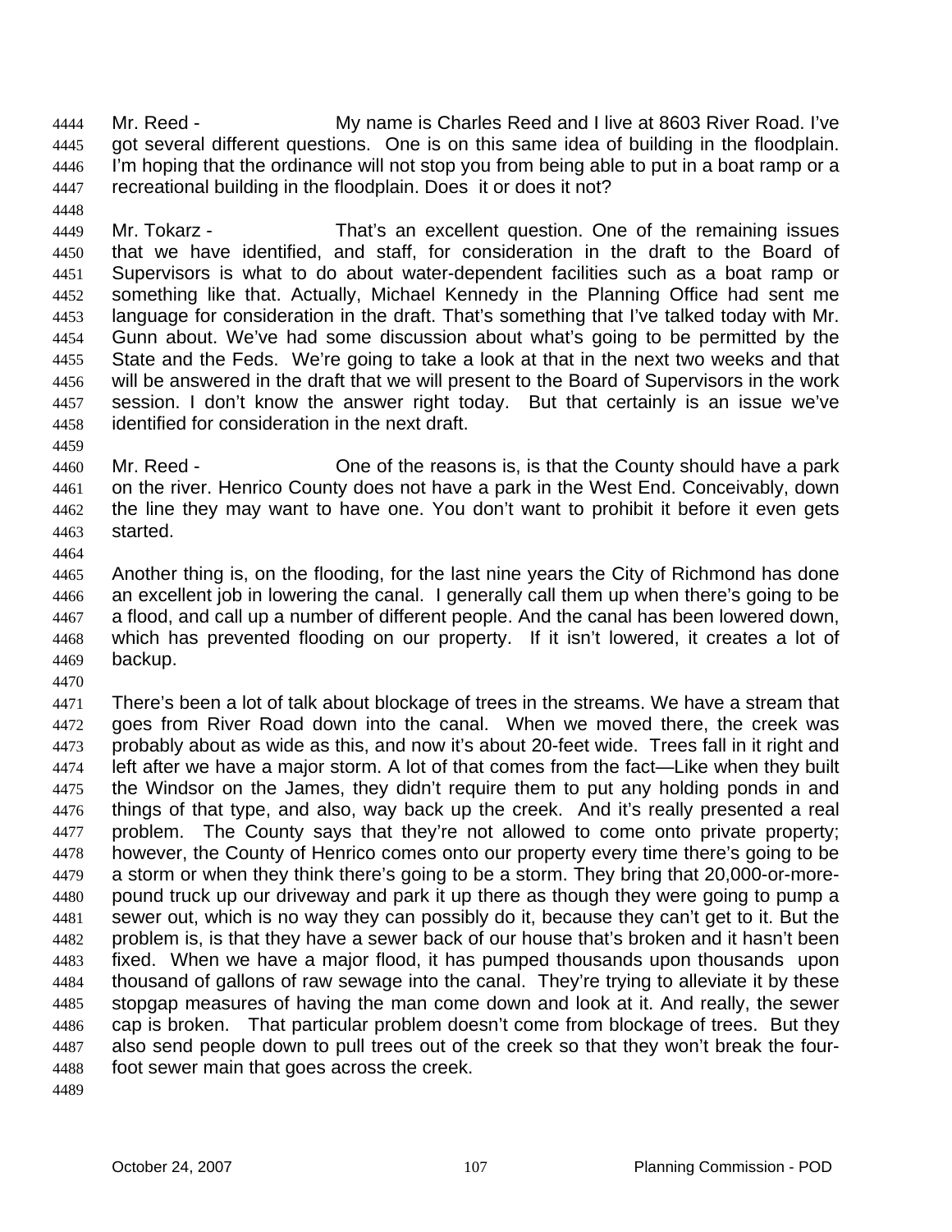Mr. Reed - My name is Charles Reed and I live at 8603 River Road. I've got several different questions. One is on this same idea of building in the floodplain. I'm hoping that the ordinance will not stop you from being able to put in a boat ramp or a recreational building in the floodplain. Does it or does it not?

Mr. Tokarz - That's an excellent question. One of the remaining issues that we have identified, and staff, for consideration in the draft to the Board of Supervisors is what to do about water-dependent facilities such as a boat ramp or something like that. Actually, Michael Kennedy in the Planning Office had sent me language for consideration in the draft. That's something that I've talked today with Mr. Gunn about. We've had some discussion about what's going to be permitted by the State and the Feds. We're going to take a look at that in the next two weeks and that will be answered in the draft that we will present to the Board of Supervisors in the work session. I don't know the answer right today. But that certainly is an issue we've identified for consideration in the next draft.

Mr. Reed - One of the reasons is, is that the County should have a park on the river. Henrico County does not have a park in the West End. Conceivably, down the line they may want to have one. You don't want to prohibit it before it even gets started.

Another thing is, on the flooding, for the last nine years the City of Richmond has done an excellent job in lowering the canal. I generally call them up when there's going to be a flood, and call up a number of different people. And the canal has been lowered down, which has prevented flooding on our property. If it isn't lowered, it creates a lot of backup.

There's been a lot of talk about blockage of trees in the streams. We have a stream that goes from River Road down into the canal. When we moved there, the creek was probably about as wide as this, and now it's about 20-feet wide. Trees fall in it right and left after we have a major storm. A lot of that comes from the fact—Like when they built the Windsor on the James, they didn't require them to put any holding ponds in and things of that type, and also, way back up the creek. And it's really presented a real problem. The County says that they're not allowed to come onto private property; however, the County of Henrico comes onto our property every time there's going to be a storm or when they think there's going to be a storm. They bring that 20,000-or-more-pound truck up our driveway and park it up there as though they were going to pump a sewer out, which is no way they can possibly do it, because they can't get to it. But the problem is, is that they have a sewer back of our house that's broken and it hasn't been fixed. When we have a major flood, it has pumped thousands upon thousands upon thousand of gallons of raw sewage into the canal. They're trying to alleviate it by these stopgap measures of having the man come down and look at it. And really, the sewer cap is broken. That particular problem doesn't come from blockage of trees. But they also send people down to pull trees out of the creek so that they won't break the four-foot sewer main that goes across the creek.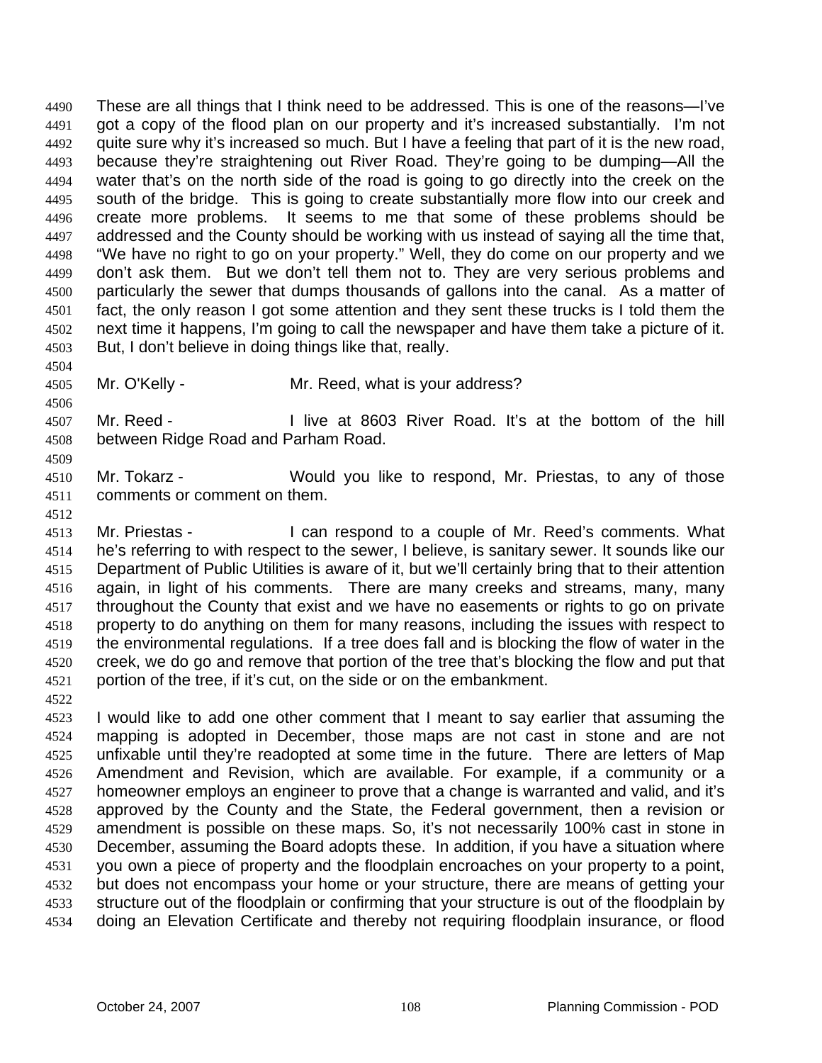These are all things that I think need to be addressed. This is one of the reasons—I've got a copy of the flood plan on our property and it's increased substantially. I'm not quite sure why it's increased so much. But I have a feeling that part of it is the new road, because they're straightening out River Road. They're going to be dumping—All the water that's on the north side of the road is going to go directly into the creek on the south of the bridge. This is going to create substantially more flow into our creek and create more problems. It seems to me that some of these problems should be addressed and the County should be working with us instead of saying all the time that, "We have no right to go on your property." Well, they do come on our property and we don't ask them. But we don't tell them not to. They are very serious problems and particularly the sewer that dumps thousands of gallons into the canal. As a matter of fact, the only reason I got some attention and they sent these trucks is I told them the next time it happens, I'm going to call the newspaper and have them take a picture of it. But, I don't believe in doing things like that, really.

Mr. O'Kelly - Mr. Reed, what is your address?

Mr. Reed - I live at 8603 River Road. It's at the bottom of the hill between Ridge Road and Parham Road.

Mr. Tokarz - Would you like to respond, Mr. Priestas, to any of those comments or comment on them.

Mr. Priestas - I can respond to a couple of Mr. Reed's comments. What he's referring to with respect to the sewer, I believe, is sanitary sewer. It sounds like our Department of Public Utilities is aware of it, but we'll certainly bring that to their attention again, in light of his comments. There are many creeks and streams, many, many throughout the County that exist and we have no easements or rights to go on private property to do anything on them for many reasons, including the issues with respect to the environmental regulations. If a tree does fall and is blocking the flow of water in the creek, we do go and remove that portion of the tree that's blocking the flow and put that portion of the tree, if it's cut, on the side or on the embankment.

I would like to add one other comment that I meant to say earlier that assuming the mapping is adopted in December, those maps are not cast in stone and are not unfixable until they're readopted at some time in the future. There are letters of Map Amendment and Revision, which are available. For example, if a community or a homeowner employs an engineer to prove that a change is warranted and valid, and it's approved by the County and the State, the Federal government, then a revision or amendment is possible on these maps. So, it's not necessarily 100% cast in stone in December, assuming the Board adopts these. In addition, if you have a situation where you own a piece of property and the floodplain encroaches on your property to a point, but does not encompass your home or your structure, there are means of getting your structure out of the floodplain or confirming that your structure is out of the floodplain by doing an Elevation Certificate and thereby not requiring floodplain insurance, or flood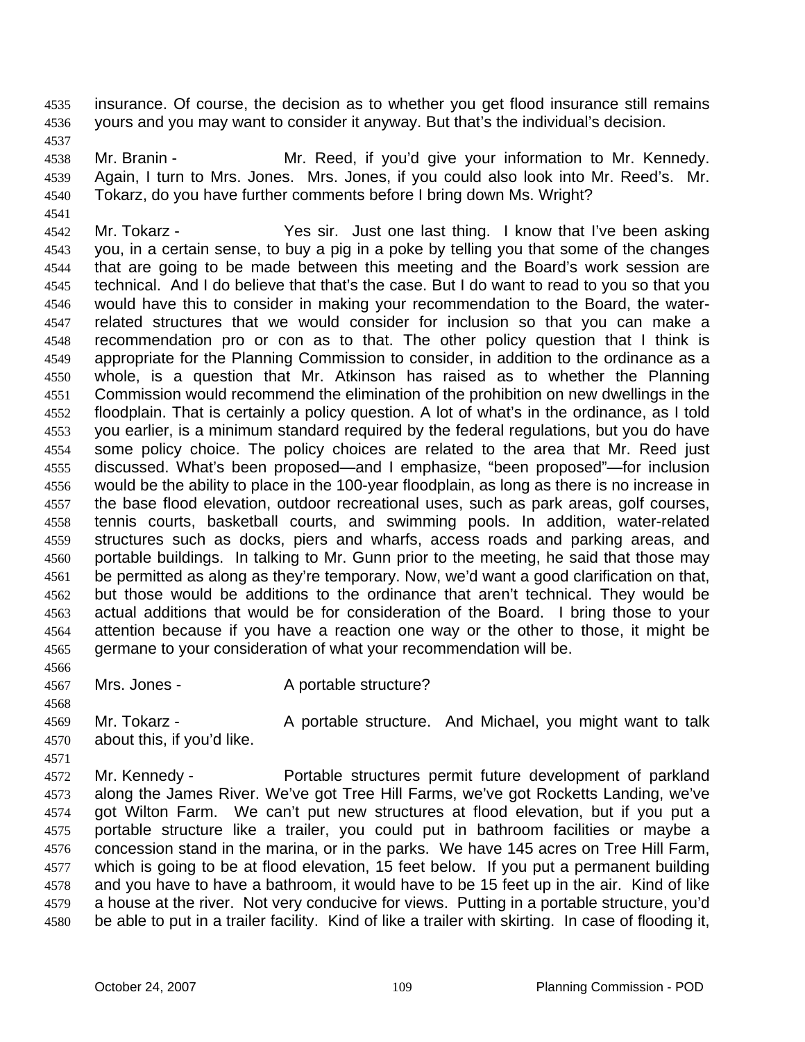insurance. Of course, the decision as to whether you get flood insurance still remains yours and you may want to consider it anyway. But that's the individual's decision.

Mr. Branin - Mr. Reed, if you'd give your information to Mr. Kennedy. Again, I turn to Mrs. Jones. Mrs. Jones, if you could also look into Mr. Reed's. Mr. Tokarz, do you have further comments before I bring down Ms. Wright?

Mr. Tokarz - Yes sir. Just one last thing. I know that I've been asking you, in a certain sense, to buy a pig in a poke by telling you that some of the changes that are going to be made between this meeting and the Board's work session are technical. And I do believe that that's the case. But I do want to read to you so that you would have this to consider in making your recommendation to the Board, the water-related structures that we would consider for inclusion so that you can make a recommendation pro or con as to that. The other policy question that I think is appropriate for the Planning Commission to consider, in addition to the ordinance as a whole, is a question that Mr. Atkinson has raised as to whether the Planning Commission would recommend the elimination of the prohibition on new dwellings in the floodplain. That is certainly a policy question. A lot of what's in the ordinance, as I told you earlier, is a minimum standard required by the federal regulations, but you do have some policy choice. The policy choices are related to the area that Mr. Reed just discussed. What's been proposed—and I emphasize, "been proposed"—for inclusion would be the ability to place in the 100-year floodplain, as long as there is no increase in the base flood elevation, outdoor recreational uses, such as park areas, golf courses, tennis courts, basketball courts, and swimming pools. In addition, water-related structures such as docks, piers and wharfs, access roads and parking areas, and portable buildings. In talking to Mr. Gunn prior to the meeting, he said that those may be permitted as along as they're temporary. Now, we'd want a good clarification on that, but those would be additions to the ordinance that aren't technical. They would be actual additions that would be for consideration of the Board. I bring those to your attention because if you have a reaction one way or the other to those, it might be germane to your consideration of what your recommendation will be.

Mrs. Jones - A portable structure?

Mr. Tokarz - A portable structure. And Michael, you might want to talk about this, if you'd like.

Mr. Kennedy - Portable structures permit future development of parkland along the James River. We've got Tree Hill Farms, we've got Rocketts Landing, we've got Wilton Farm. We can't put new structures at flood elevation, but if you put a portable structure like a trailer, you could put in bathroom facilities or maybe a concession stand in the marina, or in the parks. We have 145 acres on Tree Hill Farm, which is going to be at flood elevation, 15 feet below. If you put a permanent building and you have to have a bathroom, it would have to be 15 feet up in the air. Kind of like a house at the river. Not very conducive for views. Putting in a portable structure, you'd be able to put in a trailer facility. Kind of like a trailer with skirting. In case of flooding it,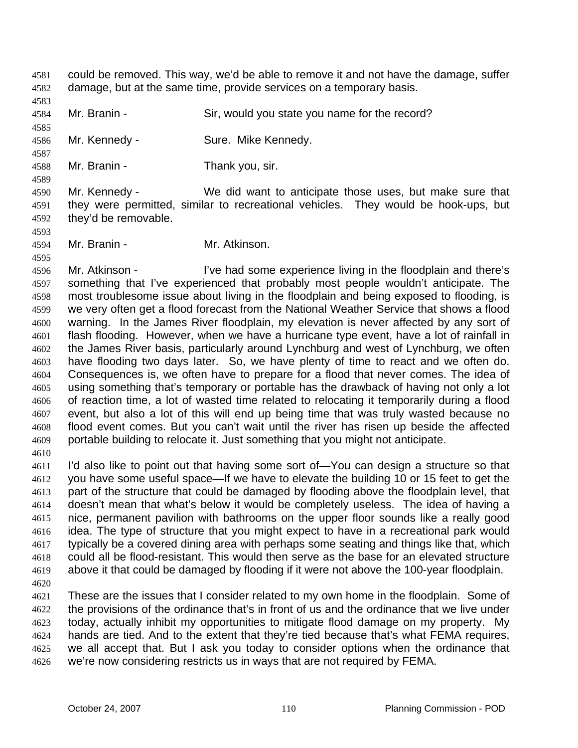could be removed. This way, we'd be able to remove it and not have the damage, suffer damage, but at the same time, provide services on a temporary basis.

Mr. Branin - Sir, would you state you name for the record?

Mr. Kennedy - Sure. Mike Kennedy.

Mr. Branin - Thank you, sir.

Mr. Kennedy - We did want to anticipate those uses, but make sure that they were permitted, similar to recreational vehicles. They would be hook-ups, but they'd be removable.

Mr. Branin - Mr. Atkinson.

Mr. Atkinson - I've had some experience living in the floodplain and there's something that I've experienced that probably most people wouldn't anticipate. The most troublesome issue about living in the floodplain and being exposed to flooding, is we very often get a flood forecast from the National Weather Service that shows a flood warning. In the James River floodplain, my elevation is never affected by any sort of flash flooding. However, when we have a hurricane type event, have a lot of rainfall in the James River basis, particularly around Lynchburg and west of Lynchburg, we often have flooding two days later. So, we have plenty of time to react and we often do. Consequences is, we often have to prepare for a flood that never comes. The idea of using something that's temporary or portable has the drawback of having not only a lot of reaction time, a lot of wasted time related to relocating it temporarily during a flood event, but also a lot of this will end up being time that was truly wasted because no flood event comes. But you can't wait until the river has risen up beside the affected portable building to relocate it. Just something that you might not anticipate.

I'd also like to point out that having some sort of—You can design a structure so that you have some useful space—If we have to elevate the building 10 or 15 feet to get the part of the structure that could be damaged by flooding above the floodplain level, that doesn't mean that what's below it would be completely useless. The idea of having a nice, permanent pavilion with bathrooms on the upper floor sounds like a really good idea. The type of structure that you might expect to have in a recreational park would typically be a covered dining area with perhaps some seating and things like that, which could all be flood-resistant. This would then serve as the base for an elevated structure above it that could be damaged by flooding if it were not above the 100-year floodplain.

These are the issues that I consider related to my own home in the floodplain. Some of the provisions of the ordinance that's in front of us and the ordinance that we live under today, actually inhibit my opportunities to mitigate flood damage on my property. My hands are tied. And to the extent that they're tied because that's what FEMA requires, we all accept that. But I ask you today to consider options when the ordinance that we're now considering restricts us in ways that are not required by FEMA.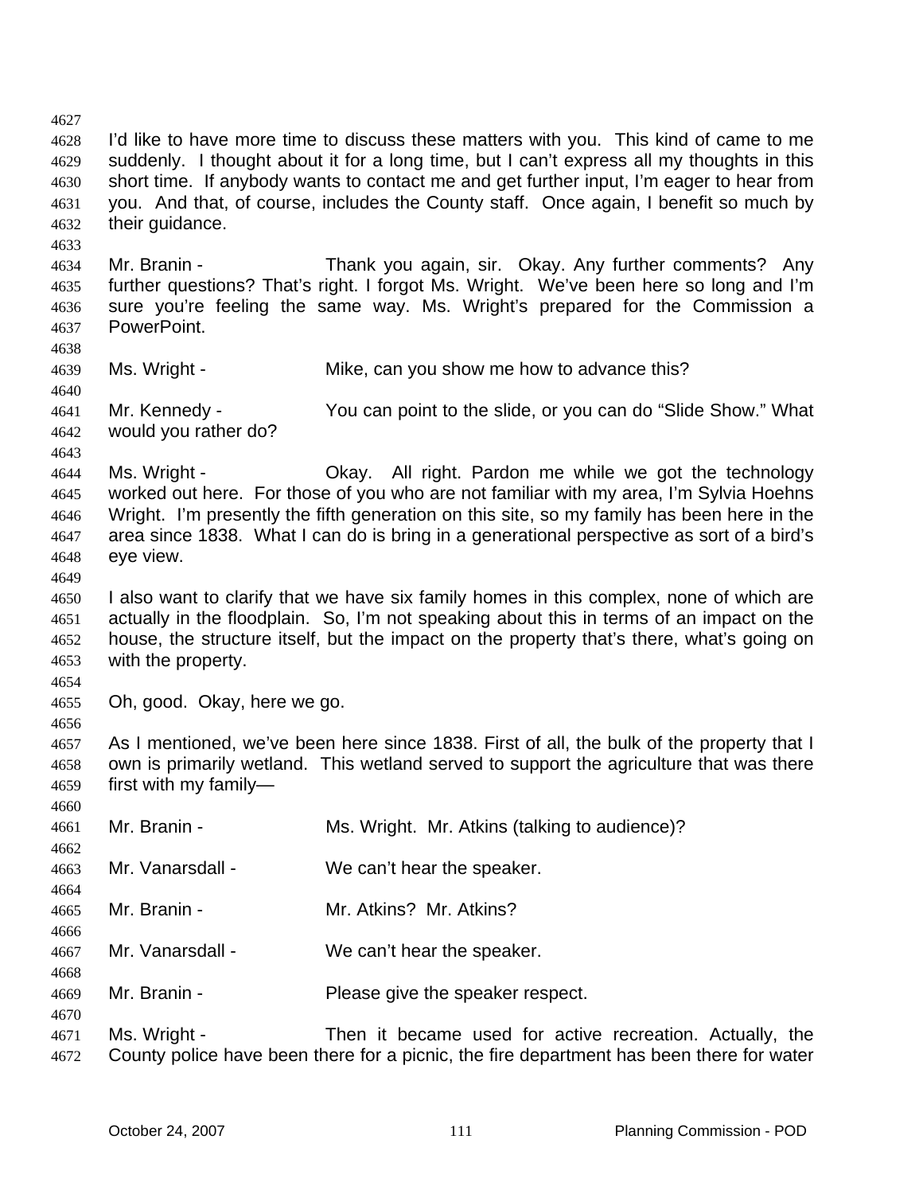I'd like to have more time to discuss these matters with you. This kind of came to me suddenly. I thought about it for a long time, but I can't express all my thoughts in this short time. If anybody wants to contact me and get further input, I'm eager to hear from you. And that, of course, includes the County staff. Once again, I benefit so much by their guidance.

Mr. Branin - Thank you again, sir. Okay. Any further comments? Any further questions? That's right. I forgot Ms. Wright. We've been here so long and I'm sure you're feeling the same way. Ms. Wright's prepared for the Commission a PowerPoint.

Ms. Wright - Mike, can you show me how to advance this?

Mr. Kennedy - You can point to the slide, or you can do "Slide Show." What would you rather do?

Ms. Wright - Okay. All right. Pardon me while we got the technology worked out here. For those of you who are not familiar with my area, I'm Sylvia Hoehns Wright. I'm presently the fifth generation on this site, so my family has been here in the area since 1838. What I can do is bring in a generational perspective as sort of a bird's eye view.

I also want to clarify that we have six family homes in this complex, none of which are actually in the floodplain. So, I'm not speaking about this in terms of an impact on the house, the structure itself, but the impact on the property that's there, what's going on with the property.

Oh, good. Okay, here we go.

As I mentioned, we've been here since 1838. First of all, the bulk of the property that I own is primarily wetland. This wetland served to support the agriculture that was there first with my family—

Mr. Branin - Ms. Wright. Mr. Atkins (talking to audience)?

Mr. Vanarsdall - We can't hear the speaker.

Mr. Branin - Mr. Atkins? Mr. Atkins?

Mr. Vanarsdall - We can't hear the speaker.

Mr. Branin - Please give the speaker respect.

Ms. Wright - Then it became used for active recreation. Actually, the County police have been there for a picnic, the fire department has been there for water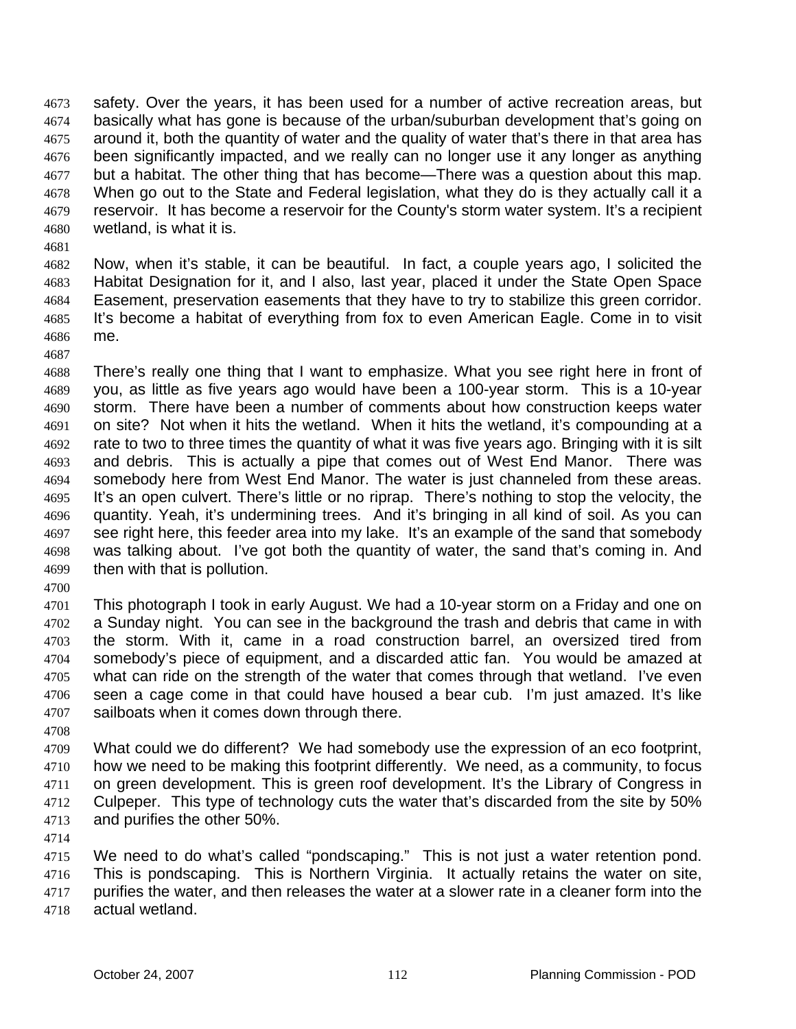safety. Over the years, it has been used for a number of active recreation areas, but basically what has gone is because of the urban/suburban development that's going on around it, both the quantity of water and the quality of water that's there in that area has been significantly impacted, and we really can no longer use it any longer as anything but a habitat. The other thing that has become—There was a question about this map. When go out to the State and Federal legislation, what they do is they actually call it a reservoir. It has become a reservoir for the County's storm water system. It's a recipient wetland, is what it is.

Now, when it's stable, it can be beautiful. In fact, a couple years ago, I solicited the Habitat Designation for it, and I also, last year, placed it under the State Open Space Easement, preservation easements that they have to try to stabilize this green corridor. It's become a habitat of everything from fox to even American Eagle. Come in to visit me.

There's really one thing that I want to emphasize. What you see right here in front of you, as little as five years ago would have been a 100-year storm. This is a 10-year storm. There have been a number of comments about how construction keeps water on site? Not when it hits the wetland. When it hits the wetland, it's compounding at a rate to two to three times the quantity of what it was five years ago. Bringing with it is silt and debris. This is actually a pipe that comes out of West End Manor. There was somebody here from West End Manor. The water is just channeled from these areas. It's an open culvert. There's little or no riprap. There's nothing to stop the velocity, the quantity. Yeah, it's undermining trees. And it's bringing in all kind of soil. As you can see right here, this feeder area into my lake. It's an example of the sand that somebody was talking about. I've got both the quantity of water, the sand that's coming in. And then with that is pollution.

This photograph I took in early August. We had a 10-year storm on a Friday and one on a Sunday night. You can see in the background the trash and debris that came in with the storm. With it, came in a road construction barrel, an oversized tired from somebody's piece of equipment, and a discarded attic fan. You would be amazed at what can ride on the strength of the water that comes through that wetland. I've even seen a cage come in that could have housed a bear cub. I'm just amazed. It's like sailboats when it comes down through there.

What could we do different? We had somebody use the expression of an eco footprint, how we need to be making this footprint differently. We need, as a community, to focus on green development. This is green roof development. It's the Library of Congress in Culpeper. This type of technology cuts the water that's discarded from the site by 50% and purifies the other 50%.

We need to do what's called "pondscaping." This is not just a water retention pond. This is pondscaping. This is Northern Virginia. It actually retains the water on site, purifies the water, and then releases the water at a slower rate in a cleaner form into the actual wetland.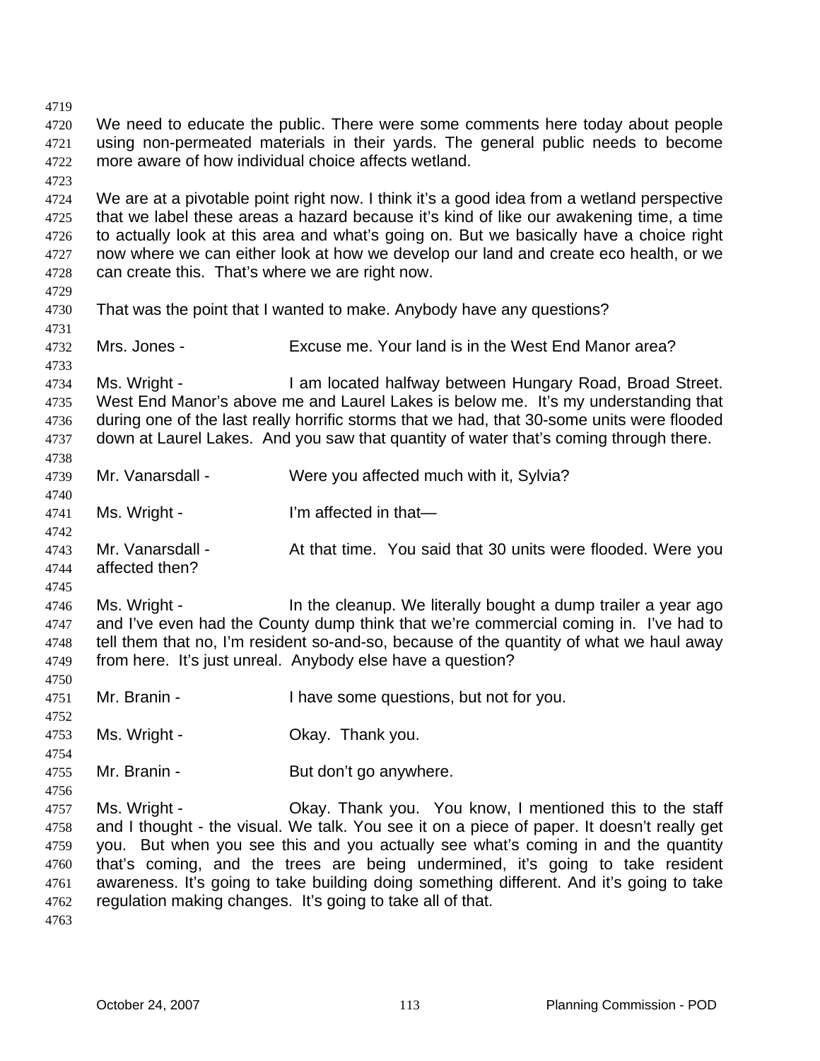We need to educate the public. There were some comments here today about people using non-permeated materials in their yards. The general public needs to become more aware of how individual choice affects wetland.

We are at a pivotable point right now. I think it's a good idea from a wetland perspective that we label these areas a hazard because it's kind of like our awakening time, a time to actually look at this area and what's going on. But we basically have a choice right now where we can either look at how we develop our land and create eco health, or we can create this. That's where we are right now.

That was the point that I wanted to make. Anybody have any questions?

Mrs. Jones - Excuse me. Your land is in the West End Manor area?

Ms. Wright - I am located halfway between Hungary Road, Broad Street. West End Manor's above me and Laurel Lakes is below me. It's my understanding that during one of the last really horrific storms that we had, that 30-some units were flooded down at Laurel Lakes. And you saw that quantity of water that's coming through there.

Mr. Vanarsdall - Were you affected much with it, Sylvia?

Ms. Wright - I'm affected in that—

Mr. Vanarsdall - At that time. You said that 30 units were flooded. Were you affected then?

Ms. Wright - In the cleanup. We literally bought a dump trailer a year ago and I've even had the County dump think that we're commercial coming in. I've had to tell them that no, I'm resident so-and-so, because of the quantity of what we haul away from here. It's just unreal. Anybody else have a question?

Mr. Branin - I have some questions, but not for you.

Ms. Wright - Okay. Thank you.

Mr. Branin - But don't go anywhere.

Ms. Wright - Okay. Thank you. You know, I mentioned this to the staff and I thought - the visual. We talk. You see it on a piece of paper. It doesn't really get you. But when you see this and you actually see what's coming in and the quantity that's coming, and the trees are being undermined, it's going to take resident awareness. It's going to take building doing something different. And it's going to take regulation making changes. It's going to take all of that.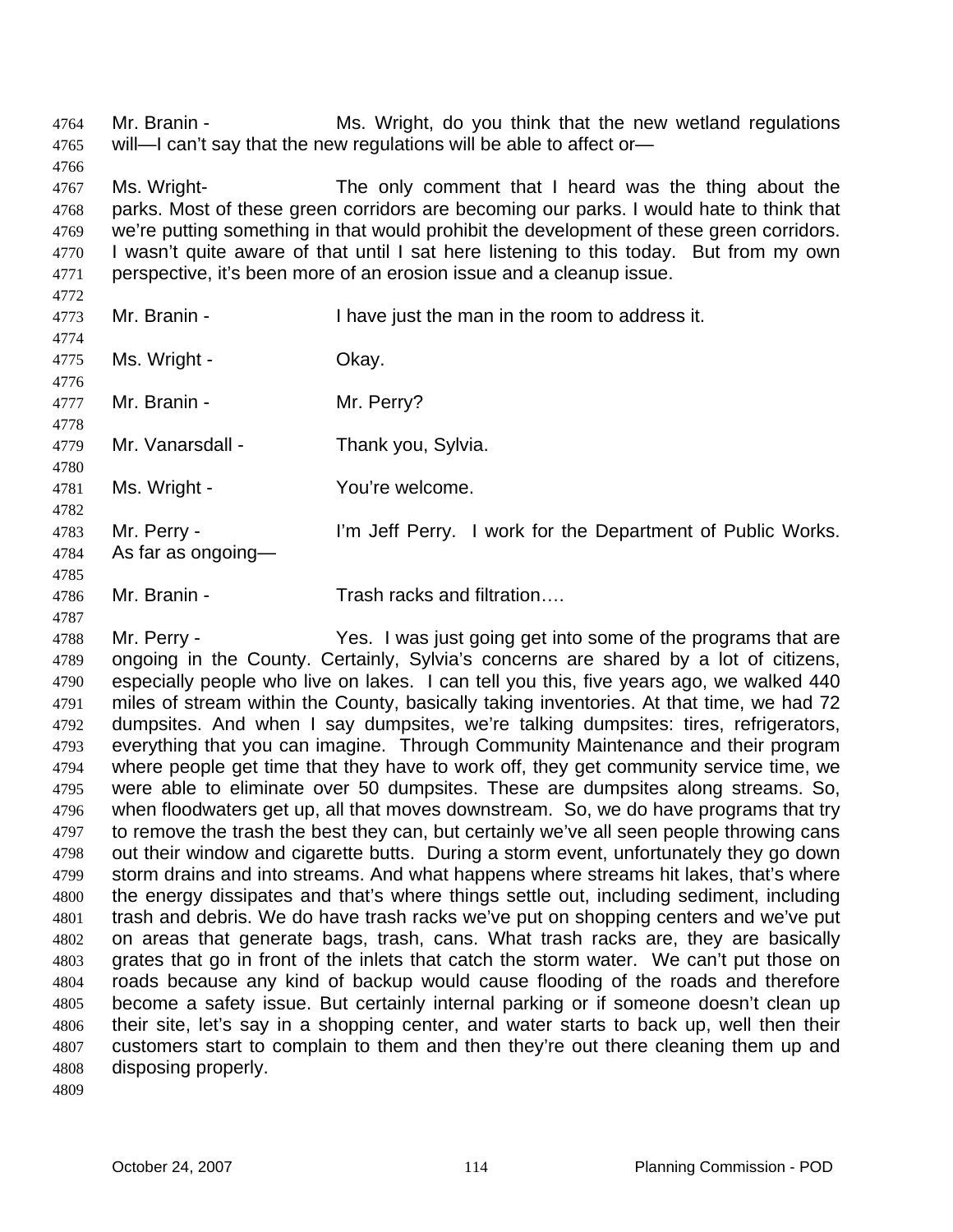Mr. Branin - Ms. Wright, do you think that the new wetland regulations will—I can't say that the new regulations will be able to affect or—

Ms. Wright- The only comment that I heard was the thing about the parks. Most of these green corridors are becoming our parks. I would hate to think that we're putting something in that would prohibit the development of these green corridors. I wasn't quite aware of that until I sat here listening to this today. But from my own perspective, it's been more of an erosion issue and a cleanup issue.

Mr. Branin - I have just the man in the room to address it.

Ms. Wright - Okay.

Mr. Branin - Mr. Perry?

Mr. Vanarsdall - Thank you, Sylvia.

Ms. Wright - You're welcome.

Mr. Perry - I'm Jeff Perry. I work for the Department of Public Works. As far as ongoing—

Mr. Branin - Trash racks and filtration….

Mr. Perry - Yes. I was just going get into some of the programs that are ongoing in the County. Certainly, Sylvia's concerns are shared by a lot of citizens, especially people who live on lakes. I can tell you this, five years ago, we walked 440 miles of stream within the County, basically taking inventories. At that time, we had 72 dumpsites. And when I say dumpsites, we're talking dumpsites: tires, refrigerators, everything that you can imagine. Through Community Maintenance and their program where people get time that they have to work off, they get community service time, we were able to eliminate over 50 dumpsites. These are dumpsites along streams. So, when floodwaters get up, all that moves downstream. So, we do have programs that try to remove the trash the best they can, but certainly we've all seen people throwing cans out their window and cigarette butts. During a storm event, unfortunately they go down storm drains and into streams. And what happens where streams hit lakes, that's where the energy dissipates and that's where things settle out, including sediment, including trash and debris. We do have trash racks we've put on shopping centers and we've put on areas that generate bags, trash, cans. What trash racks are, they are basically grates that go in front of the inlets that catch the storm water. We can't put those on roads because any kind of backup would cause flooding of the roads and therefore become a safety issue. But certainly internal parking or if someone doesn't clean up their site, let's say in a shopping center, and water starts to back up, well then their customers start to complain to them and then they're out there cleaning them up and disposing properly.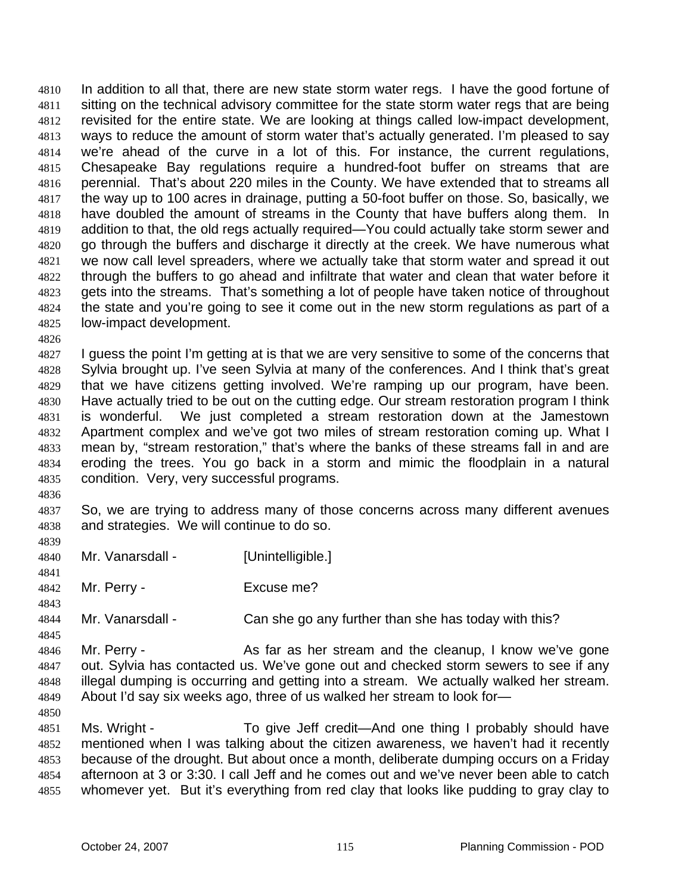In addition to all that, there are new state storm water regs. I have the good fortune of sitting on the technical advisory committee for the state storm water regs that are being revisited for the entire state. We are looking at things called low-impact development, ways to reduce the amount of storm water that's actually generated. I'm pleased to say we're ahead of the curve in a lot of this. For instance, the current regulations, Chesapeake Bay regulations require a hundred-foot buffer on streams that are perennial. That's about 220 miles in the County. We have extended that to streams all the way up to 100 acres in drainage, putting a 50-foot buffer on those. So, basically, we have doubled the amount of streams in the County that have buffers along them. In addition to that, the old regs actually required—You could actually take storm sewer and go through the buffers and discharge it directly at the creek. We have numerous what we now call level spreaders, where we actually take that storm water and spread it out through the buffers to go ahead and infiltrate that water and clean that water before it gets into the streams. That's something a lot of people have taken notice of throughout the state and you're going to see it come out in the new storm regulations as part of a low-impact development.

I guess the point I'm getting at is that we are very sensitive to some of the concerns that Sylvia brought up. I've seen Sylvia at many of the conferences. And I think that's great that we have citizens getting involved. We're ramping up our program, have been. Have actually tried to be out on the cutting edge. Our stream restoration program I think is wonderful. We just completed a stream restoration down at the Jamestown Apartment complex and we've got two miles of stream restoration coming up. What I mean by, "stream restoration," that's where the banks of these streams fall in and are eroding the trees. You go back in a storm and mimic the floodplain in a natural condition. Very, very successful programs.

So, we are trying to address many of those concerns across many different avenues and strategies. We will continue to do so.

Mr. Vanarsdall - [Unintelligible.]

Mr. Perry - Excuse me?

Mr. Vanarsdall - Can she go any further than she has today with this?

Mr. Perry - As far as her stream and the cleanup, I know we've gone out. Sylvia has contacted us. We've gone out and checked storm sewers to see if any illegal dumping is occurring and getting into a stream. We actually walked her stream. About I'd say six weeks ago, three of us walked her stream to look for—

Ms. Wright - To give Jeff credit—And one thing I probably should have mentioned when I was talking about the citizen awareness, we haven't had it recently because of the drought. But about once a month, deliberate dumping occurs on a Friday afternoon at 3 or 3:30. I call Jeff and he comes out and we've never been able to catch whomever yet. But it's everything from red clay that looks like pudding to gray clay to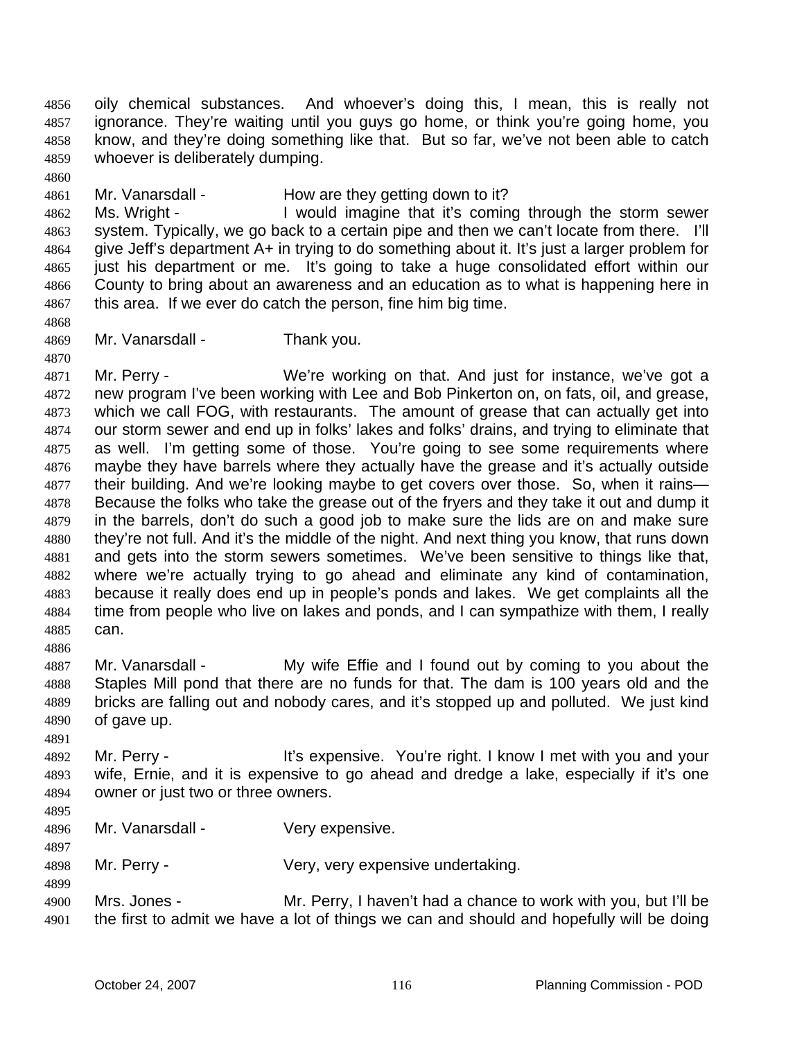oily chemical substances. And whoever's doing this, I mean, this is really not ignorance. They're waiting until you guys go home, or think you're going home, you know, and they're doing something like that. But so far, we've not been able to catch whoever is deliberately dumping.

Mr. Vanarsdall - How are they getting down to it?

Ms. Wright - I would imagine that it's coming through the storm sewer system. Typically, we go back to a certain pipe and then we can't locate from there. I'll give Jeff's department A+ in trying to do something about it. It's just a larger problem for just his department or me. It's going to take a huge consolidated effort within our County to bring about an awareness and an education as to what is happening here in this area. If we ever do catch the person, fine him big time.

Mr. Vanarsdall - Thank you.

Mr. Perry - We're working on that. And just for instance, we've got a new program I've been working with Lee and Bob Pinkerton on, on fats, oil, and grease, which we call FOG, with restaurants. The amount of grease that can actually get into our storm sewer and end up in folks' lakes and folks' drains, and trying to eliminate that as well. I'm getting some of those. You're going to see some requirements where maybe they have barrels where they actually have the grease and it's actually outside their building. And we're looking maybe to get covers over those. So, when it rains— Because the folks who take the grease out of the fryers and they take it out and dump it in the barrels, don't do such a good job to make sure the lids are on and make sure they're not full. And it's the middle of the night. And next thing you know, that runs down and gets into the storm sewers sometimes. We've been sensitive to things like that, where we're actually trying to go ahead and eliminate any kind of contamination, because it really does end up in people's ponds and lakes. We get complaints all the time from people who live on lakes and ponds, and I can sympathize with them, I really can.

Mr. Vanarsdall - My wife Effie and I found out by coming to you about the Staples Mill pond that there are no funds for that. The dam is 100 years old and the bricks are falling out and nobody cares, and it's stopped up and polluted. We just kind of gave up.

Mr. Perry - It's expensive. You're right. I know I met with you and your wife, Ernie, and it is expensive to go ahead and dredge a lake, especially if it's one owner or just two or three owners.

Mr. Vanarsdall - Very expensive.

Mr. Perry - Very, very expensive undertaking.

Mrs. Jones - Mr. Perry, I haven't had a chance to work with you, but I'll be the first to admit we have a lot of things we can and should and hopefully will be doing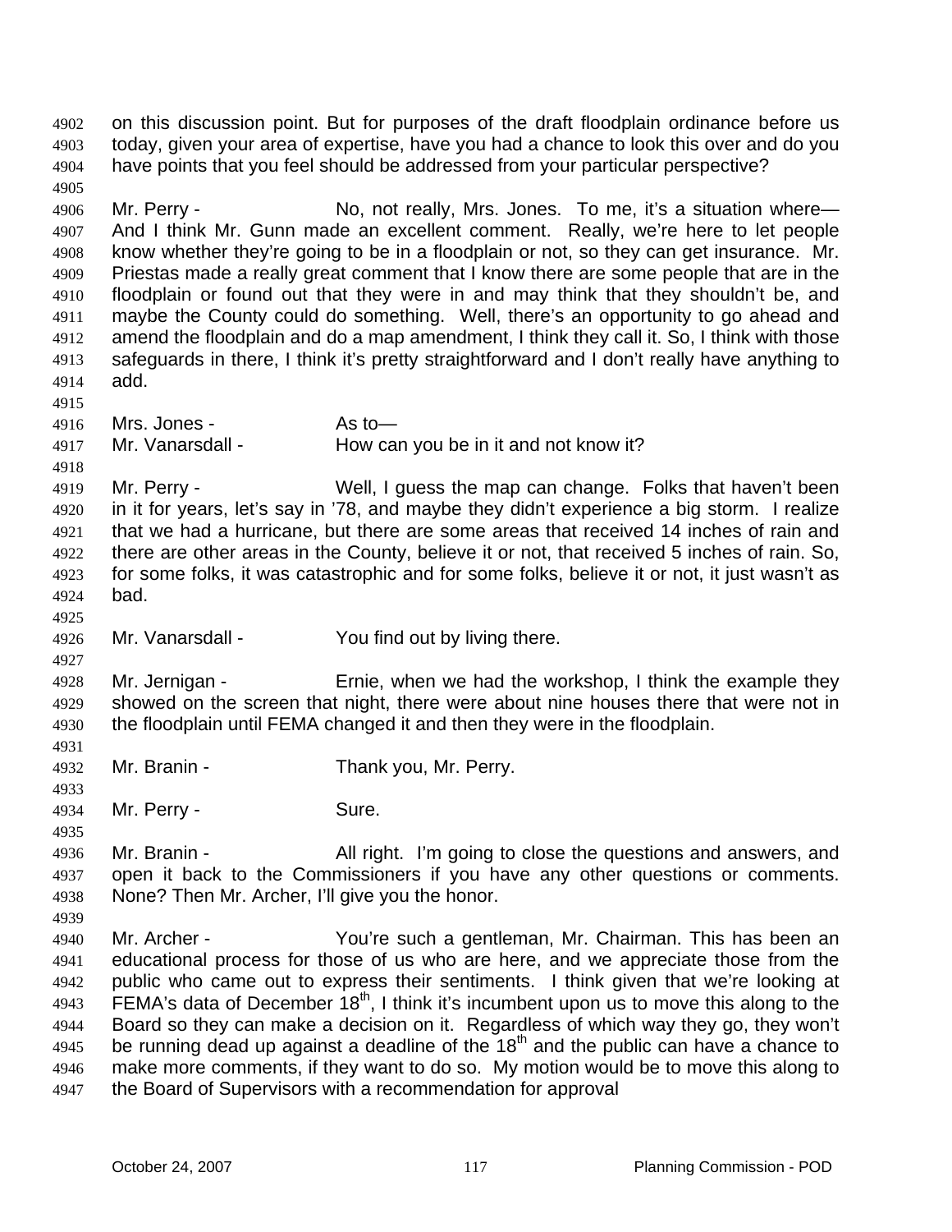on this discussion point. But for purposes of the draft floodplain ordinance before us today, given your area of expertise, have you had a chance to look this over and do you have points that you feel should be addressed from your particular perspective?

Mr. Perry - No, not really, Mrs. Jones. To me, it's a situation where— And I think Mr. Gunn made an excellent comment. Really, we're here to let people know whether they're going to be in a floodplain or not, so they can get insurance. Mr. Priestas made a really great comment that I know there are some people that are in the floodplain or found out that they were in and may think that they shouldn't be, and maybe the County could do something. Well, there's an opportunity to go ahead and amend the floodplain and do a map amendment, I think they call it. So, I think with those safeguards in there, I think it's pretty straightforward and I don't really have anything to add.

Mrs. Jones - As to—

Mr. Vanarsdall - How can you be in it and not know it?

Mr. Perry - Well, I guess the map can change. Folks that haven't been in it for years, let's say in '78, and maybe they didn't experience a big storm. I realize that we had a hurricane, but there are some areas that received 14 inches of rain and there are other areas in the County, believe it or not, that received 5 inches of rain. So, for some folks, it was catastrophic and for some folks, believe it or not, it just wasn't as bad.

Mr. Vanarsdall - You find out by living there.

Mr. Jernigan - Ernie, when we had the workshop, I think the example they showed on the screen that night, there were about nine houses there that were not in the floodplain until FEMA changed it and then they were in the floodplain.

Mr. Branin - Thank you, Mr. Perry.

Mr. Perry - Sure.

Mr. Branin - All right. I'm going to close the questions and answers, and open it back to the Commissioners if you have any other questions or comments. None? Then Mr. Archer, I'll give you the honor.

Mr. Archer - You're such a gentleman, Mr. Chairman. This has been an educational process for those of us who are here, and we appreciate those from the public who came out to express their sentiments. I think given that we're looking at FEMA's data of December 18th, I think it's incumbent upon us to move this along to the Board so they can make a decision on it. Regardless of which way they go, they won't be running dead up against a deadline of the 18th and the public can have a chance to make more comments, if they want to do so. My motion would be to move this along to the Board of Supervisors with a recommendation for approval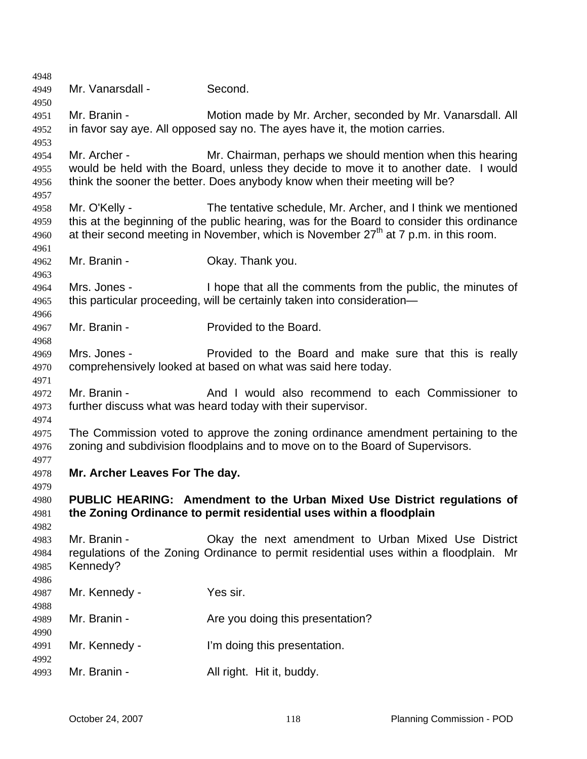Mr. Vanarsdall - Second.

Mr. Branin - Motion made by Mr. Archer, seconded by Mr. Vanarsdall. All in favor say aye. All opposed say no. The ayes have it, the motion carries.

Mr. Archer - Mr. Chairman, perhaps we should mention when this hearing would be held with the Board, unless they decide to move it to another date. I would think the sooner the better. Does anybody know when their meeting will be?

Mr. O'Kelly - The tentative schedule, Mr. Archer, and I think we mentioned this at the beginning of the public hearing, was for the Board to consider this ordinance at their second meeting in November, which is November 27th at 7 p.m. in this room.

Mr. Branin - Okay. Thank you.

Mrs. Jones - I hope that all the comments from the public, the minutes of this particular proceeding, will be certainly taken into consideration—

Mr. Branin - Provided to the Board.

Mrs. Jones - Provided to the Board and make sure that this is really comprehensively looked at based on what was said here today.

Mr. Branin - And I would also recommend to each Commissioner to further discuss what was heard today with their supervisor.

The Commission voted to approve the zoning ordinance amendment pertaining to the zoning and subdivision floodplains and to move on to the Board of Supervisors.

**Mr. Archer Leaves For The day.**

**PUBLIC HEARING: Amendment to the Urban Mixed Use District regulations of the Zoning Ordinance to permit residential uses within a floodplain**

Mr. Branin - Okay the next amendment to Urban Mixed Use District regulations of the Zoning Ordinance to permit residential uses within a floodplain. Mr Kennedy?

Mr. Kennedy - Yes sir.

Mr. Branin - Are you doing this presentation?

Mr. Kennedy - I'm doing this presentation.

Mr. Branin - All right. Hit it, buddy.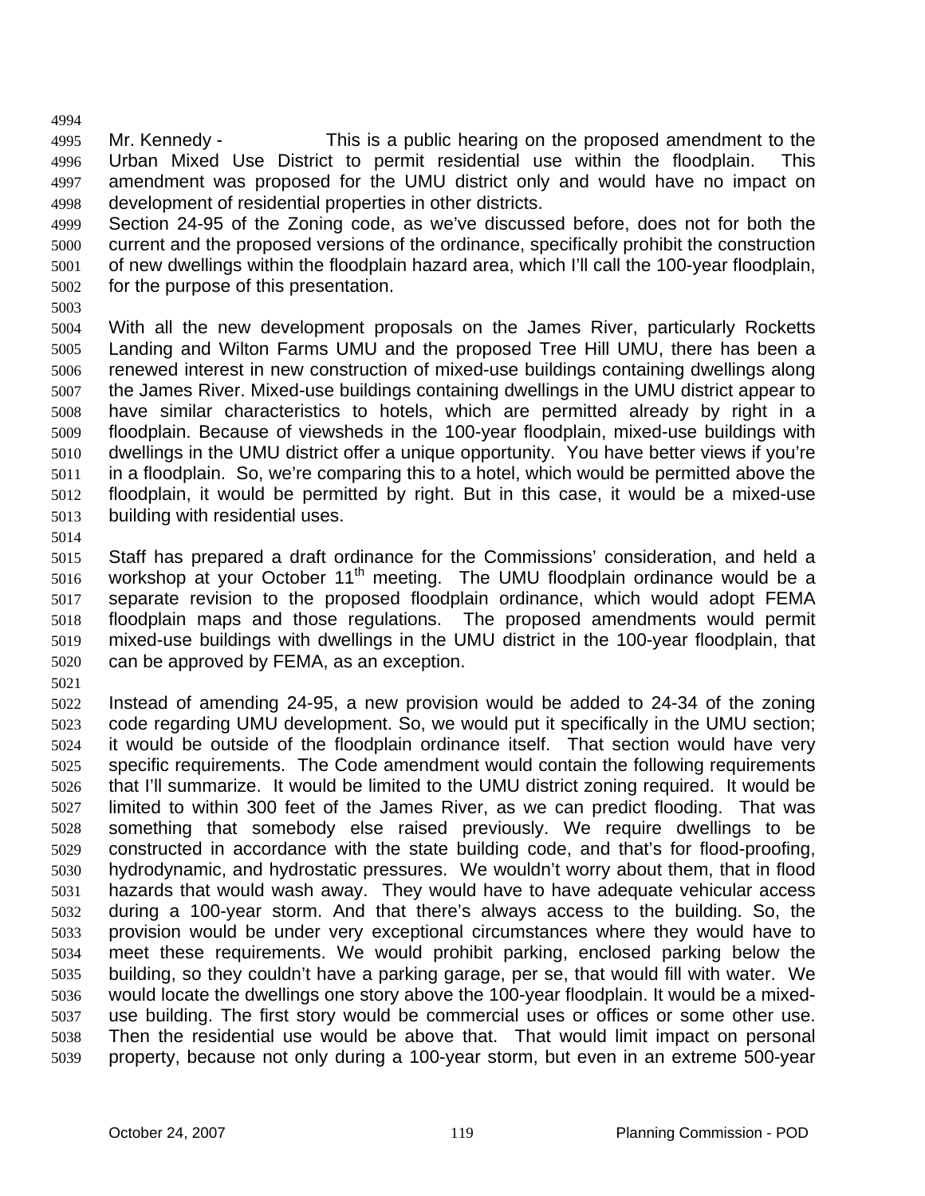Mr. Kennedy - This is a public hearing on the proposed amendment to the Urban Mixed Use District to permit residential use within the floodplain. This amendment was proposed for the UMU district only and would have no impact on development of residential properties in other districts.
Section 24-95 of the Zoning code, as we've discussed before, does not for both the current and the proposed versions of the ordinance, specifically prohibit the construction of new dwellings within the floodplain hazard area, which I'll call the 100-year floodplain, for the purpose of this presentation.

With all the new development proposals on the James River, particularly Rocketts Landing and Wilton Farms UMU and the proposed Tree Hill UMU, there has been a renewed interest in new construction of mixed-use buildings containing dwellings along the James River. Mixed-use buildings containing dwellings in the UMU district appear to have similar characteristics to hotels, which are permitted already by right in a floodplain. Because of viewsheds in the 100-year floodplain, mixed-use buildings with dwellings in the UMU district offer a unique opportunity. You have better views if you're in a floodplain. So, we're comparing this to a hotel, which would be permitted above the floodplain, it would be permitted by right. But in this case, it would be a mixed-use building with residential uses.

Staff has prepared a draft ordinance for the Commissions' consideration, and held a workshop at your October 11th meeting. The UMU floodplain ordinance would be a separate revision to the proposed floodplain ordinance, which would adopt FEMA floodplain maps and those regulations. The proposed amendments would permit mixed-use buildings with dwellings in the UMU district in the 100-year floodplain, that can be approved by FEMA, as an exception.

Instead of amending 24-95, a new provision would be added to 24-34 of the zoning code regarding UMU development. So, we would put it specifically in the UMU section; it would be outside of the floodplain ordinance itself. That section would have very specific requirements. The Code amendment would contain the following requirements that I'll summarize. It would be limited to the UMU district zoning required. It would be limited to within 300 feet of the James River, as we can predict flooding. That was something that somebody else raised previously. We require dwellings to be constructed in accordance with the state building code, and that's for flood-proofing, hydrodynamic, and hydrostatic pressures. We wouldn't worry about them, that in flood hazards that would wash away. They would have to have adequate vehicular access during a 100-year storm. And that there's always access to the building. So, the provision would be under very exceptional circumstances where they would have to meet these requirements. We would prohibit parking, enclosed parking below the building, so they couldn't have a parking garage, per se, that would fill with water. We would locate the dwellings one story above the 100-year floodplain. It would be a mixed-use building. The first story would be commercial uses or offices or some other use. Then the residential use would be above that. That would limit impact on personal property, because not only during a 100-year storm, but even in an extreme 500-year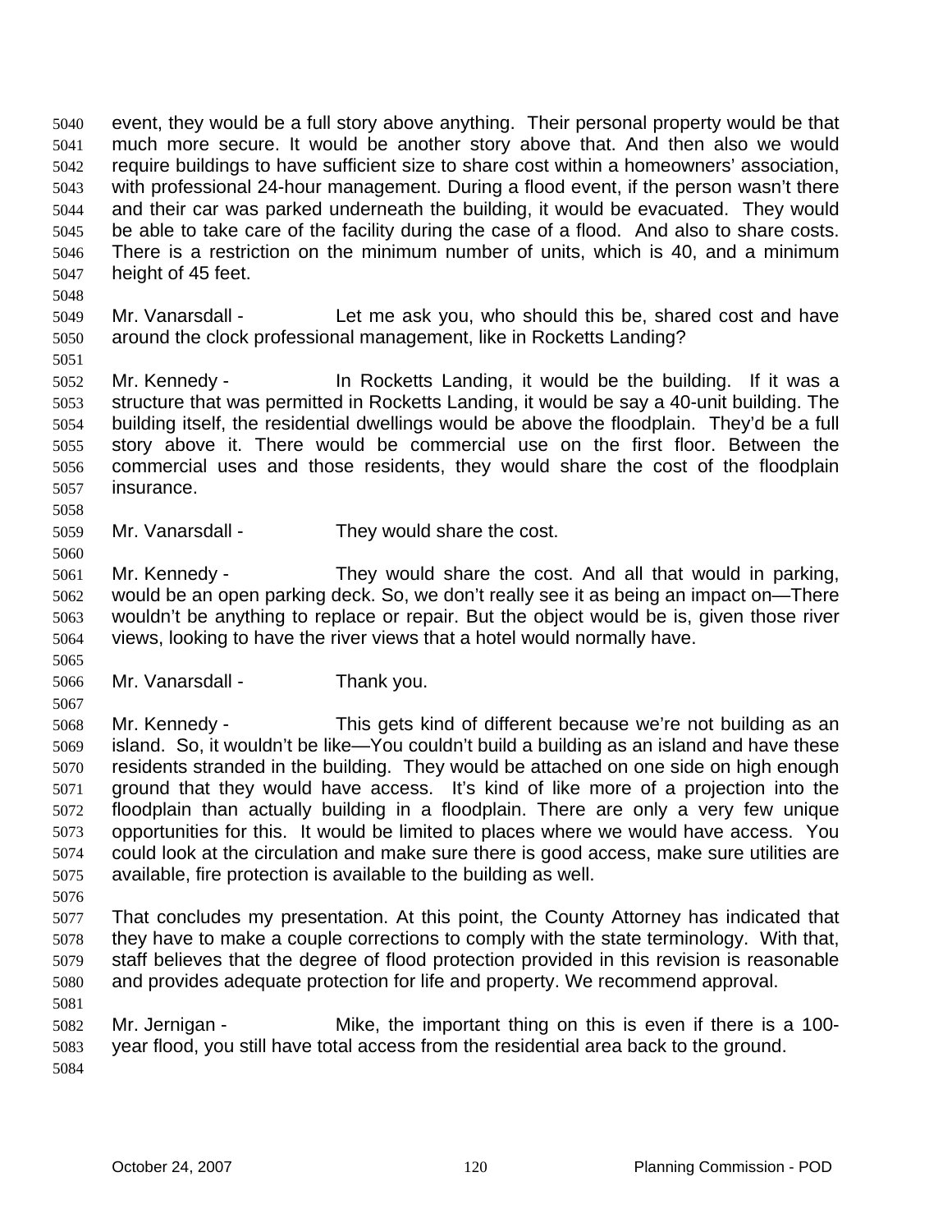event, they would be a full story above anything. Their personal property would be that much more secure. It would be another story above that. And then also we would require buildings to have sufficient size to share cost within a homeowners' association, with professional 24-hour management. During a flood event, if the person wasn't there and their car was parked underneath the building, it would be evacuated. They would be able to take care of the facility during the case of a flood. And also to share costs. There is a restriction on the minimum number of units, which is 40, and a minimum height of 45 feet.

Mr. Vanarsdall - Let me ask you, who should this be, shared cost and have around the clock professional management, like in Rocketts Landing?

Mr. Kennedy - In Rocketts Landing, it would be the building. If it was a structure that was permitted in Rocketts Landing, it would be say a 40-unit building. The building itself, the residential dwellings would be above the floodplain. They'd be a full story above it. There would be commercial use on the first floor. Between the commercial uses and those residents, they would share the cost of the floodplain insurance.

Mr. Vanarsdall - They would share the cost.

Mr. Kennedy - They would share the cost. And all that would in parking, would be an open parking deck. So, we don't really see it as being an impact on—There wouldn't be anything to replace or repair. But the object would be is, given those river views, looking to have the river views that a hotel would normally have.

Mr. Vanarsdall - Thank you.

Mr. Kennedy - This gets kind of different because we're not building as an island. So, it wouldn't be like—You couldn't build a building as an island and have these residents stranded in the building. They would be attached on one side on high enough ground that they would have access. It's kind of like more of a projection into the floodplain than actually building in a floodplain. There are only a very few unique opportunities for this. It would be limited to places where we would have access. You could look at the circulation and make sure there is good access, make sure utilities are available, fire protection is available to the building as well.

That concludes my presentation. At this point, the County Attorney has indicated that they have to make a couple corrections to comply with the state terminology. With that, staff believes that the degree of flood protection provided in this revision is reasonable and provides adequate protection for life and property. We recommend approval.

Mr. Jernigan - Mike, the important thing on this is even if there is a 100-year flood, you still have total access from the residential area back to the ground.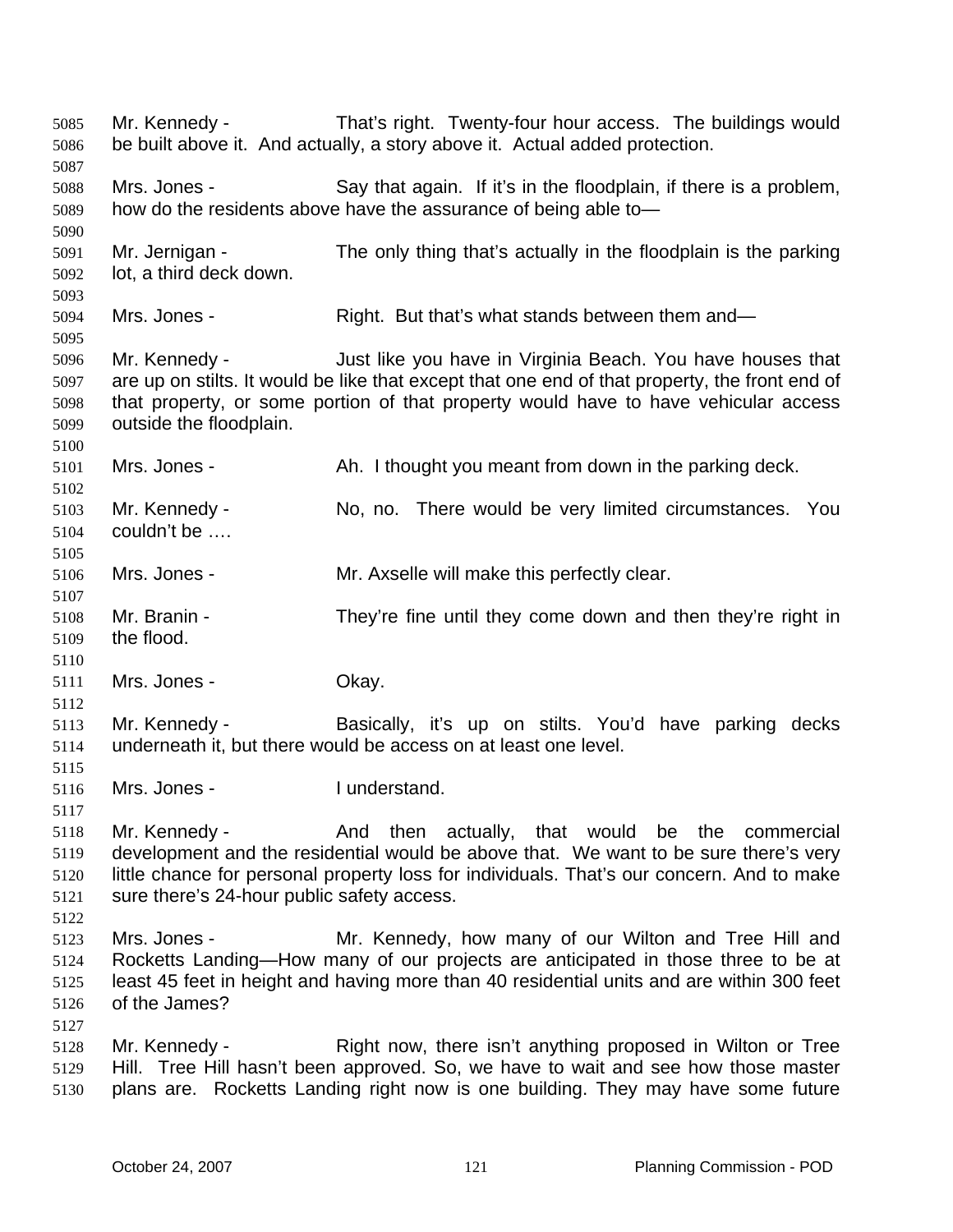Mr. Kennedy - That's right. Twenty-four hour access. The buildings would be built above it. And actually, a story above it. Actual added protection.

Mrs. Jones - Say that again. If it's in the floodplain, if there is a problem, how do the residents above have the assurance of being able to—

Mr. Jernigan - The only thing that's actually in the floodplain is the parking lot, a third deck down.

Mrs. Jones - Right. But that's what stands between them and—

Mr. Kennedy - Just like you have in Virginia Beach. You have houses that are up on stilts. It would be like that except that one end of that property, the front end of that property, or some portion of that property would have to have vehicular access outside the floodplain.

Mrs. Jones - Ah. I thought you meant from down in the parking deck.

Mr. Kennedy - No, no. There would be very limited circumstances. You couldn't be ….

Mrs. Jones - Mr. Axselle will make this perfectly clear.

Mr. Branin - They're fine until they come down and then they're right in the flood.

Mrs. Jones - Okay.

Mr. Kennedy - Basically, it's up on stilts. You'd have parking decks underneath it, but there would be access on at least one level.

Mrs. Jones - I understand.

Mr. Kennedy - And then actually, that would be the commercial development and the residential would be above that. We want to be sure there's very little chance for personal property loss for individuals. That's our concern. And to make sure there's 24-hour public safety access.

Mrs. Jones - Mr. Kennedy, how many of our Wilton and Tree Hill and Rocketts Landing—How many of our projects are anticipated in those three to be at least 45 feet in height and having more than 40 residential units and are within 300 feet of the James?

Mr. Kennedy - Right now, there isn't anything proposed in Wilton or Tree Hill. Tree Hill hasn't been approved. So, we have to wait and see how those master plans are. Rocketts Landing right now is one building. They may have some future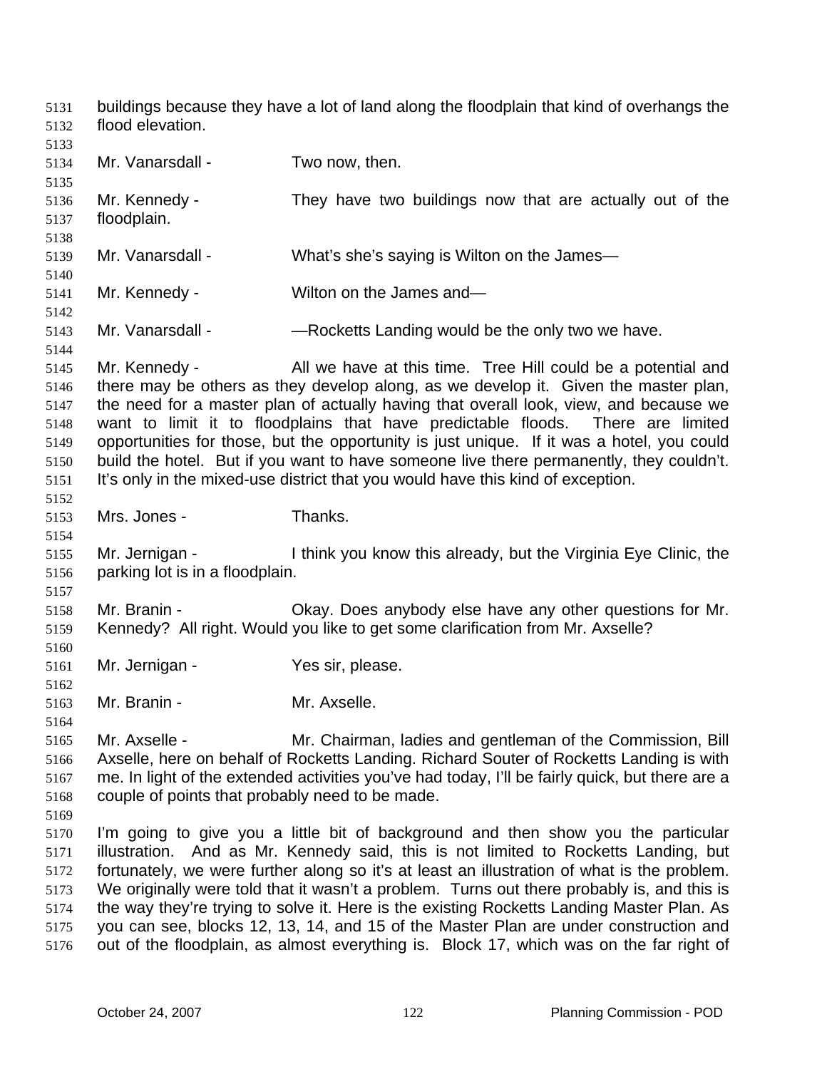buildings because they have a lot of land along the floodplain that kind of overhangs the flood elevation.

Mr. Vanarsdall - Two now, then.

Mr. Kennedy - They have two buildings now that are actually out of the floodplain.

Mr. Vanarsdall - What's she's saying is Wilton on the James—

Mr. Kennedy - Wilton on the James and—

Mr. Vanarsdall - —Rocketts Landing would be the only two we have.

Mr. Kennedy - All we have at this time. Tree Hill could be a potential and there may be others as they develop along, as we develop it. Given the master plan, the need for a master plan of actually having that overall look, view, and because we want to limit it to floodplains that have predictable floods. There are limited opportunities for those, but the opportunity is just unique. If it was a hotel, you could build the hotel. But if you want to have someone live there permanently, they couldn't. It's only in the mixed-use district that you would have this kind of exception.

Mrs. Jones - Thanks.

Mr. Jernigan - I think you know this already, but the Virginia Eye Clinic, the parking lot is in a floodplain.

Mr. Branin - Okay. Does anybody else have any other questions for Mr. Kennedy? All right. Would you like to get some clarification from Mr. Axselle?

Mr. Jernigan - Yes sir, please.

Mr. Branin - Mr. Axselle.

Mr. Axselle - Mr. Chairman, ladies and gentleman of the Commission, Bill Axselle, here on behalf of Rocketts Landing. Richard Souter of Rocketts Landing is with me. In light of the extended activities you've had today, I'll be fairly quick, but there are a couple of points that probably need to be made.

I'm going to give you a little bit of background and then show you the particular illustration. And as Mr. Kennedy said, this is not limited to Rocketts Landing, but fortunately, we were further along so it's at least an illustration of what is the problem. We originally were told that it wasn't a problem. Turns out there probably is, and this is the way they're trying to solve it. Here is the existing Rocketts Landing Master Plan. As you can see, blocks 12, 13, 14, and 15 of the Master Plan are under construction and out of the floodplain, as almost everything is. Block 17, which was on the far right of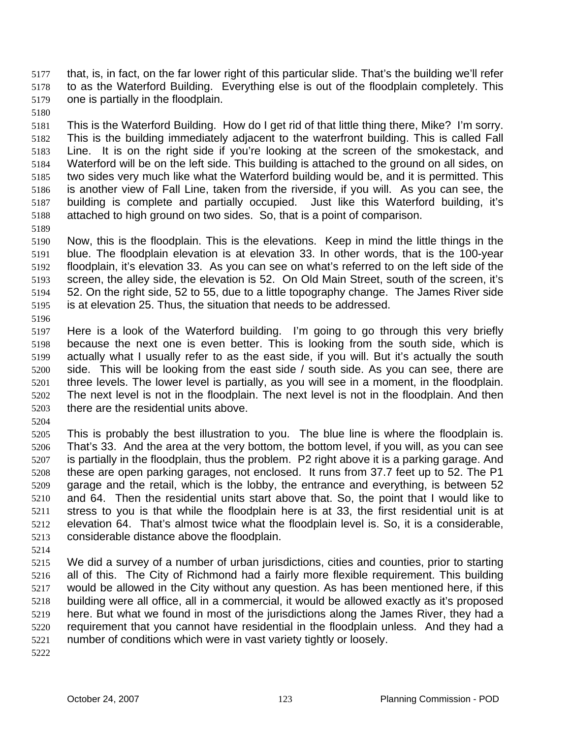that, is, in fact, on the far lower right of this particular slide. That's the building we'll refer to as the Waterford Building. Everything else is out of the floodplain completely. This one is partially in the floodplain.

This is the Waterford Building. How do I get rid of that little thing there, Mike? I'm sorry. This is the building immediately adjacent to the waterfront building. This is called Fall Line. It is on the right side if you're looking at the screen of the smokestack, and Waterford will be on the left side. This building is attached to the ground on all sides, on two sides very much like what the Waterford building would be, and it is permitted. This is another view of Fall Line, taken from the riverside, if you will. As you can see, the building is complete and partially occupied. Just like this Waterford building, it's attached to high ground on two sides. So, that is a point of comparison.

Now, this is the floodplain. This is the elevations. Keep in mind the little things in the blue. The floodplain elevation is at elevation 33. In other words, that is the 100-year floodplain, it's elevation 33. As you can see on what's referred to on the left side of the screen, the alley side, the elevation is 52. On Old Main Street, south of the screen, it's 52. On the right side, 52 to 55, due to a little topography change. The James River side is at elevation 25. Thus, the situation that needs to be addressed.

Here is a look of the Waterford building. I'm going to go through this very briefly because the next one is even better. This is looking from the south side, which is actually what I usually refer to as the east side, if you will. But it's actually the south side. This will be looking from the east side / south side. As you can see, there are three levels. The lower level is partially, as you will see in a moment, in the floodplain. The next level is not in the floodplain. The next level is not in the floodplain. And then there are the residential units above.

This is probably the best illustration to you. The blue line is where the floodplain is. That's 33. And the area at the very bottom, the bottom level, if you will, as you can see is partially in the floodplain, thus the problem. P2 right above it is a parking garage. And these are open parking garages, not enclosed. It runs from 37.7 feet up to 52. The P1 garage and the retail, which is the lobby, the entrance and everything, is between 52 and 64. Then the residential units start above that. So, the point that I would like to stress to you is that while the floodplain here is at 33, the first residential unit is at elevation 64. That's almost twice what the floodplain level is. So, it is a considerable, considerable distance above the floodplain.

We did a survey of a number of urban jurisdictions, cities and counties, prior to starting all of this. The City of Richmond had a fairly more flexible requirement. This building would be allowed in the City without any question. As has been mentioned here, if this building were all office, all in a commercial, it would be allowed exactly as it's proposed here. But what we found in most of the jurisdictions along the James River, they had a requirement that you cannot have residential in the floodplain unless. And they had a number of conditions which were in vast variety tightly or loosely.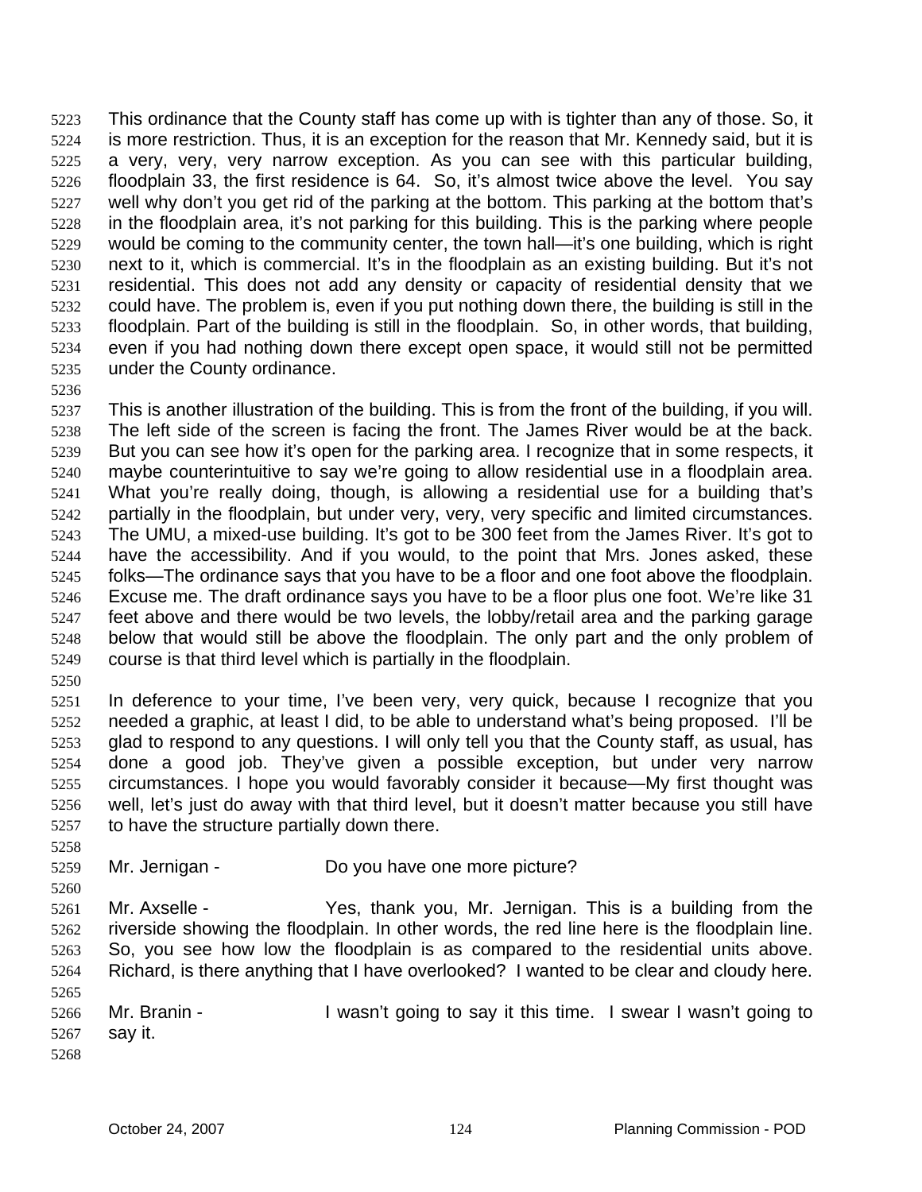This ordinance that the County staff has come up with is tighter than any of those. So, it is more restriction. Thus, it is an exception for the reason that Mr. Kennedy said, but it is a very, very, very narrow exception. As you can see with this particular building, floodplain 33, the first residence is 64. So, it's almost twice above the level. You say well why don't you get rid of the parking at the bottom. This parking at the bottom that's in the floodplain area, it's not parking for this building. This is the parking where people would be coming to the community center, the town hall—it's one building, which is right next to it, which is commercial. It's in the floodplain as an existing building. But it's not residential. This does not add any density or capacity of residential density that we could have. The problem is, even if you put nothing down there, the building is still in the floodplain. Part of the building is still in the floodplain. So, in other words, that building, even if you had nothing down there except open space, it would still not be permitted under the County ordinance.

This is another illustration of the building. This is from the front of the building, if you will. The left side of the screen is facing the front. The James River would be at the back. But you can see how it's open for the parking area. I recognize that in some respects, it maybe counterintuitive to say we're going to allow residential use in a floodplain area. What you're really doing, though, is allowing a residential use for a building that's partially in the floodplain, but under very, very, very specific and limited circumstances. The UMU, a mixed-use building. It's got to be 300 feet from the James River. It's got to have the accessibility. And if you would, to the point that Mrs. Jones asked, these folks—The ordinance says that you have to be a floor and one foot above the floodplain. Excuse me. The draft ordinance says you have to be a floor plus one foot. We're like 31 feet above and there would be two levels, the lobby/retail area and the parking garage below that would still be above the floodplain. The only part and the only problem of course is that third level which is partially in the floodplain.

In deference to your time, I've been very, very quick, because I recognize that you needed a graphic, at least I did, to be able to understand what's being proposed. I'll be glad to respond to any questions. I will only tell you that the County staff, as usual, has done a good job. They've given a possible exception, but under very narrow circumstances. I hope you would favorably consider it because—My first thought was well, let's just do away with that third level, but it doesn't matter because you still have to have the structure partially down there.

Mr. Jernigan - Do you have one more picture?

Mr. Axselle - Yes, thank you, Mr. Jernigan. This is a building from the riverside showing the floodplain. In other words, the red line here is the floodplain line. So, you see how low the floodplain is as compared to the residential units above. Richard, is there anything that I have overlooked? I wanted to be clear and cloudy here.

Mr. Branin - I wasn't going to say it this time. I swear I wasn't going to say it.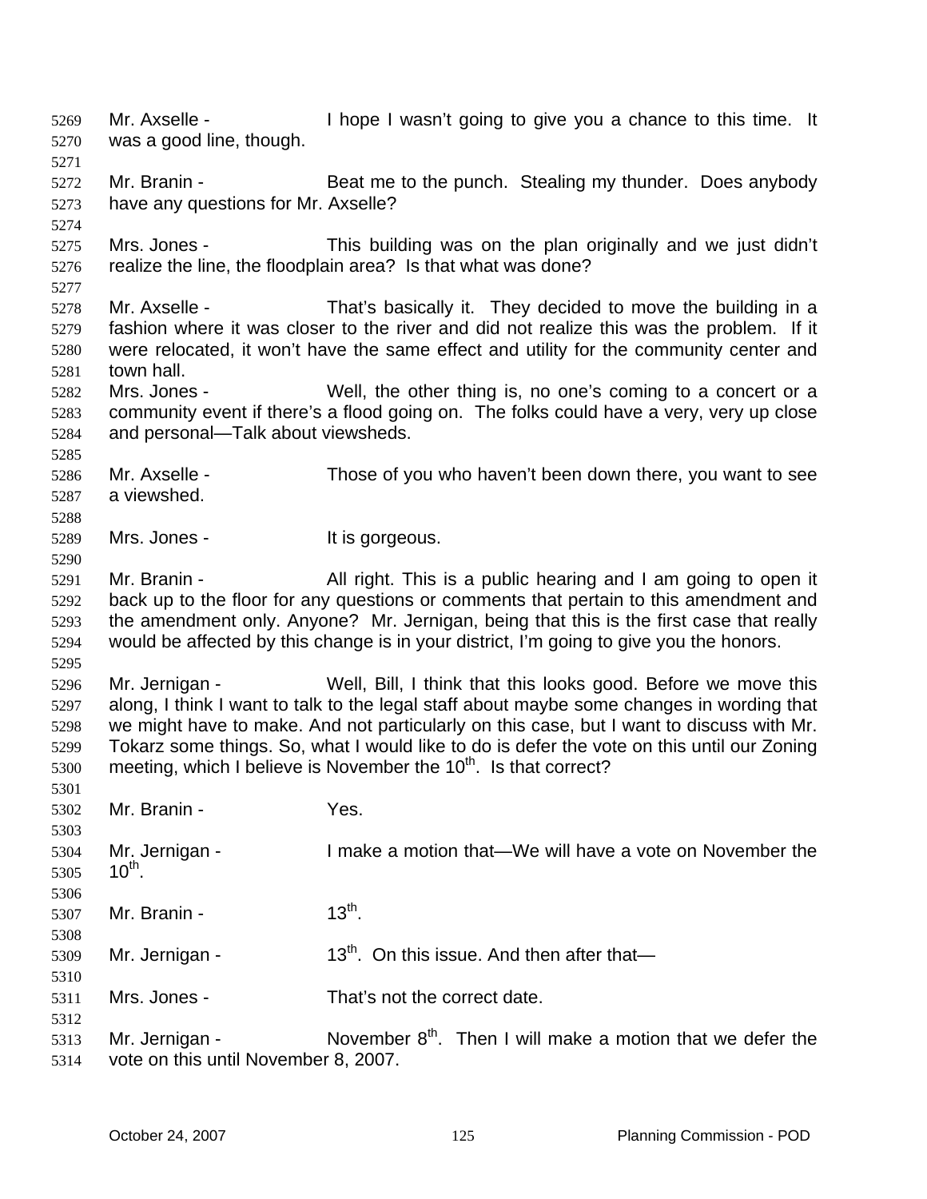Mr. Axselle - I hope I wasn't going to give you a chance to this time. It was a good line, though.

Mr. Branin - Beat me to the punch. Stealing my thunder. Does anybody have any questions for Mr. Axselle?

Mrs. Jones - This building was on the plan originally and we just didn't realize the line, the floodplain area? Is that what was done?

Mr. Axselle - That's basically it. They decided to move the building in a fashion where it was closer to the river and did not realize this was the problem. If it were relocated, it won't have the same effect and utility for the community center and town hall.

Mrs. Jones - Well, the other thing is, no one's coming to a concert or a community event if there's a flood going on. The folks could have a very, very up close and personal—Talk about viewsheds.

Mr. Axselle - Those of you who haven't been down there, you want to see a viewshed.

Mrs. Jones - It is gorgeous.

Mr. Branin - All right. This is a public hearing and I am going to open it back up to the floor for any questions or comments that pertain to this amendment and the amendment only. Anyone? Mr. Jernigan, being that this is the first case that really would be affected by this change is in your district, I'm going to give you the honors.

Mr. Jernigan - Well, Bill, I think that this looks good. Before we move this along, I think I want to talk to the legal staff about maybe some changes in wording that we might have to make. And not particularly on this case, but I want to discuss with Mr. Tokarz some things. So, what I would like to do is defer the vote on this until our Zoning meeting, which I believe is November the 10th. Is that correct?

Mr. Branin - Yes.

Mr. Jernigan - I make a motion that—We will have a vote on November the 10th.

Mr. Branin - 13th.

Mr. Jernigan - 13th. On this issue. And then after that—

Mrs. Jones - That's not the correct date.

Mr. Jernigan - November 8th. Then I will make a motion that we defer the vote on this until November 8, 2007.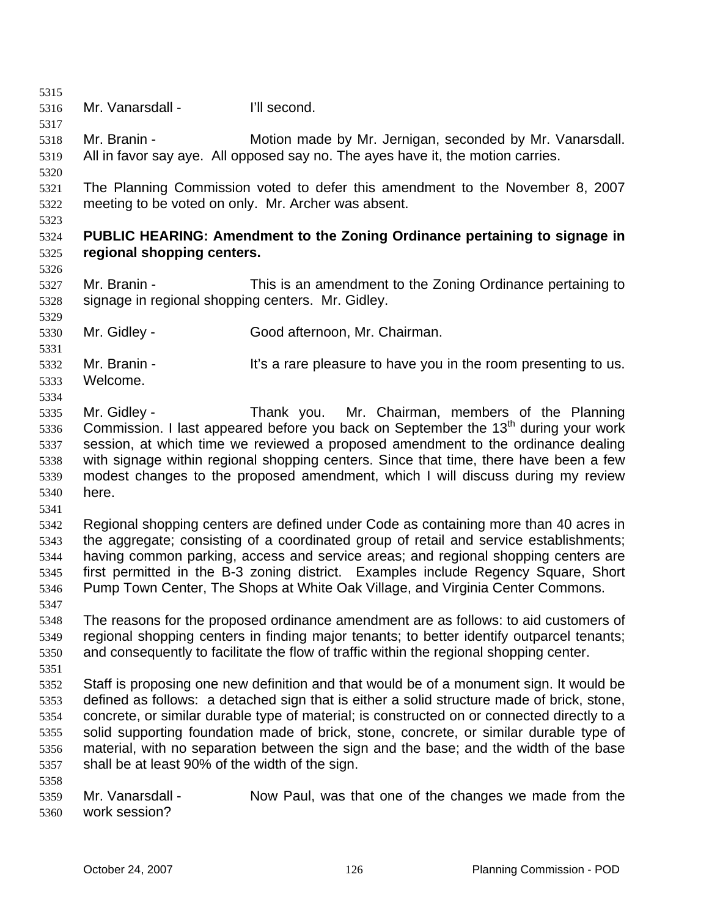Mr. Vanarsdall - I'll second.

Mr. Branin - Motion made by Mr. Jernigan, seconded by Mr. Vanarsdall. All in favor say aye. All opposed say no. The ayes have it, the motion carries.

The Planning Commission voted to defer this amendment to the November 8, 2007 meeting to be voted on only. Mr. Archer was absent.

**PUBLIC HEARING: Amendment to the Zoning Ordinance pertaining to signage in regional shopping centers.**

Mr. Branin - This is an amendment to the Zoning Ordinance pertaining to signage in regional shopping centers. Mr. Gidley.

Mr. Gidley - Good afternoon, Mr. Chairman.

Mr. Branin - It's a rare pleasure to have you in the room presenting to us. Welcome.

Mr. Gidley - Thank you. Mr. Chairman, members of the Planning Commission. I last appeared before you back on September the 13th during your work session, at which time we reviewed a proposed amendment to the ordinance dealing with signage within regional shopping centers. Since that time, there have been a few modest changes to the proposed amendment, which I will discuss during my review here.

Regional shopping centers are defined under Code as containing more than 40 acres in the aggregate; consisting of a coordinated group of retail and service establishments; having common parking, access and service areas; and regional shopping centers are first permitted in the B-3 zoning district. Examples include Regency Square, Short Pump Town Center, The Shops at White Oak Village, and Virginia Center Commons.

The reasons for the proposed ordinance amendment are as follows: to aid customers of regional shopping centers in finding major tenants; to better identify outparcel tenants; and consequently to facilitate the flow of traffic within the regional shopping center.

Staff is proposing one new definition and that would be of a monument sign. It would be defined as follows: a detached sign that is either a solid structure made of brick, stone, concrete, or similar durable type of material; is constructed on or connected directly to a solid supporting foundation made of brick, stone, concrete, or similar durable type of material, with no separation between the sign and the base; and the width of the base shall be at least 90% of the width of the sign.

Mr. Vanarsdall - Now Paul, was that one of the changes we made from the work session?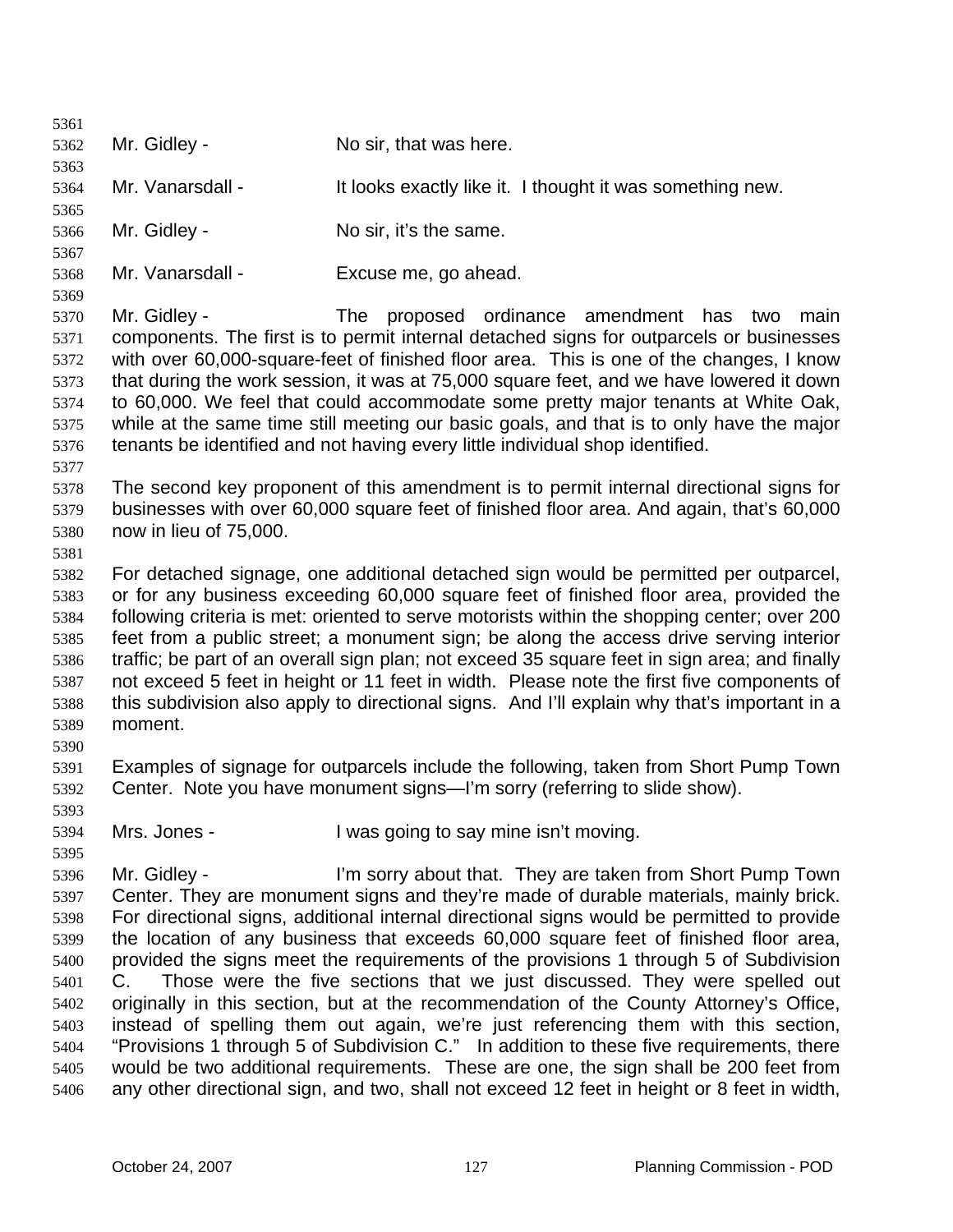Mr. Gidley - No sir, that was here.

Mr. Vanarsdall - It looks exactly like it. I thought it was something new.

Mr. Gidley - No sir, it's the same.

Mr. Vanarsdall - Excuse me, go ahead.

Mr. Gidley - The proposed ordinance amendment has two main components. The first is to permit internal detached signs for outparcels or businesses with over 60,000-square-feet of finished floor area. This is one of the changes, I know that during the work session, it was at 75,000 square feet, and we have lowered it down to 60,000. We feel that could accommodate some pretty major tenants at White Oak, while at the same time still meeting our basic goals, and that is to only have the major tenants be identified and not having every little individual shop identified.

The second key proponent of this amendment is to permit internal directional signs for businesses with over 60,000 square feet of finished floor area. And again, that's 60,000 now in lieu of 75,000.

For detached signage, one additional detached sign would be permitted per outparcel, or for any business exceeding 60,000 square feet of finished floor area, provided the following criteria is met: oriented to serve motorists within the shopping center; over 200 feet from a public street; a monument sign; be along the access drive serving interior traffic; be part of an overall sign plan; not exceed 35 square feet in sign area; and finally not exceed 5 feet in height or 11 feet in width. Please note the first five components of this subdivision also apply to directional signs. And I'll explain why that's important in a moment.

Examples of signage for outparcels include the following, taken from Short Pump Town Center. Note you have monument signs—I'm sorry (referring to slide show).

Mrs. Jones - I was going to say mine isn't moving.

Mr. Gidley - I'm sorry about that. They are taken from Short Pump Town Center. They are monument signs and they're made of durable materials, mainly brick. For directional signs, additional internal directional signs would be permitted to provide the location of any business that exceeds 60,000 square feet of finished floor area, provided the signs meet the requirements of the provisions 1 through 5 of Subdivision C. Those were the five sections that we just discussed. They were spelled out originally in this section, but at the recommendation of the County Attorney's Office, instead of spelling them out again, we're just referencing them with this section, "Provisions 1 through 5 of Subdivision C." In addition to these five requirements, there would be two additional requirements. These are one, the sign shall be 200 feet from any other directional sign, and two, shall not exceed 12 feet in height or 8 feet in width,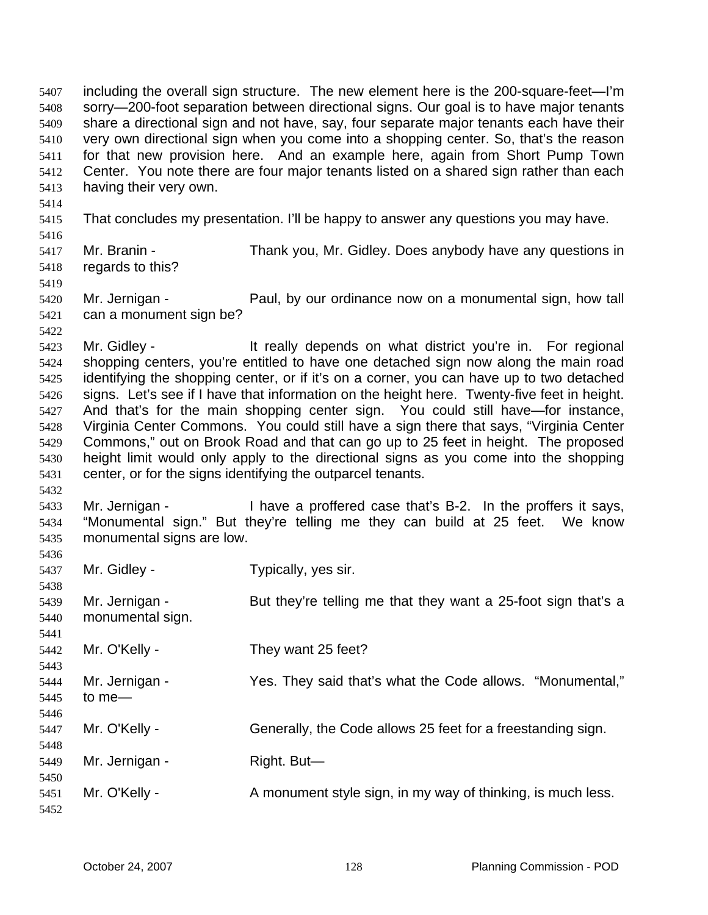including the overall sign structure. The new element here is the 200-square-feet—I'm sorry—200-foot separation between directional signs. Our goal is to have major tenants share a directional sign and not have, say, four separate major tenants each have their very own directional sign when you come into a shopping center. So, that's the reason for that new provision here. And an example here, again from Short Pump Town Center. You note there are four major tenants listed on a shared sign rather than each having their very own.

That concludes my presentation. I'll be happy to answer any questions you may have.

Mr. Branin - Thank you, Mr. Gidley. Does anybody have any questions in regards to this?

Mr. Jernigan - Paul, by our ordinance now on a monumental sign, how tall can a monument sign be?

Mr. Gidley - It really depends on what district you're in. For regional shopping centers, you're entitled to have one detached sign now along the main road identifying the shopping center, or if it's on a corner, you can have up to two detached signs. Let's see if I have that information on the height here. Twenty-five feet in height. And that's for the main shopping center sign. You could still have—for instance, Virginia Center Commons. You could still have a sign there that says, "Virginia Center Commons," out on Brook Road and that can go up to 25 feet in height. The proposed height limit would only apply to the directional signs as you come into the shopping center, or for the signs identifying the outparcel tenants.

Mr. Jernigan - I have a proffered case that's B-2. In the proffers it says, "Monumental sign." But they're telling me they can build at 25 feet. We know monumental signs are low.

Mr. Gidley - Typically, yes sir.

Mr. Jernigan - But they're telling me that they want a 25-foot sign that's a monumental sign.

Mr. O'Kelly - They want 25 feet?

Mr. Jernigan - Yes. They said that's what the Code allows. "Monumental," to me—

Mr. O'Kelly - Generally, the Code allows 25 feet for a freestanding sign.

Mr. Jernigan - Right. But—

Mr. O'Kelly - A monument style sign, in my way of thinking, is much less.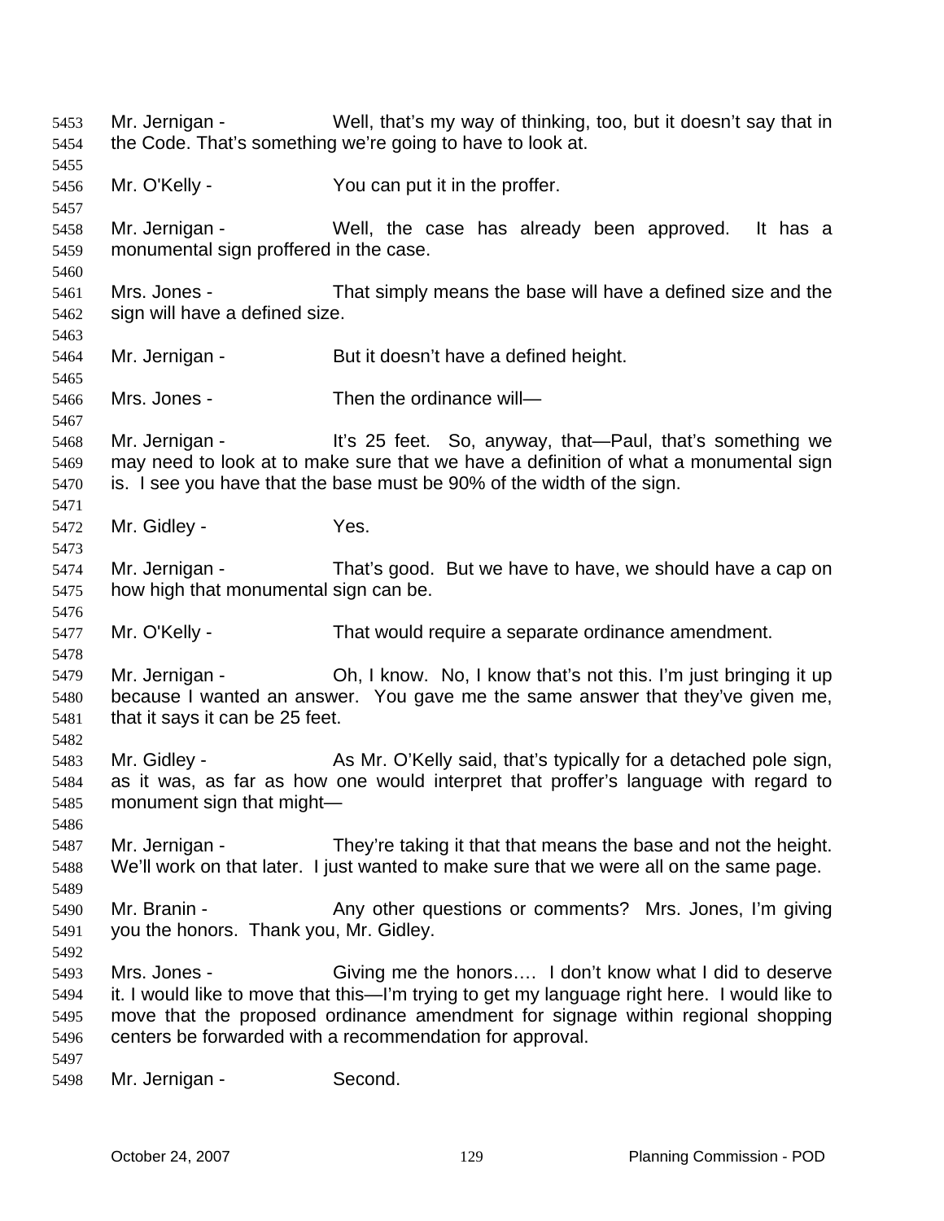5453 Mr. Jernigan - Well, that's my way of thinking, too, but it doesn't say that in
5454 the Code. That's something we're going to have to look at.

5455

5456 Mr. O'Kelly - You can put it in the proffer.

5457

5458 Mr. Jernigan - Well, the case has already been approved. It has a
5459 monumental sign proffered in the case.

5460

5461 Mrs. Jones - That simply means the base will have a defined size and the
5462 sign will have a defined size.

5463

5464 Mr. Jernigan - But it doesn't have a defined height.

5465

5466 Mrs. Jones - Then the ordinance will—

5467

5468 Mr. Jernigan - It's 25 feet. So, anyway, that—Paul, that's something we
5469 may need to look at to make sure that we have a definition of what a monumental sign
5470 is. I see you have that the base must be 90% of the width of the sign.

5471

5472 Mr. Gidley - Yes.

5473

5474 Mr. Jernigan - That's good. But we have to have, we should have a cap on
5475 how high that monumental sign can be.

5476

5477 Mr. O'Kelly - That would require a separate ordinance amendment.

5478

5479 Mr. Jernigan - Oh, I know. No, I know that's not this. I'm just bringing it up
5480 because I wanted an answer. You gave me the same answer that they've given me,
5481 that it says it can be 25 feet.

5482

5483 Mr. Gidley - As Mr. O'Kelly said, that's typically for a detached pole sign,
5484 as it was, as far as how one would interpret that proffer's language with regard to
5485 monument sign that might—

5486

5487 Mr. Jernigan - They're taking it that that means the base and not the height.
5488 We'll work on that later. I just wanted to make sure that we were all on the same page.

5489

5490 Mr. Branin - Any other questions or comments? Mrs. Jones, I'm giving
5491 you the honors. Thank you, Mr. Gidley.

5492

5493 Mrs. Jones - Giving me the honors…. I don't know what I did to deserve
5494 it. I would like to move that this—I'm trying to get my language right here. I would like to
5495 move that the proposed ordinance amendment for signage within regional shopping
5496 centers be forwarded with a recommendation for approval.

5497

5498 Mr. Jernigan - Second.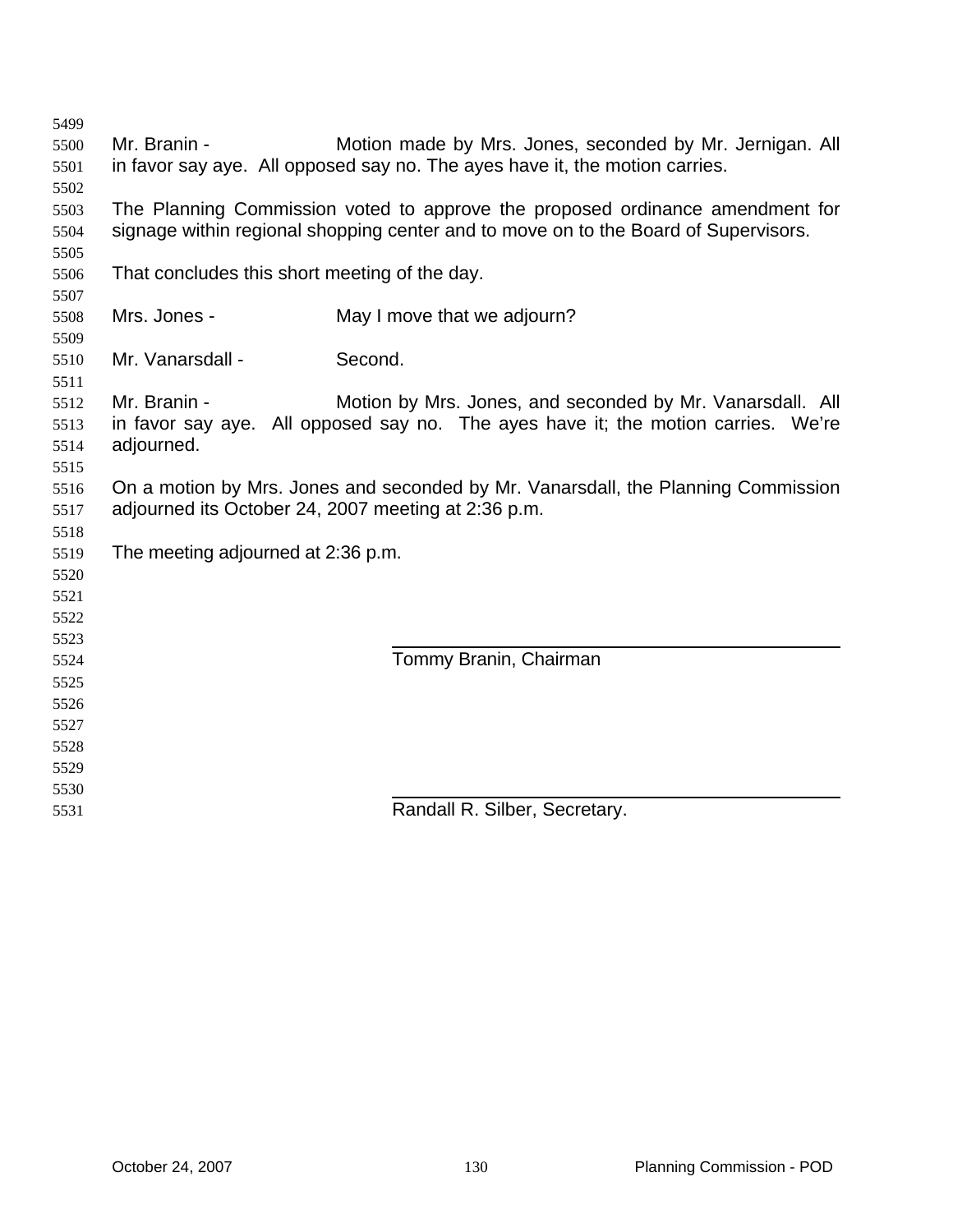Mr. Branin - Motion made by Mrs. Jones, seconded by Mr. Jernigan. All in favor say aye. All opposed say no. The ayes have it, the motion carries.

The Planning Commission voted to approve the proposed ordinance amendment for signage within regional shopping center and to move on to the Board of Supervisors.

That concludes this short meeting of the day.

Mrs. Jones - May I move that we adjourn?

Mr. Vanarsdall - Second.

Mr. Branin - Motion by Mrs. Jones, and seconded by Mr. Vanarsdall. All in favor say aye. All opposed say no. The ayes have it; the motion carries. We're adjourned.

On a motion by Mrs. Jones and seconded by Mr. Vanarsdall, the Planning Commission adjourned its October 24, 2007 meeting at 2:36 p.m.

The meeting adjourned at 2:36 p.m.

\_\_\_\_\_\_\_\_\_\_\_\_\_\_\_\_\_\_\_\_\_\_\_\_\_\_\_\_\_\_\_\_\_\_\_\_\_\_

Tommy Branin, Chairman

\_\_\_\_\_\_\_\_\_\_\_\_\_\_\_\_\_\_\_\_\_\_\_\_\_\_\_\_\_\_\_\_\_\_\_\_\_\_

Randall R. Silber, Secretary.